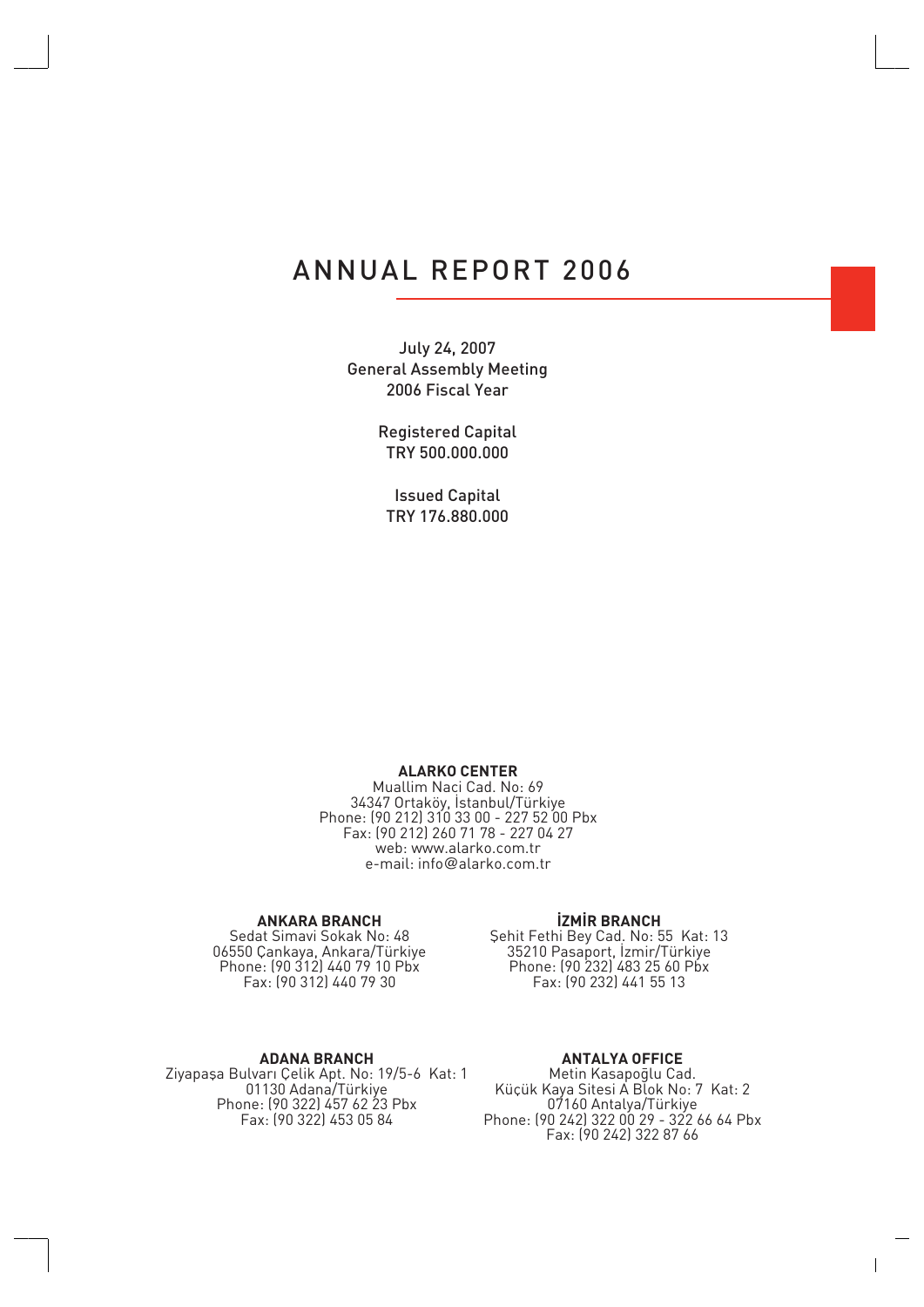# ANNUAL REPORT 2006

July 24, 2007
General Assembly Meeting
2006 Fiscal Year

Registered Capital
TRY 500.000.000

Issued Capital
TRY 176.880.000

**ALARKO CENTER**
Muallim Naci Cad. No: 69
34347 Ortaköy, İstanbul/Türkiye
Phone: (90 212) 310 33 00 - 227 52 00 Pbx
Fax: (90 212) 260 71 78 - 227 04 27
web: www.alarko.com.tr
e-mail: info@alarko.com.tr

**ANKARA BRANCH**
Sedat Simavi Sokak No: 48
06550 Çankaya, Ankara/Türkiye
Phone: (90 312) 440 79 10 Pbx
Fax: (90 312) 440 79 30

**İZMİR BRANCH**
Şehit Fethi Bey Cad. No: 55 Kat: 13
35210 Pasaport, İzmir/Türkiye
Phone: (90 232) 483 25 60 Pbx
Fax: (90 232) 441 55 13

**ADANA BRANCH**
Ziyapaşa Bulvarı Çelik Apt. No: 19/5-6 Kat: 1
01130 Adana/Türkiye
Phone: (90 322) 457 62 23 Pbx
Fax: (90 322) 453 05 84

**ANTALYA OFFICE**
Metin Kasapoğlu Cad.
Küçük Kaya Sitesi A Blok No: 7 Kat: 2
07160 Antalya/Türkiye
Phone: (90 242) 322 00 29 - 322 66 64 Pbx
Fax: (90 242) 322 87 66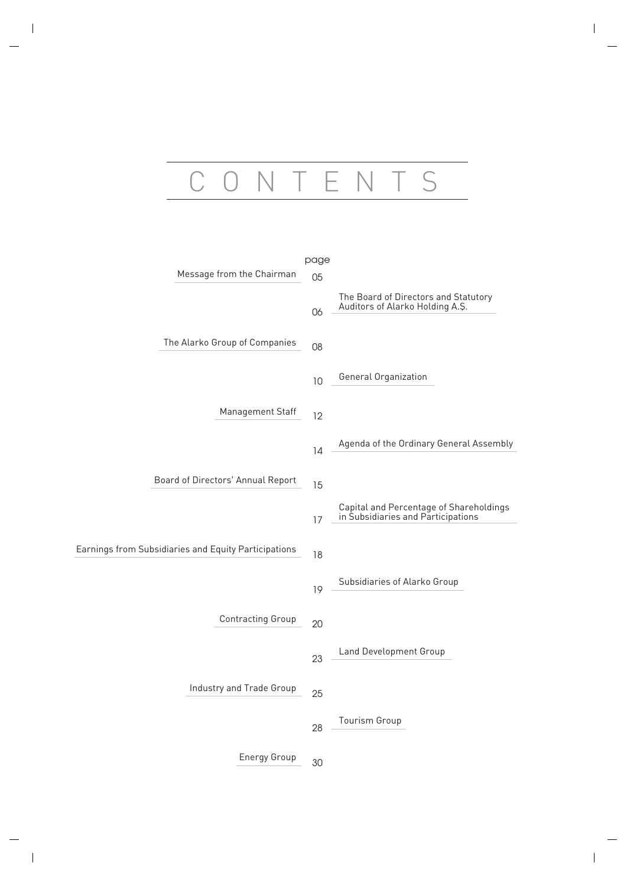# CONTENTS

| | page |
|---|---|
| Message from the Chairman | 05 |
| The Board of Directors and Statutory Auditors of Alarko Holding A.Ş. | 06 |
| The Alarko Group of Companies | 08 |
| General Organization | 10 |
| Management Staff | 12 |
| Agenda of the Ordinary General Assembly | 14 |
| Board of Directors' Annual Report | 15 |
| Capital and Percentage of Shareholdings in Subsidiaries and Participations | 17 |
| Earnings from Subsidiaries and Equity Participations | 18 |
| Subsidiaries of Alarko Group | 19 |
| Contracting Group | 20 |
| Land Development Group | 23 |
| Industry and Trade Group | 25 |
| Tourism Group | 28 |
| Energy Group | 30 |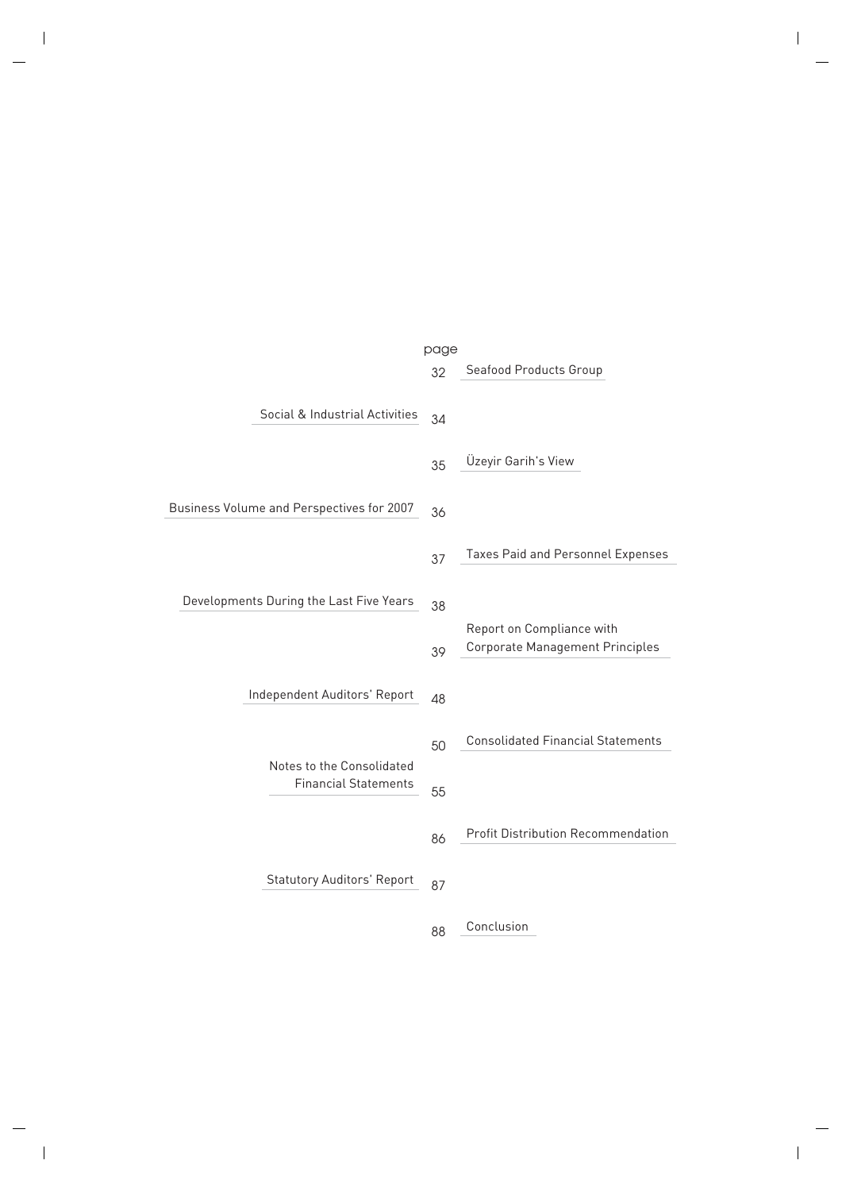| | page |
|---|---|
| Seafood Products Group | 32 |
| Social & Industrial Activities | 34 |
| Üzeyir Garih's View | 35 |
| Business Volume and Perspectives for 2007 | 36 |
| Taxes Paid and Personnel Expenses | 37 |
| Developments During the Last Five Years | 38 |
| Report on Compliance with Corporate Management Principles | 39 |
| Independent Auditors' Report | 48 |
| Consolidated Financial Statements | 50 |
| Notes to the Consolidated Financial Statements | 55 |
| Profit Distribution Recommendation | 86 |
| Statutory Auditors' Report | 87 |
| Conclusion | 88 |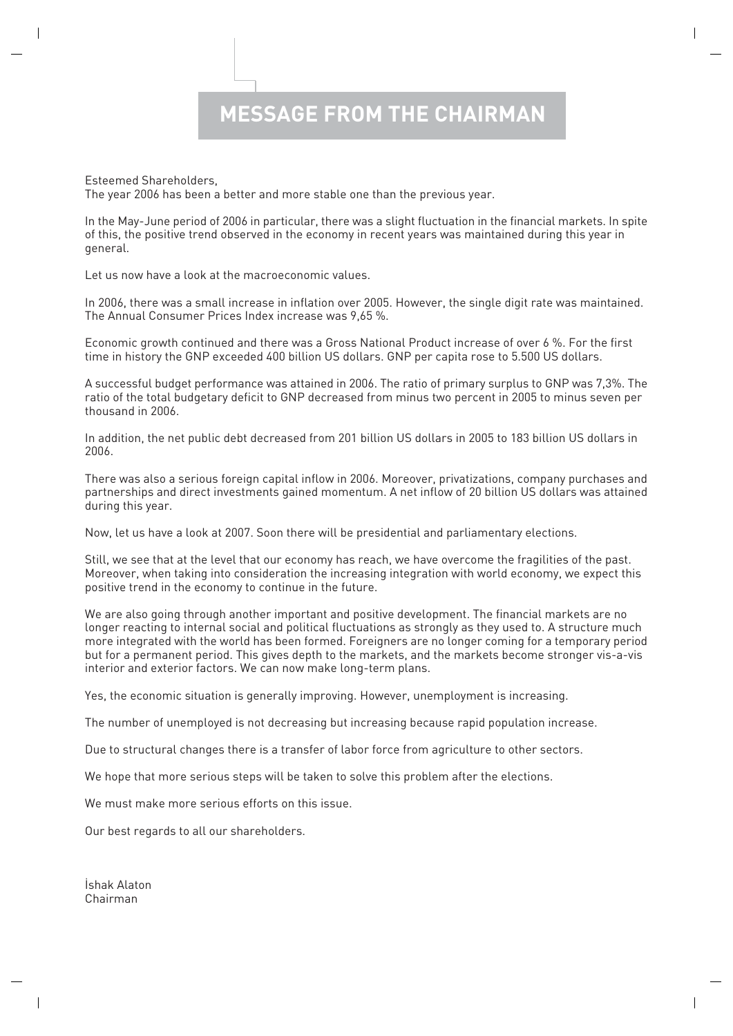# MESSAGE FROM THE CHAIRMAN

Esteemed Shareholders,
The year 2006 has been a better and more stable one than the previous year.

In the May-June period of 2006 in particular, there was a slight fluctuation in the financial markets. In spite of this, the positive trend observed in the economy in recent years was maintained during this year in general.

Let us now have a look at the macroeconomic values.

In 2006, there was a small increase in inflation over 2005. However, the single digit rate was maintained. The Annual Consumer Prices Index increase was 9,65 %.

Economic growth continued and there was a Gross National Product increase of over 6 %. For the first time in history the GNP exceeded 400 billion US dollars. GNP per capita rose to 5.500 US dollars.

A successful budget performance was attained in 2006. The ratio of primary surplus to GNP was 7,3%. The ratio of the total budgetary deficit to GNP decreased from minus two percent in 2005 to minus seven per thousand in 2006.

In addition, the net public debt decreased from 201 billion US dollars in 2005 to 183 billion US dollars in 2006.

There was also a serious foreign capital inflow in 2006. Moreover, privatizations, company purchases and partnerships and direct investments gained momentum. A net inflow of 20 billion US dollars was attained during this year.

Now, let us have a look at 2007. Soon there will be presidential and parliamentary elections.

Still, we see that at the level that our economy has reach, we have overcome the fragilities of the past. Moreover, when taking into consideration the increasing integration with world economy, we expect this positive trend in the economy to continue in the future.

We are also going through another important and positive development. The financial markets are no longer reacting to internal social and political fluctuations as strongly as they used to. A structure much more integrated with the world has been formed. Foreigners are no longer coming for a temporary period but for a permanent period. This gives depth to the markets, and the markets become stronger vis-a-vis interior and exterior factors. We can now make long-term plans.

Yes, the economic situation is generally improving. However, unemployment is increasing.

The number of unemployed is not decreasing but increasing because rapid population increase.

Due to structural changes there is a transfer of labor force from agriculture to other sectors.

We hope that more serious steps will be taken to solve this problem after the elections.

We must make more serious efforts on this issue.

Our best regards to all our shareholders.

İshak Alaton
Chairman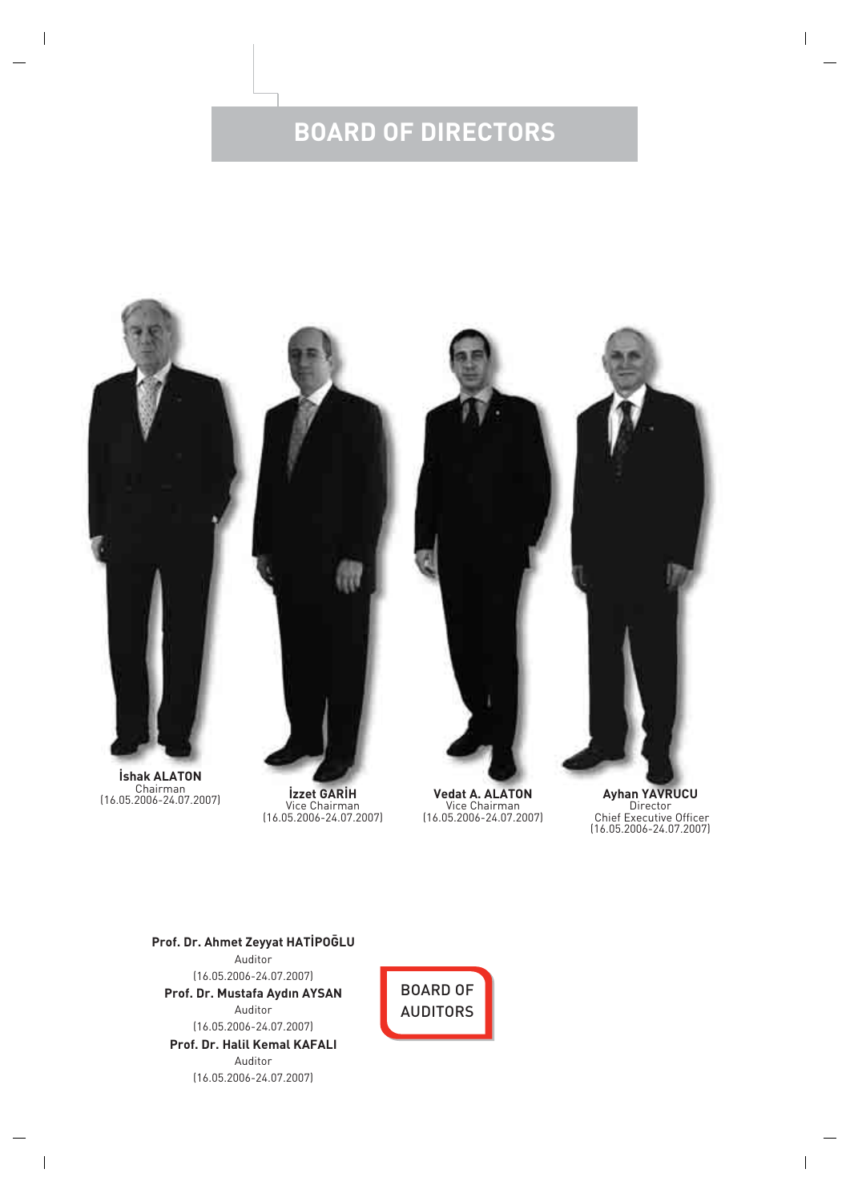# BOARD OF DIRECTORS

**İshak ALATON**
Chairman
(16.05.2006-24.07.2007)

**İzzet GARİH**
Vice Chairman
(16.05.2006-24.07.2007)

**Vedat A. ALATON**
Vice Chairman
(16.05.2006-24.07.2007)

**Ayhan YAVRUCU**
Director
Chief Executive Officer
(16.05.2006-24.07.2007)

## BOARD OF AUDITORS

**Prof. Dr. Ahmet Zeyyat HATİPOĞLU**
Auditor
(16.05.2006-24.07.2007)

**Prof. Dr. Mustafa Aydın AYSAN**
Auditor
(16.05.2006-24.07.2007)

**Prof. Dr. Halil Kemal KAFALI**
Auditor
(16.05.2006-24.07.2007)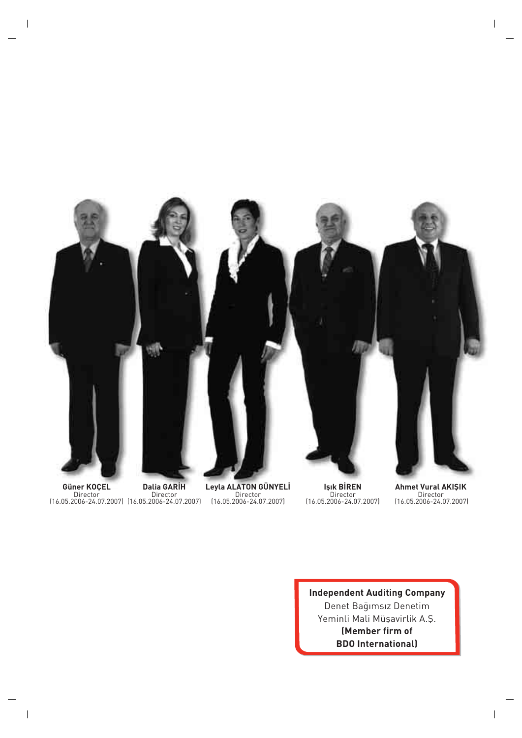**Güner KOÇEL**
Director
(16.05.2006-24.07.2007)

**Dalia GARİH**
Director
(16.05.2006-24.07.2007)

**Leyla ALATON GÜNYELİ**
Director
(16.05.2006-24.07.2007)

**Işık BİREN**
Director
(16.05.2006-24.07.2007)

**Ahmet Vural AKIŞIK**
Director
(16.05.2006-24.07.2007)

**Independent Auditing Company**
Denet Bağımsız Denetim
Yeminli Mali Müşavirlik A.Ş.
**(Member firm of**
**BDO International)**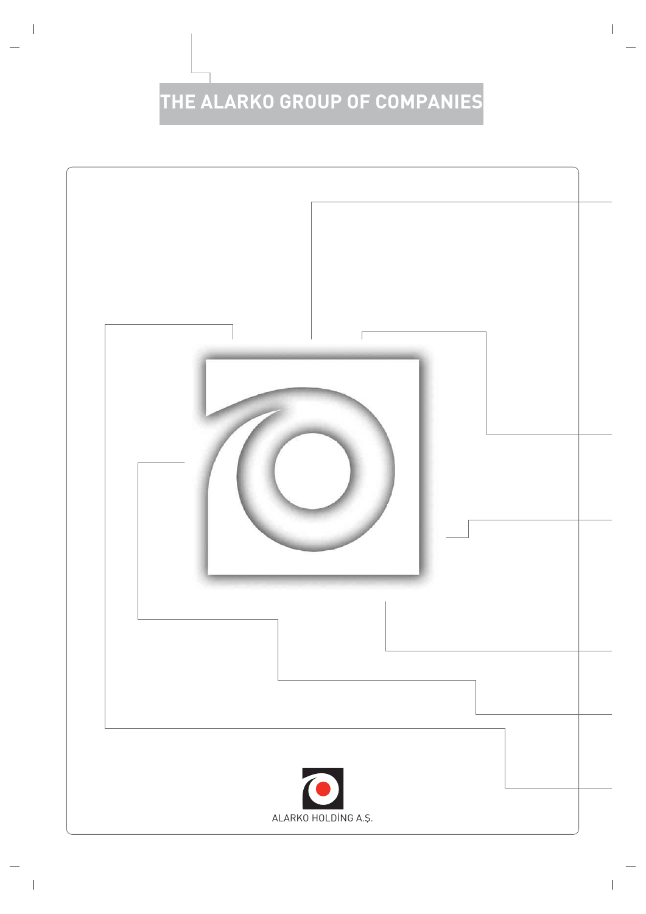# THE ALARKO GROUP OF COMPANIES

ALARKO HOLDİNG A.Ş.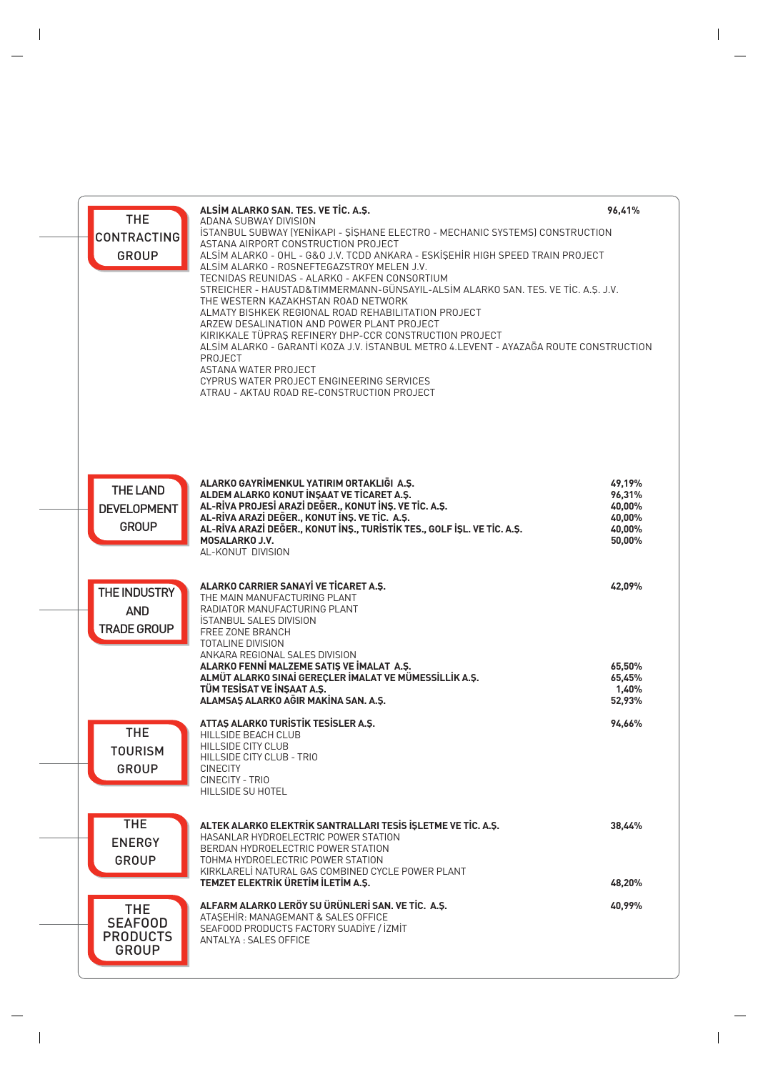## THE CONTRACTING GROUP

**ALSİM ALARKO SAN. TES. VE TİC. A.Ş.** — **96,41%**

ADANA SUBWAY DIVISION
İSTANBUL SUBWAY (YENİKAPI - ŞİŞHANE ELECTRO - MECHANIC SYSTEMS) CONSTRUCTION
ASTANA AIRPORT CONSTRUCTION PROJECT
ALSİM ALARKO - OHL - G&O J.V. TCDD ANKARA - ESKİŞEHİR HIGH SPEED TRAIN PROJECT
ALSİM ALARKO - ROSNEFTEGAZSTROY MELEN J.V.
TECNIDAS REUNIDAS - ALARKO - AKFEN CONSORTIUM
STREICHER - HAUSTAD&TIMMERMANN-GÜNSAYIL-ALSİM ALARKO SAN. TES. VE TİC. A.Ş. J.V.
THE WESTERN KAZAKHSTAN ROAD NETWORK
ALMATY BISHKEK REGIONAL ROAD REHABILITATION PROJECT
ARZEW DESALINATION AND POWER PLANT PROJECT
KIRIKKALE TÜPRAŞ REFINERY DHP-CCR CONSTRUCTION PROJECT
ALSİM ALARKO - GARANTİ KOZA J.V. İSTANBUL METRO 4.LEVENT - AYAZAĞA ROUTE CONSTRUCTION PROJECT
ASTANA WATER PROJECT
CYPRUS WATER PROJECT ENGINEERING SERVICES
ATRAU - AKTAU ROAD RE-CONSTRUCTION PROJECT

## THE LAND DEVELOPMENT GROUP

| Company | Share |
|---|---|
| **ALARKO GAYRİMENKUL YATIRIM ORTAKLIĞI A.Ş.** | 49,19% |
| **ALDEM ALARKO KONUT İNŞAAT VE TİCARET A.Ş.** | 96,31% |
| **AL-RİVA PROJESİ ARAZİ DEĞER., KONUT İNŞ. VE TİC. A.Ş.** | 40,00% |
| **AL-RİVA ARAZİ DEĞER., KONUT İNŞ. VE TİC. A.Ş.** | 40,00% |
| **AL-RİVA ARAZİ DEĞER., KONUT İNŞ., TURİSTİK TES., GOLF İŞL. VE TİC. A.Ş.** | 40,00% |
| **MOSALARKO J.V.** | 50,00% |

AL-KONUT DIVISION

## THE INDUSTRY AND TRADE GROUP

**ALARKO CARRIER SANAYİ VE TİCARET A.Ş.** — **42,09%**

THE MAIN MANUFACTURING PLANT
RADIATOR MANUFACTURING PLANT
İSTANBUL SALES DIVISION
FREE ZONE BRANCH
TOTALINE DIVISION
ANKARA REGIONAL SALES DIVISION

| Company | Share |
|---|---|
| **ALARKO FENNİ MALZEME SATIŞ VE İMALAT A.Ş.** | 65,50% |
| **ALMÜT ALARKO SINAİ GEREÇLER İMALAT VE MÜMESSİLLİK A.Ş.** | 65,45% |
| **TÜM TESİSAT VE İNŞAAT A.Ş.** | 1,40% |
| **ALAMSAŞ ALARKO AĞIR MAKİNA SAN. A.Ş.** | 52,93% |

## THE TOURISM GROUP

**ATTAŞ ALARKO TURİSTİK TESİSLER A.Ş.** — **94,66%**

HILLSIDE BEACH CLUB
HILLSIDE CITY CLUB
HILLSIDE CITY CLUB - TRIO
CINECITY
CINECITY - TRIO
HILLSIDE SU HOTEL

## THE ENERGY GROUP

**ALTEK ALARKO ELEKTRİK SANTRALLARI TESİS İŞLETME VE TİC. A.Ş.** — **38,44%**

HASANLAR HYDROELECTRIC POWER STATION
BERDAN HYDROELECTRIC POWER STATION
TOHMA HYDROELECTRIC POWER STATION
KIRKLARELİ NATURAL GAS COMBINED CYCLE POWER PLANT

**TEMZET ELEKTRİK ÜRETİM İLETİM A.Ş.** — **48,20%**

## THE SEAFOOD PRODUCTS GROUP

**ALFARM ALARKO LERÖY SU ÜRÜNLERİ SAN. VE TİC. A.Ş.** — **40,99%**

ATAŞEHİR: MANAGEMANT & SALES OFFICE
SEAFOOD PRODUCTS FACTORY SUADİYE / İZMİT
ANTALYA : SALES OFFICE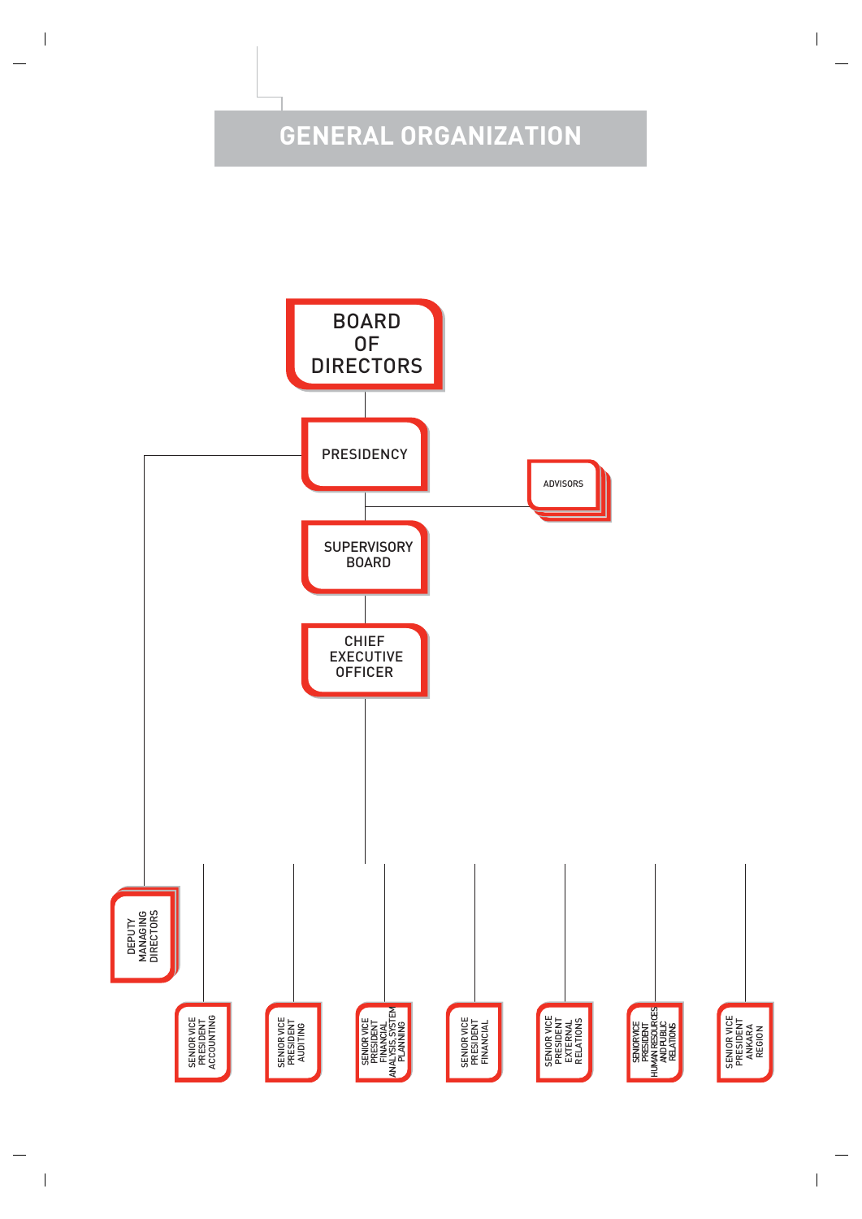# GENERAL ORGANIZATION

- BOARD OF DIRECTORS
  - PRESIDENCY
    - DEPUTY MANAGING DIRECTORS
    - ADVISORS
    - SUPERVISORY BOARD
      - CHIEF EXECUTIVE OFFICER
        - SENIOR VICE PRESIDENT ACCOUNTING
        - SENIOR VICE PRESIDENT AUDITING
        - SENIOR VICE PRESIDENT FINANCIAL ANALYSIS, SYSTEM PLANNING
        - SENIOR VICE PRESIDENT FINANCIAL
        - SENIOR VICE PRESIDENT EXTERNAL RELATIONS
        - SENIOR VICE PRESIDENT HUMAN RESOURCES AND PUBLIC RELATIONS
        - SENIOR VICE PRESIDENT ANKARA REGION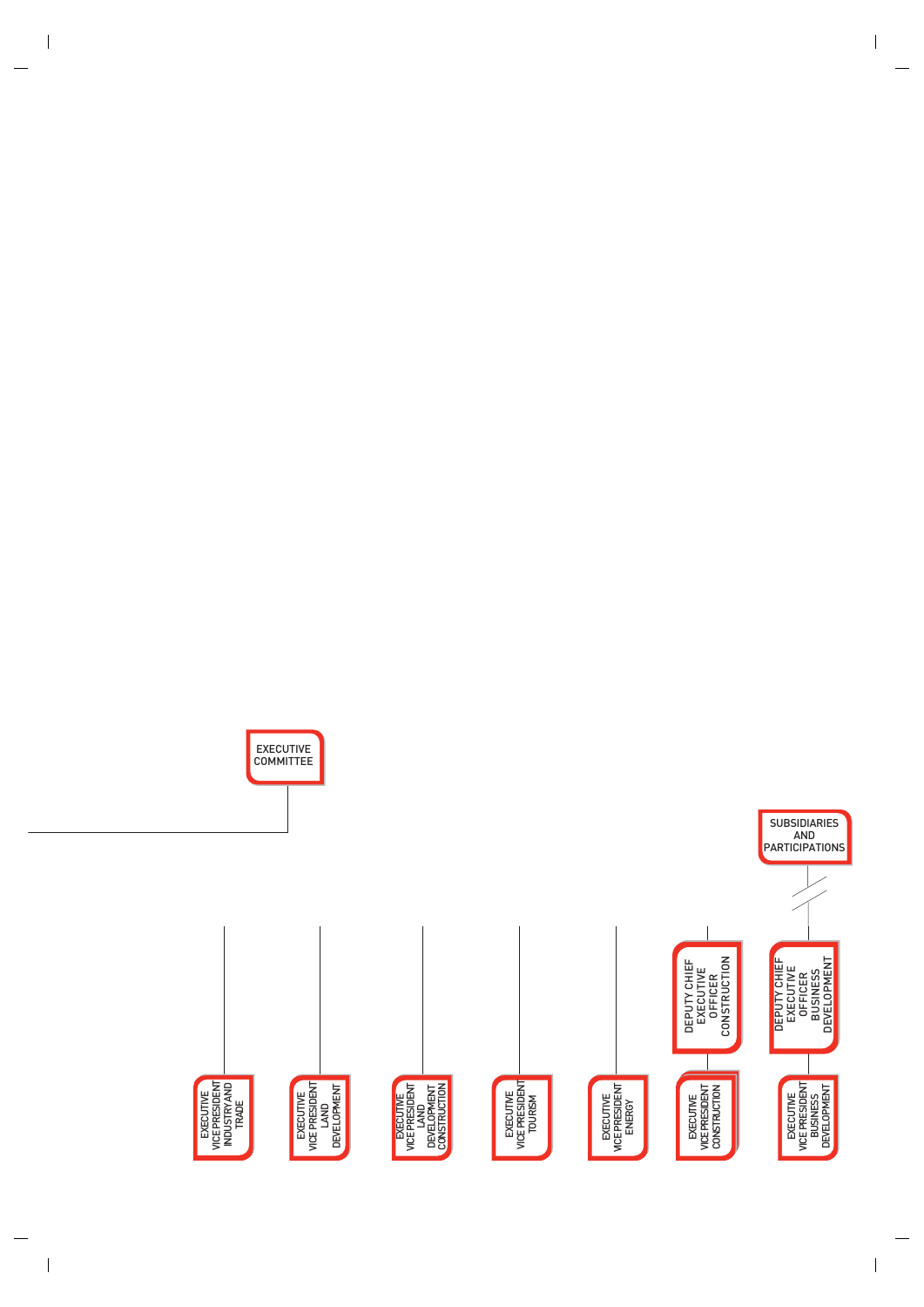EXECUTIVE COMMITTEE

SUBSIDIARIES AND PARTICIPATIONS

DEPUTY CHIEF EXECUTIVE OFFICER CONSTRUCTION

DEPUTY CHIEF EXECUTIVE OFFICER BUSINESS DEVELOPMENT

EXECUTIVE VICE PRESIDENT INDUSTRY AND TRADE

EXECUTIVE VICE PRESIDENT LAND DEVELOPMENT

EXECUTIVE VICE PRESIDENT LAND DEVELOPMENT CONSTRUCTION

EXECUTIVE VICE PRESIDENT TOURISM

EXECUTIVE VICE PRESIDENT ENERGY

EXECUTIVE VICE PRESIDENT CONSTRUCTION

EXECUTIVE VICE PRESIDENT BUSINESS DEVELOPMENT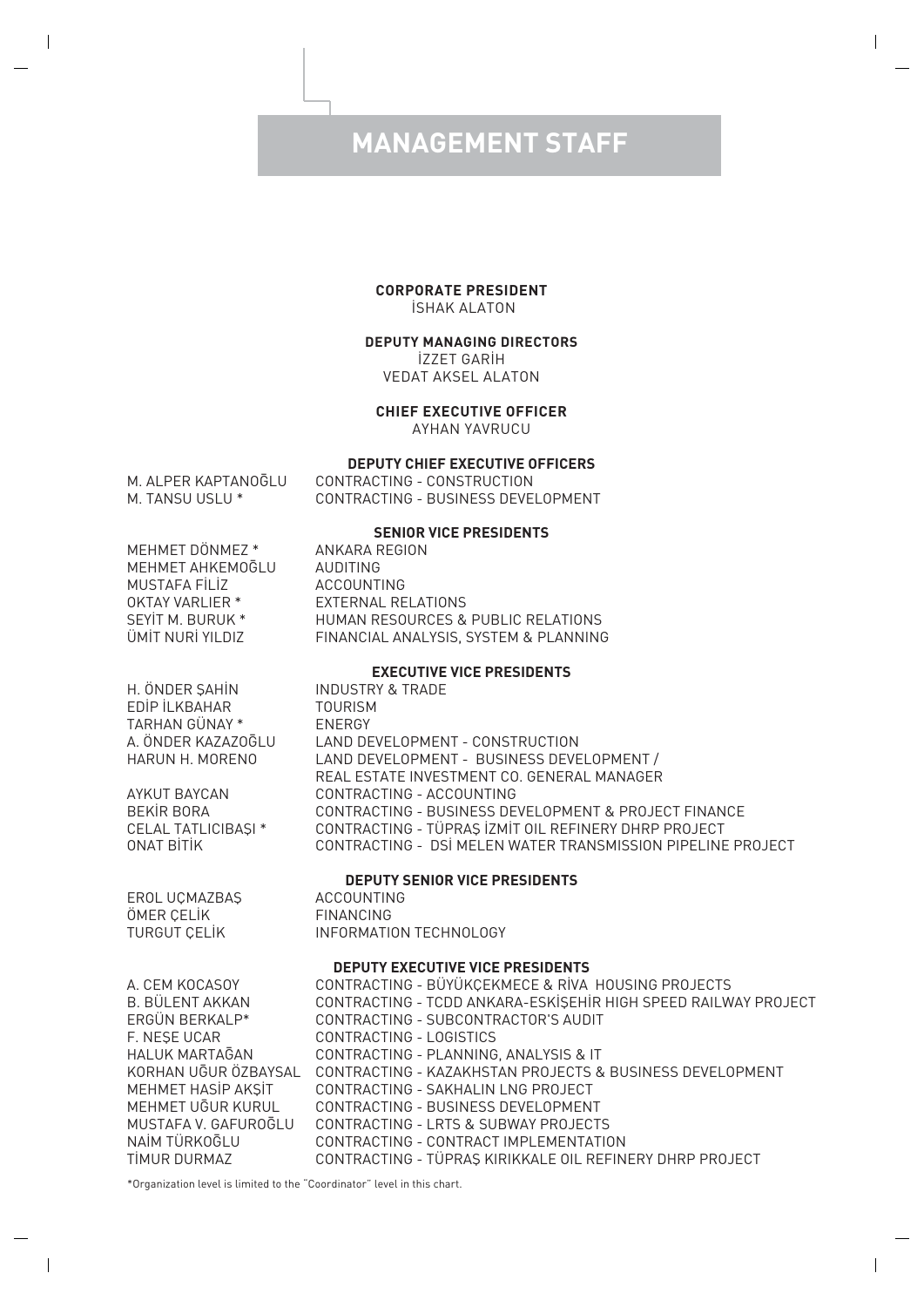# MANAGEMENT STAFF

**CORPORATE PRESIDENT**
İSHAK ALATON

**DEPUTY MANAGING DIRECTORS**
İZZET GARİH
VEDAT AKSEL ALATON

**CHIEF EXECUTIVE OFFICER**
AYHAN YAVRUCU

**DEPUTY CHIEF EXECUTIVE OFFICERS**

| | |
|---|---|
| M. ALPER KAPTANOĞLU | CONTRACTING - CONSTRUCTION |
| M. TANSU USLU * | CONTRACTING - BUSINESS DEVELOPMENT |

**SENIOR VICE PRESIDENTS**

| | |
|---|---|
| MEHMET DÖNMEZ * | ANKARA REGION |
| MEHMET AHKEMOĞLU | AUDITING |
| MUSTAFA FİLİZ | ACCOUNTING |
| OKTAY VARLIER * | EXTERNAL RELATIONS |
| SEYİT M. BURUK * | HUMAN RESOURCES & PUBLIC RELATIONS |
| ÜMİT NURİ YILDIZ | FINANCIAL ANALYSIS, SYSTEM & PLANNING |

**EXECUTIVE VICE PRESIDENTS**

| | |
|---|---|
| H. ÖNDER ŞAHİN | INDUSTRY & TRADE |
| EDİP İLKBAHAR | TOURISM |
| TARHAN GÜNAY * | ENERGY |
| A. ÖNDER KAZAZOĞLU | LAND DEVELOPMENT - CONSTRUCTION |
| HARUN H. MORENO | LAND DEVELOPMENT - BUSINESS DEVELOPMENT / REAL ESTATE INVESTMENT CO. GENERAL MANAGER |
| AYKUT BAYCAN | CONTRACTING - ACCOUNTING |
| BEKİR BORA | CONTRACTING - BUSINESS DEVELOPMENT & PROJECT FINANCE |
| CELAL TATLICIBAŞI * | CONTRACTING - TÜPRAŞ İZMİT OIL REFINERY DHRP PROJECT |
| ONAT BİTİK | CONTRACTING - DSİ MELEN WATER TRANSMISSION PIPELINE PROJECT |

**DEPUTY SENIOR VICE PRESIDENTS**

| | |
|---|---|
| EROL UÇMAZBAŞ | ACCOUNTING |
| ÖMER ÇELİK | FINANCING |
| TURGUT ÇELİK | INFORMATION TECHNOLOGY |

**DEPUTY EXECUTIVE VICE PRESIDENTS**

| | |
|---|---|
| A. CEM KOCASOY | CONTRACTING - BÜYÜKÇEKMECE & RİVA HOUSING PROJECTS |
| B. BÜLENT AKKAN | CONTRACTING - TCDD ANKARA-ESKİŞEHİR HIGH SPEED RAILWAY PROJECT |
| ERGÜN BERKALP* | CONTRACTING - SUBCONTRACTOR'S AUDIT |
| F. NEŞE UCAR | CONTRACTING - LOGISTICS |
| HALUK MARTAĞAN | CONTRACTING - PLANNING, ANALYSIS & IT |
| KORHAN UĞUR ÖZBAYSAL | CONTRACTING - KAZAKHSTAN PROJECTS & BUSINESS DEVELOPMENT |
| MEHMET HASİP AKŞİT | CONTRACTING - SAKHALIN LNG PROJECT |
| MEHMET UĞUR KURUL | CONTRACTING - BUSINESS DEVELOPMENT |
| MUSTAFA V. GAFUROĞLU | CONTRACTING - LRTS & SUBWAY PROJECTS |
| NAİM TÜRKOĞLU | CONTRACTING - CONTRACT IMPLEMENTATION |
| TİMUR DURMAZ | CONTRACTING - TÜPRAŞ KIRIKKALE OIL REFINERY DHRP PROJECT |

*Organization level is limited to the "Coordinator" level in this chart.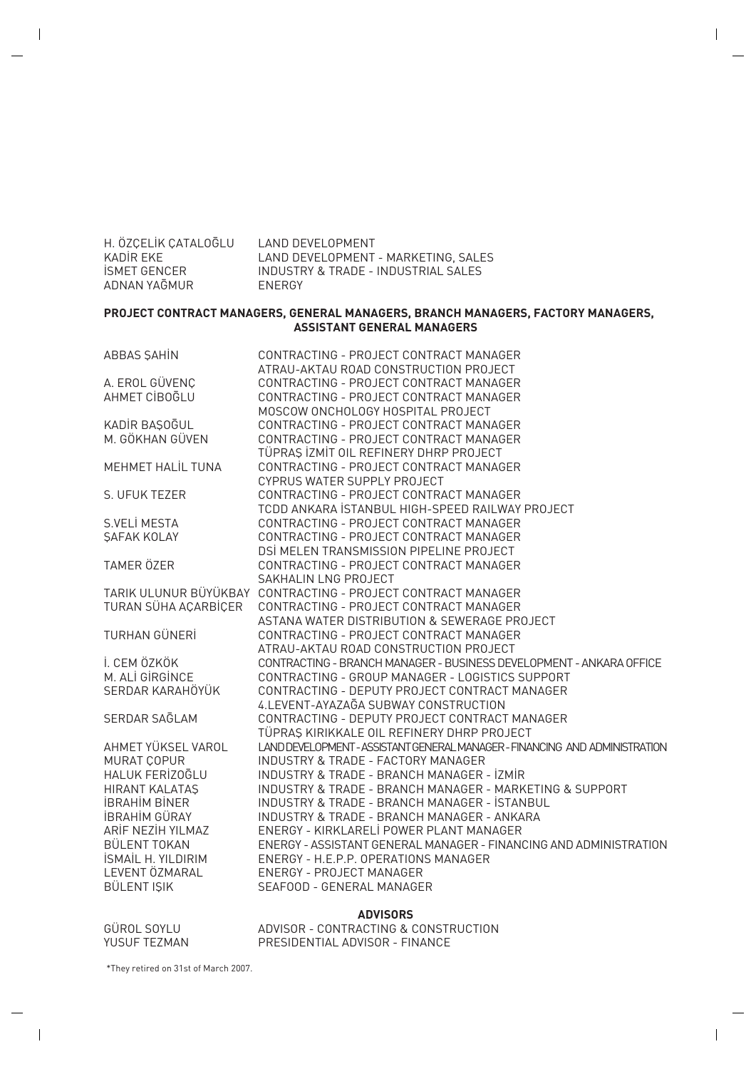| | |
|---|---|
| H. ÖZÇELİK ÇATALOĞLU | LAND DEVELOPMENT |
| KADİR EKE | LAND DEVELOPMENT - MARKETING, SALES |
| İSMET GENCER | INDUSTRY & TRADE - INDUSTRIAL SALES |
| ADNAN YAĞMUR | ENERGY |

**PROJECT CONTRACT MANAGERS, GENERAL MANAGERS, BRANCH MANAGERS, FACTORY MANAGERS, ASSISTANT GENERAL MANAGERS**

| | |
|---|---|
| ABBAS ŞAHİN | CONTRACTING - PROJECT CONTRACT MANAGER<br>ATRAU-AKTAU ROAD CONSTRUCTION PROJECT |
| A. EROL GÜVENÇ | CONTRACTING - PROJECT CONTRACT MANAGER |
| AHMET CİBOĞLU | CONTRACTING - PROJECT CONTRACT MANAGER<br>MOSCOW ONCHOLOGY HOSPITAL PROJECT |
| KADİR BAŞOĞUL | CONTRACTING - PROJECT CONTRACT MANAGER |
| M. GÖKHAN GÜVEN | CONTRACTING - PROJECT CONTRACT MANAGER<br>TÜPRAŞ İZMİT OIL REFINERY DHRP PROJECT |
| MEHMET HALİL TUNA | CONTRACTING - PROJECT CONTRACT MANAGER<br>CYPRUS WATER SUPPLY PROJECT |
| S. UFUK TEZER | CONTRACTING - PROJECT CONTRACT MANAGER<br>TCDD ANKARA İSTANBUL HIGH-SPEED RAILWAY PROJECT |
| S.VELİ MESTA | CONTRACTING - PROJECT CONTRACT MANAGER |
| ŞAFAK KOLAY | CONTRACTING - PROJECT CONTRACT MANAGER<br>DSİ MELEN TRANSMISSION PIPELINE PROJECT |
| TAMER ÖZER | CONTRACTING - PROJECT CONTRACT MANAGER<br>SAKHALIN LNG PROJECT |
| TARIK ULUNUR BÜYÜKBAY | CONTRACTING - PROJECT CONTRACT MANAGER |
| TURAN SÜHA AÇARBİÇER | CONTRACTING - PROJECT CONTRACT MANAGER<br>ASTANA WATER DISTRIBUTION & SEWERAGE PROJECT |
| TURHAN GÜNERİ | CONTRACTING - PROJECT CONTRACT MANAGER<br>ATRAU-AKTAU ROAD CONSTRUCTION PROJECT |
| İ. CEM ÖZKÖK | CONTRACTING - BRANCH MANAGER - BUSINESS DEVELOPMENT - ANKARA OFFICE |
| M. ALİ GİRGİNCE | CONTRACTING - GROUP MANAGER - LOGISTICS SUPPORT |
| SERDAR KARAHÖYÜK | CONTRACTING - DEPUTY PROJECT CONTRACT MANAGER<br>4.LEVENT-AYAZAĞA SUBWAY CONSTRUCTION |
| SERDAR SAĞLAM | CONTRACTING - DEPUTY PROJECT CONTRACT MANAGER<br>TÜPRAŞ KIRIKKALE OIL REFINERY DHRP PROJECT |
| AHMET YÜKSEL VAROL | LAND DEVELOPMENT - ASSISTANT GENERAL MANAGER - FINANCING AND ADMINISTRATION |
| MURAT ÇOPUR | INDUSTRY & TRADE - FACTORY MANAGER |
| HALUK FERİZOĞLU | INDUSTRY & TRADE - BRANCH MANAGER - İZMİR |
| HIRANT KALATAŞ | INDUSTRY & TRADE - BRANCH MANAGER - MARKETING & SUPPORT |
| İBRAHİM BİNER | INDUSTRY & TRADE - BRANCH MANAGER - İSTANBUL |
| İBRAHİM GÜRAY | INDUSTRY & TRADE - BRANCH MANAGER - ANKARA |
| ARİF NEZİH YILMAZ | ENERGY - KIRKLARELİ POWER PLANT MANAGER |
| BÜLENT TOKAN | ENERGY - ASSISTANT GENERAL MANAGER - FINANCING AND ADMINISTRATION |
| İSMAİL H. YILDIRIM | ENERGY - H.E.P.P. OPERATIONS MANAGER |
| LEVENT ÖZMARAL | ENERGY - PROJECT MANAGER |
| BÜLENT IŞIK | SEAFOOD - GENERAL MANAGER |

**ADVISORS**

| | |
|---|---|
| GÜROL SOYLU | ADVISOR - CONTRACTING & CONSTRUCTION |
| YUSUF TEZMAN | PRESIDENTIAL ADVISOR - FINANCE |

*They retired on 31st of March 2007.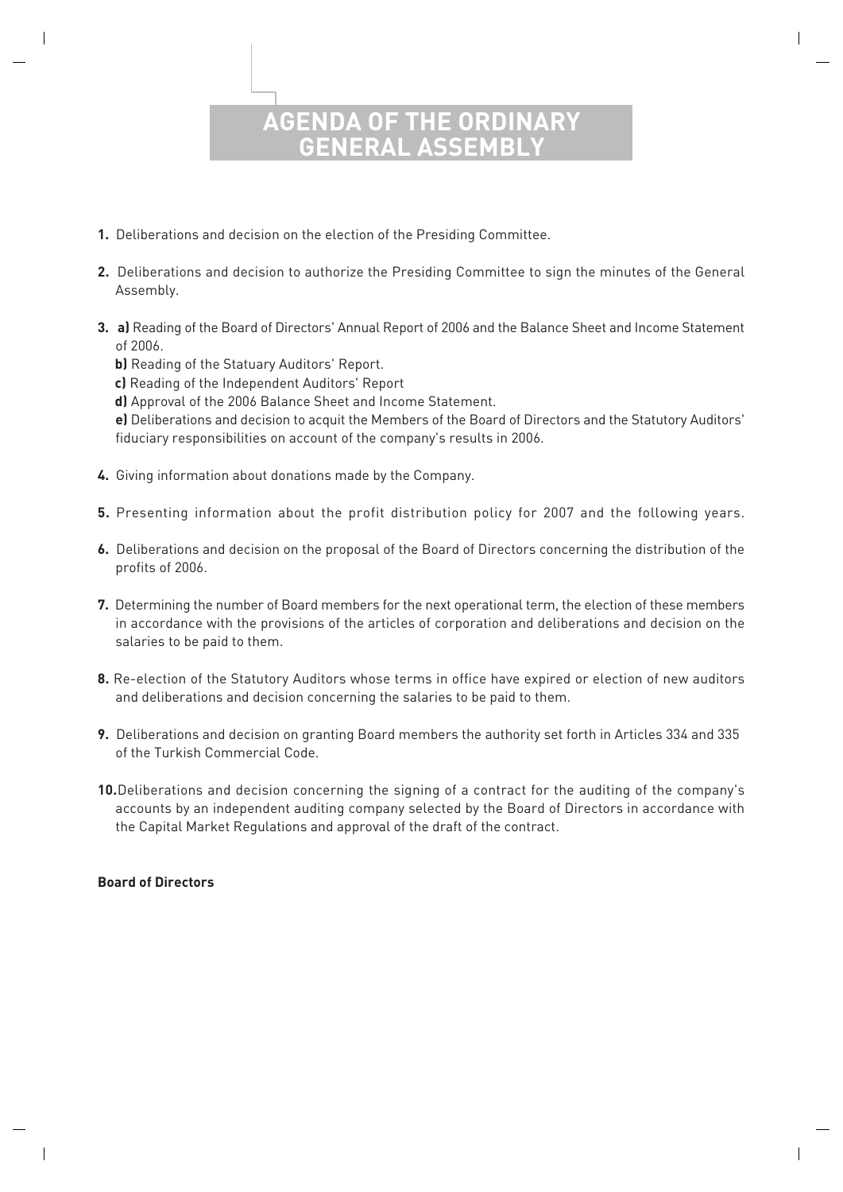# AGENDA OF THE ORDINARY GENERAL ASSEMBLY

**1.** Deliberations and decision on the election of the Presiding Committee.

**2.** Deliberations and decision to authorize the Presiding Committee to sign the minutes of the General Assembly.

**3.** **a)** Reading of the Board of Directors' Annual Report of 2006 and the Balance Sheet and Income Statement of 2006.

**b)** Reading of the Statuary Auditors' Report.

**c)** Reading of the Independent Auditors' Report

**d)** Approval of the 2006 Balance Sheet and Income Statement.

**e)** Deliberations and decision to acquit the Members of the Board of Directors and the Statutory Auditors' fiduciary responsibilities on account of the company's results in 2006.

**4.** Giving information about donations made by the Company.

**5.** Presenting information about the profit distribution policy for 2007 and the following years.

**6.** Deliberations and decision on the proposal of the Board of Directors concerning the distribution of the profits of 2006.

**7.** Determining the number of Board members for the next operational term, the election of these members in accordance with the provisions of the articles of corporation and deliberations and decision on the salaries to be paid to them.

**8.** Re-election of the Statutory Auditors whose terms in office have expired or election of new auditors and deliberations and decision concerning the salaries to be paid to them.

**9.** Deliberations and decision on granting Board members the authority set forth in Articles 334 and 335 of the Turkish Commercial Code.

**10.** Deliberations and decision concerning the signing of a contract for the auditing of the company's accounts by an independent auditing company selected by the Board of Directors in accordance with the Capital Market Regulations and approval of the draft of the contract.

**Board of Directors**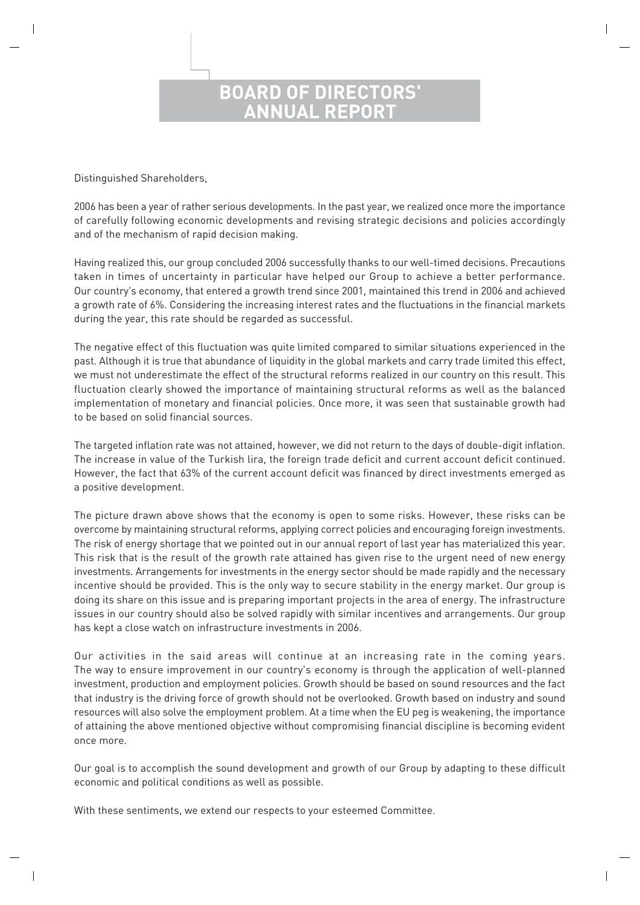# BOARD OF DIRECTORS' ANNUAL REPORT

Distinguished Shareholders,

2006 has been a year of rather serious developments. In the past year, we realized once more the importance of carefully following economic developments and revising strategic decisions and policies accordingly and of the mechanism of rapid decision making.

Having realized this, our group concluded 2006 successfully thanks to our well-timed decisions. Precautions taken in times of uncertainty in particular have helped our Group to achieve a better performance. Our country's economy, that entered a growth trend since 2001, maintained this trend in 2006 and achieved a growth rate of 6%. Considering the increasing interest rates and the fluctuations in the financial markets during the year, this rate should be regarded as successful.

The negative effect of this fluctuation was quite limited compared to similar situations experienced in the past. Although it is true that abundance of liquidity in the global markets and carry trade limited this effect, we must not underestimate the effect of the structural reforms realized in our country on this result. This fluctuation clearly showed the importance of maintaining structural reforms as well as the balanced implementation of monetary and financial policies. Once more, it was seen that sustainable growth had to be based on solid financial sources.

The targeted inflation rate was not attained, however, we did not return to the days of double-digit inflation. The increase in value of the Turkish lira, the foreign trade deficit and current account deficit continued. However, the fact that 63% of the current account deficit was financed by direct investments emerged as a positive development.

The picture drawn above shows that the economy is open to some risks. However, these risks can be overcome by maintaining structural reforms, applying correct policies and encouraging foreign investments. The risk of energy shortage that we pointed out in our annual report of last year has materialized this year. This risk that is the result of the growth rate attained has given rise to the urgent need of new energy investments. Arrangements for investments in the energy sector should be made rapidly and the necessary incentive should be provided. This is the only way to secure stability in the energy market. Our group is doing its share on this issue and is preparing important projects in the area of energy. The infrastructure issues in our country should also be solved rapidly with similar incentives and arrangements. Our group has kept a close watch on infrastructure investments in 2006.

Our activities in the said areas will continue at an increasing rate in the coming years. The way to ensure improvement in our country's economy is through the application of well-planned investment, production and employment policies. Growth should be based on sound resources and the fact that industry is the driving force of growth should not be overlooked. Growth based on industry and sound resources will also solve the employment problem. At a time when the EU peg is weakening, the importance of attaining the above mentioned objective without compromising financial discipline is becoming evident once more.

Our goal is to accomplish the sound development and growth of our Group by adapting to these difficult economic and political conditions as well as possible.

With these sentiments, we extend our respects to your esteemed Committee.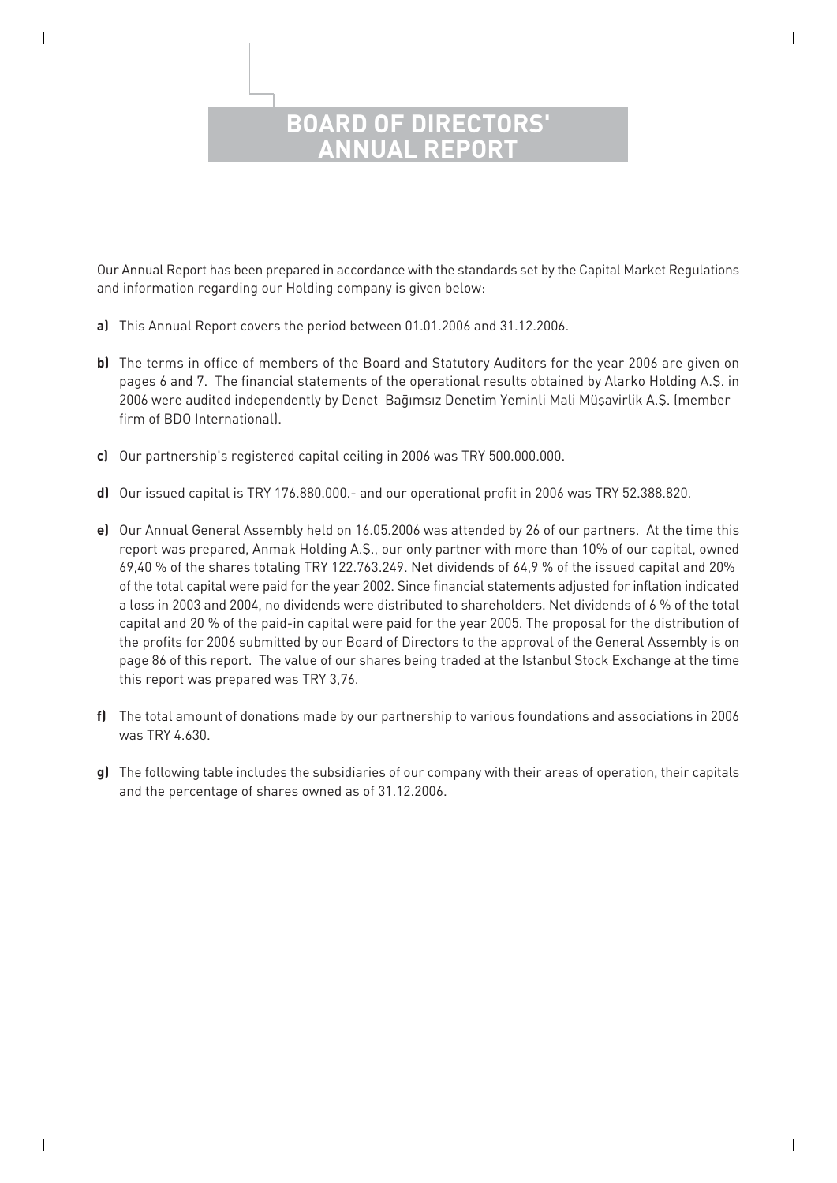# BOARD OF DIRECTORS' ANNUAL REPORT

Our Annual Report has been prepared in accordance with the standards set by the Capital Market Regulations and information regarding our Holding company is given below:

**a)** This Annual Report covers the period between 01.01.2006 and 31.12.2006.

**b)** The terms in office of members of the Board and Statutory Auditors for the year 2006 are given on pages 6 and 7. The financial statements of the operational results obtained by Alarko Holding A.Ş. in 2006 were audited independently by Denet Bağımsız Denetim Yeminli Mali Müşavirlik A.Ş. (member firm of BDO International).

**c)** Our partnership's registered capital ceiling in 2006 was TRY 500.000.000.

**d)** Our issued capital is TRY 176.880.000.- and our operational profit in 2006 was TRY 52.388.820.

**e)** Our Annual General Assembly held on 16.05.2006 was attended by 26 of our partners. At the time this report was prepared, Anmak Holding A.Ş., our only partner with more than 10% of our capital, owned 69,40 % of the shares totaling TRY 122.763.249. Net dividends of 64,9 % of the issued capital and 20% of the total capital were paid for the year 2002. Since financial statements adjusted for inflation indicated a loss in 2003 and 2004, no dividends were distributed to shareholders. Net dividends of 6 % of the total capital and 20 % of the paid-in capital were paid for the year 2005. The proposal for the distribution of the profits for 2006 submitted by our Board of Directors to the approval of the General Assembly is on page 86 of this report. The value of our shares being traded at the Istanbul Stock Exchange at the time this report was prepared was TRY 3,76.

**f)** The total amount of donations made by our partnership to various foundations and associations in 2006 was TRY 4.630.

**g)** The following table includes the subsidiaries of our company with their areas of operation, their capitals and the percentage of shares owned as of 31.12.2006.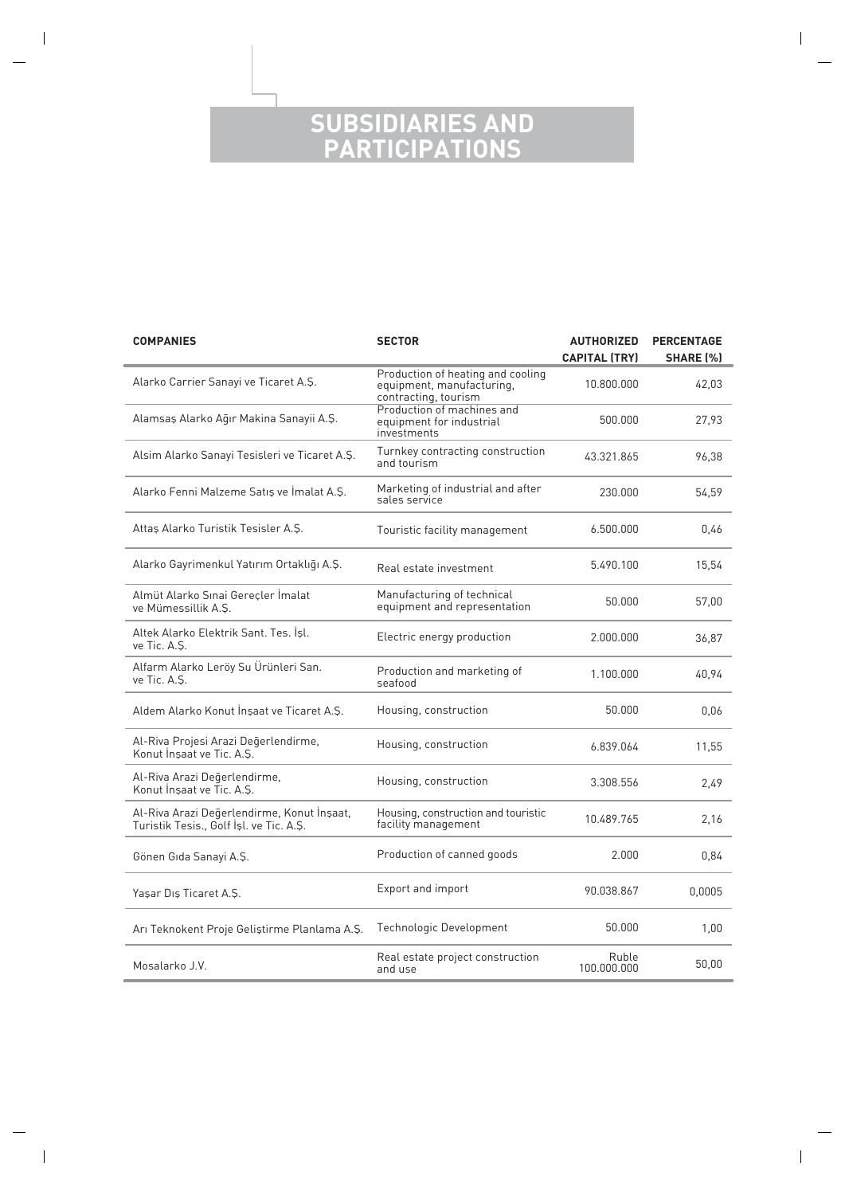# SUBSIDIARIES AND PARTICIPATIONS

| COMPANIES | SECTOR | AUTHORIZED CAPITAL (TRY) | PERCENTAGE SHARE (%) |
|---|---|---|---|
| Alarko Carrier Sanayi ve Ticaret A.Ş. | Production of heating and cooling equipment, manufacturing, contracting, tourism | 10.800.000 | 42,03 |
| Alamsaş Alarko Ağır Makina Sanayii A.Ş. | Production of machines and equipment for industrial investments | 500.000 | 27,93 |
| Alsim Alarko Sanayi Tesisleri ve Ticaret A.Ş. | Turnkey contracting construction and tourism | 43.321.865 | 96,38 |
| Alarko Fenni Malzeme Satış ve İmalat A.Ş. | Marketing of industrial and after sales service | 230.000 | 54,59 |
| Attaş Alarko Turistik Tesisler A.Ş. | Touristic facility management | 6.500.000 | 0,46 |
| Alarko Gayrimenkul Yatırım Ortaklığı A.Ş. | Real estate investment | 5.490.100 | 15,54 |
| Almüt Alarko Sınai Gereçler İmalat ve Mümessillik A.Ş. | Manufacturing of technical equipment and representation | 50.000 | 57,00 |
| Altek Alarko Elektrik Sant. Tes. İşl. ve Tic. A.Ş. | Electric energy production | 2.000.000 | 36,87 |
| Alfarm Alarko Leröy Su Ürünleri San. ve Tic. A.Ş. | Production and marketing of seafood | 1.100.000 | 40,94 |
| Aldem Alarko Konut İnşaat ve Ticaret A.Ş. | Housing, construction | 50.000 | 0,06 |
| Al-Riva Projesi Arazi Değerlendirme, Konut İnşaat ve Tic. A.Ş. | Housing, construction | 6.839.064 | 11,55 |
| Al-Riva Arazi Değerlendirme, Konut İnşaat ve Tic. A.Ş. | Housing, construction | 3.308.556 | 2,49 |
| Al-Riva Arazi Değerlendirme, Konut İnşaat, Turistik Tesis., Golf İşl. ve Tic. A.Ş. | Housing, construction and touristic facility management | 10.489.765 | 2,16 |
| Gönen Gıda Sanayi A.Ş. | Production of canned goods | 2.000 | 0,84 |
| Yaşar Dış Ticaret A.Ş. | Export and import | 90.038.867 | 0,0005 |
| Arı Teknokent Proje Geliştirme Planlama A.Ş. | Technologic Development | 50.000 | 1,00 |
| Mosalarko J.V. | Real estate project construction and use | Ruble 100.000.000 | 50,00 |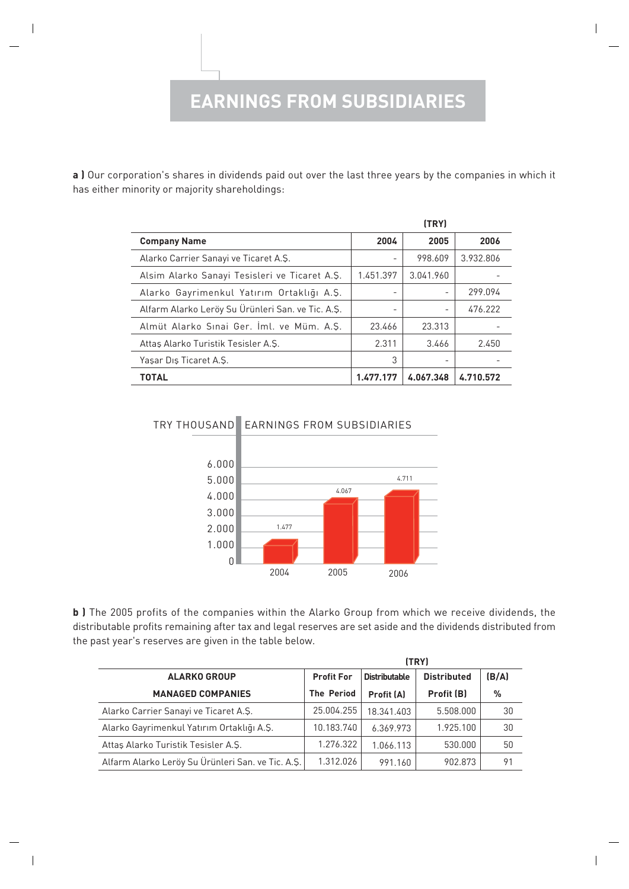# EARNINGS FROM SUBSIDIARIES

**a )** Our corporation's shares in dividends paid out over the last three years by the companies in which it has either minority or majority shareholdings:

(TRY)

| Company Name | 2004 | 2005 | 2006 |
|---|---|---|---|
| Alarko Carrier Sanayi ve Ticaret A.Ş. | - | 998.609 | 3.932.806 |
| Alsim Alarko Sanayi Tesisleri ve Ticaret A.Ş. | 1.451.397 | 3.041.960 | - |
| Alarko Gayrimenkul Yatırım Ortaklığı A.Ş. | - | - | 299.094 |
| Alfarm Alarko Leröy Su Ürünleri San. ve Tic. A.Ş. | - | - | 476.222 |
| Almüt Alarko Sınai Ger. İml. ve Müm. A.Ş. | 23.466 | 23.313 | - |
| Attaş Alarko Turistik Tesisler A.Ş. | 2.311 | 3.466 | 2.450 |
| Yaşar Dış Ticaret A.Ş. | 3 | - | - |
| **TOTAL** | **1.477.177** | **4.067.348** | **4.710.572** |

TRY THOUSAND — EARNINGS FROM SUBSIDIARIES

| Year | 2004 | 2005 | 2006 |
|---|---|---|---|
| TRY thousand | 1.477 | 4.067 | 4.711 |

**b )** The 2005 profits of the companies within the Alarko Group from which we receive dividends, the distributable profits remaining after tax and legal reserves are set aside and the dividends distributed from the past year's reserves are given in the table below.

(TRY)

| ALARKO GROUP MANAGED COMPANIES | Profit For The Period | Distributable Profit (A) | Distributed Profit (B) | (B/A) % |
|---|---|---|---|---|
| Alarko Carrier Sanayi ve Ticaret A.Ş. | 25.004.255 | 18.341.403 | 5.508.000 | 30 |
| Alarko Gayrimenkul Yatırım Ortaklığı A.Ş. | 10.183.740 | 6.369.973 | 1.925.100 | 30 |
| Attaş Alarko Turistik Tesisler A.Ş. | 1.276.322 | 1.066.113 | 530.000 | 50 |
| Alfarm Alarko Leröy Su Ürünleri San. ve Tic. A.Ş. | 1.312.026 | 991.160 | 902.873 | 91 |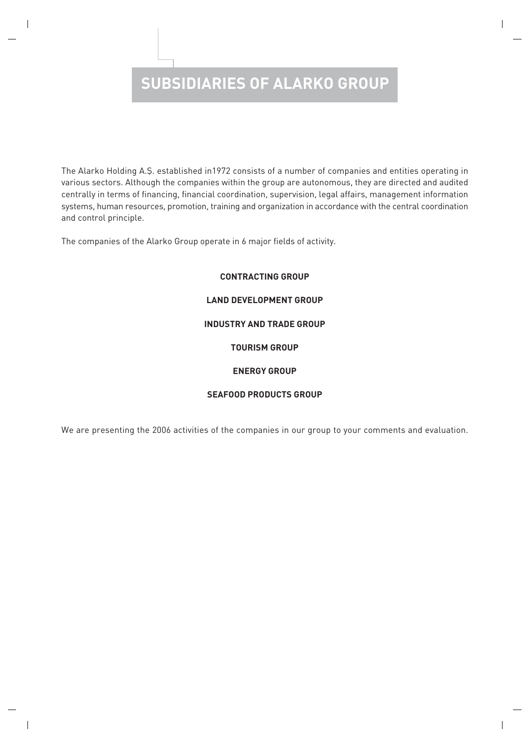# SUBSIDIARIES OF ALARKO GROUP

The Alarko Holding A.Ş. established in1972 consists of a number of companies and entities operating in various sectors. Although the companies within the group are autonomous, they are directed and audited centrally in terms of financing, financial coordination, supervision, legal affairs, management information systems, human resources, promotion, training and organization in accordance with the central coordination and control principle.

The companies of the Alarko Group operate in 6 major fields of activity.

**CONTRACTING GROUP**

**LAND DEVELOPMENT GROUP**

**INDUSTRY AND TRADE GROUP**

**TOURISM GROUP**

**ENERGY GROUP**

**SEAFOOD PRODUCTS GROUP**

We are presenting the 2006 activities of the companies in our group to your comments and evaluation.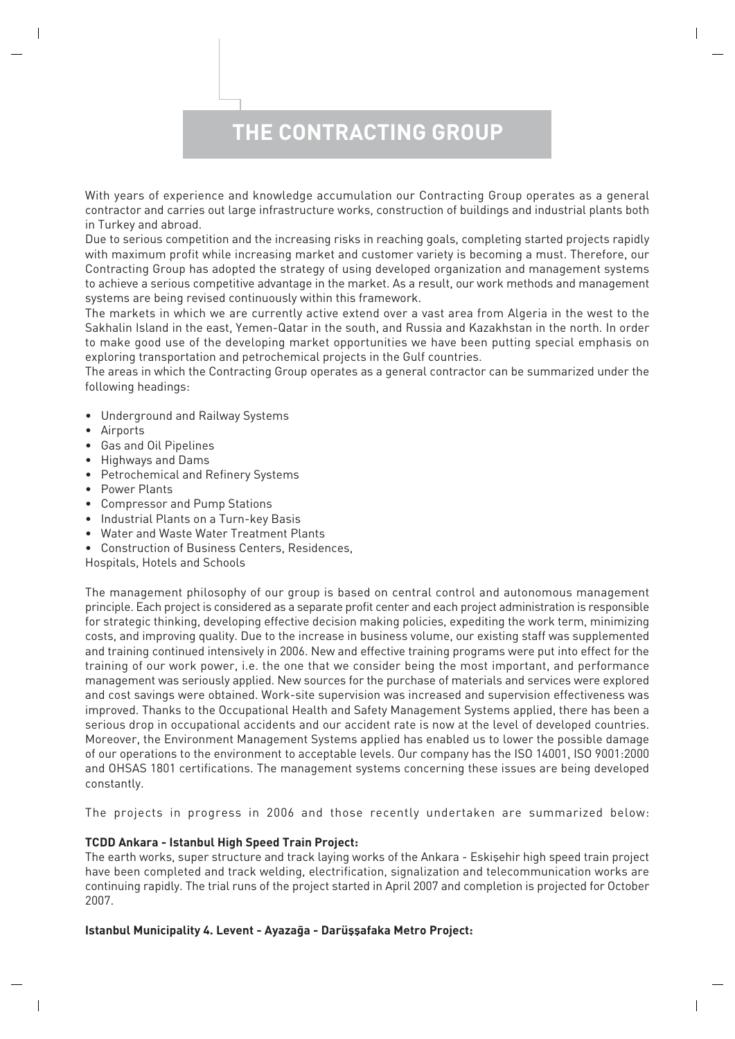# THE CONTRACTING GROUP

With years of experience and knowledge accumulation our Contracting Group operates as a general contractor and carries out large infrastructure works, construction of buildings and industrial plants both in Turkey and abroad.

Due to serious competition and the increasing risks in reaching goals, completing started projects rapidly with maximum profit while increasing market and customer variety is becoming a must. Therefore, our Contracting Group has adopted the strategy of using developed organization and management systems to achieve a serious competitive advantage in the market. As a result, our work methods and management systems are being revised continuously within this framework.

The markets in which we are currently active extend over a vast area from Algeria in the west to the Sakhalin Island in the east, Yemen-Qatar in the south, and Russia and Kazakhstan in the north. In order to make good use of the developing market opportunities we have been putting special emphasis on exploring transportation and petrochemical projects in the Gulf countries.

The areas in which the Contracting Group operates as a general contractor can be summarized under the following headings:

- Underground and Railway Systems
- Airports
- Gas and Oil Pipelines
- Highways and Dams
- Petrochemical and Refinery Systems
- Power Plants
- Compressor and Pump Stations
- Industrial Plants on a Turn-key Basis
- Water and Waste Water Treatment Plants
- Construction of Business Centers, Residences, Hospitals, Hotels and Schools

The management philosophy of our group is based on central control and autonomous management principle. Each project is considered as a separate profit center and each project administration is responsible for strategic thinking, developing effective decision making policies, expediting the work term, minimizing costs, and improving quality. Due to the increase in business volume, our existing staff was supplemented and training continued intensively in 2006. New and effective training programs were put into effect for the training of our work power, i.e. the one that we consider being the most important, and performance management was seriously applied. New sources for the purchase of materials and services were explored and cost savings were obtained. Work-site supervision was increased and supervision effectiveness was improved. Thanks to the Occupational Health and Safety Management Systems applied, there has been a serious drop in occupational accidents and our accident rate is now at the level of developed countries. Moreover, the Environment Management Systems applied has enabled us to lower the possible damage of our operations to the environment to acceptable levels. Our company has the ISO 14001, ISO 9001:2000 and OHSAS 1801 certifications. The management systems concerning these issues are being developed constantly.

The projects in progress in 2006 and those recently undertaken are summarized below:

**TCDD Ankara - Istanbul High Speed Train Project:**

The earth works, super structure and track laying works of the Ankara - Eskişehir high speed train project have been completed and track welding, electrification, signalization and telecommunication works are continuing rapidly. The trial runs of the project started in April 2007 and completion is projected for October 2007.

**Istanbul Municipality 4. Levent - Ayazağa - Darüşşafaka Metro Project:**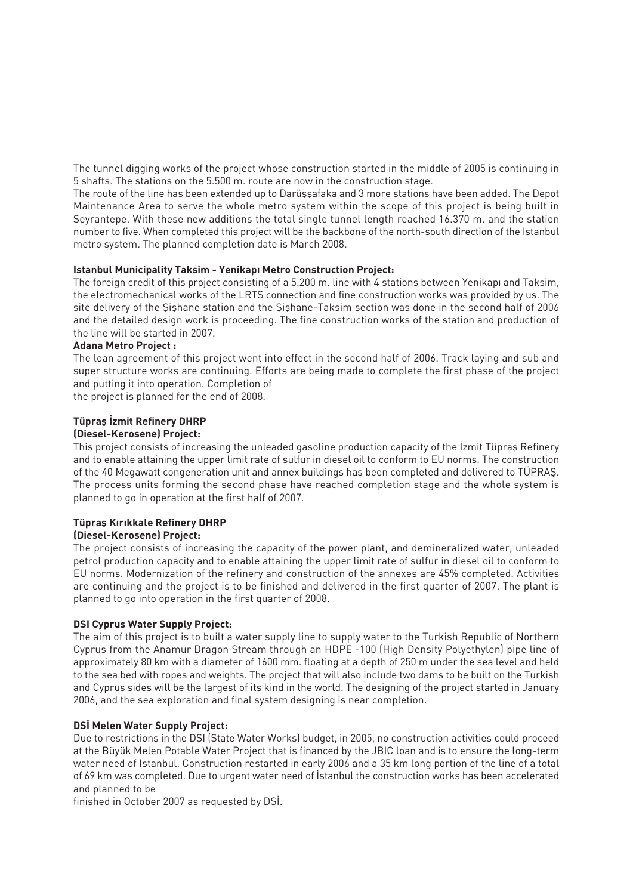The tunnel digging works of the project whose construction started in the middle of 2005 is continuing in 5 shafts. The stations on the 5.500 m. route are now in the construction stage.
The route of the line has been extended up to Darüşşafaka and 3 more stations have been added. The Depot Maintenance Area to serve the whole metro system within the scope of this project is being built in Seyrantepe. With these new additions the total single tunnel length reached 16.370 m. and the station number to five. When completed this project will be the backbone of the north-south direction of the Istanbul metro system. The planned completion date is March 2008.

**Istanbul Municipality Taksim - Yenikapı Metro Construction Project:**
The foreign credit of this project consisting of a 5.200 m. line with 4 stations between Yenikapı and Taksim, the electromechanical works of the LRTS connection and fine construction works was provided by us. The site delivery of the Şişhane station and the Şişhane-Taksim section was done in the second half of 2006 and the detailed design work is proceeding. The fine construction works of the station and production of the line will be started in 2007.

**Adana Metro Project :**
The loan agreement of this project went into effect in the second half of 2006. Track laying and sub and super structure works are continuing. Efforts are being made to complete the first phase of the project and putting it into operation. Completion of
the project is planned for the end of 2008.

**Tüpraş İzmit Refinery DHRP**
**(Diesel-Kerosene) Project:**
This project consists of increasing the unleaded gasoline production capacity of the İzmit Tüpraş Refinery and to enable attaining the upper limit rate of sulfur in diesel oil to conform to EU norms. The construction of the 40 Megawatt congeneration unit and annex buildings has been completed and delivered to TÜPRAŞ. The process units forming the second phase have reached completion stage and the whole system is planned to go in operation at the first half of 2007.

**Tüpraş Kırıkkale Refinery DHRP**
**(Diesel-Kerosene) Project:**
The project consists of increasing the capacity of the power plant, and demineralized water, unleaded petrol production capacity and to enable attaining the upper limit rate of sulfur in diesel oil to conform to EU norms. Modernization of the refinery and construction of the annexes are 45% completed. Activities are continuing and the project is to be finished and delivered in the first quarter of 2007. The plant is planned to go into operation in the first quarter of 2008.

**DSI Cyprus Water Supply Project:**
The aim of this project is to built a water supply line to supply water to the Turkish Republic of Northern Cyprus from the Anamur Dragon Stream through an HDPE -100 (High Density Polyethylen) pipe line of approximately 80 km with a diameter of 1600 mm. floating at a depth of 250 m under the sea level and held to the sea bed with ropes and weights. The project that will also include two dams to be built on the Turkish and Cyprus sides will be the largest of its kind in the world. The designing of the project started in January 2006, and the sea exploration and final system designing is near completion.

**DSİ Melen Water Supply Project:**
Due to restrictions in the DSI (State Water Works) budget, in 2005, no construction activities could proceed at the Büyük Melen Potable Water Project that is financed by the JBIC loan and is to ensure the long-term water need of Istanbul. Construction restarted in early 2006 and a 35 km long portion of the line of a total of 69 km was completed. Due to urgent water need of İstanbul the construction works has been accelerated and planned to be
finished in October 2007 as requested by DSİ.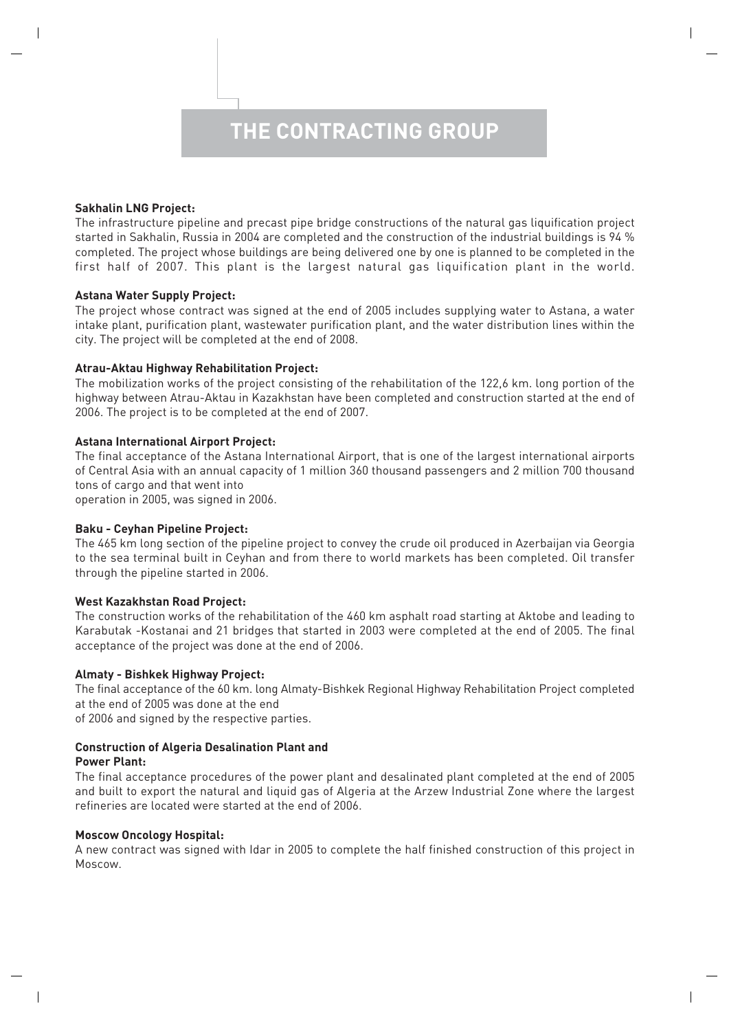# THE CONTRACTING GROUP

**Sakhalin LNG Project:**
The infrastructure pipeline and precast pipe bridge constructions of the natural gas liquification project started in Sakhalin, Russia in 2004 are completed and the construction of the industrial buildings is 94 % completed. The project whose buildings are being delivered one by one is planned to be completed in the first half of 2007. This plant is the largest natural gas liquification plant in the world.

**Astana Water Supply Project:**
The project whose contract was signed at the end of 2005 includes supplying water to Astana, a water intake plant, purification plant, wastewater purification plant, and the water distribution lines within the city. The project will be completed at the end of 2008.

**Atrau-Aktau Highway Rehabilitation Project:**
The mobilization works of the project consisting of the rehabilitation of the 122,6 km. long portion of the highway between Atrau-Aktau in Kazakhstan have been completed and construction started at the end of 2006. The project is to be completed at the end of 2007.

**Astana International Airport Project:**
The final acceptance of the Astana International Airport, that is one of the largest international airports of Central Asia with an annual capacity of 1 million 360 thousand passengers and 2 million 700 thousand tons of cargo and that went into operation in 2005, was signed in 2006.

**Baku - Ceyhan Pipeline Project:**
The 465 km long section of the pipeline project to convey the crude oil produced in Azerbaijan via Georgia to the sea terminal built in Ceyhan and from there to world markets has been completed. Oil transfer through the pipeline started in 2006.

**West Kazakhstan Road Project:**
The construction works of the rehabilitation of the 460 km asphalt road starting at Aktobe and leading to Karabutak -Kostanai and 21 bridges that started in 2003 were completed at the end of 2005. The final acceptance of the project was done at the end of 2006.

**Almaty - Bishkek Highway Project:**
The final acceptance of the 60 km. long Almaty-Bishkek Regional Highway Rehabilitation Project completed at the end of 2005 was done at the end of 2006 and signed by the respective parties.

**Construction of Algeria Desalination Plant and Power Plant:**
The final acceptance procedures of the power plant and desalinated plant completed at the end of 2005 and built to export the natural and liquid gas of Algeria at the Arzew Industrial Zone where the largest refineries are located were started at the end of 2006.

**Moscow Oncology Hospital:**
A new contract was signed with Idar in 2005 to complete the half finished construction of this project in Moscow.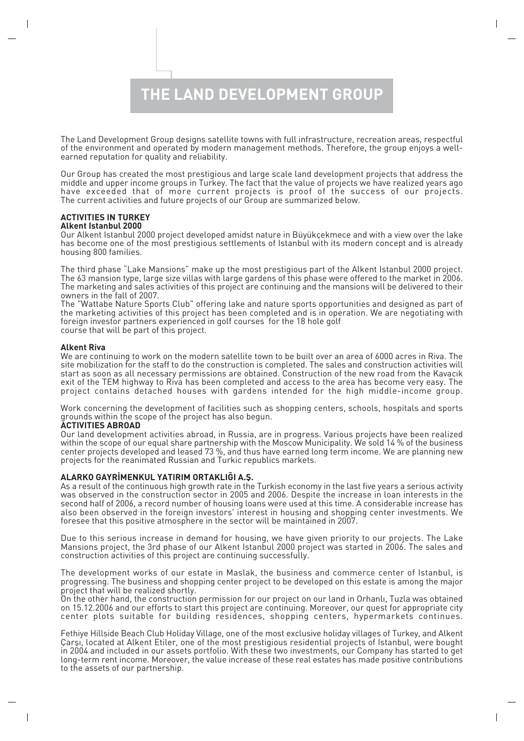# THE LAND DEVELOPMENT GROUP

The Land Development Group designs satellite towns with full infrastructure, recreation areas, respectful of the environment and operated by modern management methods. Therefore, the group enjoys a well-earned reputation for quality and reliability.

Our Group has created the most prestigious and large scale land development projects that address the middle and upper income groups in Turkey. The fact that the value of projects we have realized years ago have exceeded that of more current projects is proof of the success of our projects. The current activities and future projects of our Group are summarized below.

## ACTIVITIES IN TURKEY

### Alkent Istanbul 2000

Our Alkent Istanbul 2000 project developed amidst nature in Büyükçekmece and with a view over the lake has become one of the most prestigious settlements of Istanbul with its modern concept and is already housing 800 families.

The third phase "Lake Mansions" make up the most prestigious part of the Alkent Istanbul 2000 project. The 63 mansion type, large size villas with large gardens of this phase were offered to the market in 2006. The marketing and sales activities of this project are continuing and the mansions will be delivered to their owners in the fall of 2007.

The "Wattabe Nature Sports Club" offering lake and nature sports opportunities and designed as part of the marketing activities of this project has been completed and is in operation. We are negotiating with foreign investor partners experienced in golf courses for the 18 hole golf course that will be part of this project.

### Alkent Riva

We are continuing to work on the modern satellite town to be built over an area of 6000 acres in Riva. The site mobilization for the staff to do the construction is completed. The sales and construction activities will start as soon as all necessary permissions are obtained. Construction of the new road from the Kavacık exit of the TEM highway to Riva has been completed and access to the area has become very easy. The project contains detached houses with gardens intended for the high middle-income group.

Work concerning the development of facilities such as shopping centers, schools, hospitals and sports grounds within the scope of the project has also begun.

## ACTIVITIES ABROAD

Our land development activities abroad, in Russia, are in progress. Various projects have been realized within the scope of our equal share partnership with the Moscow Municipality. We sold 14 % of the business center projects developed and leased 73 %, and thus have earned long term income. We are planning new projects for the reanimated Russian and Turkic republics markets.

## ALARKO GAYRİMENKUL YATIRIM ORTAKLIĞI A.Ş.

As a result of the continuous high growth rate in the Turkish economy in the last five years a serious activity was observed in the construction sector in 2005 and 2006. Despite the increase in loan interests in the second half of 2006, a record number of housing loans were used at this time. A considerable increase has also been observed in the foreign investors' interest in housing and shopping center investments. We foresee that this positive atmosphere in the sector will be maintained in 2007.

Due to this serious increase in demand for housing, we have given priority to our projects. The Lake Mansions project, the 3rd phase of our Alkent Istanbul 2000 project was started in 2006. The sales and construction activities of this project are continuing successfully.

The development works of our estate in Maslak, the business and commerce center of Istanbul, is progressing. The business and shopping center project to be developed on this estate is among the major project that will be realized shortly.

On the other hand, the construction permission for our project on our land in Orhanlı, Tuzla was obtained on 15.12.2006 and our efforts to start this project are continuing. Moreover, our quest for appropriate city center plots suitable for building residences, shopping centers, hypermarkets continues.

Fethiye Hillside Beach Club Holiday Village, one of the most exclusive holiday villages of Turkey, and Alkent Çarşı, located at Alkent Etiler, one of the most prestigious residential projects of Istanbul, were bought in 2004 and included in our assets portfolio. With these two investments, our Company has started to get long-term rent income. Moreover, the value increase of these real estates has made positive contributions to the assets of our partnership.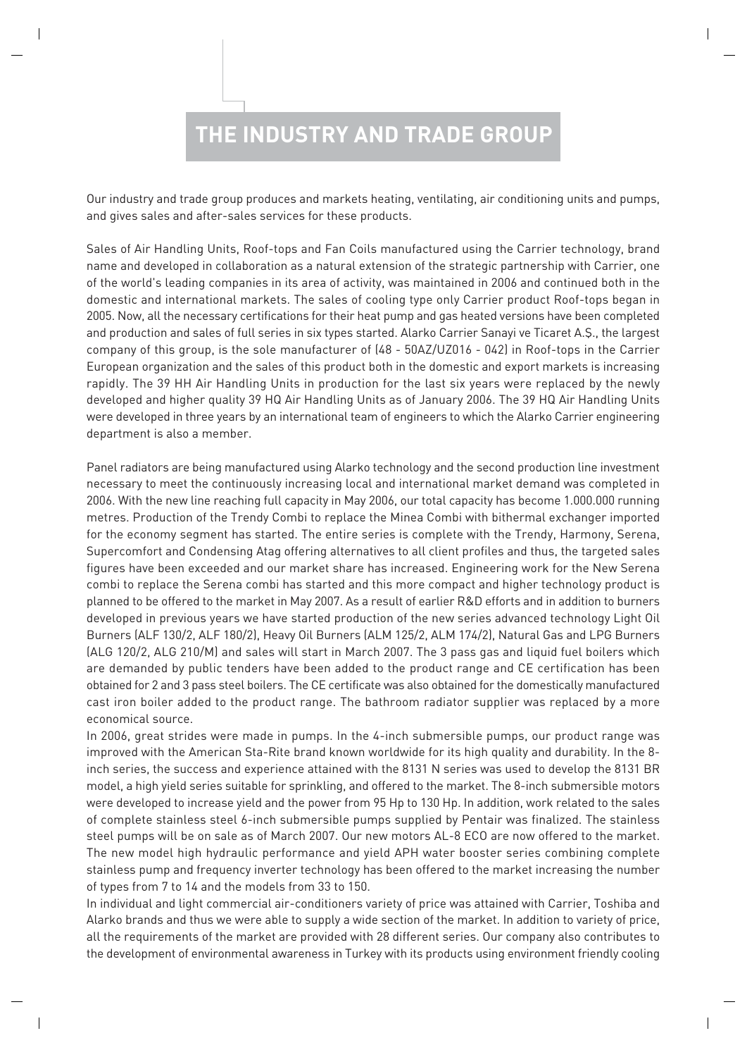# THE INDUSTRY AND TRADE GROUP

Our industry and trade group produces and markets heating, ventilating, air conditioning units and pumps, and gives sales and after-sales services for these products.

Sales of Air Handling Units, Roof-tops and Fan Coils manufactured using the Carrier technology, brand name and developed in collaboration as a natural extension of the strategic partnership with Carrier, one of the world's leading companies in its area of activity, was maintained in 2006 and continued both in the domestic and international markets. The sales of cooling type only Carrier product Roof-tops began in 2005. Now, all the necessary certifications for their heat pump and gas heated versions have been completed and production and sales of full series in six types started. Alarko Carrier Sanayi ve Ticaret A.Ş., the largest company of this group, is the sole manufacturer of (48 - 50AZ/UZ016 - 042) in Roof-tops in the Carrier European organization and the sales of this product both in the domestic and export markets is increasing rapidly. The 39 HH Air Handling Units in production for the last six years were replaced by the newly developed and higher quality 39 HQ Air Handling Units as of January 2006. The 39 HQ Air Handling Units were developed in three years by an international team of engineers to which the Alarko Carrier engineering department is also a member.

Panel radiators are being manufactured using Alarko technology and the second production line investment necessary to meet the continuously increasing local and international market demand was completed in 2006. With the new line reaching full capacity in May 2006, our total capacity has become 1.000.000 running metres. Production of the Trendy Combi to replace the Minea Combi with bithermal exchanger imported for the economy segment has started. The entire series is complete with the Trendy, Harmony, Serena, Supercomfort and Condensing Atag offering alternatives to all client profiles and thus, the targeted sales figures have been exceeded and our market share has increased. Engineering work for the New Serena combi to replace the Serena combi has started and this more compact and higher technology product is planned to be offered to the market in May 2007. As a result of earlier R&D efforts and in addition to burners developed in previous years we have started production of the new series advanced technology Light Oil Burners (ALF 130/2, ALF 180/2), Heavy Oil Burners (ALM 125/2, ALM 174/2), Natural Gas and LPG Burners (ALG 120/2, ALG 210/M) and sales will start in March 2007. The 3 pass gas and liquid fuel boilers which are demanded by public tenders have been added to the product range and CE certification has been obtained for 2 and 3 pass steel boilers. The CE certificate was also obtained for the domestically manufactured cast iron boiler added to the product range. The bathroom radiator supplier was replaced by a more economical source.

In 2006, great strides were made in pumps. In the 4-inch submersible pumps, our product range was improved with the American Sta-Rite brand known worldwide for its high quality and durability. In the 8-inch series, the success and experience attained with the 8131 N series was used to develop the 8131 BR model, a high yield series suitable for sprinkling, and offered to the market. The 8-inch submersible motors were developed to increase yield and the power from 95 Hp to 130 Hp. In addition, work related to the sales of complete stainless steel 6-inch submersible pumps supplied by Pentair was finalized. The stainless steel pumps will be on sale as of March 2007. Our new motors AL-8 ECO are now offered to the market. The new model high hydraulic performance and yield APH water booster series combining complete stainless pump and frequency inverter technology has been offered to the market increasing the number of types from 7 to 14 and the models from 33 to 150.

In individual and light commercial air-conditioners variety of price was attained with Carrier, Toshiba and Alarko brands and thus we were able to supply a wide section of the market. In addition to variety of price, all the requirements of the market are provided with 28 different series. Our company also contributes to the development of environmental awareness in Turkey with its products using environment friendly cooling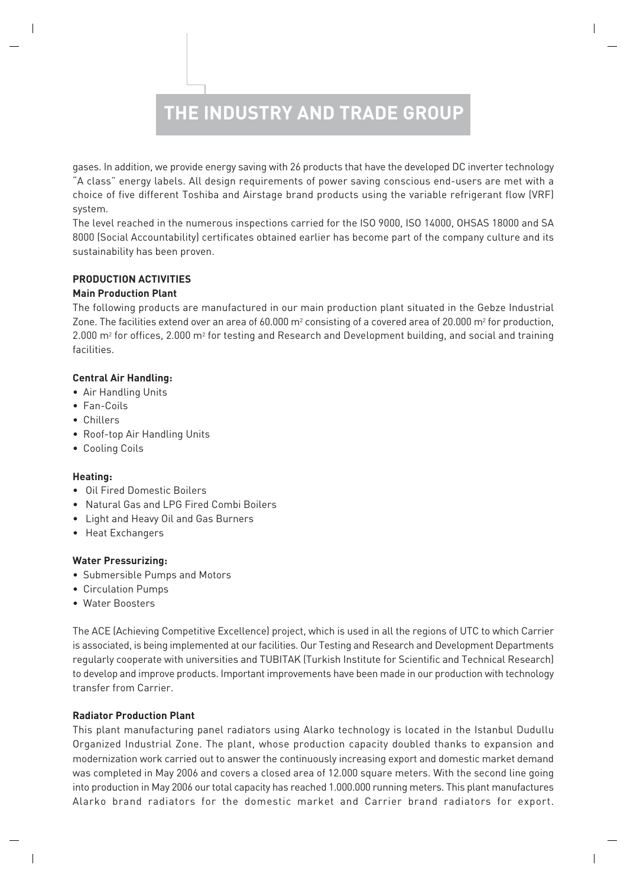# THE INDUSTRY AND TRADE GROUP

gases. In addition, we provide energy saving with 26 products that have the developed DC inverter technology "A class" energy labels. All design requirements of power saving conscious end-users are met with a choice of five different Toshiba and Airstage brand products using the variable refrigerant flow (VRF) system.

The level reached in the numerous inspections carried for the ISO 9000, ISO 14000, OHSAS 18000 and SA 8000 (Social Accountability) certificates obtained earlier has become part of the company culture and its sustainability has been proven.

**PRODUCTION ACTIVITIES**

**Main Production Plant**

The following products are manufactured in our main production plant situated in the Gebze Industrial Zone. The facilities extend over an area of 60.000 $m^2$ consisting of a covered area of 20.000 $m^2$ for production, 2.000 $m^2$ for offices, 2.000 $m^2$ for testing and Research and Development building, and social and training facilities.

**Central Air Handling:**

- Air Handling Units
- Fan-Coils
- Chillers
- Roof-top Air Handling Units
- Cooling Coils

**Heating:**

- Oil Fired Domestic Boilers
- Natural Gas and LPG Fired Combi Boilers
- Light and Heavy Oil and Gas Burners
- Heat Exchangers

**Water Pressurizing:**

- Submersible Pumps and Motors
- Circulation Pumps
- Water Boosters

The ACE (Achieving Competitive Excellence) project, which is used in all the regions of UTC to which Carrier is associated, is being implemented at our facilities. Our Testing and Research and Development Departments regularly cooperate with universities and TUBITAK (Turkish Institute for Scientific and Technical Research) to develop and improve products. Important improvements have been made in our production with technology transfer from Carrier.

**Radiator Production Plant**

This plant manufacturing panel radiators using Alarko technology is located in the Istanbul Dudullu Organized Industrial Zone. The plant, whose production capacity doubled thanks to expansion and modernization work carried out to answer the continuously increasing export and domestic market demand was completed in May 2006 and covers a closed area of 12.000 square meters. With the second line going into production in May 2006 our total capacity has reached 1.000.000 running meters. This plant manufactures Alarko brand radiators for the domestic market and Carrier brand radiators for export.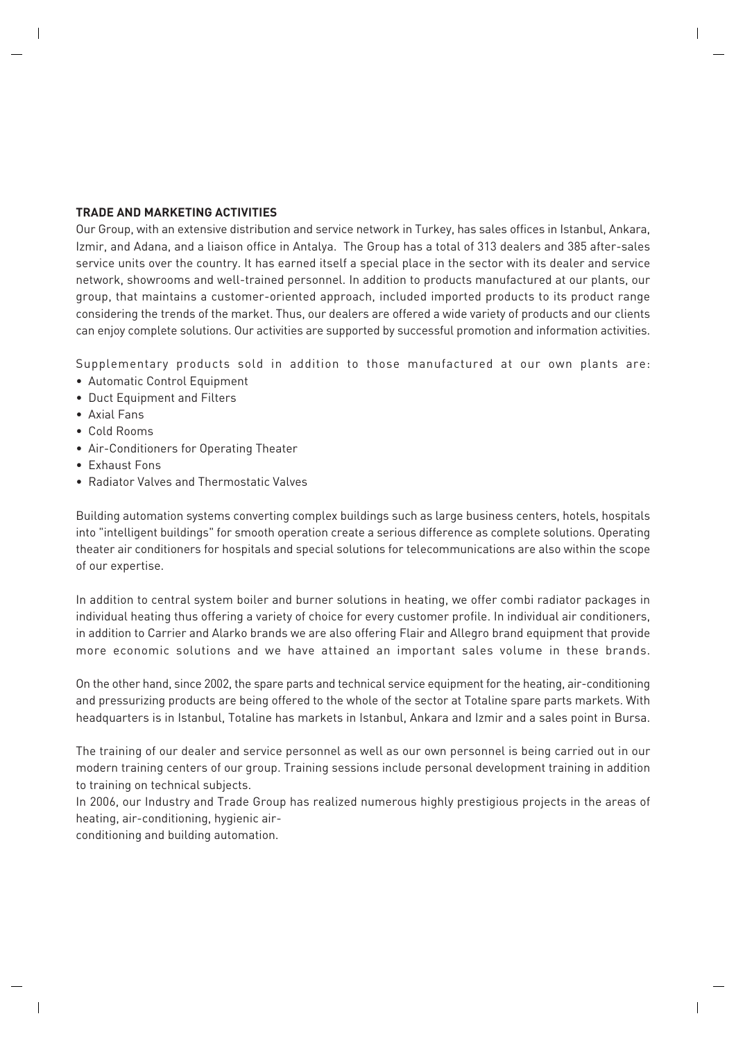**TRADE AND MARKETING ACTIVITIES**

Our Group, with an extensive distribution and service network in Turkey, has sales offices in Istanbul, Ankara, Izmir, and Adana, and a liaison office in Antalya. The Group has a total of 313 dealers and 385 after-sales service units over the country. It has earned itself a special place in the sector with its dealer and service network, showrooms and well-trained personnel. In addition to products manufactured at our plants, our group, that maintains a customer-oriented approach, included imported products to its product range considering the trends of the market. Thus, our dealers are offered a wide variety of products and our clients can enjoy complete solutions. Our activities are supported by successful promotion and information activities.

Supplementary products sold in addition to those manufactured at our own plants are:

- Automatic Control Equipment
- Duct Equipment and Filters
- Axial Fans
- Cold Rooms
- Air-Conditioners for Operating Theater
- Exhaust Fons
- Radiator Valves and Thermostatic Valves

Building automation systems converting complex buildings such as large business centers, hotels, hospitals into "intelligent buildings" for smooth operation create a serious difference as complete solutions. Operating theater air conditioners for hospitals and special solutions for telecommunications are also within the scope of our expertise.

In addition to central system boiler and burner solutions in heating, we offer combi radiator packages in individual heating thus offering a variety of choice for every customer profile. In individual air conditioners, in addition to Carrier and Alarko brands we are also offering Flair and Allegro brand equipment that provide more economic solutions and we have attained an important sales volume in these brands.

On the other hand, since 2002, the spare parts and technical service equipment for the heating, air-conditioning and pressurizing products are being offered to the whole of the sector at Totaline spare parts markets. With headquarters is in Istanbul, Totaline has markets in Istanbul, Ankara and Izmir and a sales point in Bursa.

The training of our dealer and service personnel as well as our own personnel is being carried out in our modern training centers of our group. Training sessions include personal development training in addition to training on technical subjects.

In 2006, our Industry and Trade Group has realized numerous highly prestigious projects in the areas of heating, air-conditioning, hygienic air-conditioning and building automation.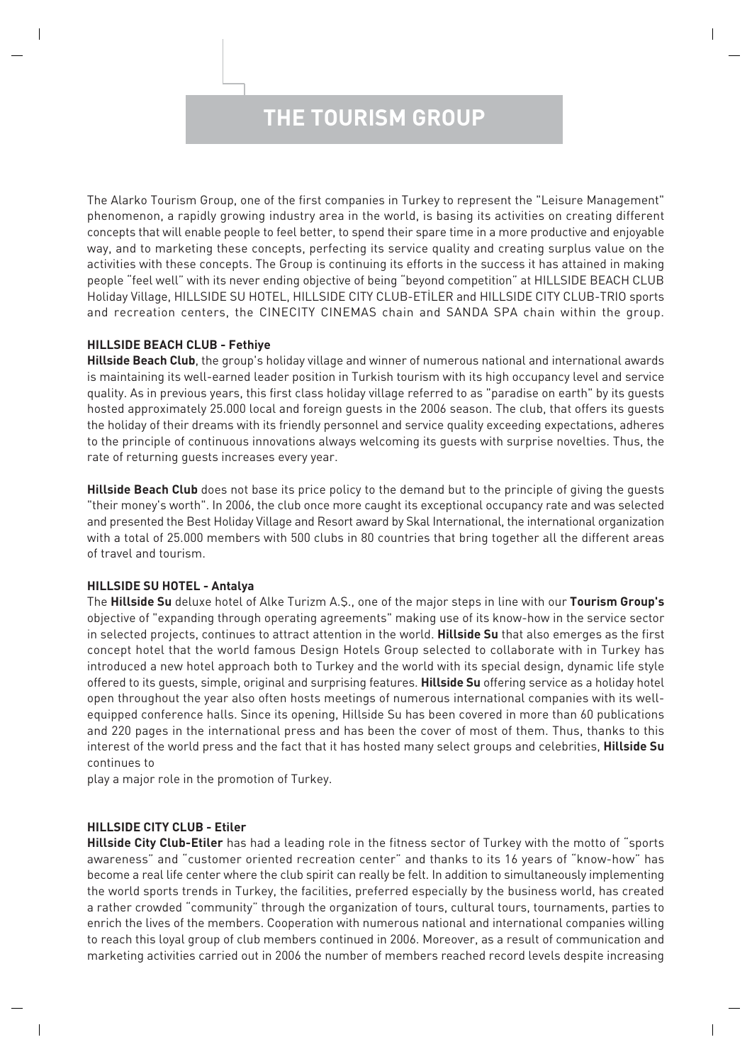# THE TOURISM GROUP

The Alarko Tourism Group, one of the first companies in Turkey to represent the "Leisure Management" phenomenon, a rapidly growing industry area in the world, is basing its activities on creating different concepts that will enable people to feel better, to spend their spare time in a more productive and enjoyable way, and to marketing these concepts, perfecting its service quality and creating surplus value on the activities with these concepts. The Group is continuing its efforts in the success it has attained in making people "feel well" with its never ending objective of being "beyond competition" at HILLSIDE BEACH CLUB Holiday Village, HILLSIDE SU HOTEL, HILLSIDE CITY CLUB-ETİLER and HILLSIDE CITY CLUB-TRIO sports and recreation centers, the CINECITY CINEMAS chain and SANDA SPA chain within the group.

**HILLSIDE BEACH CLUB - Fethiye**

**Hillside Beach Club**, the group's holiday village and winner of numerous national and international awards is maintaining its well-earned leader position in Turkish tourism with its high occupancy level and service quality. As in previous years, this first class holiday village referred to as "paradise on earth" by its guests hosted approximately 25.000 local and foreign guests in the 2006 season. The club, that offers its guests the holiday of their dreams with its friendly personnel and service quality exceeding expectations, adheres to the principle of continuous innovations always welcoming its guests with surprise novelties. Thus, the rate of returning guests increases every year.

**Hillside Beach Club** does not base its price policy to the demand but to the principle of giving the guests "their money's worth". In 2006, the club once more caught its exceptional occupancy rate and was selected and presented the Best Holiday Village and Resort award by Skal International, the international organization with a total of 25.000 members with 500 clubs in 80 countries that bring together all the different areas of travel and tourism.

**HILLSIDE SU HOTEL - Antalya**

The **Hillside Su** deluxe hotel of Alke Turizm A.Ş., one of the major steps in line with our **Tourism Group's** objective of "expanding through operating agreements" making use of its know-how in the service sector in selected projects, continues to attract attention in the world. **Hillside Su** that also emerges as the first concept hotel that the world famous Design Hotels Group selected to collaborate with in Turkey has introduced a new hotel approach both to Turkey and the world with its special design, dynamic life style offered to its guests, simple, original and surprising features. **Hillside Su** offering service as a holiday hotel open throughout the year also often hosts meetings of numerous international companies with its well-equipped conference halls. Since its opening, Hillside Su has been covered in more than 60 publications and 220 pages in the international press and has been the cover of most of them. Thus, thanks to this interest of the world press and the fact that it has hosted many select groups and celebrities, **Hillside Su** continues to play a major role in the promotion of Turkey.

**HILLSIDE CITY CLUB - Etiler**

**Hillside City Club-Etiler** has had a leading role in the fitness sector of Turkey with the motto of "sports awareness" and "customer oriented recreation center" and thanks to its 16 years of "know-how" has become a real life center where the club spirit can really be felt. In addition to simultaneously implementing the world sports trends in Turkey, the facilities, preferred especially by the business world, has created a rather crowded "community" through the organization of tours, cultural tours, tournaments, parties to enrich the lives of the members. Cooperation with numerous national and international companies willing to reach this loyal group of club members continued in 2006. Moreover, as a result of communication and marketing activities carried out in 2006 the number of members reached record levels despite increasing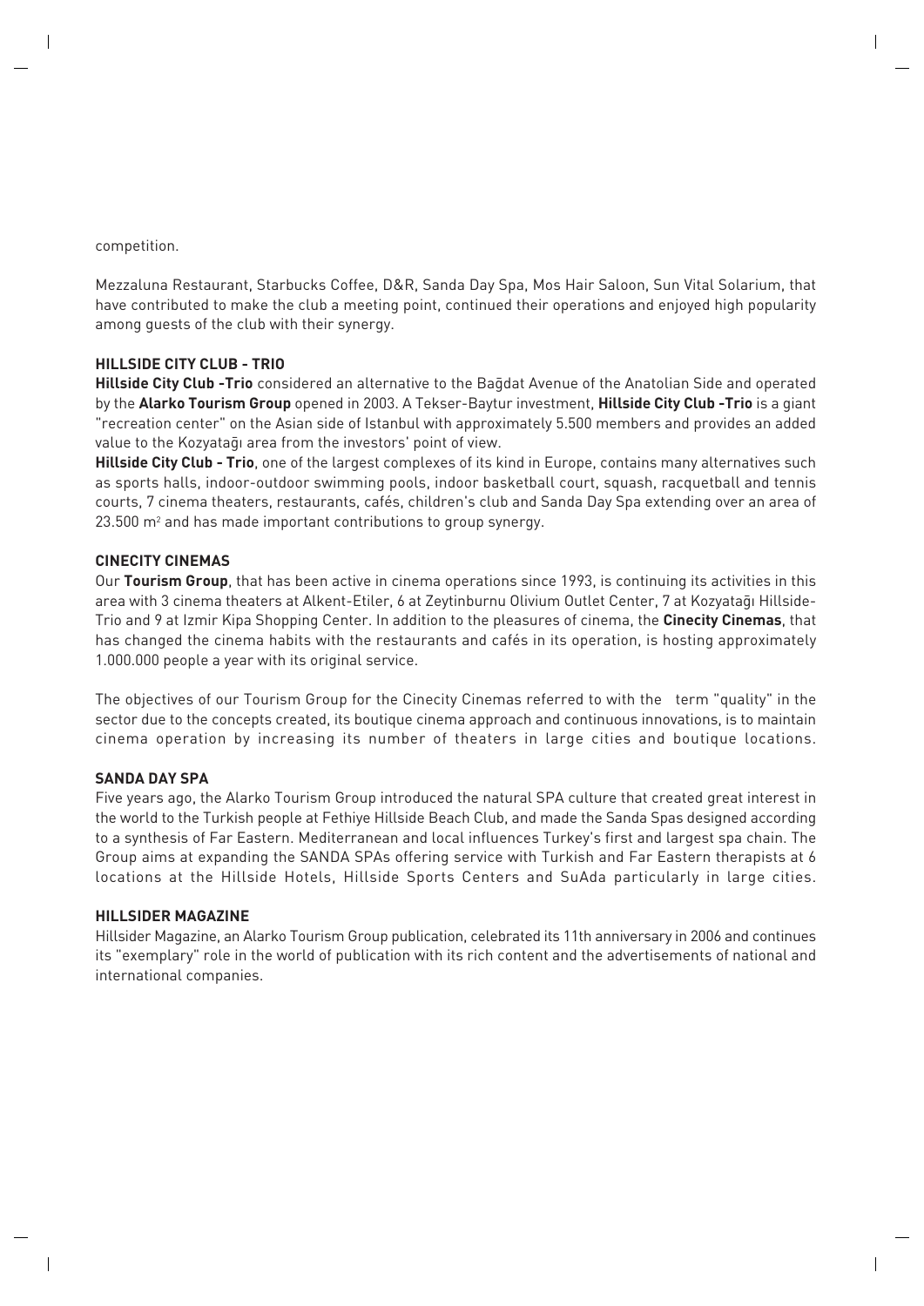competition.

Mezzaluna Restaurant, Starbucks Coffee, D&R, Sanda Day Spa, Mos Hair Saloon, Sun Vital Solarium, that have contributed to make the club a meeting point, continued their operations and enjoyed high popularity among guests of the club with their synergy.

### HILLSIDE CITY CLUB - TRIO

**Hillside City Club -Trio** considered an alternative to the Bağdat Avenue of the Anatolian Side and operated by the **Alarko Tourism Group** opened in 2003. A Tekser-Baytur investment, **Hillside City Club -Trio** is a giant "recreation center" on the Asian side of Istanbul with approximately 5.500 members and provides an added value to the Kozyatağı area from the investors' point of view.

**Hillside City Club - Trio**, one of the largest complexes of its kind in Europe, contains many alternatives such as sports halls, indoor-outdoor swimming pools, indoor basketball court, squash, racquetball and tennis courts, 7 cinema theaters, restaurants, cafés, children's club and Sanda Day Spa extending over an area of 23.500 m$^2$ and has made important contributions to group synergy.

### CINECITY CINEMAS

Our **Tourism Group**, that has been active in cinema operations since 1993, is continuing its activities in this area with 3 cinema theaters at Alkent-Etiler, 6 at Zeytinburnu Olivium Outlet Center, 7 at Kozyatağı Hillside-Trio and 9 at Izmir Kipa Shopping Center. In addition to the pleasures of cinema, the **Cinecity Cinemas**, that has changed the cinema habits with the restaurants and cafés in its operation, is hosting approximately 1.000.000 people a year with its original service.

The objectives of our Tourism Group for the Cinecity Cinemas referred to with the term "quality" in the sector due to the concepts created, its boutique cinema approach and continuous innovations, is to maintain cinema operation by increasing its number of theaters in large cities and boutique locations.

### SANDA DAY SPA

Five years ago, the Alarko Tourism Group introduced the natural SPA culture that created great interest in the world to the Turkish people at Fethiye Hillside Beach Club, and made the Sanda Spas designed according to a synthesis of Far Eastern. Mediterranean and local influences Turkey's first and largest spa chain. The Group aims at expanding the SANDA SPAs offering service with Turkish and Far Eastern therapists at 6 locations at the Hillside Hotels, Hillside Sports Centers and SuAda particularly in large cities.

### HILLSIDER MAGAZINE

Hillsider Magazine, an Alarko Tourism Group publication, celebrated its 11th anniversary in 2006 and continues its "exemplary" role in the world of publication with its rich content and the advertisements of national and international companies.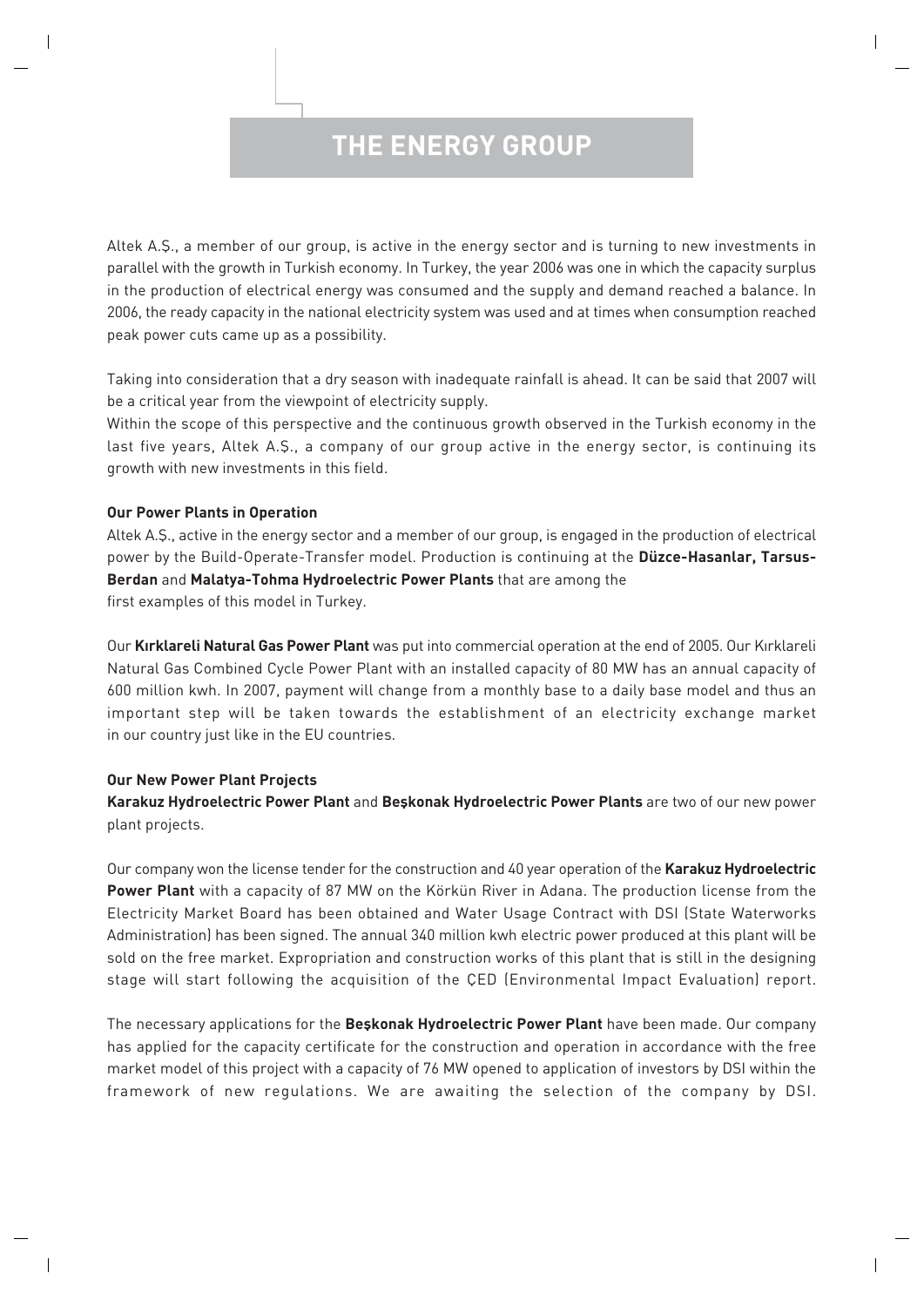# THE ENERGY GROUP

Altek A.Ş., a member of our group, is active in the energy sector and is turning to new investments in parallel with the growth in Turkish economy. In Turkey, the year 2006 was one in which the capacity surplus in the production of electrical energy was consumed and the supply and demand reached a balance. In 2006, the ready capacity in the national electricity system was used and at times when consumption reached peak power cuts came up as a possibility.

Taking into consideration that a dry season with inadequate rainfall is ahead. It can be said that 2007 will be a critical year from the viewpoint of electricity supply.
Within the scope of this perspective and the continuous growth observed in the Turkish economy in the last five years, Altek A.Ş., a company of our group active in the energy sector, is continuing its growth with new investments in this field.

**Our Power Plants in Operation**

Altek A.Ş., active in the energy sector and a member of our group, is engaged in the production of electrical power by the Build-Operate-Transfer model. Production is continuing at the **Düzce-Hasanlar, Tarsus-Berdan** and **Malatya-Tohma Hydroelectric Power Plants** that are among the first examples of this model in Turkey.

Our **Kırklareli Natural Gas Power Plant** was put into commercial operation at the end of 2005. Our Kırklareli Natural Gas Combined Cycle Power Plant with an installed capacity of 80 MW has an annual capacity of 600 million kwh. In 2007, payment will change from a monthly base to a daily base model and thus an important step will be taken towards the establishment of an electricity exchange market in our country just like in the EU countries.

**Our New Power Plant Projects**

**Karakuz Hydroelectric Power Plant** and **Beşkonak Hydroelectric Power Plants** are two of our new power plant projects.

Our company won the license tender for the construction and 40 year operation of the **Karakuz Hydroelectric Power Plant** with a capacity of 87 MW on the Körkün River in Adana. The production license from the Electricity Market Board has been obtained and Water Usage Contract with DSI (State Waterworks Administration) has been signed. The annual 340 million kwh electric power produced at this plant will be sold on the free market. Expropriation and construction works of this plant that is still in the designing stage will start following the acquisition of the ÇED (Environmental Impact Evaluation) report.

The necessary applications for the **Beşkonak Hydroelectric Power Plant** have been made. Our company has applied for the capacity certificate for the construction and operation in accordance with the free market model of this project with a capacity of 76 MW opened to application of investors by DSI within the framework of new regulations. We are awaiting the selection of the company by DSI.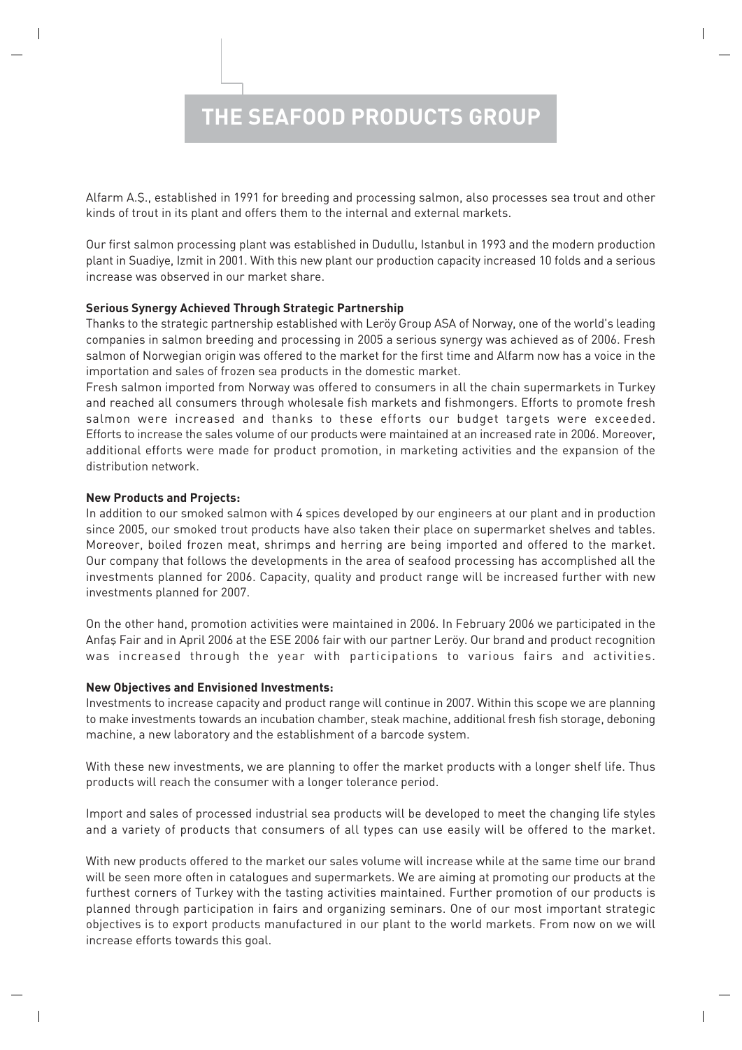# THE SEAFOOD PRODUCTS GROUP

Alfarm A.Ş., established in 1991 for breeding and processing salmon, also processes sea trout and other kinds of trout in its plant and offers them to the internal and external markets.

Our first salmon processing plant was established in Dudullu, Istanbul in 1993 and the modern production plant in Suadiye, Izmit in 2001. With this new plant our production capacity increased 10 folds and a serious increase was observed in our market share.

**Serious Synergy Achieved Through Strategic Partnership**

Thanks to the strategic partnership established with Leröy Group ASA of Norway, one of the world's leading companies in salmon breeding and processing in 2005 a serious synergy was achieved as of 2006. Fresh salmon of Norwegian origin was offered to the market for the first time and Alfarm now has a voice in the importation and sales of frozen sea products in the domestic market.

Fresh salmon imported from Norway was offered to consumers in all the chain supermarkets in Turkey and reached all consumers through wholesale fish markets and fishmongers. Efforts to promote fresh salmon were increased and thanks to these efforts our budget targets were exceeded. Efforts to increase the sales volume of our products were maintained at an increased rate in 2006. Moreover, additional efforts were made for product promotion, in marketing activities and the expansion of the distribution network.

**New Products and Projects:**

In addition to our smoked salmon with 4 spices developed by our engineers at our plant and in production since 2005, our smoked trout products have also taken their place on supermarket shelves and tables. Moreover, boiled frozen meat, shrimps and herring are being imported and offered to the market. Our company that follows the developments in the area of seafood processing has accomplished all the investments planned for 2006. Capacity, quality and product range will be increased further with new investments planned for 2007.

On the other hand, promotion activities were maintained in 2006. In February 2006 we participated in the Anfaş Fair and in April 2006 at the ESE 2006 fair with our partner Leröy. Our brand and product recognition was increased through the year with participations to various fairs and activities.

**New Objectives and Envisioned Investments:**

Investments to increase capacity and product range will continue in 2007. Within this scope we are planning to make investments towards an incubation chamber, steak machine, additional fresh fish storage, deboning machine, a new laboratory and the establishment of a barcode system.

With these new investments, we are planning to offer the market products with a longer shelf life. Thus products will reach the consumer with a longer tolerance period.

Import and sales of processed industrial sea products will be developed to meet the changing life styles and a variety of products that consumers of all types can use easily will be offered to the market.

With new products offered to the market our sales volume will increase while at the same time our brand will be seen more often in catalogues and supermarkets. We are aiming at promoting our products at the furthest corners of Turkey with the tasting activities maintained. Further promotion of our products is planned through participation in fairs and organizing seminars. One of our most important strategic objectives is to export products manufactured in our plant to the world markets. From now on we will increase efforts towards this goal.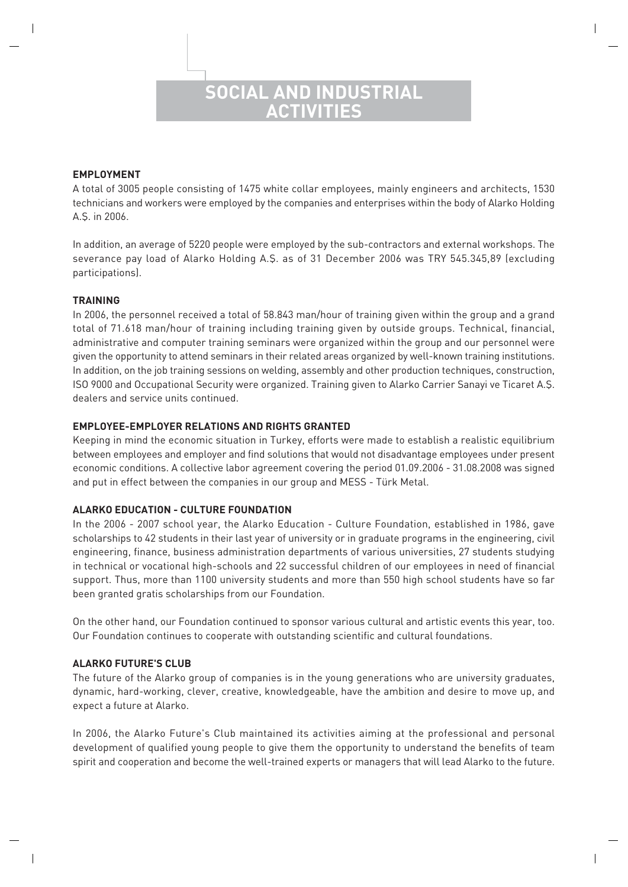# SOCIAL AND INDUSTRIAL ACTIVITIES

**EMPLOYMENT**

A total of 3005 people consisting of 1475 white collar employees, mainly engineers and architects, 1530 technicians and workers were employed by the companies and enterprises within the body of Alarko Holding A.Ş. in 2006.

In addition, an average of 5220 people were employed by the sub-contractors and external workshops. The severance pay load of Alarko Holding A.Ş. as of 31 December 2006 was TRY 545.345,89 (excluding participations).

**TRAINING**

In 2006, the personnel received a total of 58.843 man/hour of training given within the group and a grand total of 71.618 man/hour of training including training given by outside groups. Technical, financial, administrative and computer training seminars were organized within the group and our personnel were given the opportunity to attend seminars in their related areas organized by well-known training institutions. In addition, on the job training sessions on welding, assembly and other production techniques, construction, ISO 9000 and Occupational Security were organized. Training given to Alarko Carrier Sanayi ve Ticaret A.Ş. dealers and service units continued.

**EMPLOYEE-EMPLOYER RELATIONS AND RIGHTS GRANTED**

Keeping in mind the economic situation in Turkey, efforts were made to establish a realistic equilibrium between employees and employer and find solutions that would not disadvantage employees under present economic conditions. A collective labor agreement covering the period 01.09.2006 - 31.08.2008 was signed and put in effect between the companies in our group and MESS - Türk Metal.

**ALARKO EDUCATION - CULTURE FOUNDATION**

In the 2006 - 2007 school year, the Alarko Education - Culture Foundation, established in 1986, gave scholarships to 42 students in their last year of university or in graduate programs in the engineering, civil engineering, finance, business administration departments of various universities, 27 students studying in technical or vocational high-schools and 22 successful children of our employees in need of financial support. Thus, more than 1100 university students and more than 550 high school students have so far been granted gratis scholarships from our Foundation.

On the other hand, our Foundation continued to sponsor various cultural and artistic events this year, too. Our Foundation continues to cooperate with outstanding scientific and cultural foundations.

**ALARKO FUTURE'S CLUB**

The future of the Alarko group of companies is in the young generations who are university graduates, dynamic, hard-working, clever, creative, knowledgeable, have the ambition and desire to move up, and expect a future at Alarko.

In 2006, the Alarko Future's Club maintained its activities aiming at the professional and personal development of qualified young people to give them the opportunity to understand the benefits of team spirit and cooperation and become the well-trained experts or managers that will lead Alarko to the future.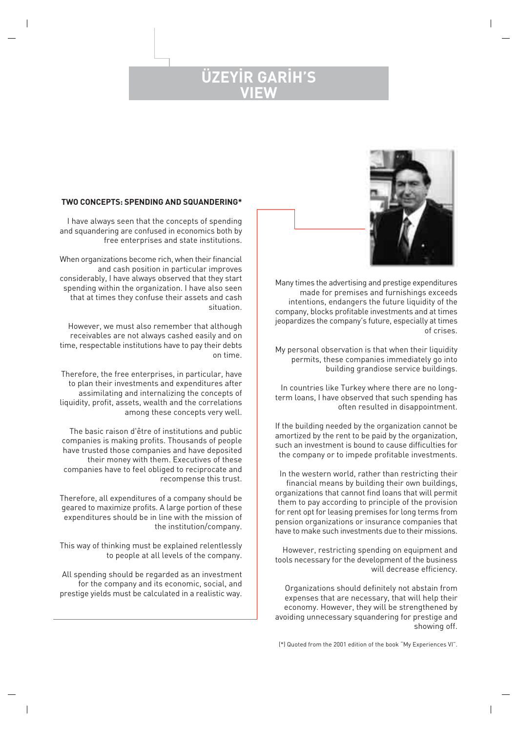# ÜZEYİR GARİH'S VIEW

## TWO CONCEPTS: SPENDING AND SQUANDERING*

I have always seen that the concepts of spending and squandering are confused in economics both by free enterprises and state institutions.

When organizations become rich, when their financial and cash position in particular improves considerably, I have always observed that they start spending within the organization. I have also seen that at times they confuse their assets and cash situation.

However, we must also remember that although receivables are not always cashed easily and on time, respectable institutions have to pay their debts on time.

Therefore, the free enterprises, in particular, have to plan their investments and expenditures after assimilating and internalizing the concepts of liquidity, profit, assets, wealth and the correlations among these concepts very well.

The basic raison d'être of institutions and public companies is making profits. Thousands of people have trusted those companies and have deposited their money with them. Executives of these companies have to feel obliged to reciprocate and recompense this trust.

Therefore, all expenditures of a company should be geared to maximize profits. A large portion of these expenditures should be in line with the mission of the institution/company.

This way of thinking must be explained relentlessly to people at all levels of the company.

All spending should be regarded as an investment for the company and its economic, social, and prestige yields must be calculated in a realistic way.

Many times the advertising and prestige expenditures made for premises and furnishings exceeds intentions, endangers the future liquidity of the company, blocks profitable investments and at times jeopardizes the company's future, especially at times of crises.

My personal observation is that when their liquidity permits, these companies immediately go into building grandiose service buildings.

In countries like Turkey where there are no long-term loans, I have observed that such spending has often resulted in disappointment.

If the building needed by the organization cannot be amortized by the rent to be paid by the organization, such an investment is bound to cause difficulties for the company or to impede profitable investments.

In the western world, rather than restricting their financial means by building their own buildings, organizations that cannot find loans that will permit them to pay according to principle of the provision for rent opt for leasing premises for long terms from pension organizations or insurance companies that have to make such investments due to their missions.

However, restricting spending on equipment and tools necessary for the development of the business will decrease efficiency.

Organizations should definitely not abstain from expenses that are necessary, that will help their economy. However, they will be strengthened by avoiding unnecessary squandering for prestige and showing off.

(*) Quoted from the 2001 edition of the book "My Experiences VI".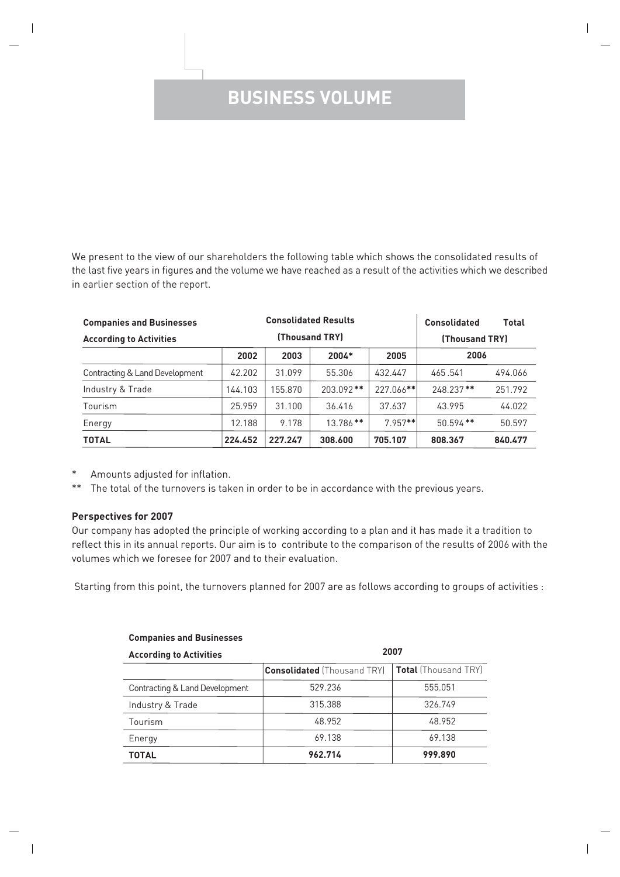# BUSINESS VOLUME

We present to the view of our shareholders the following table which shows the consolidated results of the last five years in figures and the volume we have reached as a result of the activities which we described in earlier section of the report.

| Companies and Businesses According to Activities | Consolidated Results (Thousand TRY) | | | | Consolidated (Thousand TRY) | Total (Thousand TRY) |
|---|---|---|---|---|---|---|
| | 2002 | 2003 | 2004* | 2005 | 2006 | |
| Contracting & Land Development | 42.202 | 31.099 | 55.306 | 432.447 | 465 .541 | 494.066 |
| Industry & Trade | 144.103 | 155.870 | 203.092** | 227.066** | 248.237** | 251.792 |
| Tourism | 25.959 | 31.100 | 36.416 | 37.637 | 43.995 | 44.022 |
| Energy | 12.188 | 9.178 | 13.786** | 7.957** | 50.594** | 50.597 |
| **TOTAL** | **224.452** | **227.247** | **308.600** | **705.107** | **808.367** | **840.477** |

\* Amounts adjusted for inflation.

\*\* The total of the turnovers is taken in order to be in accordance with the previous years.

**Perspectives for 2007**

Our company has adopted the principle of working according to a plan and it has made it a tradition to reflect this in its annual reports. Our aim is to contribute to the comparison of the results of 2006 with the volumes which we foresee for 2007 and to their evaluation.

Starting from this point, the turnovers planned for 2007 are as follows according to groups of activities :

| Companies and Businesses According to Activities | 2007 | |
|---|---|---|
| | **Consolidated** (Thousand TRY) | **Total** (Thousand TRY) |
| Contracting & Land Development | 529.236 | 555.051 |
| Industry & Trade | 315.388 | 326.749 |
| Tourism | 48.952 | 48.952 |
| Energy | 69.138 | 69.138 |
| **TOTAL** | **962.714** | **999.890** |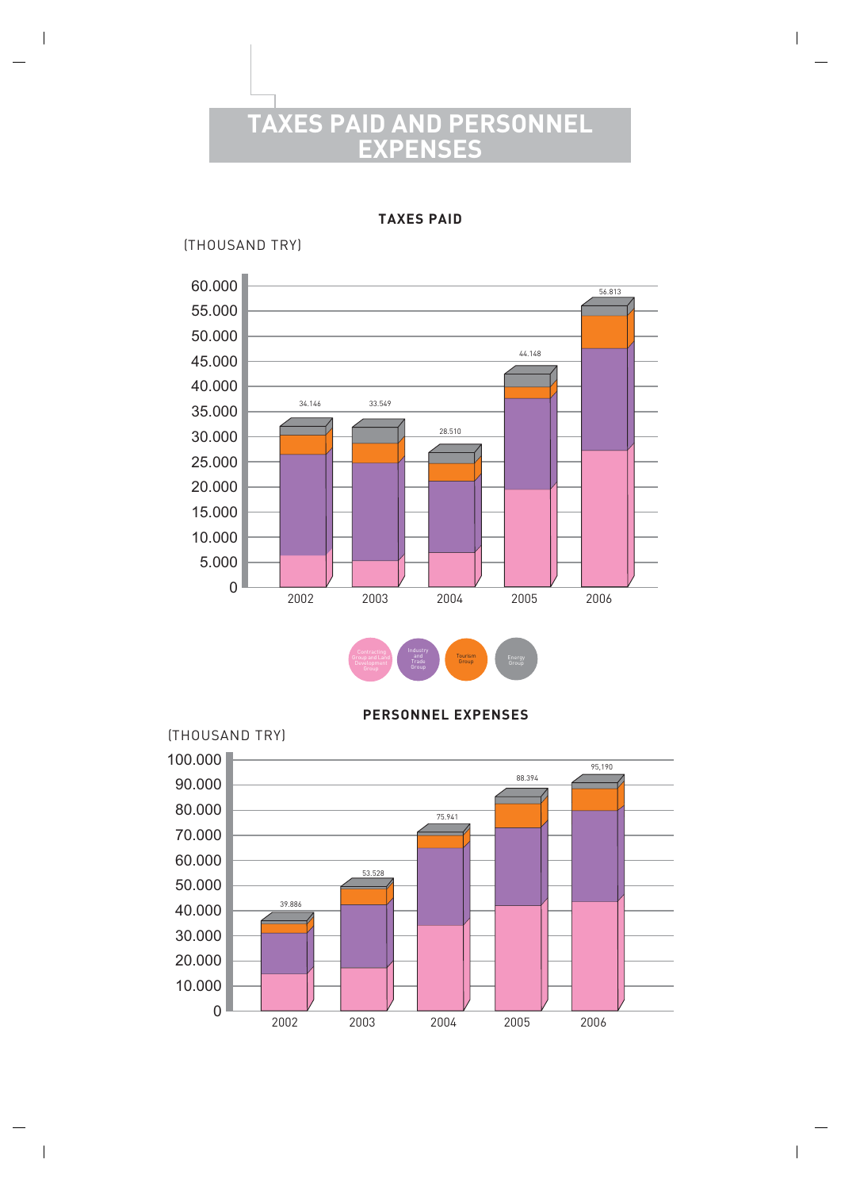# TAXES PAID AND PERSONNEL EXPENSES

**TAXES PAID**

(THOUSAND TRY)

| Year | Total |
|---|---|
| 2002 | 34.146 |
| 2003 | 33.549 |
| 2004 | 28.510 |
| 2005 | 44.148 |
| 2006 | 56.813 |

Contracting Group and Land Development Group · Industry and Trade Group · Tourism Group · Energy Group

**PERSONNEL EXPENSES**

(THOUSAND TRY)

| Year | Total |
|---|---|
| 2002 | 39.886 |
| 2003 | 53.528 |
| 2004 | 75.941 |
| 2005 | 88.394 |
| 2006 | 95,190 |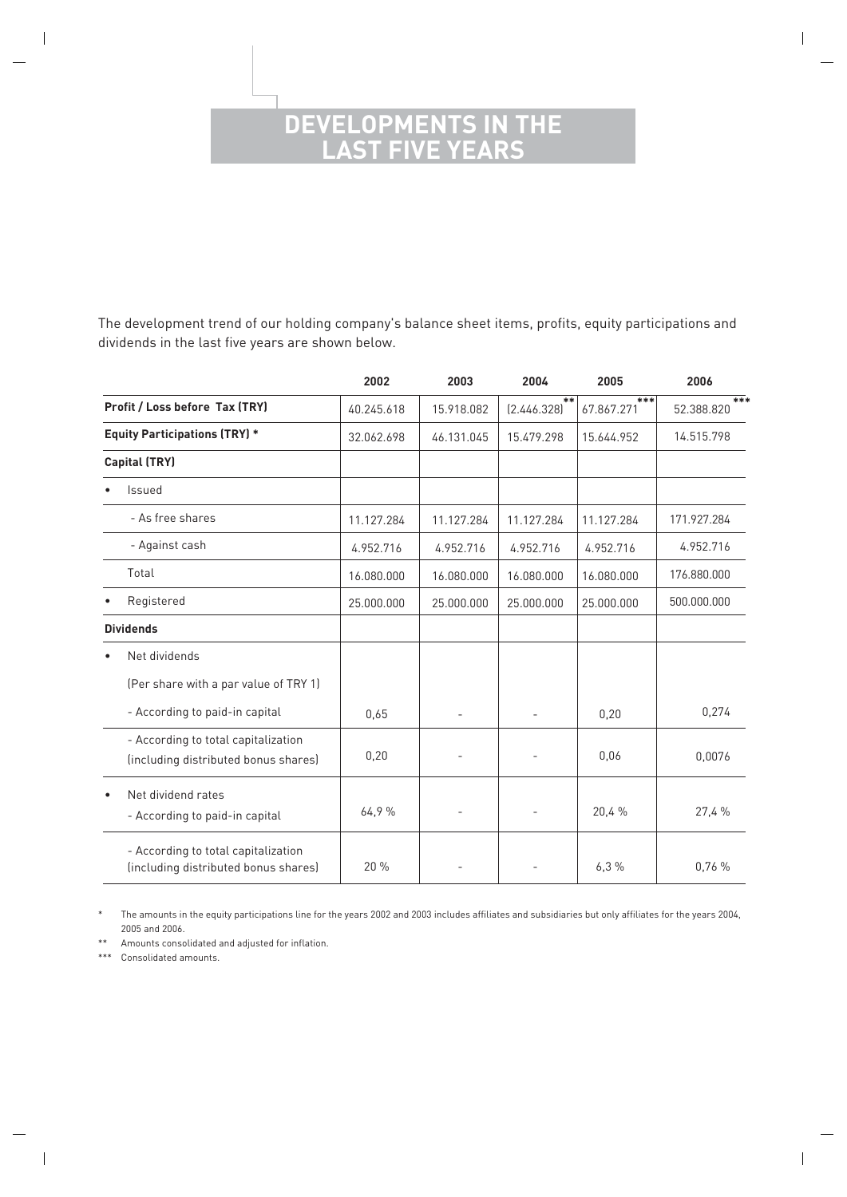# DEVELOPMENTS IN THE LAST FIVE YEARS

The development trend of our holding company's balance sheet items, profits, equity participations and dividends in the last five years are shown below.

| | 2002 | 2003 | 2004 | 2005 | 2006 |
|---|---|---|---|---|---|
| **Profit / Loss before Tax (TRY)** | 40.245.618 | 15.918.082 | (2.446.328)** | 67.867.271*** | 52.388.820*** |
| **Equity Participations (TRY) *** | 32.062.698 | 46.131.045 | 15.479.298 | 15.644.952 | 14.515.798 |
| **Capital (TRY)** | | | | | |
| • Issued | | | | | |
| - As free shares | 11.127.284 | 11.127.284 | 11.127.284 | 11.127.284 | 171.927.284 |
| - Against cash | 4.952.716 | 4.952.716 | 4.952.716 | 4.952.716 | 4.952.716 |
| Total | 16.080.000 | 16.080.000 | 16.080.000 | 16.080.000 | 176.880.000 |
| • Registered | 25.000.000 | 25.000.000 | 25.000.000 | 25.000.000 | 500.000.000 |
| **Dividends** | | | | | |
| • Net dividends (Per share with a par value of TRY 1) | | | | | |
| - According to paid-in capital | 0,65 | - | - | 0,20 | 0,274 |
| - According to total capitalization (including distributed bonus shares) | 0,20 | - | - | 0,06 | 0,0076 |
| • Net dividend rates<br>- According to paid-in capital | 64,9 % | - | - | 20,4 % | 27,4 % |
| - According to total capitalization (including distributed bonus shares) | 20 % | - | - | 6,3 % | 0,76 % |

\* The amounts in the equity participations line for the years 2002 and 2003 includes affiliates and subsidiaries but only affiliates for the years 2004, 2005 and 2006.

\*\* Amounts consolidated and adjusted for inflation.

\*\*\* Consolidated amounts.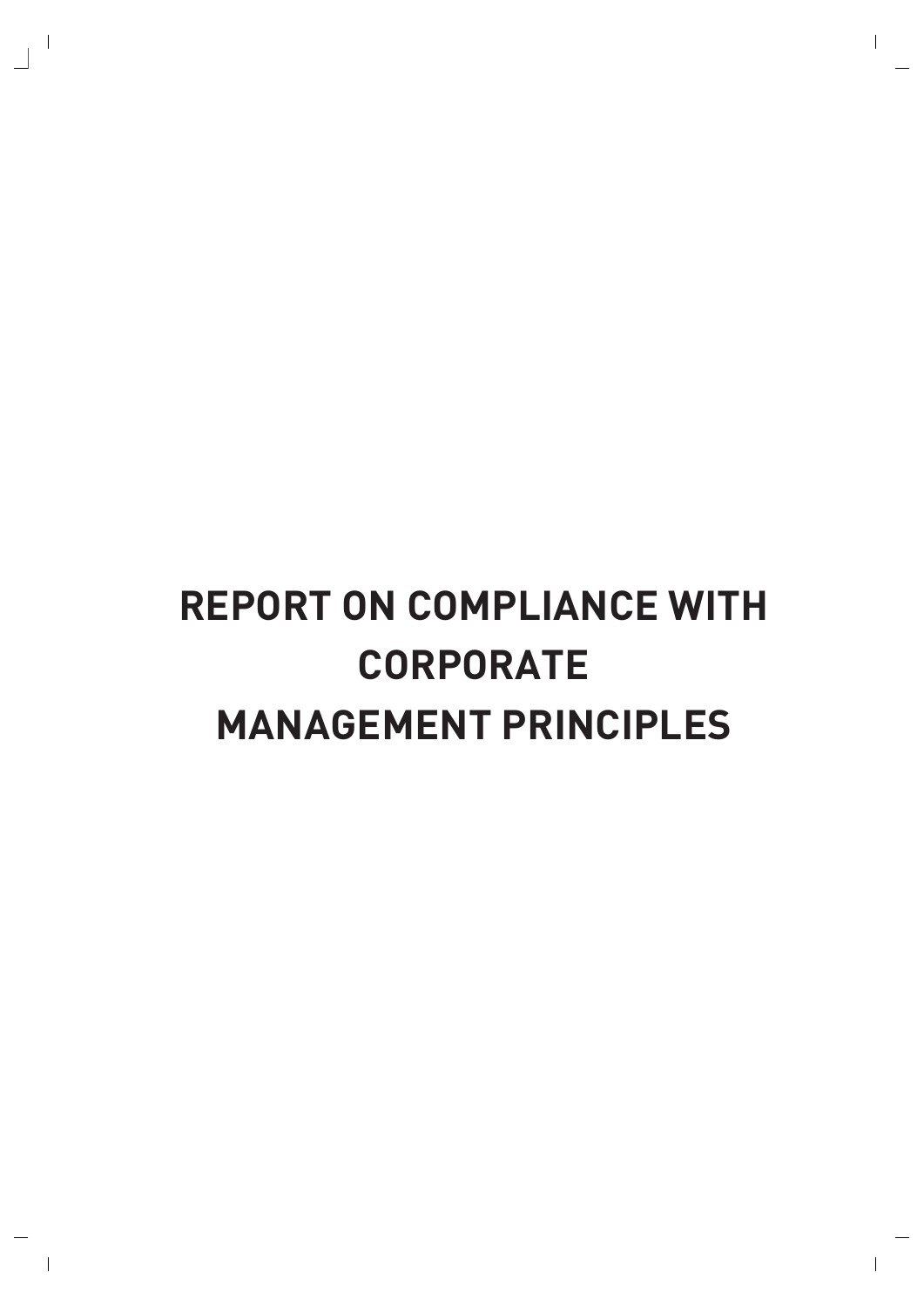# REPORT ON COMPLIANCE WITH CORPORATE MANAGEMENT PRINCIPLES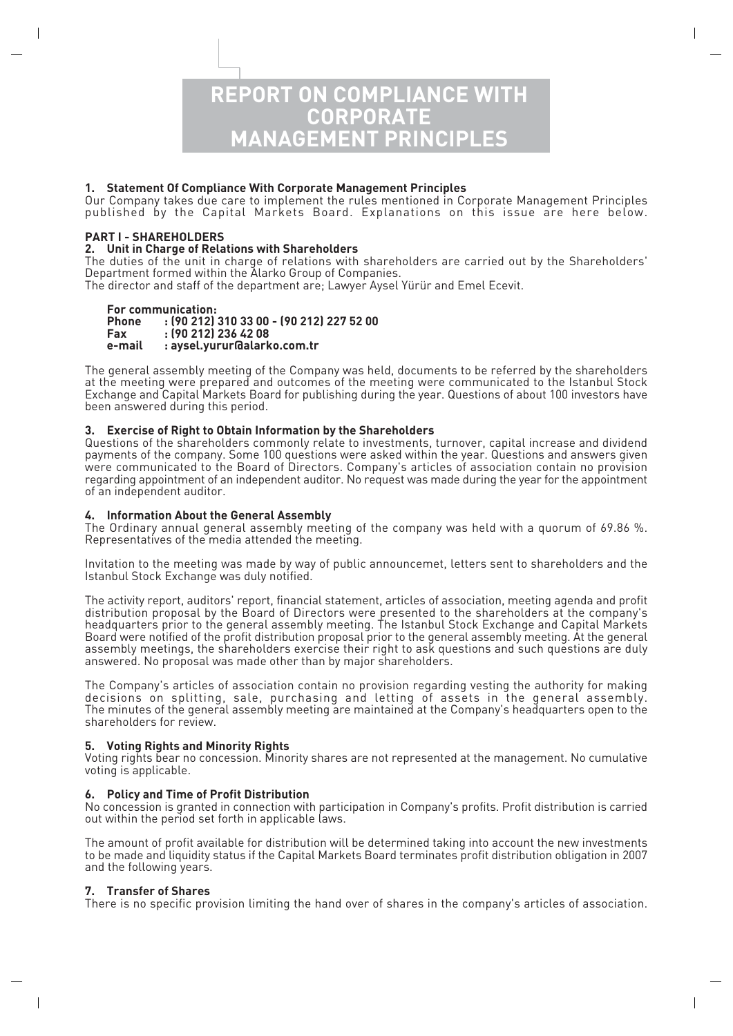# REPORT ON COMPLIANCE WITH CORPORATE MANAGEMENT PRINCIPLES

### 1. Statement Of Compliance With Corporate Management Principles

Our Company takes due care to implement the rules mentioned in Corporate Management Principles published by the Capital Markets Board. Explanations on this issue are here below.

## PART I - SHAREHOLDERS

### 2. Unit in Charge of Relations with Shareholders

The duties of the unit in charge of relations with shareholders are carried out by the Shareholders' Department formed within the Alarko Group of Companies.

The director and staff of the department are; Lawyer Aysel Yürür and Emel Ecevit.

**For communication:**
**Phone : (90 212) 310 33 00 - (90 212) 227 52 00**
**Fax : (90 212) 236 42 08**
**e-mail : aysel.yurur@alarko.com.tr**

The general assembly meeting of the Company was held, documents to be referred by the shareholders at the meeting were prepared and outcomes of the meeting were communicated to the Istanbul Stock Exchange and Capital Markets Board for publishing during the year. Questions of about 100 investors have been answered during this period.

### 3. Exercise of Right to Obtain Information by the Shareholders

Questions of the shareholders commonly relate to investments, turnover, capital increase and dividend payments of the company. Some 100 questions were asked within the year. Questions and answers given were communicated to the Board of Directors. Company's articles of association contain no provision regarding appointment of an independent auditor. No request was made during the year for the appointment of an independent auditor.

### 4. Information About the General Assembly

The Ordinary annual general assembly meeting of the company was held with a quorum of 69.86 %. Representatives of the media attended the meeting.

Invitation to the meeting was made by way of public announcemet, letters sent to shareholders and the Istanbul Stock Exchange was duly notified.

The activity report, auditors' report, financial statement, articles of association, meeting agenda and profit distribution proposal by the Board of Directors were presented to the shareholders at the company's headquarters prior to the general assembly meeting. The Istanbul Stock Exchange and Capital Markets Board were notified of the profit distribution proposal prior to the general assembly meeting. At the general assembly meetings, the shareholders exercise their right to ask questions and such questions are duly answered. No proposal was made other than by major shareholders.

The Company's articles of association contain no provision regarding vesting the authority for making decisions on splitting, sale, purchasing and letting of assets in the general assembly. The minutes of the general assembly meeting are maintained at the Company's headquarters open to the shareholders for review.

### 5. Voting Rights and Minority Rights

Voting rights bear no concession. Minority shares are not represented at the management. No cumulative voting is applicable.

### 6. Policy and Time of Profit Distribution

No concession is granted in connection with participation in Company's profits. Profit distribution is carried out within the period set forth in applicable laws.

The amount of profit available for distribution will be determined taking into account the new investments to be made and liquidity status if the Capital Markets Board terminates profit distribution obligation in 2007 and the following years.

### 7. Transfer of Shares

There is no specific provision limiting the hand over of shares in the company's articles of association.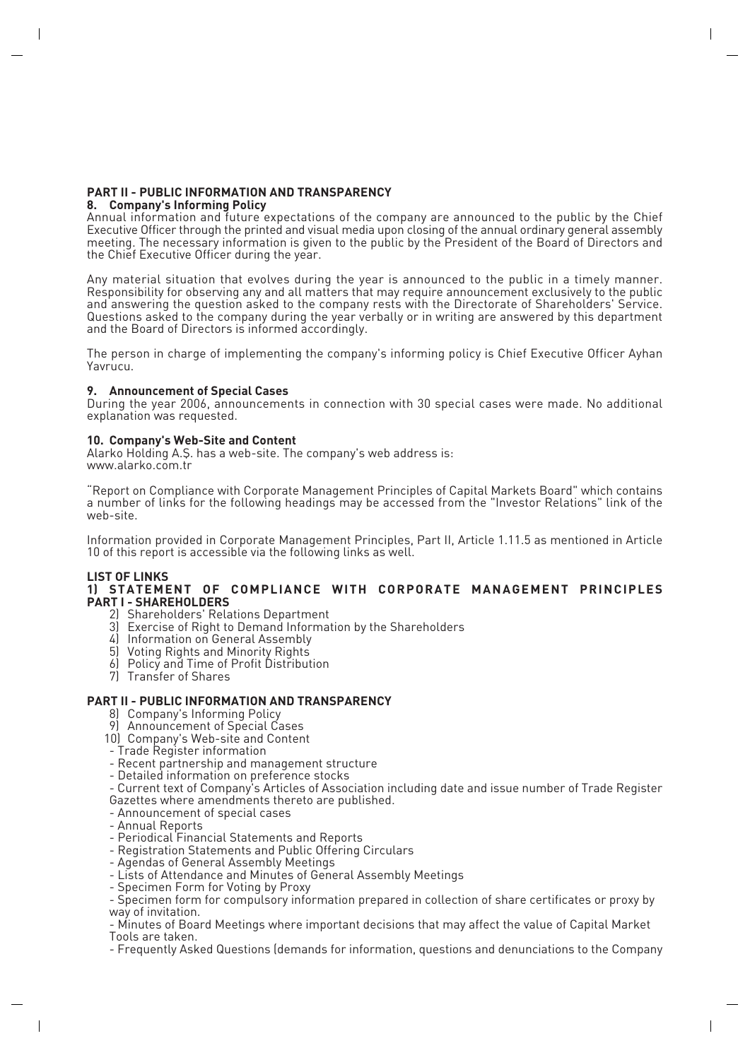## PART II - PUBLIC INFORMATION AND TRANSPARENCY

### 8. Company's Informing Policy

Annual information and future expectations of the company are announced to the public by the Chief Executive Officer through the printed and visual media upon closing of the annual ordinary general assembly meeting. The necessary information is given to the public by the President of the Board of Directors and the Chief Executive Officer during the year.

Any material situation that evolves during the year is announced to the public in a timely manner. Responsibility for observing any and all matters that may require announcement exclusively to the public and answering the question asked to the company rests with the Directorate of Shareholders' Service. Questions asked to the company during the year verbally or in writing are answered by this department and the Board of Directors is informed accordingly.

The person in charge of implementing the company's informing policy is Chief Executive Officer Ayhan Yavrucu.

### 9. Announcement of Special Cases

During the year 2006, announcements in connection with 30 special cases were made. No additional explanation was requested.

### 10. Company's Web-Site and Content

Alarko Holding A.Ş. has a web-site. The company's web address is:
www.alarko.com.tr

"Report on Compliance with Corporate Management Principles of Capital Markets Board" which contains a number of links for the following headings may be accessed from the "Investor Relations" link of the web-site.

Information provided in Corporate Management Principles, Part II, Article 1.11.5 as mentioned in Article 10 of this report is accessible via the following links as well.

**LIST OF LINKS**

**1) STATEMENT OF COMPLIANCE WITH CORPORATE MANAGEMENT PRINCIPLES**

**PART I - SHAREHOLDERS**

2) Shareholders' Relations Department
3) Exercise of Right to Demand Information by the Shareholders
4) Information on General Assembly
5) Voting Rights and Minority Rights
6) Policy and Time of Profit Distribution
7) Transfer of Shares

**PART II - PUBLIC INFORMATION AND TRANSPARENCY**

8) Company's Informing Policy
9) Announcement of Special Cases
10) Company's Web-site and Content

- Trade Register information
- Recent partnership and management structure
- Detailed information on preference stocks
- Current text of Company's Articles of Association including date and issue number of Trade Register Gazettes where amendments thereto are published.
- Announcement of special cases
- Annual Reports
- Periodical Financial Statements and Reports
- Registration Statements and Public Offering Circulars
- Agendas of General Assembly Meetings
- Lists of Attendance and Minutes of General Assembly Meetings
- Specimen Form for Voting by Proxy
- Specimen form for compulsory information prepared in collection of share certificates or proxy by way of invitation.
- Minutes of Board Meetings where important decisions that may affect the value of Capital Market Tools are taken.
- Frequently Asked Questions (demands for information, questions and denunciations to the Company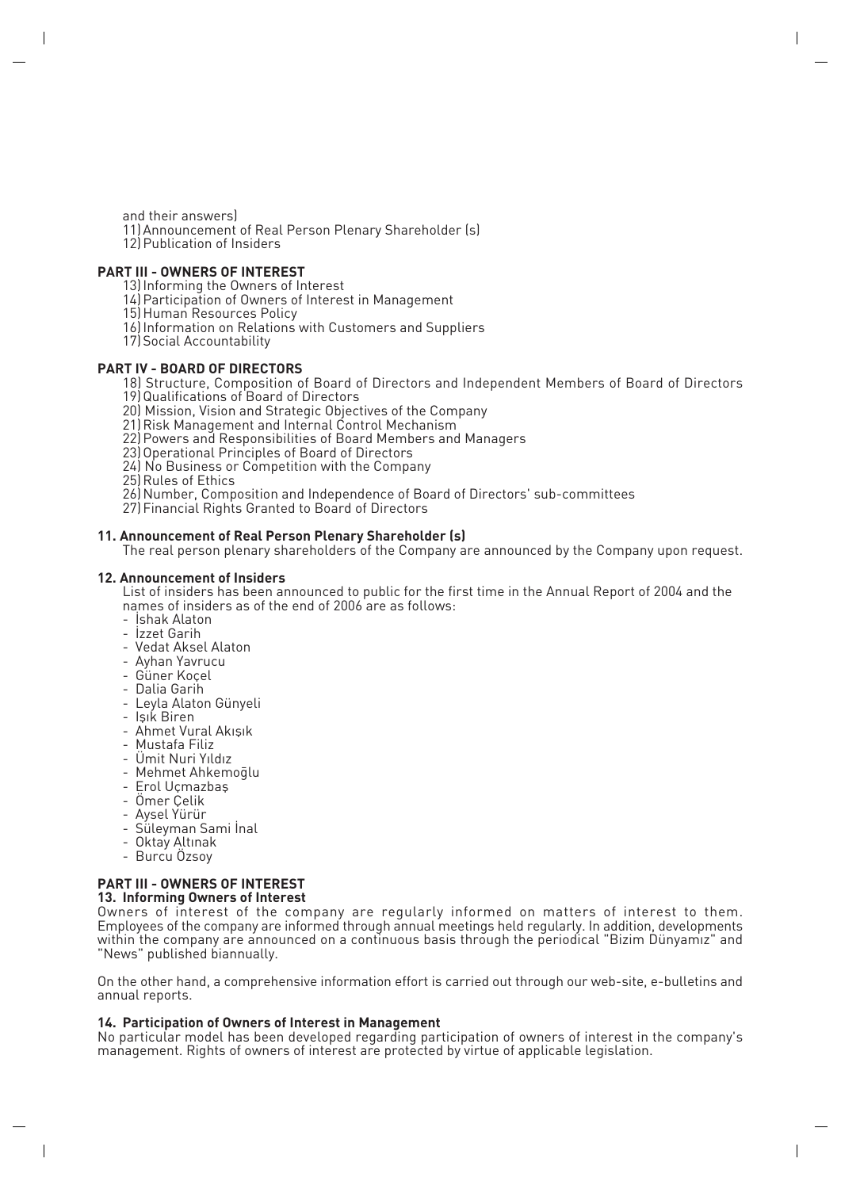and their answers)

11) Announcement of Real Person Plenary Shareholder (s)

12) Publication of Insiders

**PART III - OWNERS OF INTEREST**

13) Informing the Owners of Interest

14) Participation of Owners of Interest in Management

15) Human Resources Policy

16) Information on Relations with Customers and Suppliers

17) Social Accountability

**PART IV - BOARD OF DIRECTORS**

18) Structure, Composition of Board of Directors and Independent Members of Board of Directors

19) Qualifications of Board of Directors

20) Mission, Vision and Strategic Objectives of the Company

21) Risk Management and Internal Control Mechanism

22) Powers and Responsibilities of Board Members and Managers

23) Operational Principles of Board of Directors

24) No Business or Competition with the Company

25) Rules of Ethics

26) Number, Composition and Independence of Board of Directors' sub-committees

27) Financial Rights Granted to Board of Directors

**11. Announcement of Real Person Plenary Shareholder (s)**

The real person plenary shareholders of the Company are announced by the Company upon request.

**12. Announcement of Insiders**

List of insiders has been announced to public for the first time in the Annual Report of 2004 and the names of insiders as of the end of 2006 are as follows:

- İshak Alaton
- İzzet Garih
- Vedat Aksel Alaton
- Ayhan Yavrucu
- Güner Koçel
- Dalia Garih
- Leyla Alaton Günyeli
- Işık Biren
- Ahmet Vural Akışık
- Mustafa Filiz
- Ümit Nuri Yıldız
- Mehmet Ahkemoğlu
- Erol Uçmazbaş
- Ömer Çelik
- Aysel Yürür
- Süleyman Sami İnal
- Oktay Altınak
- Burcu Özsoy

**PART III - OWNERS OF INTEREST**

**13. Informing Owners of Interest**

Owners of interest of the company are regularly informed on matters of interest to them. Employees of the company are informed through annual meetings held regularly. In addition, developments within the company are announced on a continuous basis through the periodical "Bizim Dünyamız" and "News" published biannually.

On the other hand, a comprehensive information effort is carried out through our web-site, e-bulletins and annual reports.

**14. Participation of Owners of Interest in Management**

No particular model has been developed regarding participation of owners of interest in the company's management. Rights of owners of interest are protected by virtue of applicable legislation.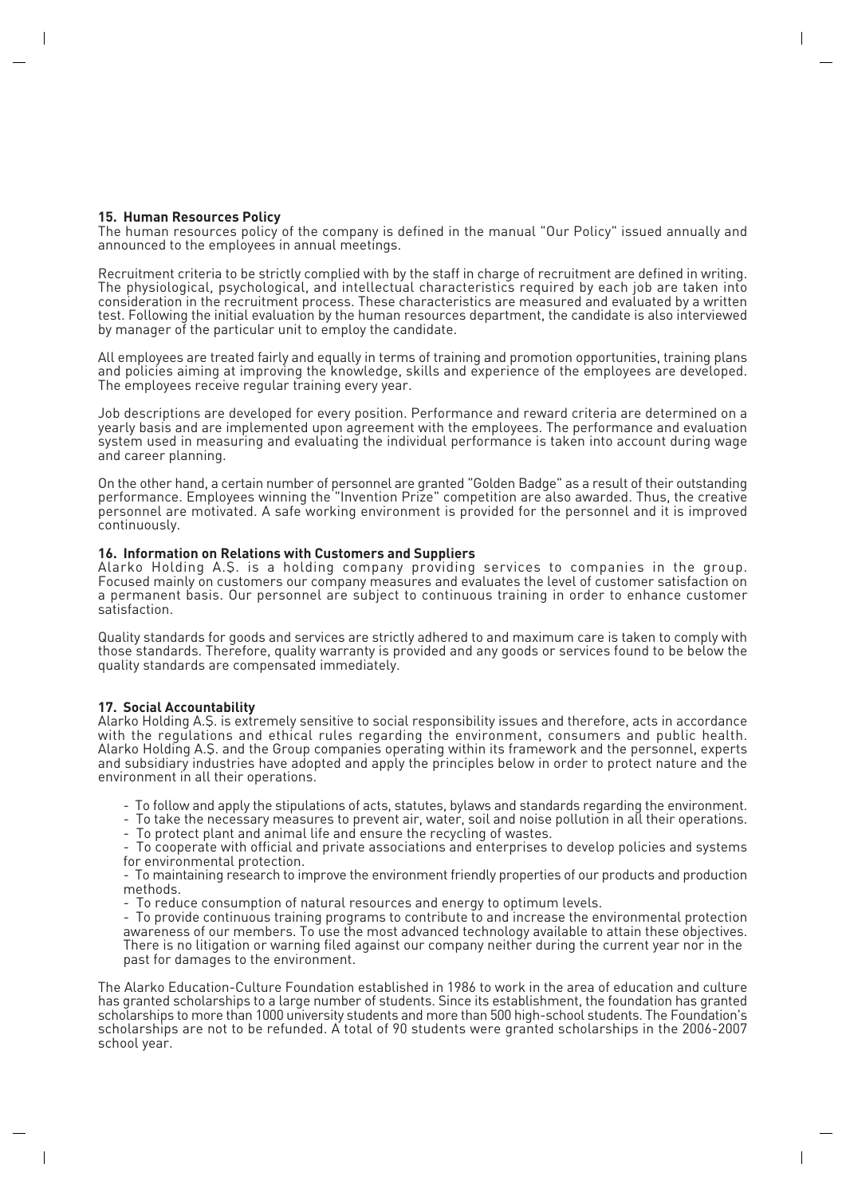## 15. Human Resources Policy

The human resources policy of the company is defined in the manual "Our Policy" issued annually and announced to the employees in annual meetings.

Recruitment criteria to be strictly complied with by the staff in charge of recruitment are defined in writing. The physiological, psychological, and intellectual characteristics required by each job are taken into consideration in the recruitment process. These characteristics are measured and evaluated by a written test. Following the initial evaluation by the human resources department, the candidate is also interviewed by manager of the particular unit to employ the candidate.

All employees are treated fairly and equally in terms of training and promotion opportunities, training plans and policies aiming at improving the knowledge, skills and experience of the employees are developed. The employees receive regular training every year.

Job descriptions are developed for every position. Performance and reward criteria are determined on a yearly basis and are implemented upon agreement with the employees. The performance and evaluation system used in measuring and evaluating the individual performance is taken into account during wage and career planning.

On the other hand, a certain number of personnel are granted "Golden Badge" as a result of their outstanding performance. Employees winning the "Invention Prize" competition are also awarded. Thus, the creative personnel are motivated. A safe working environment is provided for the personnel and it is improved continuously.

## 16. Information on Relations with Customers and Suppliers

Alarko Holding A.Ş. is a holding company providing services to companies in the group. Focused mainly on customers our company measures and evaluates the level of customer satisfaction on a permanent basis. Our personnel are subject to continuous training in order to enhance customer satisfaction.

Quality standards for goods and services are strictly adhered to and maximum care is taken to comply with those standards. Therefore, quality warranty is provided and any goods or services found to be below the quality standards are compensated immediately.

## 17. Social Accountability

Alarko Holding A.Ş. is extremely sensitive to social responsibility issues and therefore, acts in accordance with the regulations and ethical rules regarding the environment, consumers and public health. Alarko Holding A.Ş. and the Group companies operating within its framework and the personnel, experts and subsidiary industries have adopted and apply the principles below in order to protect nature and the environment in all their operations.

- To follow and apply the stipulations of acts, statutes, bylaws and standards regarding the environment.
- To take the necessary measures to prevent air, water, soil and noise pollution in all their operations.
- To protect plant and animal life and ensure the recycling of wastes.
- To cooperate with official and private associations and enterprises to develop policies and systems for environmental protection.
- To maintaining research to improve the environment friendly properties of our products and production methods.
- To reduce consumption of natural resources and energy to optimum levels.
- To provide continuous training programs to contribute to and increase the environmental protection awareness of our members. To use the most advanced technology available to attain these objectives. There is no litigation or warning filed against our company neither during the current year nor in the past for damages to the environment.

The Alarko Education-Culture Foundation established in 1986 to work in the area of education and culture has granted scholarships to a large number of students. Since its establishment, the foundation has granted scholarships to more than 1000 university students and more than 500 high-school students. The Foundation's scholarships are not to be refunded. A total of 90 students were granted scholarships in the 2006-2007 school year.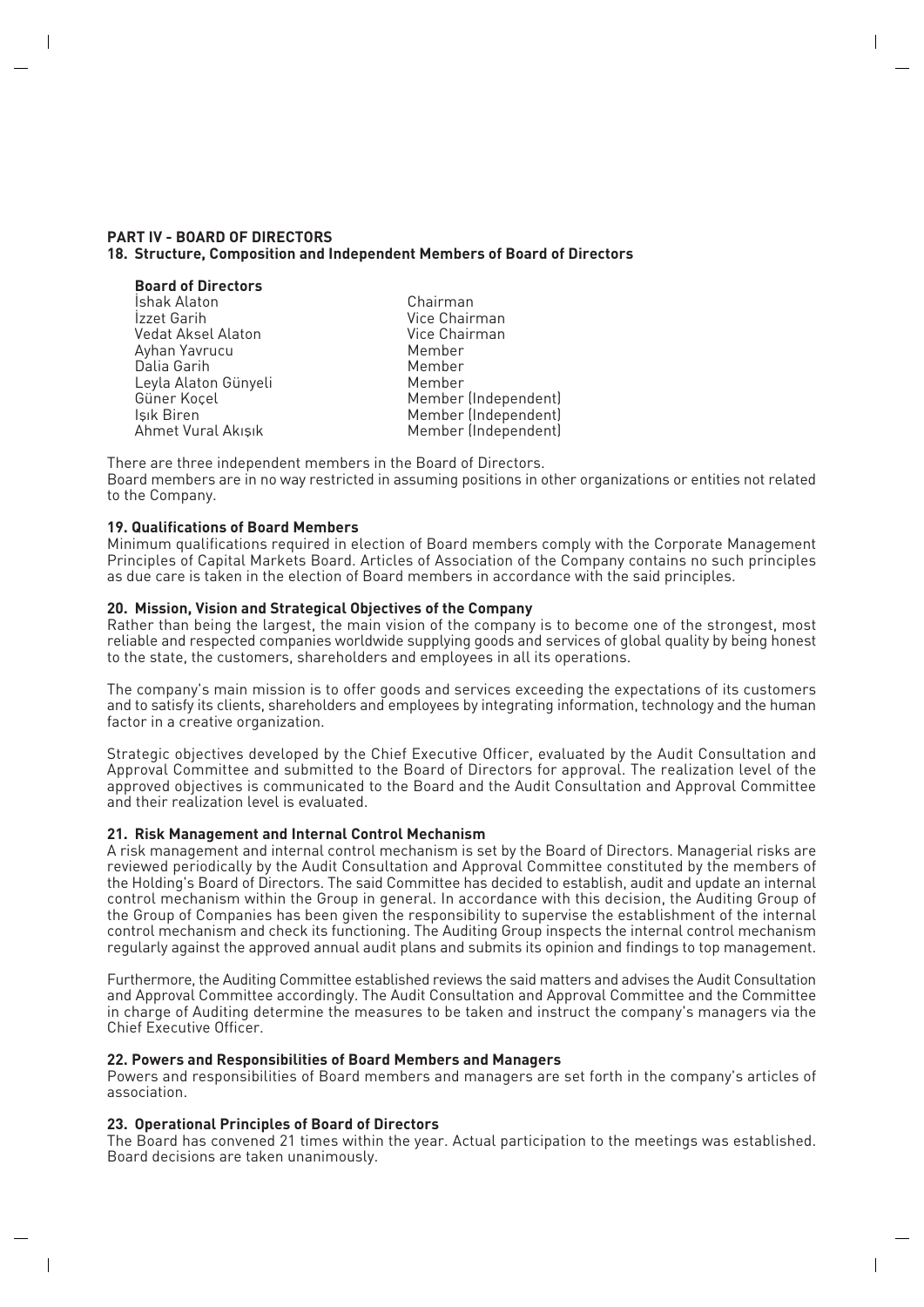## PART IV - BOARD OF DIRECTORS

### 18. Structure, Composition and Independent Members of Board of Directors

**Board of Directors**

| | |
|---|---|
| İshak Alaton | Chairman |
| İzzet Garih | Vice Chairman |
| Vedat Aksel Alaton | Vice Chairman |
| Ayhan Yavrucu | Member |
| Dalia Garih | Member |
| Leyla Alaton Günyeli | Member |
| Güner Koçel | Member (Independent) |
| Işık Biren | Member (Independent) |
| Ahmet Vural Akışık | Member (Independent) |

There are three independent members in the Board of Directors.
Board members are in no way restricted in assuming positions in other organizations or entities not related to the Company.

### 19. Qualifications of Board Members

Minimum qualifications required in election of Board members comply with the Corporate Management Principles of Capital Markets Board. Articles of Association of the Company contains no such principles as due care is taken in the election of Board members in accordance with the said principles.

### 20. Mission, Vision and Strategical Objectives of the Company

Rather than being the largest, the main vision of the company is to become one of the strongest, most reliable and respected companies worldwide supplying goods and services of global quality by being honest to the state, the customers, shareholders and employees in all its operations.

The company's main mission is to offer goods and services exceeding the expectations of its customers and to satisfy its clients, shareholders and employees by integrating information, technology and the human factor in a creative organization.

Strategic objectives developed by the Chief Executive Officer, evaluated by the Audit Consultation and Approval Committee and submitted to the Board of Directors for approval. The realization level of the approved objectives is communicated to the Board and the Audit Consultation and Approval Committee and their realization level is evaluated.

### 21. Risk Management and Internal Control Mechanism

A risk management and internal control mechanism is set by the Board of Directors. Managerial risks are reviewed periodically by the Audit Consultation and Approval Committee constituted by the members of the Holding's Board of Directors. The said Committee has decided to establish, audit and update an internal control mechanism within the Group in general. In accordance with this decision, the Auditing Group of the Group of Companies has been given the responsibility to supervise the establishment of the internal control mechanism and check its functioning. The Auditing Group inspects the internal control mechanism regularly against the approved annual audit plans and submits its opinion and findings to top management.

Furthermore, the Auditing Committee established reviews the said matters and advises the Audit Consultation and Approval Committee accordingly. The Audit Consultation and Approval Committee and the Committee in charge of Auditing determine the measures to be taken and instruct the company's managers via the Chief Executive Officer.

### 22. Powers and Responsibilities of Board Members and Managers

Powers and responsibilities of Board members and managers are set forth in the company's articles of association.

### 23. Operational Principles of Board of Directors

The Board has convened 21 times within the year. Actual participation to the meetings was established. Board decisions are taken unanimously.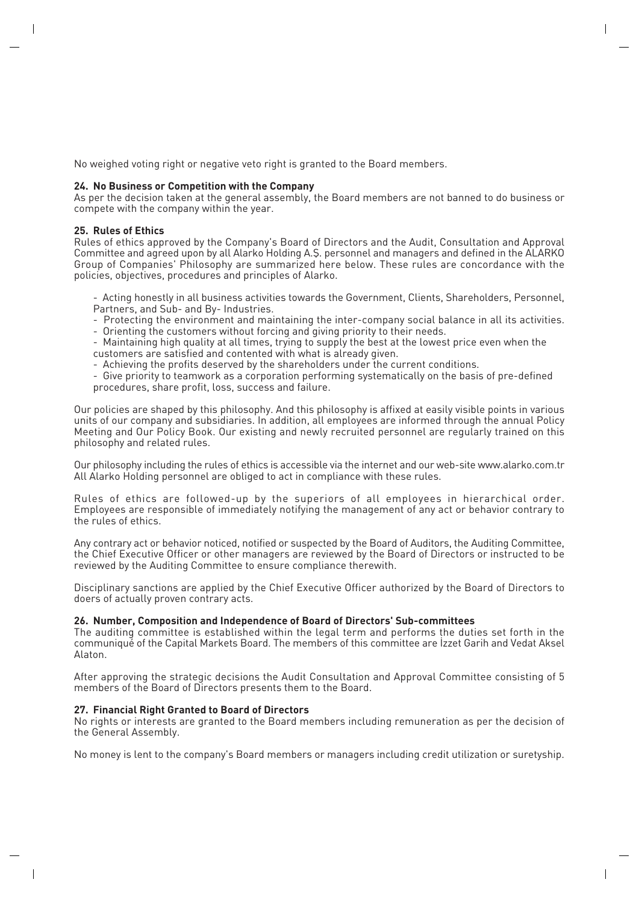No weighed voting right or negative veto right is granted to the Board members.

**24. No Business or Competition with the Company**

As per the decision taken at the general assembly, the Board members are not banned to do business or compete with the company within the year.

**25. Rules of Ethics**

Rules of ethics approved by the Company's Board of Directors and the Audit, Consultation and Approval Committee and agreed upon by all Alarko Holding A.Ş. personnel and managers and defined in the ALARKO Group of Companies' Philosophy are summarized here below. These rules are concordance with the policies, objectives, procedures and principles of Alarko.

- Acting honestly in all business activities towards the Government, Clients, Shareholders, Personnel, Partners, and Sub- and By- Industries.
- Protecting the environment and maintaining the inter-company social balance in all its activities.
- Orienting the customers without forcing and giving priority to their needs.
- Maintaining high quality at all times, trying to supply the best at the lowest price even when the customers are satisfied and contented with what is already given.
- Achieving the profits deserved by the shareholders under the current conditions.
- Give priority to teamwork as a corporation performing systematically on the basis of pre-defined procedures, share profit, loss, success and failure.

Our policies are shaped by this philosophy. And this philosophy is affixed at easily visible points in various units of our company and subsidiaries. In addition, all employees are informed through the annual Policy Meeting and Our Policy Book. Our existing and newly recruited personnel are regularly trained on this philosophy and related rules.

Our philosophy including the rules of ethics is accessible via the internet and our web-site www.alarko.com.tr All Alarko Holding personnel are obliged to act in compliance with these rules.

Rules of ethics are followed-up by the superiors of all employees in hierarchical order. Employees are responsible of immediately notifying the management of any act or behavior contrary to the rules of ethics.

Any contrary act or behavior noticed, notified or suspected by the Board of Auditors, the Auditing Committee, the Chief Executive Officer or other managers are reviewed by the Board of Directors or instructed to be reviewed by the Auditing Committee to ensure compliance therewith.

Disciplinary sanctions are applied by the Chief Executive Officer authorized by the Board of Directors to doers of actually proven contrary acts.

**26. Number, Composition and Independence of Board of Directors' Sub-committees**

The auditing committee is established within the legal term and performs the duties set forth in the communiqué of the Capital Markets Board. The members of this committee are İzzet Garih and Vedat Aksel Alaton.

After approving the strategic decisions the Audit Consultation and Approval Committee consisting of 5 members of the Board of Directors presents them to the Board.

**27. Financial Right Granted to Board of Directors**

No rights or interests are granted to the Board members including remuneration as per the decision of the General Assembly.

No money is lent to the company's Board members or managers including credit utilization or suretyship.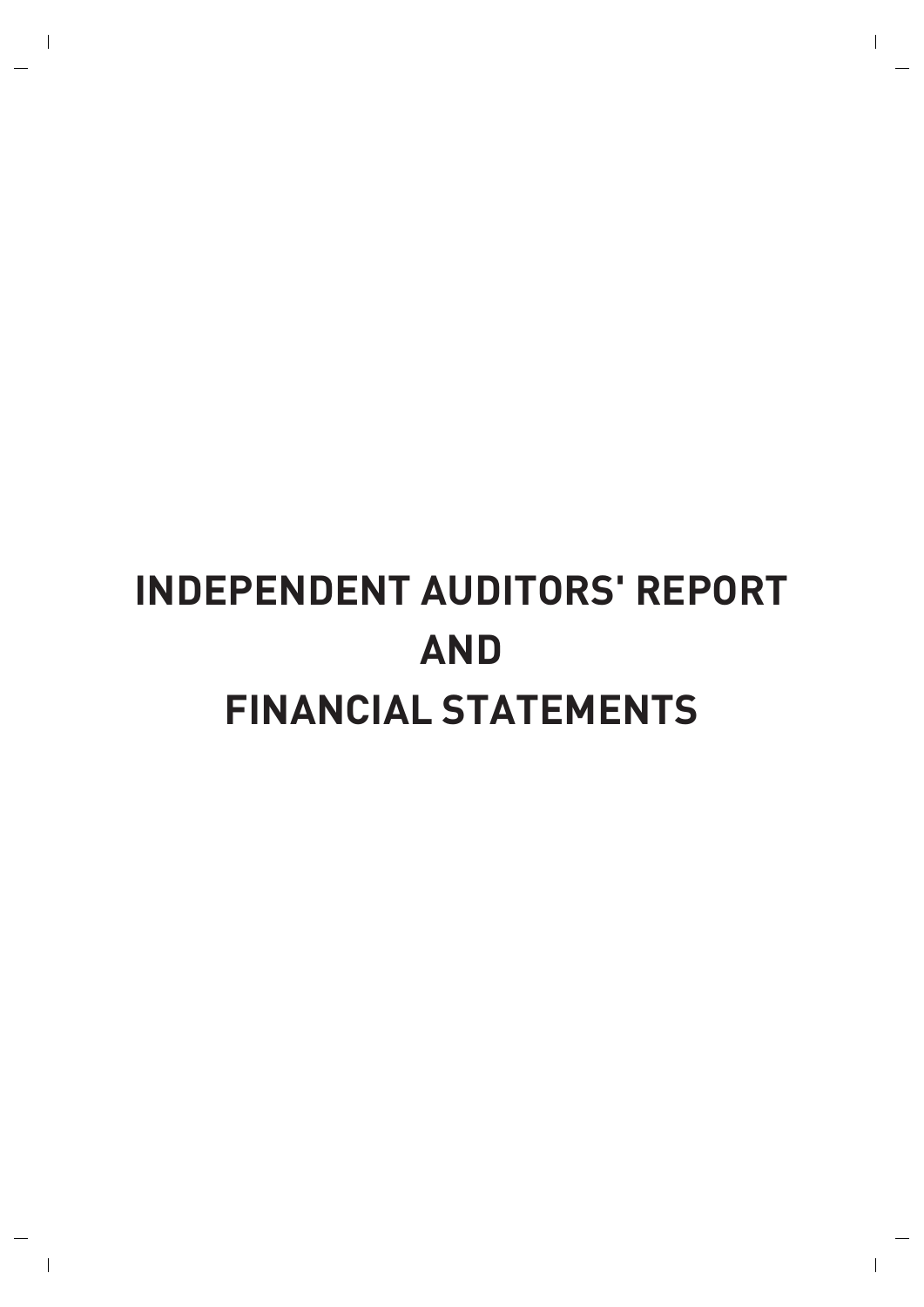# INDEPENDENT AUDITORS' REPORT
# AND
# FINANCIAL STATEMENTS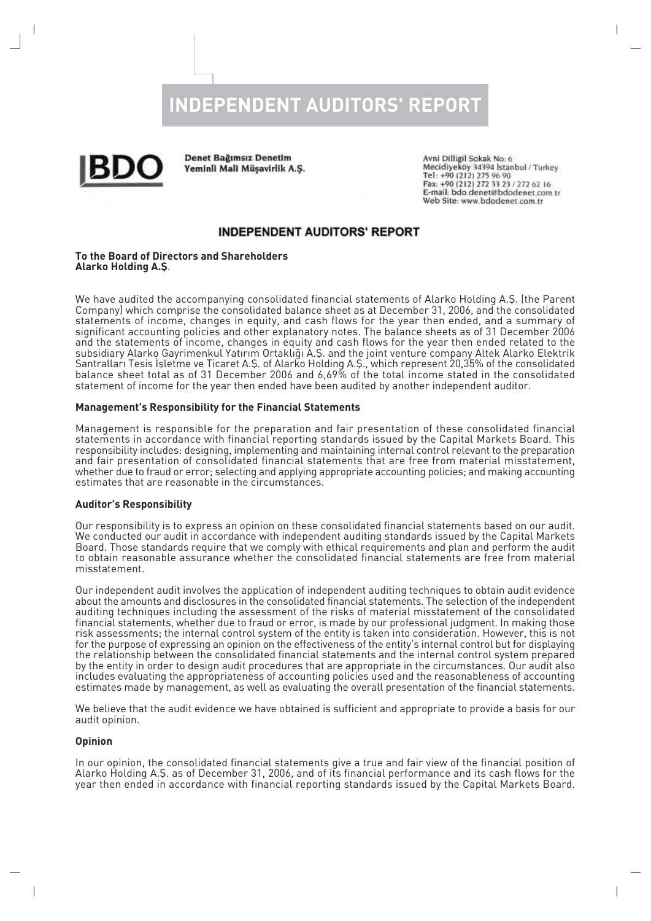# INDEPENDENT AUDITORS' REPORT

**BDO**

**Denet Bağımsız Denetim Yeminli Mali Müşavirlik A.Ş.**

Avni Dilligil Sokak No: 6
Mecidiyeköy 34394 İstanbul / Turkey
Tel: +90 (212) 275 96 90
Fax: +90 (212) 272 33 23 / 272 62 16
E-mail: bdo.denet@bdodenet.com.tr
Web Site: www.bdodenet.com.tr

## INDEPENDENT AUDITORS' REPORT

**To the Board of Directors and Shareholders**
**Alarko Holding A.Ş**.

We have audited the accompanying consolidated financial statements of Alarko Holding A.Ş. (the Parent Company) which comprise the consolidated balance sheet as at December 31, 2006, and the consolidated statements of income, changes in equity, and cash flows for the year then ended, and a summary of significant accounting policies and other explanatory notes. The balance sheets as of 31 December 2006 and the statements of income, changes in equity and cash flows for the year then ended related to the subsidiary Alarko Gayrimenkul Yatırım Ortaklığı A.Ş. and the joint venture company Altek Alarko Elektrik Santralları Tesis İşletme ve Ticaret A.Ş. of Alarko Holding A.Ş., which represent 20,35% of the consolidated balance sheet total as of 31 December 2006 and 6,69% of the total income stated in the consolidated statement of income for the year then ended have been audited by another independent auditor.

### Management's Responsibility for the Financial Statements

Management is responsible for the preparation and fair presentation of these consolidated financial statements in accordance with financial reporting standards issued by the Capital Markets Board. This responsibility includes: designing, implementing and maintaining internal control relevant to the preparation and fair presentation of consolidated financial statements that are free from material misstatement, whether due to fraud or error; selecting and applying appropriate accounting policies; and making accounting estimates that are reasonable in the circumstances.

### Auditor's Responsibility

Our responsibility is to express an opinion on these consolidated financial statements based on our audit. We conducted our audit in accordance with independent auditing standards issued by the Capital Markets Board. Those standards require that we comply with ethical requirements and plan and perform the audit to obtain reasonable assurance whether the consolidated financial statements are free from material misstatement.

Our independent audit involves the application of independent auditing techniques to obtain audit evidence about the amounts and disclosures in the consolidated financial statements. The selection of the independent auditing techniques including the assessment of the risks of material misstatement of the consolidated financial statements, whether due to fraud or error, is made by our professional judgment. In making those risk assessments; the internal control system of the entity is taken into consideration. However, this is not for the purpose of expressing an opinion on the effectiveness of the entity's internal control but for displaying the relationship between the consolidated financial statements and the internal control system prepared by the entity in order to design audit procedures that are appropriate in the circumstances. Our audit also includes evaluating the appropriateness of accounting policies used and the reasonableness of accounting estimates made by management, as well as evaluating the overall presentation of the financial statements.

We believe that the audit evidence we have obtained is sufficient and appropriate to provide a basis for our audit opinion.

### Opinion

In our opinion, the consolidated financial statements give a true and fair view of the financial position of Alarko Holding A.Ş. as of December 31, 2006, and of its financial performance and its cash flows for the year then ended in accordance with financial reporting standards issued by the Capital Markets Board.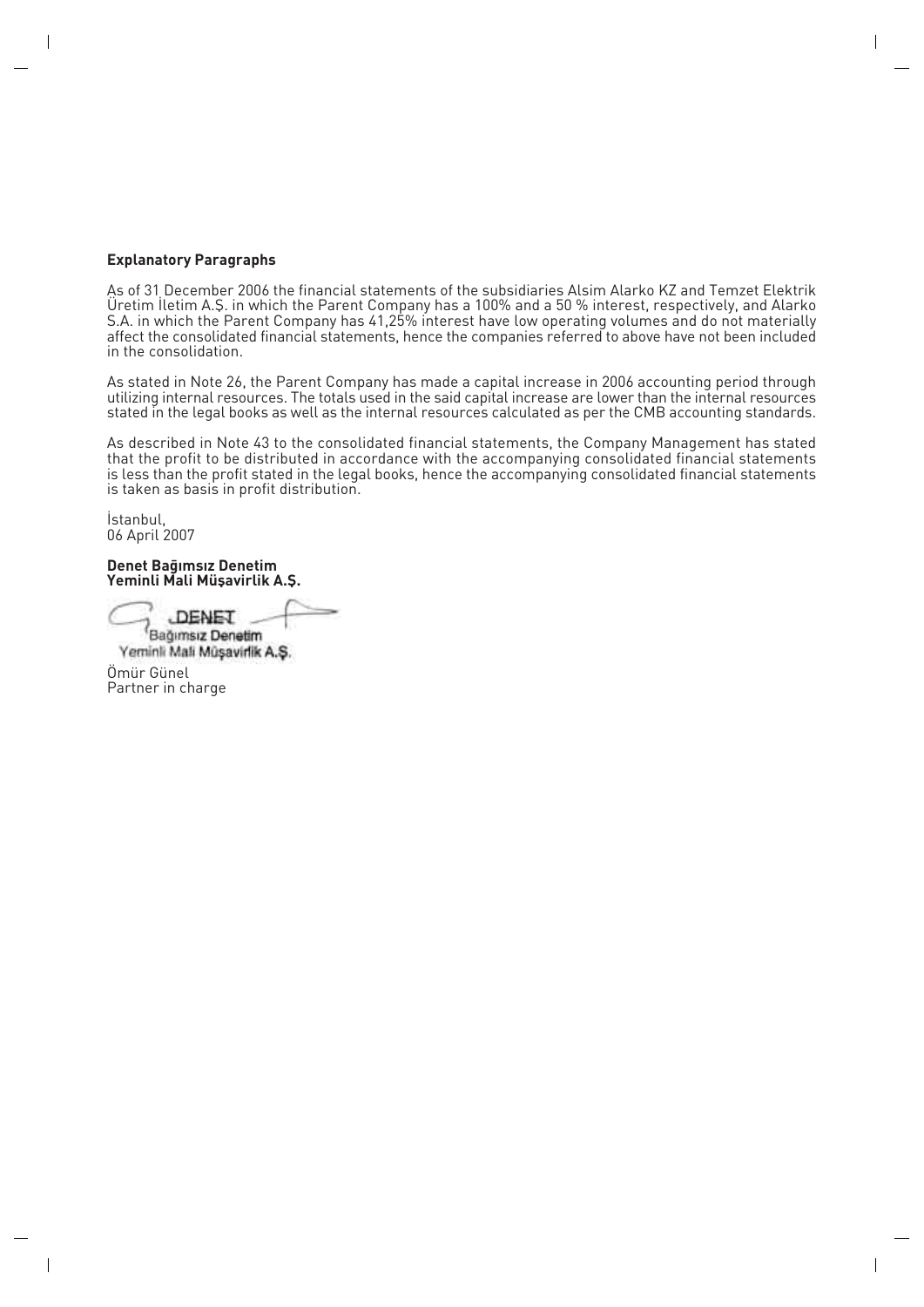**Explanatory Paragraphs**

As of 31 December 2006 the financial statements of the subsidiaries Alsim Alarko KZ and Temzet Elektrik Üretim İletim A.Ş. in which the Parent Company has a 100% and a 50 % interest, respectively, and Alarko S.A. in which the Parent Company has 41,25% interest have low operating volumes and do not materially affect the consolidated financial statements, hence the companies referred to above have not been included in the consolidation.

As stated in Note 26, the Parent Company has made a capital increase in 2006 accounting period through utilizing internal resources. The totals used in the said capital increase are lower than the internal resources stated in the legal books as well as the internal resources calculated as per the CMB accounting standards.

As described in Note 43 to the consolidated financial statements, the Company Management has stated that the profit to be distributed in accordance with the accompanying consolidated financial statements is less than the profit stated in the legal books, hence the accompanying consolidated financial statements is taken as basis in profit distribution.

İstanbul,
06 April 2007

**Denet Bağımsız Denetim**
**Yeminli Mali Müşavirlik A.Ş.**

DENET
Bağımsız Denetim
Yeminli Mali Müşavirlik A.Ş.

Ömür Günel
Partner in charge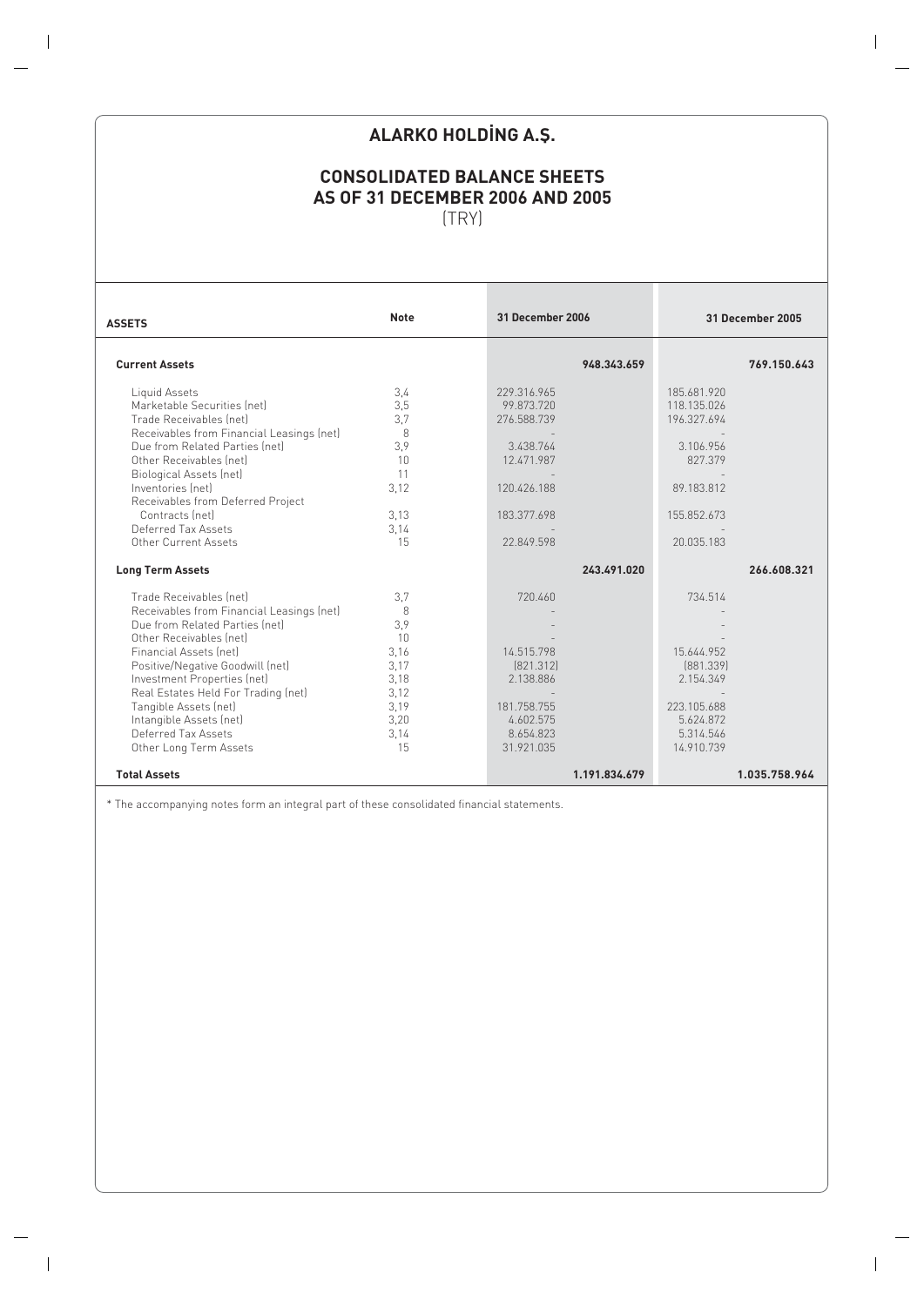# ALARKO HOLDİNG A.Ş.

## CONSOLIDATED BALANCE SHEETS AS OF 31 DECEMBER 2006 AND 2005

(TRY)

| ASSETS | Note | 31 December 2006 | | 31 December 2005 | |
|---|---|---|---|---|---|
| **Current Assets** | | | **948.343.659** | | **769.150.643** |
| Liquid Assets | 3,4 | 229.316.965 | | 185.681.920 | |
| Marketable Securities (net) | 3,5 | 99.873.720 | | 118.135.026 | |
| Trade Receivables (net) | 3,7 | 276.588.739 | | 196.327.694 | |
| Receivables from Financial Leasings (net) | 8 | - | | - | |
| Due from Related Parties (net) | 3,9 | 3.438.764 | | 3.106.956 | |
| Other Receivables (net) | 10 | 12.471.987 | | 827.379 | |
| Biological Assets (net) | 11 | - | | - | |
| Inventories (net) | 3,12 | 120.426.188 | | 89.183.812 | |
| Receivables from Deferred Project Contracts (net) | 3,13 | 183.377.698 | | 155.852.673 | |
| Deferred Tax Assets | 3,14 | - | | - | |
| Other Current Assets | 15 | 22.849.598 | | 20.035.183 | |
| **Long Term Assets** | | | **243.491.020** | | **266.608.321** |
| Trade Receivables (net) | 3,7 | 720.460 | | 734.514 | |
| Receivables from Financial Leasings (net) | 8 | - | | - | |
| Due from Related Parties (net) | 3,9 | - | | - | |
| Other Receivables (net) | 10 | - | | - | |
| Financial Assets (net) | 3,16 | 14.515.798 | | 15.644.952 | |
| Positive/Negative Goodwill (net) | 3,17 | (821.312) | | (881.339) | |
| Investment Properties (net) | 3,18 | 2.138.886 | | 2.154.349 | |
| Real Estates Held For Trading (net) | 3,12 | - | | - | |
| Tangible Assets (net) | 3,19 | 181.758.755 | | 223.105.688 | |
| Intangible Assets (net) | 3,20 | 4.602.575 | | 5.624.872 | |
| Deferred Tax Assets | 3,14 | 8.654.823 | | 5.314.546 | |
| Other Long Term Assets | 15 | 31.921.035 | | 14.910.739 | |
| **Total Assets** | | | **1.191.834.679** | | **1.035.758.964** |

* The accompanying notes form an integral part of these consolidated financial statements.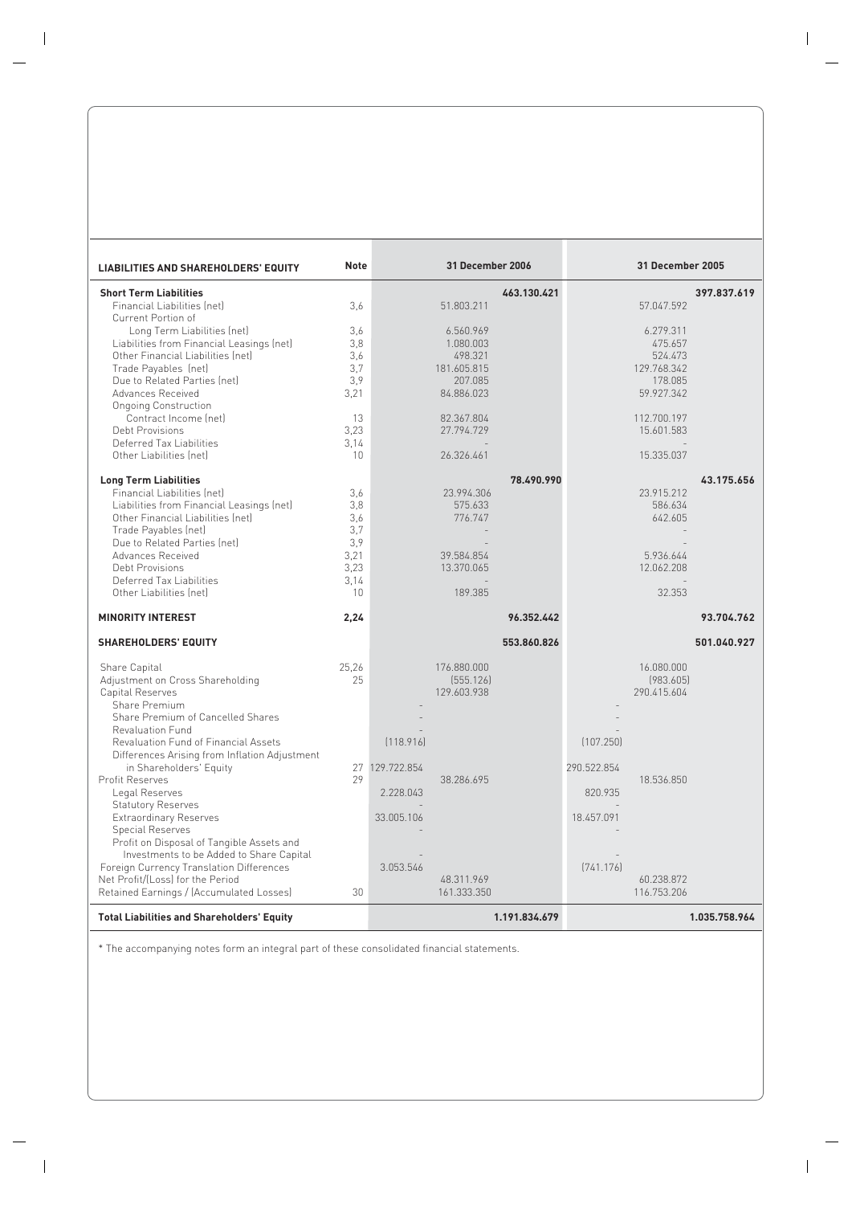| LIABILITIES AND SHAREHOLDERS' EQUITY | Note | 31 December 2006 | | | 31 December 2005 | | |
|---|---|---|---|---|---|---|---|
| **Short Term Liabilities** | | | | **463.130.421** | | | **397.837.619** |
| Financial Liabilities (net) | 3,6 | | 51.803.211 | | | 57.047.592 | |
| Current Portion of Long Term Liabilities (net) | 3,6 | | 6.560.969 | | | 6.279.311 | |
| Liabilities from Financial Leasings (net) | 3,8 | | 1.080.003 | | | 475.657 | |
| Other Financial Liabilities (net) | 3,6 | | 498.321 | | | 524.473 | |
| Trade Payables (net) | 3,7 | | 181.605.815 | | | 129.768.342 | |
| Due to Related Parties (net) | 3,9 | | 207.085 | | | 178.085 | |
| Advances Received | 3,21 | | 84.886.023 | | | 59.927.342 | |
| Ongoing Construction Contract Income (net) | 13 | | 82.367.804 | | | 112.700.197 | |
| Debt Provisions | 3,23 | | 27.794.729 | | | 15.601.583 | |
| Deferred Tax Liabilities | 3,14 | | - | | | - | |
| Other Liabilities (net) | 10 | | 26.326.461 | | | 15.335.037 | |
| **Long Term Liabilities** | | | | **78.490.990** | | | **43.175.656** |
| Financial Liabilities (net) | 3,6 | | 23.994.306 | | | 23.915.212 | |
| Liabilities from Financial Leasings (net) | 3,8 | | 575.633 | | | 586.634 | |
| Other Financial Liabilities (net) | 3,6 | | 776.747 | | | 642.605 | |
| Trade Payables (net) | 3,7 | | - | | | - | |
| Due to Related Parties (net) | 3,9 | | - | | | - | |
| Advances Received | 3,21 | | 39.584.854 | | | 5.936.644 | |
| Debt Provisions | 3,23 | | 13.370.065 | | | 12.062.208 | |
| Deferred Tax Liabilities | 3,14 | | - | | | - | |
| Other Liabilities (net) | 10 | | 189.385 | | | 32.353 | |
| **MINORITY INTEREST** | **2,24** | | | **96.352.442** | | | **93.704.762** |
| **SHAREHOLDERS' EQUITY** | | | | **553.860.826** | | | **501.040.927** |
| Share Capital | 25,26 | | 176.880.000 | | | 16.080.000 | |
| Adjustment on Cross Shareholding | 25 | | (555.126) | | | (983.605) | |
| Capital Reserves | | | 129.603.938 | | | 290.415.604 | |
| Share Premium | | - | | | - | | |
| Share Premium of Cancelled Shares | | - | | | - | | |
| Revaluation Fund | | - | | | - | | |
| Revaluation Fund of Financial Assets | | (118.916) | | | (107.250) | | |
| Differences Arising from Inflation Adjustment in Shareholders' Equity | 27 | 129.722.854 | | | 290.522.854 | | |
| Profit Reserves | 29 | | 38.286.695 | | | 18.536.850 | |
| Legal Reserves | | 2.228.043 | | | 820.935 | | |
| Statutory Reserves | | - | | | - | | |
| Extraordinary Reserves | | 33.005.106 | | | 18.457.091 | | |
| Special Reserves | | - | | | - | | |
| Profit on Disposal of Tangible Assets and Investments to be Added to Share Capital | | - | | | - | | |
| Foreign Currency Translation Differences | | 3.053.546 | | | (741.176) | | |
| Net Profit/(Loss) for the Period | | | 48.311.969 | | | 60.238.872 | |
| Retained Earnings / (Accumulated Losses) | 30 | | 161.333.350 | | | 116.753.206 | |
| **Total Liabilities and Shareholders' Equity** | | | | **1.191.834.679** | | | **1.035.758.964** |

* The accompanying notes form an integral part of these consolidated financial statements.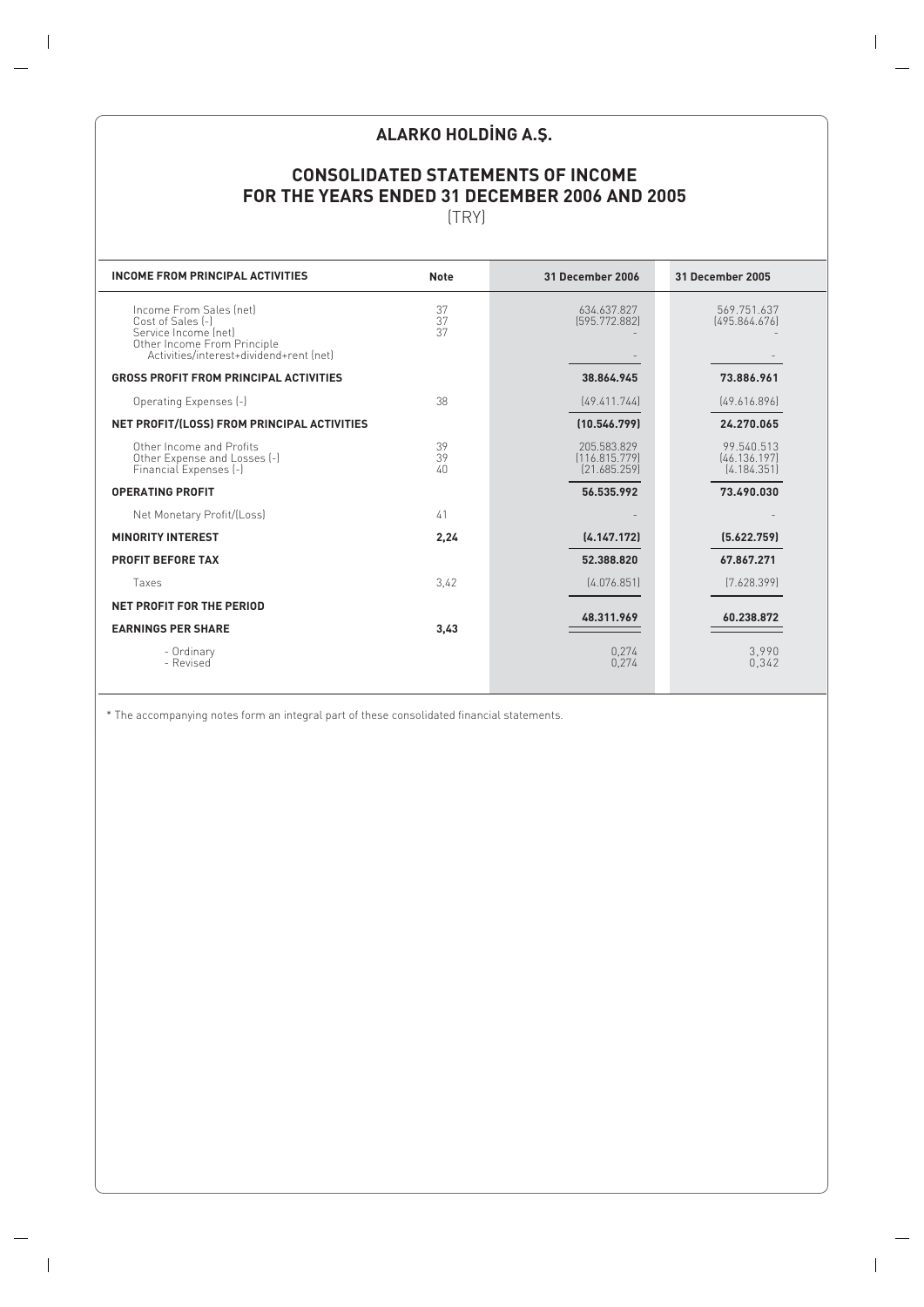# ALARKO HOLDİNG A.Ş.

## CONSOLIDATED STATEMENTS OF INCOME FOR THE YEARS ENDED 31 DECEMBER 2006 AND 2005

(TRY)

| INCOME FROM PRINCIPAL ACTIVITIES | Note | 31 December 2006 | 31 December 2005 |
|---|---|---|---|
| Income From Sales (net) | 37 | 634.637.827 | 569.751.637 |
| Cost of Sales (-) | 37 | (595.772.882) | (495.864.676) |
| Service Income (net) | 37 | - | - |
| Other Income From Principle Activities/interest+dividend+rent (net) | | - | - |
| **GROSS PROFIT FROM PRINCIPAL ACTIVITIES** | | **38.864.945** | **73.886.961** |
| Operating Expenses (-) | 38 | (49.411.744) | (49.616.896) |
| **NET PROFIT/(LOSS) FROM PRINCIPAL ACTIVITIES** | | **(10.546.799)** | **24.270.065** |
| Other Income and Profits | 39 | 205.583.829 | 99.540.513 |
| Other Expense and Losses (-) | 39 | (116.815.779) | (46.136.197) |
| Financial Expenses (-) | 40 | (21.685.259) | (4.184.351) |
| **OPERATING PROFIT** | | **56.535.992** | **73.490.030** |
| Net Monetary Profit/(Loss) | 41 | - | - |
| **MINORITY INTEREST** | **2,24** | **(4.147.172)** | **(5.622.759)** |
| **PROFIT BEFORE TAX** | | **52.388.820** | **67.867.271** |
| Taxes | 3,42 | (4.076.851) | (7.628.399) |
| **NET PROFIT FOR THE PERIOD** | | **48.311.969** | **60.238.872** |
| **EARNINGS PER SHARE** | **3,43** | | |
| - Ordinary | | 0,274 | 3,990 |
| - Revised | | 0,274 | 0,342 |

* The accompanying notes form an integral part of these consolidated financial statements.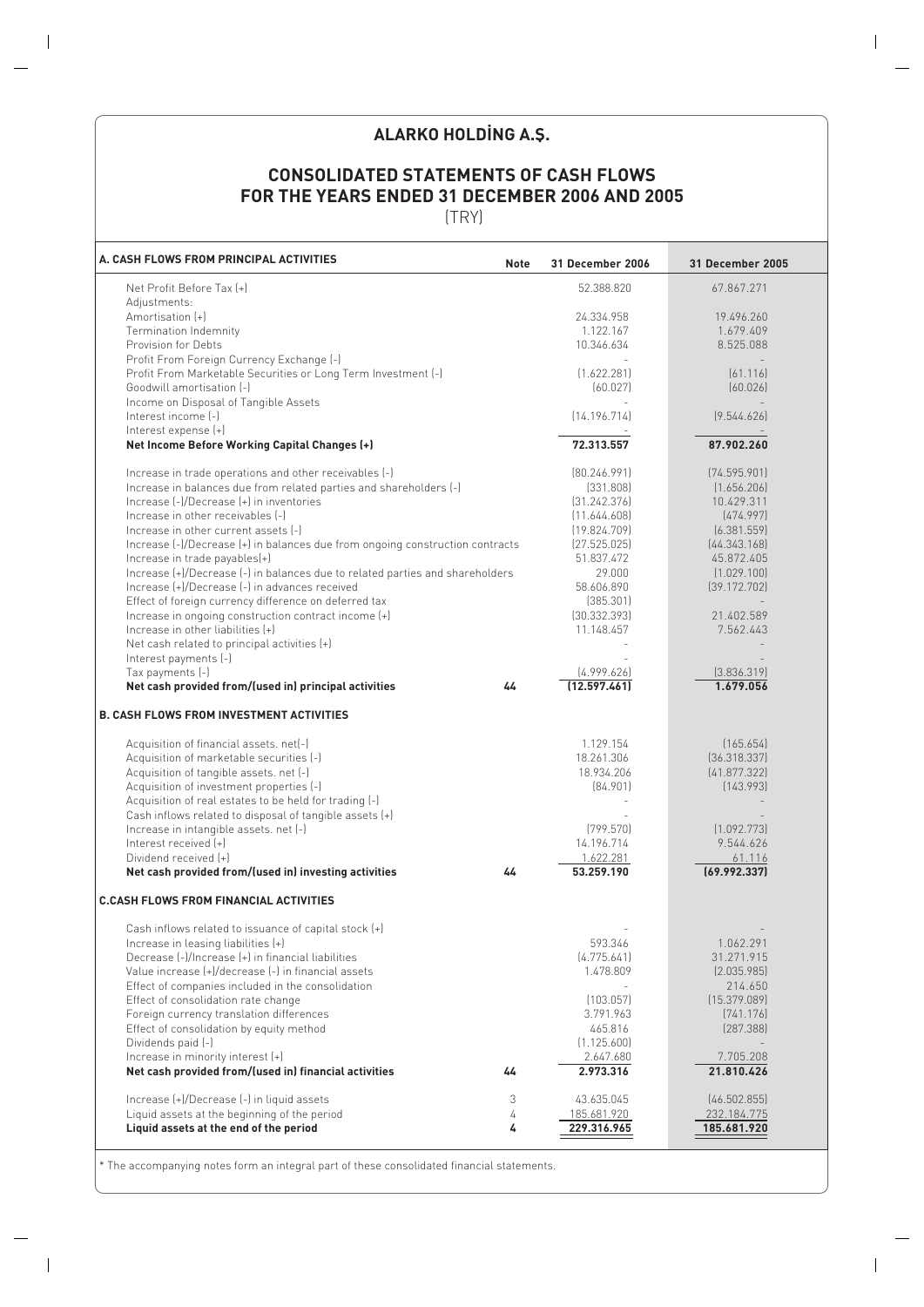# ALARKO HOLDİNG A.Ş.

## CONSOLIDATED STATEMENTS OF CASH FLOWS FOR THE YEARS ENDED 31 DECEMBER 2006 AND 2005

(TRY)

| A. CASH FLOWS FROM PRINCIPAL ACTIVITIES | Note | 31 December 2006 | 31 December 2005 |
|---|---|---|---|
| Net Profit Before Tax (+) | | 52.388.820 | 67.867.271 |
| Adjustments: | | | |
| Amortisation (+) | | 24.334.958 | 19.496.260 |
| Termination Indemnity | | 1.122.167 | 1.679.409 |
| Provision for Debts | | 10.346.634 | 8.525.088 |
| Profit From Foreign Currency Exchange (-) | | - | - |
| Profit From Marketable Securities or Long Term Investment (-) | | (1.622.281) | (61.116) |
| Goodwill amortisation (-) | | (60.027) | (60.026) |
| Income on Disposal of Tangible Assets | | - | - |
| Interest income (-) | | (14.196.714) | (9.544.626) |
| Interest expense (+) | | - | - |
| **Net Income Before Working Capital Changes (+)** | | **72.313.557** | **87.902.260** |
| Increase in trade operations and other receivables (-) | | (80.246.991) | (74.595.901) |
| Increase in balances due from related parties and shareholders (-) | | (331.808) | (1.656.206) |
| Increase (-)/Decrease (+) in inventories | | (31.242.376) | 10.429.311 |
| Increase in other receivables (-) | | (11.644.608) | (474.997) |
| Increase in other current assets (-) | | (19.824.709) | (6.381.559) |
| Increase (-)/Decrease (+) in balances due from ongoing construction contracts | | (27.525.025) | (44.343.168) |
| Increase in trade payables(+) | | 51.837.472 | 45.872.405 |
| Increase (+)/Decrease (-) in balances due to related parties and shareholders | | 29.000 | (1.029.100) |
| Increase (+)/Decrease (-) in advances received | | 58.606.890 | (39.172.702) |
| Effect of foreign currency difference on deferred tax | | (385.301) | - |
| Increase in ongoing construction contract income (+) | | (30.332.393) | 21.402.589 |
| Increase in other liabilities (+) | | 11.148.457 | 7.562.443 |
| Net cash related to principal activities (+) | | - | - |
| Interest payments (-) | | - | - |
| Tax payments (-) | | (4.999.626) | (3.836.319) |
| **Net cash provided from/(used in) principal activities** | **44** | **(12.597.461)** | **1.679.056** |
| **B. CASH FLOWS FROM INVESTMENT ACTIVITIES** | | | |
| Acquisition of financial assets. net(-) | | 1.129.154 | (165.654) |
| Acquisition of marketable securities (-) | | 18.261.306 | (36.318.337) |
| Acquisition of tangible assets. net (-) | | 18.934.206 | (41.877.322) |
| Acquisition of investment properties (-) | | (84.901) | (143.993) |
| Acquisition of real estates to be held for trading (-) | | - | - |
| Cash inflows related to disposal of tangible assets (+) | | - | - |
| Increase in intangible assets. net (-) | | (799.570) | (1.092.773) |
| Interest received (+) | | 14.196.714 | 9.544.626 |
| Dividend received (+) | | 1.622.281 | 61.116 |
| **Net cash provided from/(used in) investing activities** | **44** | **53.259.190** | **(69.992.337)** |
| **C.CASH FLOWS FROM FINANCIAL ACTIVITIES** | | | |
| Cash inflows related to issuance of capital stock (+) | | - | - |
| Increase in leasing liabilities (+) | | 593.346 | 1.062.291 |
| Decrease (-)/Increase (+) in financial liabilities | | (4.775.641) | 31.271.915 |
| Value increase (+)/decrease (-) in financial assets | | 1.478.809 | (2.035.985) |
| Effect of companies included in the consolidation | | - | 214.650 |
| Effect of consolidation rate change | | (103.057) | (15.379.089) |
| Foreign currency translation differences | | 3.791.963 | (741.176) |
| Effect of consolidation by equity method | | 465.816 | (287.388) |
| Dividends paid (-) | | (1.125.600) | - |
| Increase in minority interest (+) | | 2.647.680 | 7.705.208 |
| **Net cash provided from/(used in) financial activities** | **44** | **2.973.316** | **21.810.426** |
| Increase (+)/Decrease (-) in liquid assets | 3 | 43.635.045 | (46.502.855) |
| Liquid assets at the beginning of the period | 4 | 185.681.920 | 232.184.775 |
| **Liquid assets at the end of the period** | **4** | **229.316.965** | **185.681.920** |

\* The accompanying notes form an integral part of these consolidated financial statements.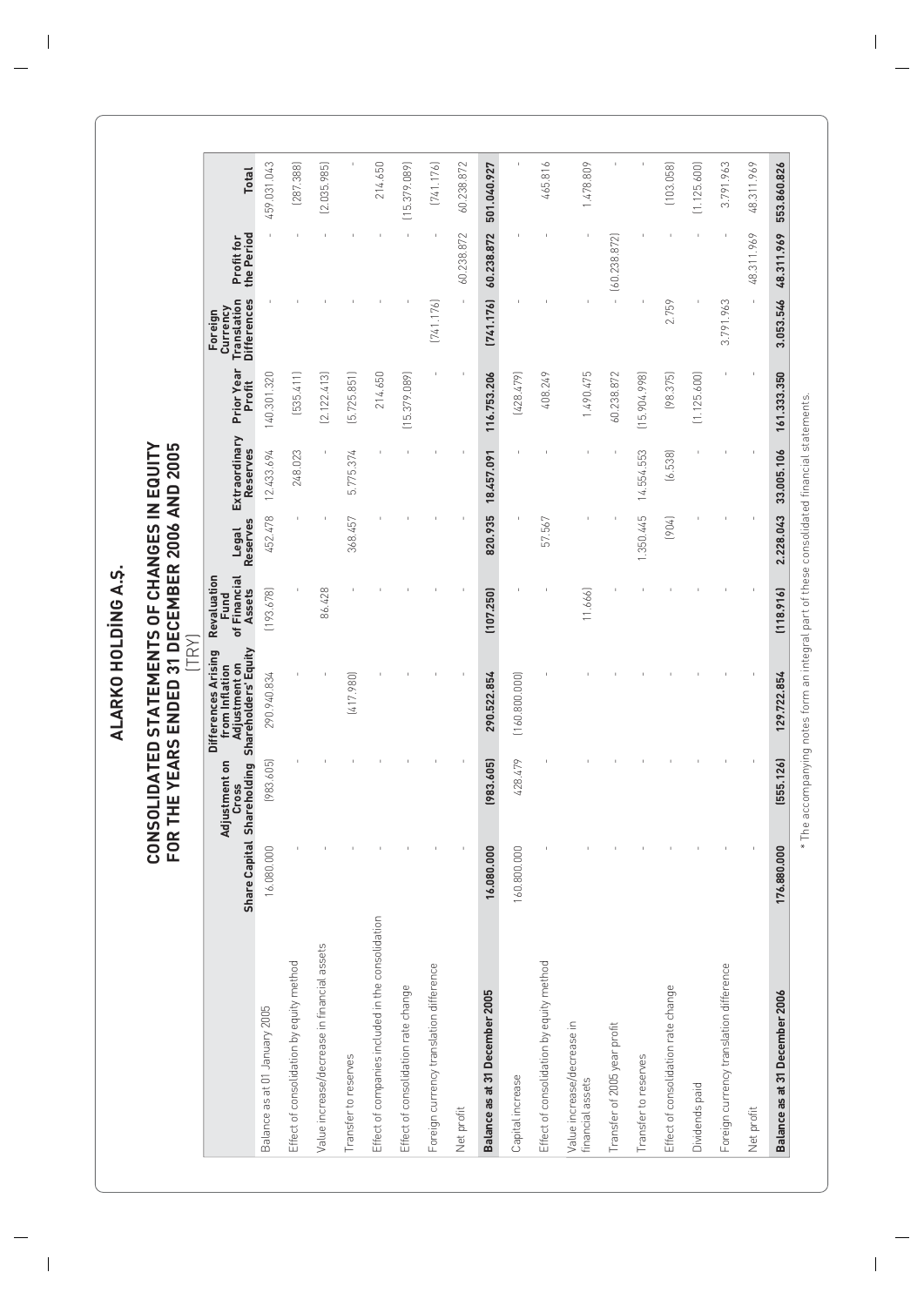# ALARKO HOLDİNG A.Ş.

## CONSOLIDATED STATEMENTS OF CHANGES IN EQUITY FOR THE YEARS ENDED 31 DECEMBER 2006 AND 2005

(TRY)

| | Share Capital | Adjustment on Cross Shareholding | Differences Arising from Inflation Adjustment on Shareholders' Equity | Revaluation Fund of Financial Assets | Legal Reserves | Extraordinary Reserves | Prior Year Profit | Foreign Currency Translation Differences | Profit for the Period | Total |
|---|---|---|---|---|---|---|---|---|---|---|
| Balance as at 01 January 2005 | 16.080.000 | (983.605) | 290.940.834 | (193.678) | 452.478 | 12.433.694 | 140.301.320 | - | - | 459.031.043 |
| Effect of consolidation by equity method | - | - | - | - | - | 248.023 | (535.411) | - | - | (287.388) |
| Value increase/decrease in financial assets | - | - | - | 86.428 | - | - | (2.122.413) | - | - | (2.035.985) |
| Transfer to reserves | - | - | (417.980) | - | 368.457 | 5.775.374 | (5.725.851) | - | - | - |
| Effect of companies included in the consolidation | - | - | - | - | - | - | 214.650 | - | - | 214.650 |
| Effect of consolidation rate change | - | - | - | - | - | - | (15.379.089) | - | - | (15.379.089) |
| Foreign currency translation difference | - | - | - | - | - | - | - | (741.176) | - | (741.176) |
| Net profit | - | - | - | - | - | - | - | - | 60.238.872 | 60.238.872 |
| **Balance as at 31 December 2005** | **16.080.000** | **(983.605)** | **290.522.854** | **(107.250)** | **820.935** | **18.457.091** | **116.753.206** | **(741.176)** | **60.238.872** | **501.040.927** |
| Capital increase | 160.800.000 | 428.479 | (160.800.000) | - | - | - | (428.479) | - | - | - |
| Effect of consolidation by equity method | - | - | - | - | 57.567 | - | 408.249 | - | - | 465.816 |
| Value increase/decrease in financial assets | - | - | - | (11.666) | - | - | 1.490.475 | - | - | 1.478.809 |
| Transfer of 2005 year profit | - | - | - | - | - | - | 60.238.872 | - | (60.238.872) | - |
| Transfer to reserves | - | - | - | - | 1.350.445 | 14.554.553 | (15.904.998) | - | - | - |
| Effect of consolidation rate change | - | - | - | - | (904) | (6.538) | (98.375) | 2.759 | - | (103.058) |
| Dividends paid | - | - | - | - | - | - | (1.125.600) | - | - | (1.125.600) |
| Foreign currency translation difference | - | - | - | - | - | - | - | 3.791.963 | - | 3.791.963 |
| Net profit | - | - | - | - | - | - | - | - | 48.311.969 | 48.311.969 |
| **Balance as at 31 December 2006** | **176.880.000** | **(555.126)** | **129.722.854** | **(118.916)** | **2.228.043** | **33.005.106** | **161.333.350** | **3.053.546** | **48.311.969** | **553.860.826** |

* The accompanying notes form an integral part of these consolidated financial statements.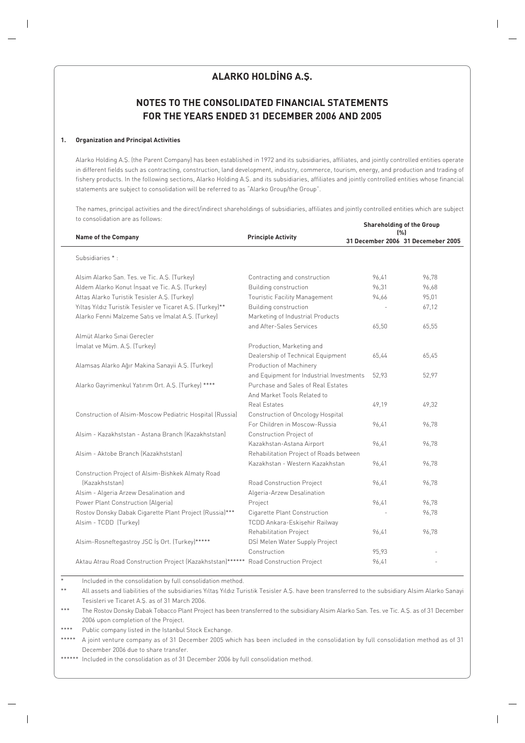# ALARKO HOLDİNG A.Ş.

## NOTES TO THE CONSOLIDATED FINANCIAL STATEMENTS FOR THE YEARS ENDED 31 DECEMBER 2006 AND 2005

### 1. Organization and Principal Activities

Alarko Holding A.Ş. (the Parent Company) has been established in 1972 and its subsidiaries, affiliates, and jointly controlled entities operate in different fields such as contracting, construction, land development, industry, commerce, tourism, energy, and production and trading of fishery products. In the following sections, Alarko Holding A.Ş. and its subsidiaries, affiliates and jointly controlled entities whose financial statements are subject to consolidation will be referred to as "Alarko Group/the Group".

The names, principal activities and the direct/indirect shareholdings of subsidiaries, affiliates and jointly controlled entities which are subject to consolidation are as follows:

| Name of the Company | Principle Activity | Shareholding of the Group (%) 31 December 2006 | 31 Decemeber 2005 |
|---|---|---|---|
| Subsidiaries * : | | | |
| Alsim Alarko San. Tes. ve Tic. A.Ş. (Turkey) | Contracting and construction | 96,41 | 96,78 |
| Aldem Alarko Konut İnşaat ve Tic. A.Ş. (Turkey) | Building construction | 96,31 | 96,68 |
| Attaş Alarko Turistik Tesisler A.Ş. (Turkey) | Touristic Facility Management | 94,66 | 95,01 |
| Yıltaş Yıldız Turistik Tesisler ve Ticaret A.Ş. (Turkey)** | Building construction | - | 67,12 |
| Alarko Fenni Malzeme Satış ve İmalat A.Ş. (Turkey) | Marketing of Industrial Products and After-Sales Services | 65,50 | 65,55 |
| Almüt Alarko Sınai Gereçler İmalat ve Müm. A.Ş. (Turkey) | Production, Marketing and Dealership of Technical Equipment | 65,44 | 65,45 |
| Alamsaş Alarko Ağır Makina Sanayii A.Ş. (Turkey) | Production of Machinery and Equipment for Industrial Investments | 52,93 | 52,97 |
| Alarko Gayrimenkul Yatırım Ort. A.Ş. (Turkey) **** | Purchase and Sales of Real Estates And Market Tools Related to Real Estates | 49,19 | 49,32 |
| Construction of Alsim-Moscow Pediatric Hospital (Russia) | Construction of Oncology Hospital For Children in Moscow-Russia | 96,41 | 96,78 |
| Alsim - Kazakhststan - Astana Branch (Kazakhststan) | Construction Project of Kazakhstan-Astana Airport | 96,41 | 96,78 |
| Alsim - Aktobe Branch (Kazakhststan) | Rehabilitation Project of Roads between Kazakhstan - Western Kazakhstan | 96,41 | 96,78 |
| Construction Project of Alsim-Bishkek Almaty Road (Kazakhststan) | Road Construction Project | 96,41 | 96,78 |
| Alsim - Algeria Arzew Desalination and Power Plant Construction (Algeria) | Algeria-Arzew Desalination Project | 96,41 | 96,78 |
| Rostov Donsky Dabak Cigarette Plant Project (Russia)*** | Cigarette Plant Construction | - | 96,78 |
| Alsim - TCDD (Turkey) | TCDD Ankara-Eskişehir Railway Rehabilitation Project | 96,41 | 96,78 |
| Alsim-Rosneftegastroy JSC İş Ort. (Turkey)***** | DSİ Melen Water Supply Project Construction | 95,93 | - |
| Aktau Atrau Road Construction Project (Kazakhststan)****** | Road Construction Project | 96,41 | - |

\* Included in the consolidation by full consolidation method.

\*\* All assets and liabilities of the subsidiaries Yıltaş Yıldız Turistik Tesisler A.Ş. have been transferred to the subsidiary Alsim Alarko Sanayi Tesisleri ve Ticaret A.Ş. as of 31 March 2006.

\*\*\* The Rostov Donsky Dabak Tobacco Plant Project has been transferred to the subsidiary Alsim Alarko San. Tes. ve Tic. A.Ş. as of 31 December 2006 upon completion of the Project.

\*\*\*\* Public company listed in the Istanbul Stock Exchange.

\*\*\*\*\* A joint venture company as of 31 December 2005 which has been included in the consolidation by full consolidation method as of 31 December 2006 due to share transfer.

\*\*\*\*\*\* Included in the consolidation as of 31 December 2006 by full consolidation method.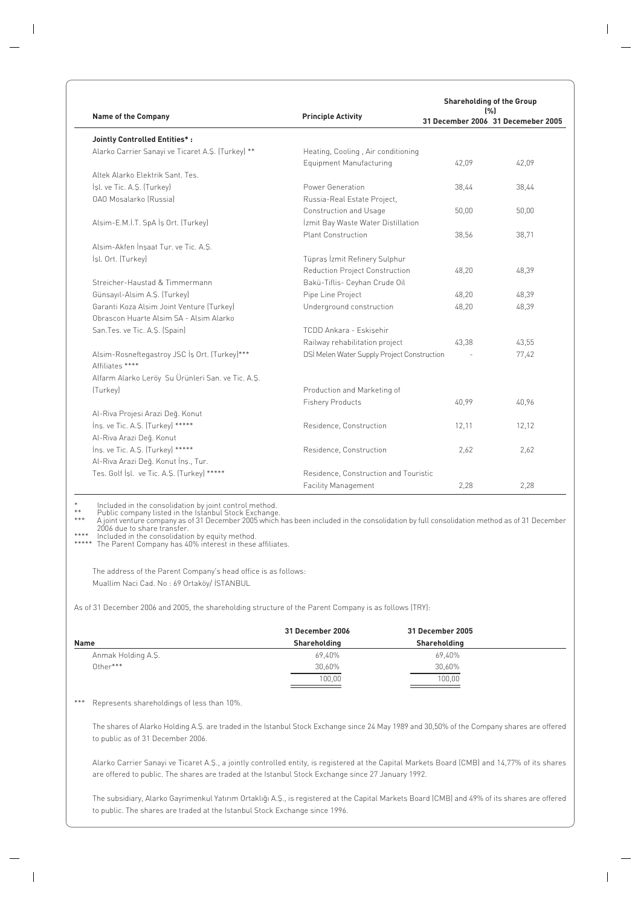| Name of the Company | Principle Activity | Shareholding of the Group (%) | |
|---|---|---|---|
| | | 31 December 2006 | 31 Decemeber 2005 |
| **Jointly Controlled Entities* :** | | | |
| Alarko Carrier Sanayi ve Ticaret A.Ş. (Turkey) ** | Heating, Cooling , Air conditioning Equipment Manufacturing | 42,09 | 42,09 |
| Altek Alarko Elektrik Sant. Tes. İşl. ve Tic. A.Ş. (Turkey) | Power Generation | 38,44 | 38,44 |
| OAO Mosalarko (Russia) | Russia-Real Estate Project, Construction and Usage | 50,00 | 50,00 |
| Alsim-E.M.İ.T. SpA İş Ort. (Turkey) | İzmit Bay Waste Water Distillation Plant Construction | 38,56 | 38,71 |
| Alsim-Akfen İnşaat Tur. ve Tic. A.Ş. İşl. Ort. (Turkey) | Tüpraş İzmit Refinery Sulphur Reduction Project Construction | 48,20 | 48,39 |
| Streicher-Haustad & Timmermann Günsayıl-Alsim A.Ş. (Turkey) | Bakü-Tiflis- Ceyhan Crude Oil Pipe Line Project | 48,20 | 48,39 |
| Garanti Koza Alsim Joint Venture (Turkey) | Underground construction | 48,20 | 48,39 |
| Obrascon Huarte Alsim SA - Alsim Alarko San.Tes. ve Tic. A.Ş. (Spain) | TCDD Ankara - Eskişehir Railway rehabilitation project | 43,38 | 43,55 |
| Alsim-Rosneftegastroy JSC İş Ort. (Turkey)*** | DSİ Melen Water Supply Project Construction | - | 77,42 |
| Affiliates **** | | | |
| Alfarm Alarko Leröy Su Ürünleri San. ve Tic. A.Ş. (Turkey) | Production and Marketing of Fishery Products | 40,99 | 40,96 |
| Al-Riva Projesi Arazi Değ. Konut İnş. ve Tic. A.Ş. (Turkey) ***** | Residence, Construction | 12,11 | 12,12 |
| Al-Riva Arazi Değ. Konut İnş. ve Tic. A.Ş. (Turkey) ***** | Residence, Construction | 2,62 | 2,62 |
| Al-Riva Arazi Değ. Konut İnş., Tur. Tes. Golf İşl. ve Tic. A.Ş. (Turkey) ***** | Residence, Construction and Touristic Facility Management | 2,28 | 2,28 |

\* Included in the consolidation by joint control method.
\** Public company listed in the Istanbul Stock Exchange.
\*** A joint venture company as of 31 December 2005 which has been included in the consolidation by full consolidation method as of 31 December 2006 due to share transfer.
\**** Included in the consolidation by equity method.
\***** The Parent Company has 40% interest in these affiliates.

The address of the Parent Company's head office is as follows:
Muallim Naci Cad. No : 69 Ortaköy/ İSTANBUL

As of 31 December 2006 and 2005, the shareholding structure of the Parent Company is as follows (TRY):

| Name | 31 December 2006 Shareholding | 31 December 2005 Shareholding |
|---|---|---|
| Anmak Holding A.Ş. | 69,40% | 69,40% |
| Other*** | 30,60% | 30,60% |
| | 100,00 | 100,00 |

\*** Represents shareholdings of less than 10%.

The shares of Alarko Holding A.Ş. are traded in the Istanbul Stock Exchange since 24 May 1989 and 30,50% of the Company shares are offered to public as of 31 December 2006.

Alarko Carrier Sanayi ve Ticaret A.Ş., a jointly controlled entity, is registered at the Capital Markets Board (CMB) and 14,77% of its shares are offered to public. The shares are traded at the Istanbul Stock Exchange since 27 January 1992.

The subsidiary, Alarko Gayrimenkul Yatırım Ortaklığı A.Ş., is registered at the Capital Markets Board (CMB) and 49% of its shares are offered to public. The shares are traded at the Istanbul Stock Exchange since 1996.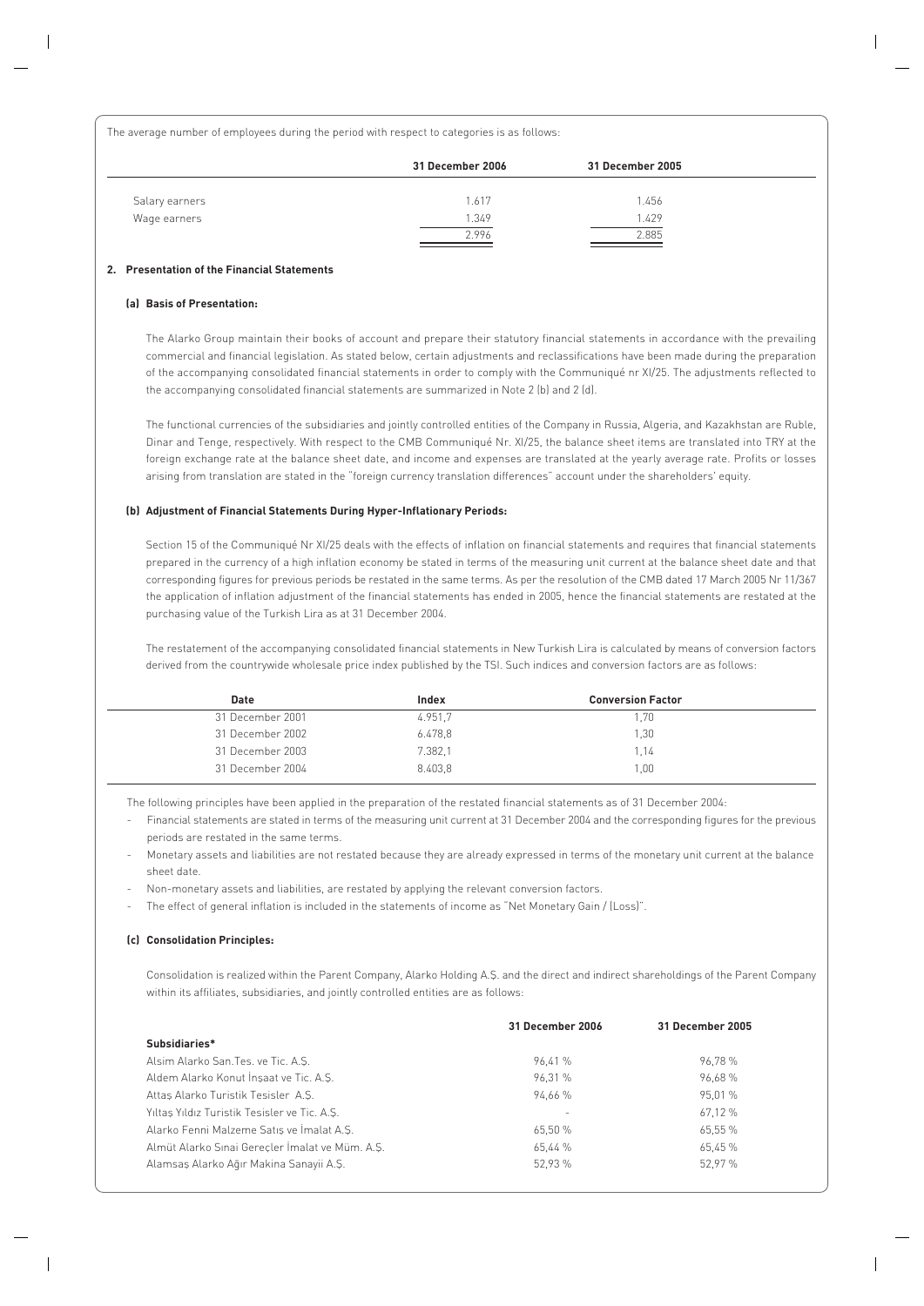The average number of employees during the period with respect to categories is as follows:

| | 31 December 2006 | 31 December 2005 |
|---|---|---|
| Salary earners | 1.617 | 1.456 |
| Wage earners | 1.349 | 1.429 |
| | 2.996 | 2.885 |

## 2. Presentation of the Financial Statements

### (a) Basis of Presentation:

The Alarko Group maintain their books of account and prepare their statutory financial statements in accordance with the prevailing commercial and financial legislation. As stated below, certain adjustments and reclassifications have been made during the preparation of the accompanying consolidated financial statements in order to comply with the Communiqué nr XI/25. The adjustments reflected to the accompanying consolidated financial statements are summarized in Note 2 (b) and 2 (d).

The functional currencies of the subsidiaries and jointly controlled entities of the Company in Russia, Algeria, and Kazakhstan are Ruble, Dinar and Tenge, respectively. With respect to the CMB Communiqué Nr. XI/25, the balance sheet items are translated into TRY at the foreign exchange rate at the balance sheet date, and income and expenses are translated at the yearly average rate. Profits or losses arising from translation are stated in the "foreign currency translation differences" account under the shareholders' equity.

### (b) Adjustment of Financial Statements During Hyper-Inflationary Periods:

Section 15 of the Communiqué Nr XI/25 deals with the effects of inflation on financial statements and requires that financial statements prepared in the currency of a high inflation economy be stated in terms of the measuring unit current at the balance sheet date and that corresponding figures for previous periods be restated in the same terms. As per the resolution of the CMB dated 17 March 2005 Nr 11/367 the application of inflation adjustment of the financial statements has ended in 2005, hence the financial statements are restated at the purchasing value of the Turkish Lira as at 31 December 2004.

The restatement of the accompanying consolidated financial statements in New Turkish Lira is calculated by means of conversion factors derived from the countrywide wholesale price index published by the TSI. Such indices and conversion factors are as follows:

| Date | Index | Conversion Factor |
|---|---|---|
| 31 December 2001 | 4.951,7 | 1,70 |
| 31 December 2002 | 6.478,8 | 1,30 |
| 31 December 2003 | 7.382,1 | 1,14 |
| 31 December 2004 | 8.403,8 | 1,00 |

The following principles have been applied in the preparation of the restated financial statements as of 31 December 2004:

- Financial statements are stated in terms of the measuring unit current at 31 December 2004 and the corresponding figures for the previous periods are restated in the same terms.
- Monetary assets and liabilities are not restated because they are already expressed in terms of the monetary unit current at the balance sheet date.
- Non-monetary assets and liabilities, are restated by applying the relevant conversion factors.
- The effect of general inflation is included in the statements of income as "Net Monetary Gain / (Loss)".

### (c) Consolidation Principles:

Consolidation is realized within the Parent Company, Alarko Holding A.Ş. and the direct and indirect shareholdings of the Parent Company within its affiliates, subsidiaries, and jointly controlled entities are as follows:

| | 31 December 2006 | 31 December 2005 |
|---|---|---|
| **Subsidiaries*** | | |
| Alsim Alarko San.Tes. ve Tic. A.Ş. | 96,41 % | 96,78 % |
| Aldem Alarko Konut İnşaat ve Tic. A.Ş. | 96,31 % | 96,68 % |
| Attaş Alarko Turistik Tesisler A.Ş. | 94,66 % | 95,01 % |
| Yıltaş Yıldız Turistik Tesisler ve Tic. A.Ş. | - | 67,12 % |
| Alarko Fenni Malzeme Satış ve İmalat A.Ş. | 65,50 % | 65,55 % |
| Almüt Alarko Sınai Gereçler İmalat ve Müm. A.Ş. | 65,44 % | 65,45 % |
| Alamsaş Alarko Ağır Makina Sanayii A.Ş. | 52,93 % | 52,97 % |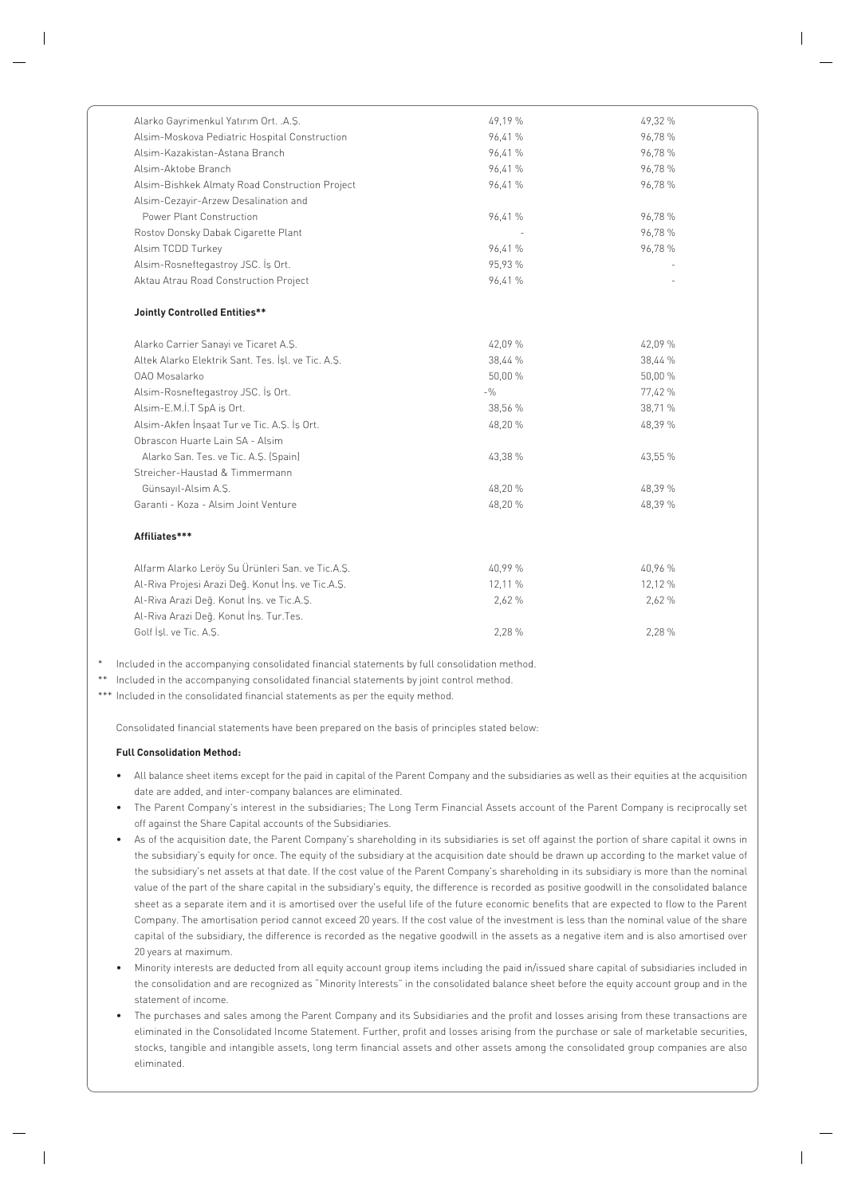| | | |
|---|---|---|
| Alarko Gayrimenkul Yatırım Ort. .A.Ş. | 49,19 % | 49,32 % |
| Alsim-Moskova Pediatric Hospital Construction | 96,41 % | 96,78 % |
| Alsim-Kazakistan-Astana Branch | 96,41 % | 96,78 % |
| Alsim-Aktobe Branch | 96,41 % | 96,78 % |
| Alsim-Bishkek Almaty Road Construction Project | 96,41 % | 96,78 % |
| Alsim-Cezayir-Arzew Desalination and Power Plant Construction | 96,41 % | 96,78 % |
| Rostov Donsky Dabak Cigarette Plant | - | 96,78 % |
| Alsim TCDD Turkey | 96,41 % | 96,78 % |
| Alsim-Rosneftegastroy JSC. İş Ort. | 95,93 % | - |
| Aktau Atrau Road Construction Project | 96,41 % | - |
| **Jointly Controlled Entities\*\*** | | |
| Alarko Carrier Sanayi ve Ticaret A.Ş. | 42,09 % | 42,09 % |
| Altek Alarko Elektrik Sant. Tes. İşl. ve Tic. A.Ş. | 38,44 % | 38,44 % |
| OAO Mosalarko | 50,00 % | 50,00 % |
| Alsim-Rosneftegastroy JSC. İş Ort. | -% | 77,42 % |
| Alsim-E.M.İ.T SpA iş Ort. | 38,56 % | 38,71 % |
| Alsim-Akfen İnşaat Tur ve Tic. A.Ş. İş Ort. | 48,20 % | 48,39 % |
| Obrascon Huarte Lain SA - Alsim Alarko San. Tes. ve Tic. A.Ş. (Spain) | 43,38 % | 43,55 % |
| Streicher-Haustad & Timmermann Günsayıl-Alsim A.Ş. | 48,20 % | 48,39 % |
| Garanti - Koza - Alsim Joint Venture | 48,20 % | 48,39 % |
| **Affiliates\*\*\*** | | |
| Alfarm Alarko Leröy Su Ürünleri San. ve Tic.A.Ş. | 40,99 % | 40,96 % |
| Al-Riva Projesi Arazi Değ. Konut İnş. ve Tic.A.Ş. | 12,11 % | 12,12 % |
| Al-Riva Arazi Değ. Konut İnş. ve Tic.A.Ş. | 2,62 % | 2,62 % |
| Al-Riva Arazi Değ. Konut İnş. Tur.Tes. Golf İşl. ve Tic. A.Ş. | 2,28 % | 2,28 % |

\* Included in the accompanying consolidated financial statements by full consolidation method.

\*\* Included in the accompanying consolidated financial statements by joint control method.

\*\*\* Included in the consolidated financial statements as per the equity method.

Consolidated financial statements have been prepared on the basis of principles stated below:

**Full Consolidation Method:**

- All balance sheet items except for the paid in capital of the Parent Company and the subsidiaries as well as their equities at the acquisition date are added, and inter-company balances are eliminated.
- The Parent Company's interest in the subsidiaries; The Long Term Financial Assets account of the Parent Company is reciprocally set off against the Share Capital accounts of the Subsidiaries.
- As of the acquisition date, the Parent Company's shareholding in its subsidiaries is set off against the portion of share capital it owns in the subsidiary's equity for once. The equity of the subsidiary at the acquisition date should be drawn up according to the market value of the subsidiary's net assets at that date. If the cost value of the Parent Company's shareholding in its subsidiary is more than the nominal value of the part of the share capital in the subsidiary's equity, the difference is recorded as positive goodwill in the consolidated balance sheet as a separate item and it is amortised over the useful life of the future economic benefits that are expected to flow to the Parent Company. The amortisation period cannot exceed 20 years. If the cost value of the investment is less than the nominal value of the share capital of the subsidiary, the difference is recorded as the negative goodwill in the assets as a negative item and is also amortised over 20 years at maximum.
- Minority interests are deducted from all equity account group items including the paid in/issued share capital of subsidiaries included in the consolidation and are recognized as "Minority Interests" in the consolidated balance sheet before the equity account group and in the statement of income.
- The purchases and sales among the Parent Company and its Subsidiaries and the profit and losses arising from these transactions are eliminated in the Consolidated Income Statement. Further, profit and losses arising from the purchase or sale of marketable securities, stocks, tangible and intangible assets, long term financial assets and other assets among the consolidated group companies are also eliminated.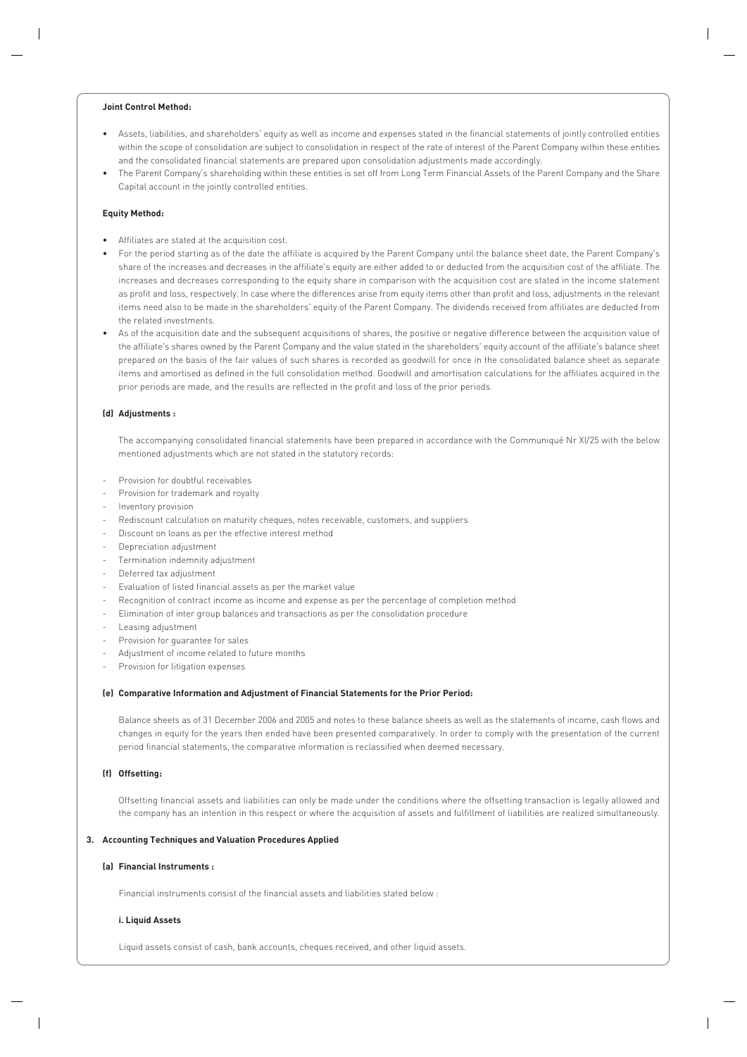**Joint Control Method:**

- Assets, liabilities, and shareholders' equity as well as income and expenses stated in the financial statements of jointly controlled entities within the scope of consolidation are subject to consolidation in respect of the rate of interest of the Parent Company within these entities and the consolidated financial statements are prepared upon consolidation adjustments made accordingly.
- The Parent Company's shareholding within these entities is set off from Long Term Financial Assets of the Parent Company and the Share Capital account in the jointly controlled entities.

**Equity Method:**

- Affiliates are stated at the acquisition cost.
- For the period starting as of the date the affiliate is acquired by the Parent Company until the balance sheet date, the Parent Company's share of the increases and decreases in the affiliate's equity are either added to or deducted from the acquisition cost of the affiliate. The increases and decreases corresponding to the equity share in comparison with the acquisition cost are stated in the income statement as profit and loss, respectively. In case where the differences arise from equity items other than profit and loss, adjustments in the relevant items need also to be made in the shareholders' equity of the Parent Company. The dividends received from affiliates are deducted from the related investments.
- As of the acquisition date and the subsequent acquisitions of shares, the positive or negative difference between the acquisition value of the affiliate's shares owned by the Parent Company and the value stated in the shareholders' equity account of the affiliate's balance sheet prepared on the basis of the fair values of such shares is recorded as goodwill for once in the consolidated balance sheet as separate items and amortised as defined in the full consolidation method. Goodwill and amortisation calculations for the affiliates acquired in the prior periods are made, and the results are reflected in the profit and loss of the prior periods.

**(d) Adjustments :**

The accompanying consolidated financial statements have been prepared in accordance with the Communiqué Nr XI/25 with the below mentioned adjustments which are not stated in the statutory records:

- Provision for doubtful receivables
- Provision for trademark and royalty
- Inventory provision
- Rediscount calculation on maturity cheques, notes receivable, customers, and suppliers
- Discount on loans as per the effective interest method
- Depreciation adjustment
- Termination indemnity adjustment
- Deferred tax adjustment
- Evaluation of listed financial assets as per the market value
- Recognition of contract income as income and expense as per the percentage of completion method
- Elimination of inter group balances and transactions as per the consolidation procedure
- Leasing adjustment
- Provision for guarantee for sales
- Adjustment of income related to future months
- Provision for litigation expenses

**(e) Comparative Information and Adjustment of Financial Statements for the Prior Period:**

Balance sheets as of 31 December 2006 and 2005 and notes to these balance sheets as well as the statements of income, cash flows and changes in equity for the years then ended have been presented comparatively. In order to comply with the presentation of the current period financial statements, the comparative information is reclassified when deemed necessary.

**(f) Offsetting:**

Offsetting financial assets and liabilities can only be made under the conditions where the offsetting transaction is legally allowed and the company has an intention in this respect or where the acquisition of assets and fulfillment of liabilities are realized simultaneously.

**3. Accounting Techniques and Valuation Procedures Applied**

**(a) Financial Instruments :**

Financial instruments consist of the financial assets and liabilities stated below :

**i. Liquid Assets**

Liquid assets consist of cash, bank accounts, cheques received, and other liquid assets.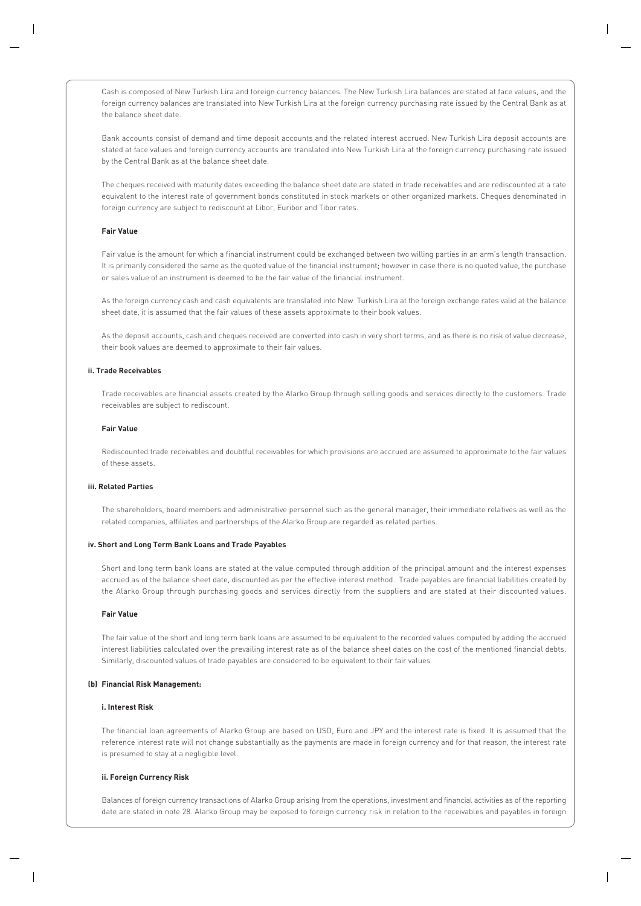Cash is composed of New Turkish Lira and foreign currency balances. The New Turkish Lira balances are stated at face values, and the foreign currency balances are translated into New Turkish Lira at the foreign currency purchasing rate issued by the Central Bank as at the balance sheet date.

Bank accounts consist of demand and time deposit accounts and the related interest accrued. New Turkish Lira deposit accounts are stated at face values and foreign currency accounts are translated into New Turkish Lira at the foreign currency purchasing rate issued by the Central Bank as at the balance sheet date.

The cheques received with maturity dates exceeding the balance sheet date are stated in trade receivables and are rediscounted at a rate equivalent to the interest rate of government bonds constituted in stock markets or other organized markets. Cheques denominated in foreign currency are subject to rediscount at Libor, Euribor and Tibor rates.

**Fair Value**

Fair value is the amount for which a financial instrument could be exchanged between two willing parties in an arm's length transaction. It is primarily considered the same as the quoted value of the financial instrument; however in case there is no quoted value, the purchase or sales value of an instrument is deemed to be the fair value of the financial instrument.

As the foreign currency cash and cash equivalents are translated into New Turkish Lira at the foreign exchange rates valid at the balance sheet date, it is assumed that the fair values of these assets approximate to their book values.

As the deposit accounts, cash and cheques received are converted into cash in very short terms, and as there is no risk of value decrease, their book values are deemed to approximate to their fair values.

**ii. Trade Receivables**

Trade receivables are financial assets created by the Alarko Group through selling goods and services directly to the customers. Trade receivables are subject to rediscount.

**Fair Value**

Rediscounted trade receivables and doubtful receivables for which provisions are accrued are assumed to approximate to the fair values of these assets.

**iii. Related Parties**

The shareholders, board members and administrative personnel such as the general manager, their immediate relatives as well as the related companies, affiliates and partnerships of the Alarko Group are regarded as related parties.

**iv. Short and Long Term Bank Loans and Trade Payables**

Short and long term bank loans are stated at the value computed through addition of the principal amount and the interest expenses accrued as of the balance sheet date, discounted as per the effective interest method. Trade payables are financial liabilities created by the Alarko Group through purchasing goods and services directly from the suppliers and are stated at their discounted values.

**Fair Value**

The fair value of the short and long term bank loans are assumed to be equivalent to the recorded values computed by adding the accrued interest liabilities calculated over the prevailing interest rate as of the balance sheet dates on the cost of the mentioned financial debts. Similarly, discounted values of trade payables are considered to be equivalent to their fair values.

**(b) Financial Risk Management:**

**i. Interest Risk**

The financial loan agreements of Alarko Group are based on USD, Euro and JPY and the interest rate is fixed. It is assumed that the reference interest rate will not change substantially as the payments are made in foreign currency and for that reason, the interest rate is presumed to stay at a negligible level.

**ii. Foreign Currency Risk**

Balances of foreign currency transactions of Alarko Group arising from the operations, investment and financial activities as of the reporting date are stated in note 28. Alarko Group may be exposed to foreign currency risk in relation to the receivables and payables in foreign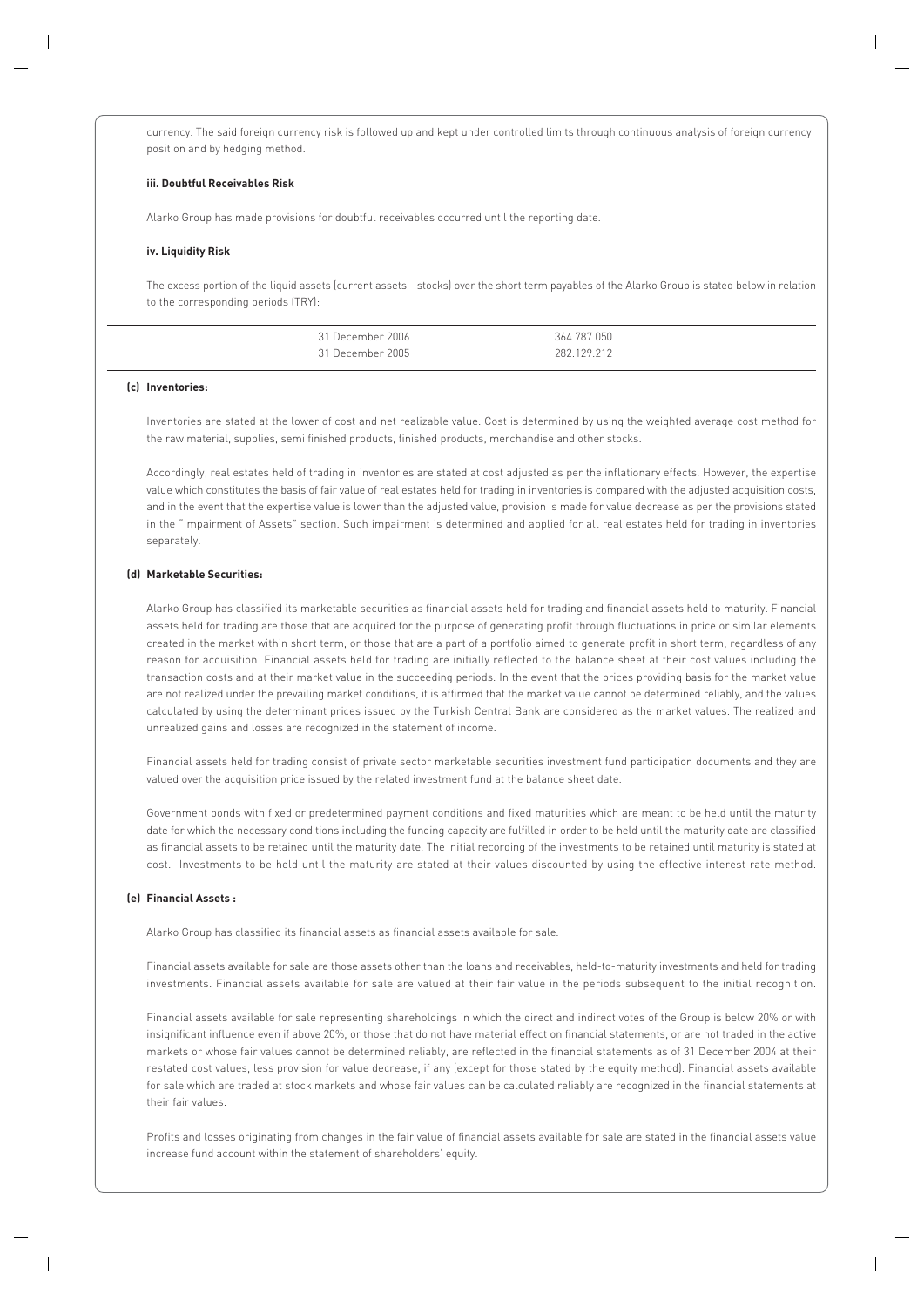currency. The said foreign currency risk is followed up and kept under controlled limits through continuous analysis of foreign currency position and by hedging method.

**iii. Doubtful Receivables Risk**

Alarko Group has made provisions for doubtful receivables occurred until the reporting date.

**iv. Liquidity Risk**

The excess portion of the liquid assets (current assets - stocks) over the short term payables of the Alarko Group is stated below in relation to the corresponding periods (TRY):

| | |
|---|---|
| 31 December 2006 | 364.787.050 |
| 31 December 2005 | 282.129.212 |

**(c) Inventories:**

Inventories are stated at the lower of cost and net realizable value. Cost is determined by using the weighted average cost method for the raw material, supplies, semi finished products, finished products, merchandise and other stocks.

Accordingly, real estates held of trading in inventories are stated at cost adjusted as per the inflationary effects. However, the expertise value which constitutes the basis of fair value of real estates held for trading in inventories is compared with the adjusted acquisition costs, and in the event that the expertise value is lower than the adjusted value, provision is made for value decrease as per the provisions stated in the "Impairment of Assets" section. Such impairment is determined and applied for all real estates held for trading in inventories separately.

**(d) Marketable Securities:**

Alarko Group has classified its marketable securities as financial assets held for trading and financial assets held to maturity. Financial assets held for trading are those that are acquired for the purpose of generating profit through fluctuations in price or similar elements created in the market within short term, or those that are a part of a portfolio aimed to generate profit in short term, regardless of any reason for acquisition. Financial assets held for trading are initially reflected to the balance sheet at their cost values including the transaction costs and at their market value in the succeeding periods. In the event that the prices providing basis for the market value are not realized under the prevailing market conditions, it is affirmed that the market value cannot be determined reliably, and the values calculated by using the determinant prices issued by the Turkish Central Bank are considered as the market values. The realized and unrealized gains and losses are recognized in the statement of income.

Financial assets held for trading consist of private sector marketable securities investment fund participation documents and they are valued over the acquisition price issued by the related investment fund at the balance sheet date.

Government bonds with fixed or predetermined payment conditions and fixed maturities which are meant to be held until the maturity date for which the necessary conditions including the funding capacity are fulfilled in order to be held until the maturity date are classified as financial assets to be retained until the maturity date. The initial recording of the investments to be retained until maturity is stated at cost. Investments to be held until the maturity are stated at their values discounted by using the effective interest rate method.

**(e) Financial Assets :**

Alarko Group has classified its financial assets as financial assets available for sale.

Financial assets available for sale are those assets other than the loans and receivables, held-to-maturity investments and held for trading investments. Financial assets available for sale are valued at their fair value in the periods subsequent to the initial recognition.

Financial assets available for sale representing shareholdings in which the direct and indirect votes of the Group is below 20% or with insignificant influence even if above 20%, or those that do not have material effect on financial statements, or are not traded in the active markets or whose fair values cannot be determined reliably, are reflected in the financial statements as of 31 December 2004 at their restated cost values, less provision for value decrease, if any (except for those stated by the equity method). Financial assets available for sale which are traded at stock markets and whose fair values can be calculated reliably are recognized in the financial statements at their fair values.

Profits and losses originating from changes in the fair value of financial assets available for sale are stated in the financial assets value increase fund account within the statement of shareholders' equity.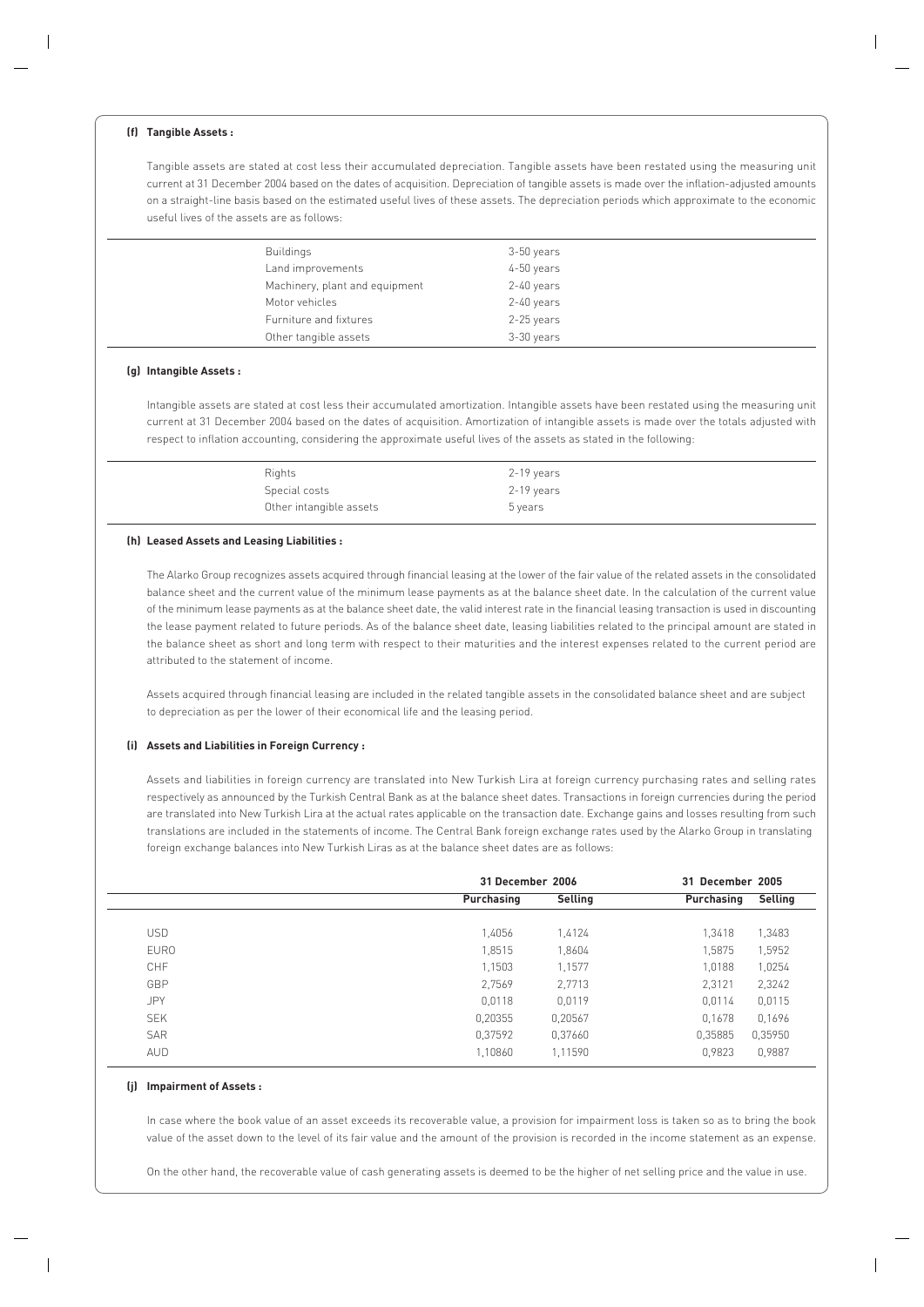**(f) Tangible Assets :**

Tangible assets are stated at cost less their accumulated depreciation. Tangible assets have been restated using the measuring unit current at 31 December 2004 based on the dates of acquisition. Depreciation of tangible assets is made over the inflation-adjusted amounts on a straight-line basis based on the estimated useful lives of these assets. The depreciation periods which approximate to the economic useful lives of the assets are as follows:

| | |
|---|---|
| Buildings | 3-50 years |
| Land improvements | 4-50 years |
| Machinery, plant and equipment | 2-40 years |
| Motor vehicles | 2-40 years |
| Furniture and fixtures | 2-25 years |
| Other tangible assets | 3-30 years |

**(g) Intangible Assets :**

Intangible assets are stated at cost less their accumulated amortization. Intangible assets have been restated using the measuring unit current at 31 December 2004 based on the dates of acquisition. Amortization of intangible assets is made over the totals adjusted with respect to inflation accounting, considering the approximate useful lives of the assets as stated in the following:

| | |
|---|---|
| Rights | 2-19 years |
| Special costs | 2-19 years |
| Other intangible assets | 5 years |

**(h) Leased Assets and Leasing Liabilities :**

The Alarko Group recognizes assets acquired through financial leasing at the lower of the fair value of the related assets in the consolidated balance sheet and the current value of the minimum lease payments as at the balance sheet date. In the calculation of the current value of the minimum lease payments as at the balance sheet date, the valid interest rate in the financial leasing transaction is used in discounting the lease payment related to future periods. As of the balance sheet date, leasing liabilities related to the principal amount are stated in the balance sheet as short and long term with respect to their maturities and the interest expenses related to the current period are attributed to the statement of income.

Assets acquired through financial leasing are included in the related tangible assets in the consolidated balance sheet and are subject to depreciation as per the lower of their economical life and the leasing period.

**(i) Assets and Liabilities in Foreign Currency :**

Assets and liabilities in foreign currency are translated into New Turkish Lira at foreign currency purchasing rates and selling rates respectively as announced by the Turkish Central Bank as at the balance sheet dates. Transactions in foreign currencies during the period are translated into New Turkish Lira at the actual rates applicable on the transaction date. Exchange gains and losses resulting from such translations are included in the statements of income. The Central Bank foreign exchange rates used by the Alarko Group in translating foreign exchange balances into New Turkish Liras as at the balance sheet dates are as follows:

| | 31 December 2006 | | 31 December 2005 | |
|---|---|---|---|---|
| | **Purchasing** | **Selling** | **Purchasing** | **Selling** |
| USD | 1,4056 | 1,4124 | 1,3418 | 1,3483 |
| EURO | 1,8515 | 1,8604 | 1,5875 | 1,5952 |
| CHF | 1,1503 | 1,1577 | 1,0188 | 1,0254 |
| GBP | 2,7569 | 2,7713 | 2,3121 | 2,3242 |
| JPY | 0,0118 | 0,0119 | 0,0114 | 0,0115 |
| SEK | 0,20355 | 0,20567 | 0,1678 | 0,1696 |
| SAR | 0,37592 | 0,37660 | 0,35885 | 0,35950 |
| AUD | 1,10860 | 1,11590 | 0,9823 | 0,9887 |

**(j) Impairment of Assets :**

In case where the book value of an asset exceeds its recoverable value, a provision for impairment loss is taken so as to bring the book value of the asset down to the level of its fair value and the amount of the provision is recorded in the income statement as an expense.

On the other hand, the recoverable value of cash generating assets is deemed to be the higher of net selling price and the value in use.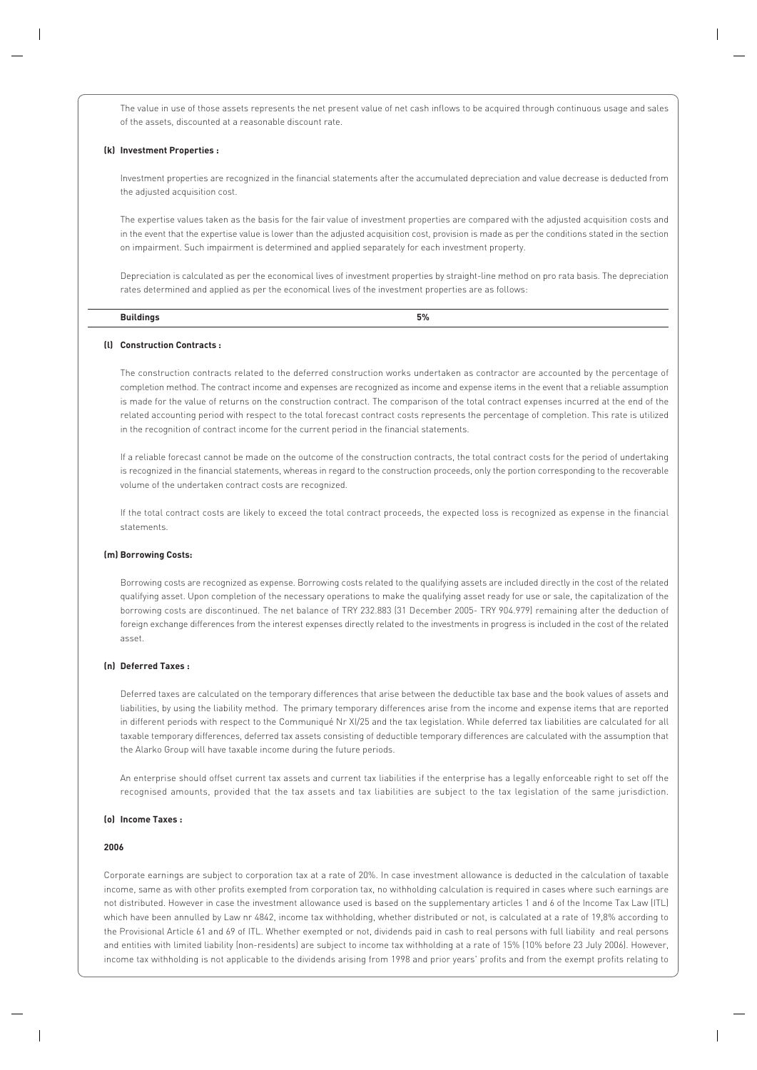The value in use of those assets represents the net present value of net cash inflows to be acquired through continuous usage and sales of the assets, discounted at a reasonable discount rate.

**(k) Investment Properties :**

Investment properties are recognized in the financial statements after the accumulated depreciation and value decrease is deducted from the adjusted acquisition cost.

The expertise values taken as the basis for the fair value of investment properties are compared with the adjusted acquisition costs and in the event that the expertise value is lower than the adjusted acquisition cost, provision is made as per the conditions stated in the section on impairment. Such impairment is determined and applied separately for each investment property.

Depreciation is calculated as per the economical lives of investment properties by straight-line method on pro rata basis. The depreciation rates determined and applied as per the economical lives of the investment properties are as follows:

| **Buildings** | **5%** |
|---|---|

**(l) Construction Contracts :**

The construction contracts related to the deferred construction works undertaken as contractor are accounted by the percentage of completion method. The contract income and expenses are recognized as income and expense items in the event that a reliable assumption is made for the value of returns on the construction contract. The comparison of the total contract expenses incurred at the end of the related accounting period with respect to the total forecast contract costs represents the percentage of completion. This rate is utilized in the recognition of contract income for the current period in the financial statements.

If a reliable forecast cannot be made on the outcome of the construction contracts, the total contract costs for the period of undertaking is recognized in the financial statements, whereas in regard to the construction proceeds, only the portion corresponding to the recoverable volume of the undertaken contract costs are recognized.

If the total contract costs are likely to exceed the total contract proceeds, the expected loss is recognized as expense in the financial statements.

**(m) Borrowing Costs:**

Borrowing costs are recognized as expense. Borrowing costs related to the qualifying assets are included directly in the cost of the related qualifying asset. Upon completion of the necessary operations to make the qualifying asset ready for use or sale, the capitalization of the borrowing costs are discontinued. The net balance of TRY 232.883 (31 December 2005- TRY 904.979) remaining after the deduction of foreign exchange differences from the interest expenses directly related to the investments in progress is included in the cost of the related asset.

**(n) Deferred Taxes :**

Deferred taxes are calculated on the temporary differences that arise between the deductible tax base and the book values of assets and liabilities, by using the liability method. The primary temporary differences arise from the income and expense items that are reported in different periods with respect to the Communiqué Nr XI/25 and the tax legislation. While deferred tax liabilities are calculated for all taxable temporary differences, deferred tax assets consisting of deductible temporary differences are calculated with the assumption that the Alarko Group will have taxable income during the future periods.

An enterprise should offset current tax assets and current tax liabilities if the enterprise has a legally enforceable right to set off the recognised amounts, provided that the tax assets and tax liabilities are subject to the tax legislation of the same jurisdiction.

**(o) Income Taxes :**

**2006**

Corporate earnings are subject to corporation tax at a rate of 20%. In case investment allowance is deducted in the calculation of taxable income, same as with other profits exempted from corporation tax, no withholding calculation is required in cases where such earnings are not distributed. However in case the investment allowance used is based on the supplementary articles 1 and 6 of the Income Tax Law (ITL) which have been annulled by Law nr 4842, income tax withholding, whether distributed or not, is calculated at a rate of 19,8% according to the Provisional Article 61 and 69 of ITL. Whether exempted or not, dividends paid in cash to real persons with full liability and real persons and entities with limited liability (non-residents) are subject to income tax withholding at a rate of 15% (10% before 23 July 2006). However, income tax withholding is not applicable to the dividends arising from 1998 and prior years' profits and from the exempt profits relating to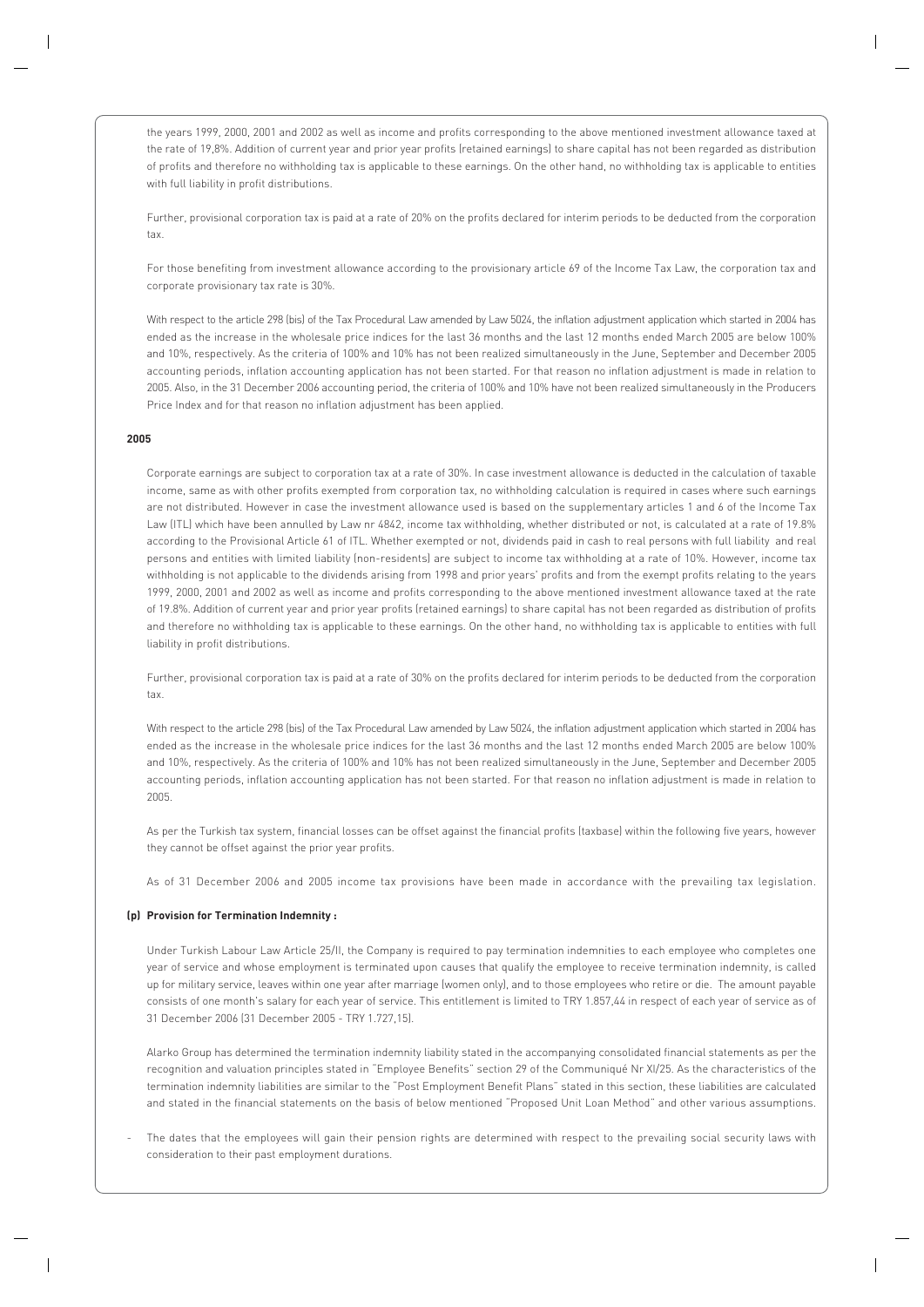the years 1999, 2000, 2001 and 2002 as well as income and profits corresponding to the above mentioned investment allowance taxed at the rate of 19,8%. Addition of current year and prior year profits (retained earnings) to share capital has not been regarded as distribution of profits and therefore no withholding tax is applicable to these earnings. On the other hand, no withholding tax is applicable to entities with full liability in profit distributions.

Further, provisional corporation tax is paid at a rate of 20% on the profits declared for interim periods to be deducted from the corporation tax.

For those benefiting from investment allowance according to the provisionary article 69 of the Income Tax Law, the corporation tax and corporate provisionary tax rate is 30%.

With respect to the article 298 (bis) of the Tax Procedural Law amended by Law 5024, the inflation adjustment application which started in 2004 has ended as the increase in the wholesale price indices for the last 36 months and the last 12 months ended March 2005 are below 100% and 10%, respectively. As the criteria of 100% and 10% has not been realized simultaneously in the June, September and December 2005 accounting periods, inflation accounting application has not been started. For that reason no inflation adjustment is made in relation to 2005. Also, in the 31 December 2006 accounting period, the criteria of 100% and 10% have not been realized simultaneously in the Producers Price Index and for that reason no inflation adjustment has been applied.

**2005**

Corporate earnings are subject to corporation tax at a rate of 30%. In case investment allowance is deducted in the calculation of taxable income, same as with other profits exempted from corporation tax, no withholding calculation is required in cases where such earnings are not distributed. However in case the investment allowance used is based on the supplementary articles 1 and 6 of the Income Tax Law (ITL) which have been annulled by Law nr 4842, income tax withholding, whether distributed or not, is calculated at a rate of 19.8% according to the Provisional Article 61 of ITL. Whether exempted or not, dividends paid in cash to real persons with full liability and real persons and entities with limited liability (non-residents) are subject to income tax withholding at a rate of 10%. However, income tax withholding is not applicable to the dividends arising from 1998 and prior years' profits and from the exempt profits relating to the years 1999, 2000, 2001 and 2002 as well as income and profits corresponding to the above mentioned investment allowance taxed at the rate of 19.8%. Addition of current year and prior year profits (retained earnings) to share capital has not been regarded as distribution of profits and therefore no withholding tax is applicable to these earnings. On the other hand, no withholding tax is applicable to entities with full liability in profit distributions.

Further, provisional corporation tax is paid at a rate of 30% on the profits declared for interim periods to be deducted from the corporation tax.

With respect to the article 298 (bis) of the Tax Procedural Law amended by Law 5024, the inflation adjustment application which started in 2004 has ended as the increase in the wholesale price indices for the last 36 months and the last 12 months ended March 2005 are below 100% and 10%, respectively. As the criteria of 100% and 10% has not been realized simultaneously in the June, September and December 2005 accounting periods, inflation accounting application has not been started. For that reason no inflation adjustment is made in relation to 2005.

As per the Turkish tax system, financial losses can be offset against the financial profits (taxbase) within the following five years, however they cannot be offset against the prior year profits.

As of 31 December 2006 and 2005 income tax provisions have been made in accordance with the prevailing tax legislation.

**(p) Provision for Termination Indemnity :**

Under Turkish Labour Law Article 25/II, the Company is required to pay termination indemnities to each employee who completes one year of service and whose employment is terminated upon causes that qualify the employee to receive termination indemnity, is called up for military service, leaves within one year after marriage (women only), and to those employees who retire or die. The amount payable consists of one month's salary for each year of service. This entitlement is limited to TRY 1.857,44 in respect of each year of service as of 31 December 2006 (31 December 2005 - TRY 1.727,15).

Alarko Group has determined the termination indemnity liability stated in the accompanying consolidated financial statements as per the recognition and valuation principles stated in "Employee Benefits" section 29 of the Communiqué Nr XI/25. As the characteristics of the termination indemnity liabilities are similar to the "Post Employment Benefit Plans" stated in this section, these liabilities are calculated and stated in the financial statements on the basis of below mentioned "Proposed Unit Loan Method" and other various assumptions.

- The dates that the employees will gain their pension rights are determined with respect to the prevailing social security laws with consideration to their past employment durations.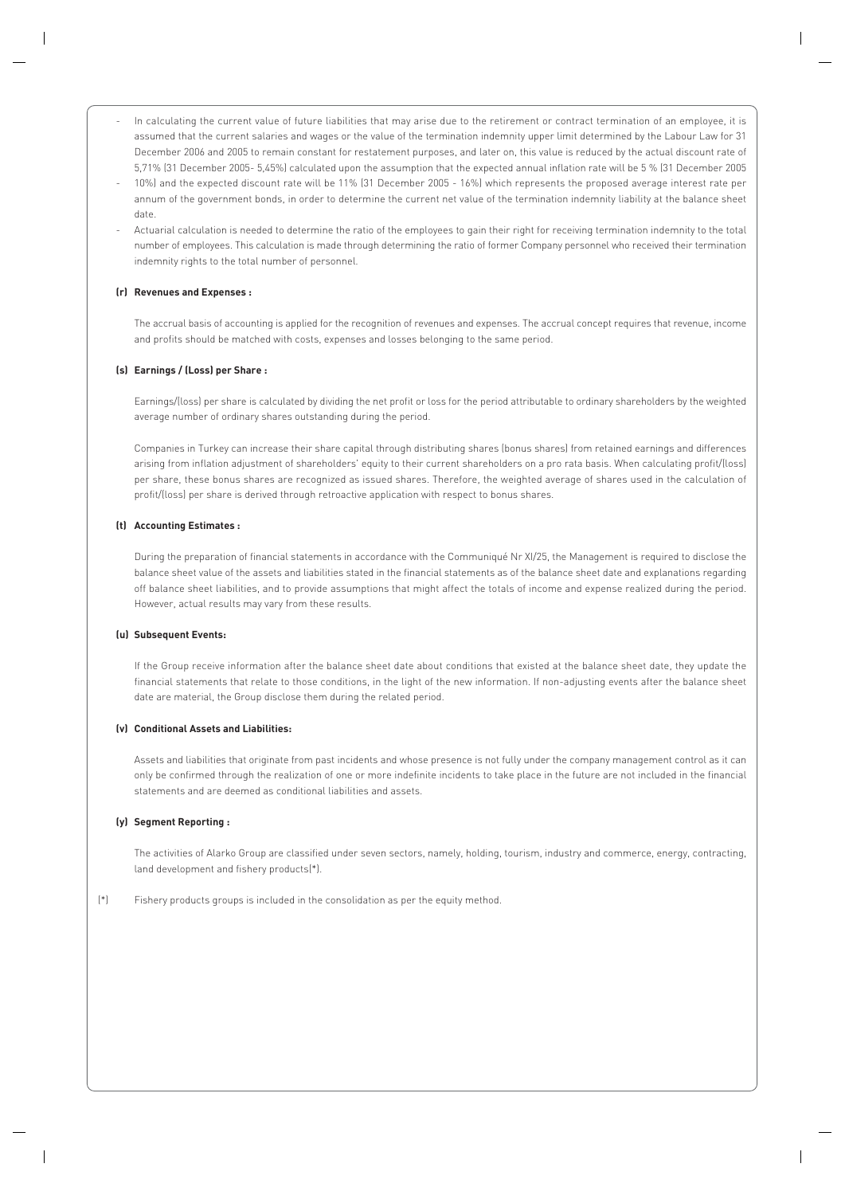- In calculating the current value of future liabilities that may arise due to the retirement or contract termination of an employee, it is assumed that the current salaries and wages or the value of the termination indemnity upper limit determined by the Labour Law for 31 December 2006 and 2005 to remain constant for restatement purposes, and later on, this value is reduced by the actual discount rate of 5,71% (31 December 2005- 5,45%) calculated upon the assumption that the expected annual inflation rate will be 5 % (31 December 2005
- 10%) and the expected discount rate will be 11% (31 December 2005 - 16%) which represents the proposed average interest rate per annum of the government bonds, in order to determine the current net value of the termination indemnity liability at the balance sheet date.
- Actuarial calculation is needed to determine the ratio of the employees to gain their right for receiving termination indemnity to the total number of employees. This calculation is made through determining the ratio of former Company personnel who received their termination indemnity rights to the total number of personnel.

**(r) Revenues and Expenses :**

The accrual basis of accounting is applied for the recognition of revenues and expenses. The accrual concept requires that revenue, income and profits should be matched with costs, expenses and losses belonging to the same period.

**(s) Earnings / (Loss) per Share :**

Earnings/(loss) per share is calculated by dividing the net profit or loss for the period attributable to ordinary shareholders by the weighted average number of ordinary shares outstanding during the period.

Companies in Turkey can increase their share capital through distributing shares (bonus shares) from retained earnings and differences arising from inflation adjustment of shareholders' equity to their current shareholders on a pro rata basis. When calculating profit/(loss) per share, these bonus shares are recognized as issued shares. Therefore, the weighted average of shares used in the calculation of profit/(loss) per share is derived through retroactive application with respect to bonus shares.

**(t) Accounting Estimates :**

During the preparation of financial statements in accordance with the Communiqué Nr XI/25, the Management is required to disclose the balance sheet value of the assets and liabilities stated in the financial statements as of the balance sheet date and explanations regarding off balance sheet liabilities, and to provide assumptions that might affect the totals of income and expense realized during the period. However, actual results may vary from these results.

**(u) Subsequent Events:**

If the Group receive information after the balance sheet date about conditions that existed at the balance sheet date, they update the financial statements that relate to those conditions, in the light of the new information. If non-adjusting events after the balance sheet date are material, the Group disclose them during the related period.

**(v) Conditional Assets and Liabilities:**

Assets and liabilities that originate from past incidents and whose presence is not fully under the company management control as it can only be confirmed through the realization of one or more indefinite incidents to take place in the future are not included in the financial statements and are deemed as conditional liabilities and assets.

**(y) Segment Reporting :**

The activities of Alarko Group are classified under seven sectors, namely, holding, tourism, industry and commerce, energy, contracting, land development and fishery products(*).

(*) Fishery products groups is included in the consolidation as per the equity method.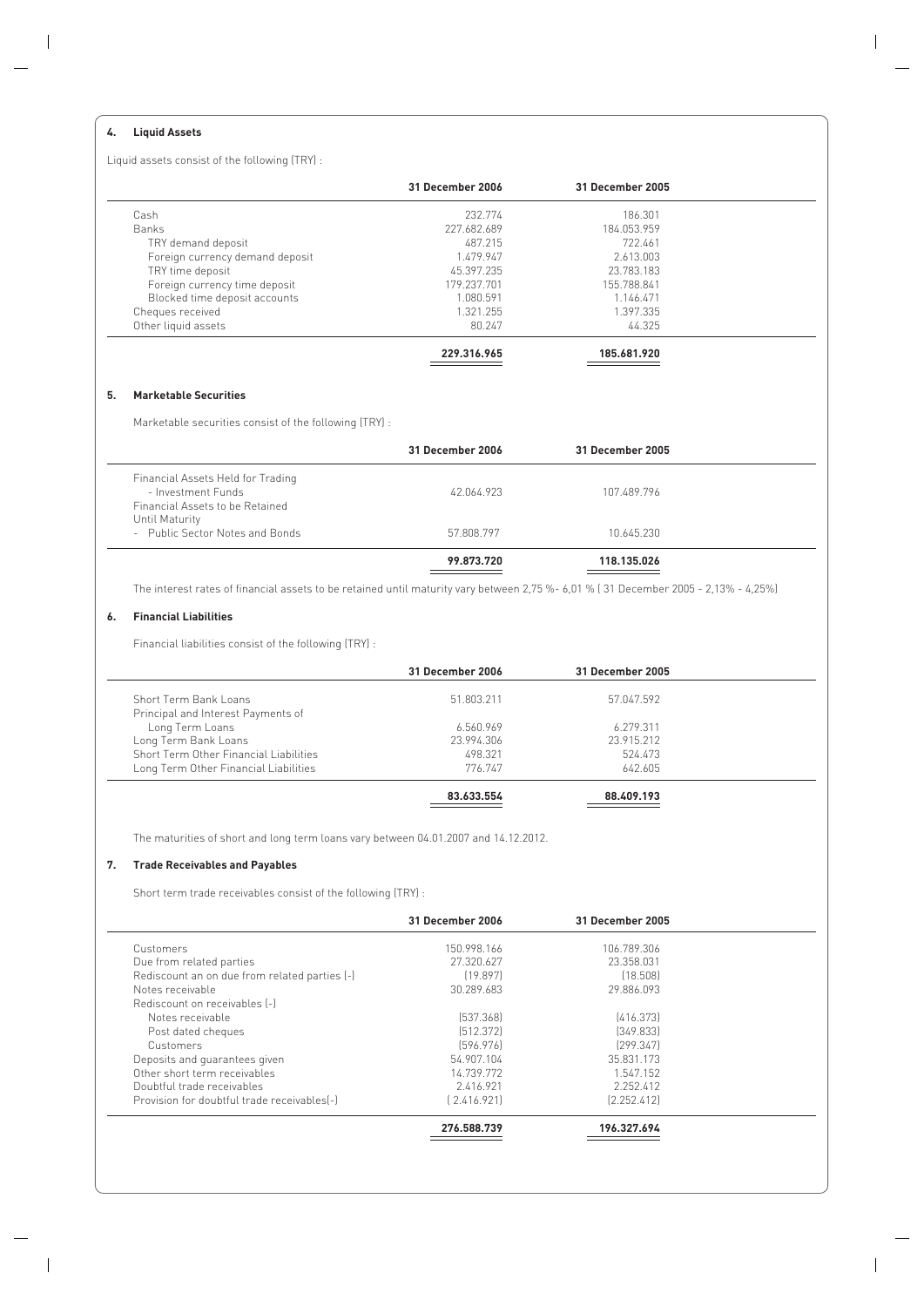## 4. Liquid Assets

Liquid assets consist of the following (TRY) :

| | 31 December 2006 | 31 December 2005 |
|---|---|---|
| Cash | 232.774 | 186.301 |
| Banks | 227.682.689 | 184.053.959 |
| TRY demand deposit | 487.215 | 722.461 |
| Foreign currency demand deposit | 1.479.947 | 2.613.003 |
| TRY time deposit | 45.397.235 | 23.783.183 |
| Foreign currency time deposit | 179.237.701 | 155.788.841 |
| Blocked time deposit accounts | 1.080.591 | 1.146.471 |
| Cheques received | 1.321.255 | 1.397.335 |
| Other liquid assets | 80.247 | 44.325 |
| | **229.316.965** | **185.681.920** |

## 5. Marketable Securities

Marketable securities consist of the following (TRY) :

| | 31 December 2006 | 31 December 2005 |
|---|---|---|
| Financial Assets Held for Trading | | |
| - Investment Funds | 42.064.923 | 107.489.796 |
| Financial Assets to be Retained Until Maturity | | |
| - Public Sector Notes and Bonds | 57.808.797 | 10.645.230 |
| | **99.873.720** | **118.135.026** |

The interest rates of financial assets to be retained until maturity vary between 2,75 %- 6,01 % ( 31 December 2005 - 2,13% - 4,25%)

## 6. Financial Liabilities

Financial liabilities consist of the following (TRY) :

| | 31 December 2006 | 31 December 2005 |
|---|---|---|
| Short Term Bank Loans | 51.803.211 | 57.047.592 |
| Principal and Interest Payments of Long Term Loans | 6.560.969 | 6.279.311 |
| Long Term Bank Loans | 23.994.306 | 23.915.212 |
| Short Term Other Financial Liabilities | 498.321 | 524.473 |
| Long Term Other Financial Liabilities | 776.747 | 642.605 |
| | **83.633.554** | **88.409.193** |

The maturities of short and long term loans vary between 04.01.2007 and 14.12.2012.

## 7. Trade Receivables and Payables

Short term trade receivables consist of the following (TRY) :

| | 31 December 2006 | 31 December 2005 |
|---|---|---|
| Customers | 150.998.166 | 106.789.306 |
| Due from related parties | 27.320.627 | 23.358.031 |
| Rediscount an on due from related parties (-) | (19.897) | (18.508) |
| Notes receivable | 30.289.683 | 29.886.093 |
| Rediscount on receivables (-) | | |
| Notes receivable | (537.368) | (416.373) |
| Post dated cheques | (512.372) | (349.833) |
| Customers | (596.976) | (299.347) |
| Deposits and guarantees given | 54.907.104 | 35.831.173 |
| Other short term receivables | 14.739.772 | 1.547.152 |
| Doubtful trade receivables | 2.416.921 | 2.252.412 |
| Provision for doubtful trade receivables(-) | ( 2.416.921) | (2.252.412) |
| | **276.588.739** | **196.327.694** |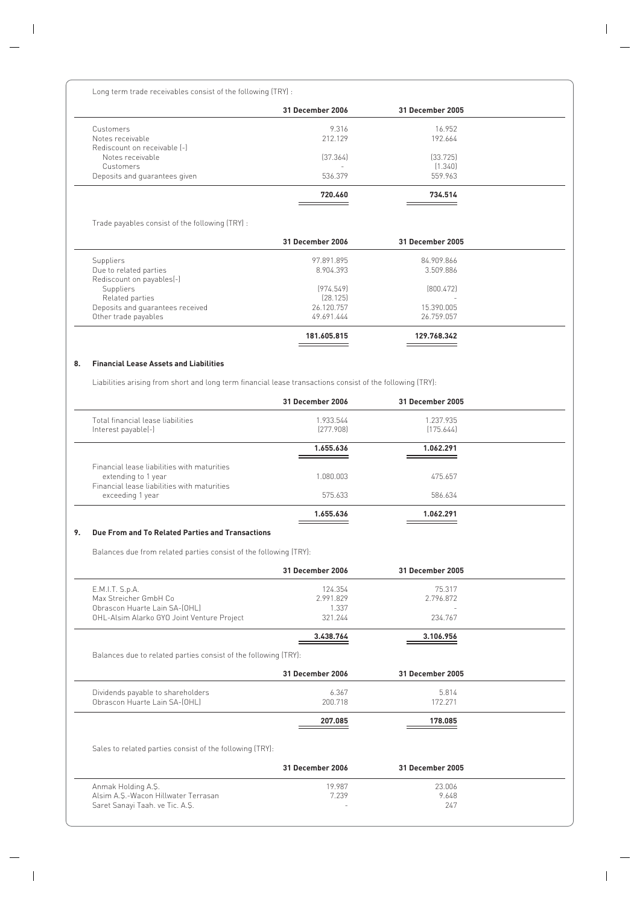Long term trade receivables consist of the following (TRY) :

| | 31 December 2006 | 31 December 2005 |
|---|---|---|
| Customers | 9.316 | 16.952 |
| Notes receivable | 212.129 | 192.664 |
| Rediscount on receivable (-) | | |
| Notes receivable | (37.364) | (33.725) |
| Customers | - | (1.340) |
| Deposits and guarantees given | 536.379 | 559.963 |
| | **720.460** | **734.514** |

Trade payables consist of the following (TRY) :

| | 31 December 2006 | 31 December 2005 |
|---|---|---|
| Suppliers | 97.891.895 | 84.909.866 |
| Due to related parties | 8.904.393 | 3.509.886 |
| Rediscount on payables(-) | | |
| Suppliers | (974.549) | (800.472) |
| Related parties | (28.125) | - |
| Deposits and guarantees received | 26.120.757 | 15.390.005 |
| Other trade payables | 49.691.444 | 26.759.057 |
| | **181.605.815** | **129.768.342** |

## 8. Financial Lease Assets and Liabilities

Liabilities arising from short and long term financial lease transactions consist of the following (TRY):

| | 31 December 2006 | 31 December 2005 |
|---|---|---|
| Total financial lease liabilities | 1.933.544 | 1.237.935 |
| Interest payable(-) | (277.908) | (175.644) |
| | **1.655.636** | **1.062.291** |
| Financial lease liabilities with maturities extending to 1 year | 1.080.003 | 475.657 |
| Financial lease liabilities with maturities exceeding 1 year | 575.633 | 586.634 |
| | **1.655.636** | **1.062.291** |

## 9. Due From and To Related Parties and Transactions

Balances due from related parties consist of the following (TRY):

| | 31 December 2006 | 31 December 2005 |
|---|---|---|
| E.M.I.T. S.p.A. | 124.354 | 75.317 |
| Max Streicher GmbH Co | 2.991.829 | 2.796.872 |
| Obrascon Huarte Lain SA-(OHL) | 1.337 | - |
| OHL-Alsim Alarko GYO Joint Venture Project | 321.244 | 234.767 |
| | **3.438.764** | **3.106.956** |

Balances due to related parties consist of the following (TRY):

| | 31 December 2006 | 31 December 2005 |
|---|---|---|
| Dividends payable to shareholders | 6.367 | 5.814 |
| Obrascon Huarte Lain SA-(OHL) | 200.718 | 172.271 |
| | **207.085** | **178.085** |

Sales to related parties consist of the following (TRY):

| | 31 December 2006 | 31 December 2005 |
|---|---|---|
| Anmak Holding A.Ş. | 19.987 | 23.006 |
| Alsim A.Ş.-Wacon Hillwater Terrasan | 7.239 | 9.648 |
| Saret Sanayi Taah. ve Tic. A.Ş. | - | 247 |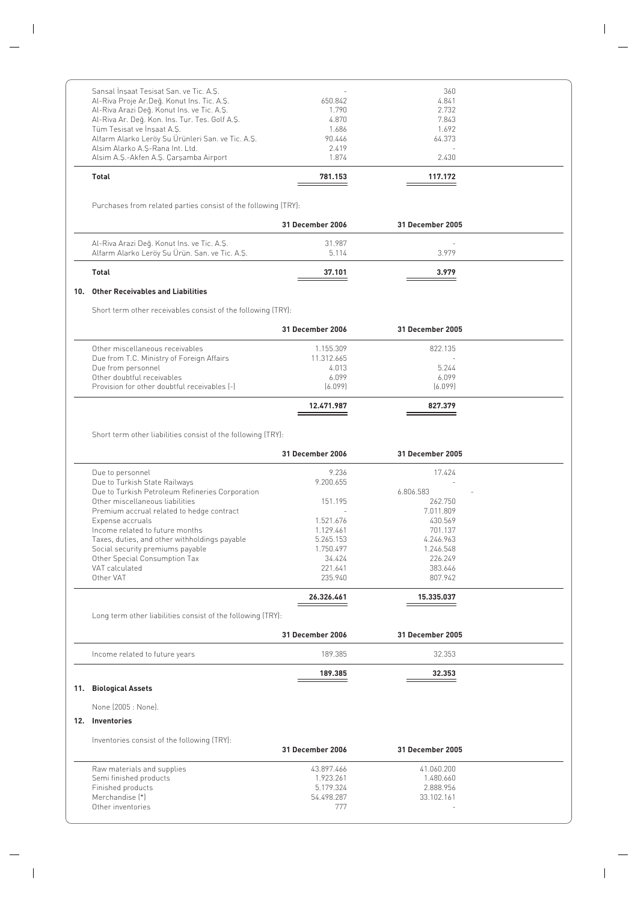| | | |
|---|---|---|
| Sansal İnşaat Tesisat San. ve Tic. A.Ş. | - | 360 |
| Al-Riva Proje Ar.Değ. Konut Ins. Tic. A.Ş. | 650.842 | 4.841 |
| Al-Riva Arazi Değ. Konut Ins. ve Tic. A.Ş. | 1.790 | 2.732 |
| Al-Riva Ar. Değ. Kon. Ins. Tur. Tes. Golf A.Ş. | 4.870 | 7.843 |
| Tüm Tesisat ve İnşaat A.Ş. | 1.686 | 1.692 |
| Alfarm Alarko Leröy Su Ürünleri San. ve Tic. A.Ş. | 90.446 | 64.373 |
| Alsim Alarko A.Ş-Rana Int. Ltd. | 2.419 | - |
| Alsim A.Ş.-Akfen A.Ş. Çarşamba Airport | 1.874 | 2.430 |
| **Total** | **781.153** | **117.172** |

Purchases from related parties consist of the following (TRY):

| | 31 December 2006 | 31 December 2005 |
|---|---|---|
| Al-Riva Arazi Değ. Konut Ins. ve Tic. A.Ş. | 31.987 | - |
| Alfarm Alarko Leröy Su Ürün. San. ve Tic. A.Ş. | 5.114 | 3.979 |
| **Total** | **37.101** | **3.979** |

## 10. Other Receivables and Liabilities

Short term other receivables consist of the following (TRY):

| | 31 December 2006 | 31 December 2005 |
|---|---|---|
| Other miscellaneous receivables | 1.155.309 | 822.135 |
| Due from T.C. Ministry of Foreign Affairs | 11.312.665 | - |
| Due from personnel | 4.013 | 5.244 |
| Other doubtful receivables | 6.099 | 6.099 |
| Provision for other doubtful receivables (-) | (6.099) | (6.099) |
| | **12.471.987** | **827.379** |

Short term other liabilities consist of the following (TRY):

| | 31 December 2006 | 31 December 2005 |
|---|---|---|
| Due to personnel | 9.236 | 17.424 |
| Due to Turkish State Railways | 9.200.655 | - |
| Due to Turkish Petroleum Refineries Corporation | 6.806.583 | - |
| Other miscellaneous liabilities | 151.195 | 262.750 |
| Premium accrual related to hedge contract | - | 7.011.809 |
| Expense accruals | 1.521.676 | 430.569 |
| Income related to future months | 1.129.461 | 701.137 |
| Taxes, duties, and other withholdings payable | 5.265.153 | 4.246.963 |
| Social security premiums payable | 1.750.497 | 1.246.548 |
| Other Special Consumption Tax | 34.424 | 226.249 |
| VAT calculated | 221.641 | 383.646 |
| Other VAT | 235.940 | 807.942 |
| | **26.326.461** | **15.335.037** |

Long term other liabilities consist of the following (TRY):

| | 31 December 2006 | 31 December 2005 |
|---|---|---|
| Income related to future years | 189.385 | 32.353 |
| | **189.385** | **32.353** |

## 11. Biological Assets

None (2005 : None).

## 12. Inventories

Inventories consist of the following (TRY):

| | 31 December 2006 | 31 December 2005 |
|---|---|---|
| Raw materials and supplies | 43.897.466 | 41.060.200 |
| Semi finished products | 1.923.261 | 1.480.660 |
| Finished products | 5.179.324 | 2.888.956 |
| Merchandise (*) | 54.498.287 | 33.102.161 |
| Other inventories | 777 | - |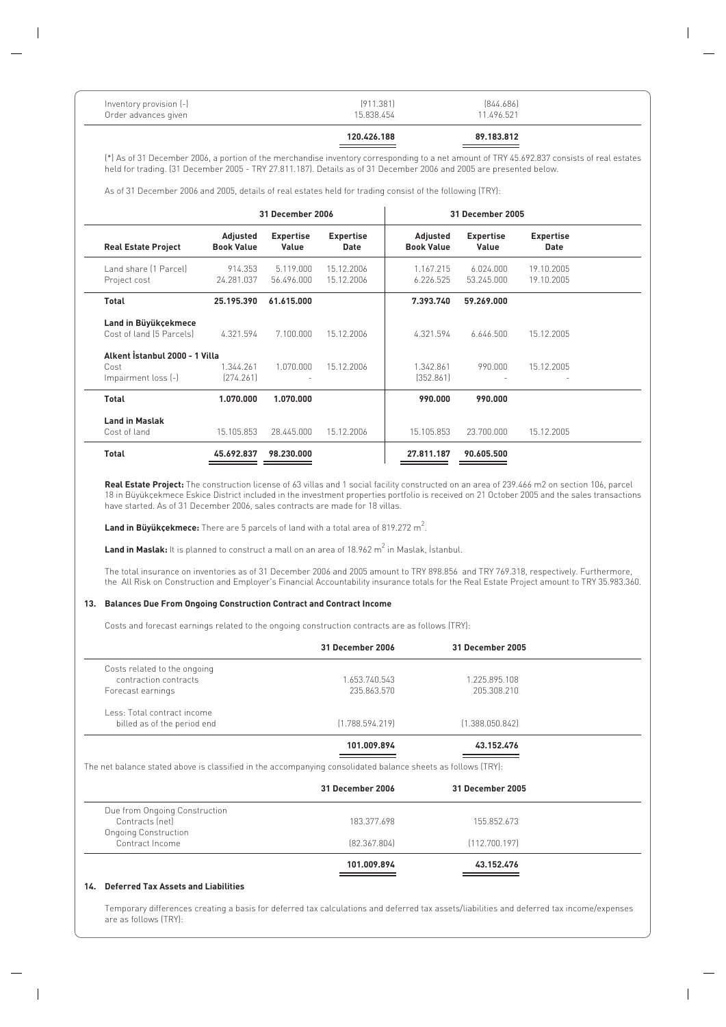| | | |
|---|---|---|
| Inventory provision (-) | (911.381) | (844.686) |
| Order advances given | 15.838.454 | 11.496.521 |
| | **120.426.188** | **89.183.812** |

(*) As of 31 December 2006, a portion of the merchandise inventory corresponding to a net amount of TRY 45.692.837 consists of real estates held for trading. (31 December 2005 - TRY 27.811.187). Details as of 31 December 2006 and 2005 are presented below.

As of 31 December 2006 and 2005, details of real estates held for trading consist of the following (TRY):

| | 31 December 2006 | | | 31 December 2005 | | |
|---|---|---|---|---|---|---|
| **Real Estate Project** | **Adjusted Book Value** | **Expertise Value** | **Expertise Date** | **Adjusted Book Value** | **Expertise Value** | **Expertise Date** |
| Land share (1 Parcel) | 914.353 | 5.119.000 | 15.12.2006 | 1.167.215 | 6.024.000 | 19.10.2005 |
| Project cost | 24.281.037 | 56.496.000 | 15.12.2006 | 6.226.525 | 53.245.000 | 19.10.2005 |
| **Total** | **25.195.390** | **61.615.000** | | **7.393.740** | **59.269.000** | |
| **Land in Büyükçekmece** | | | | | | |
| Cost of land (5 Parcels) | 4.321.594 | 7.100.000 | 15.12.2006 | 4.321.594 | 6.646.500 | 15.12.2005 |
| **Alkent İstanbul 2000 - 1 Villa** | | | | | | |
| Cost | 1.344.261 | 1.070.000 | 15.12.2006 | 1.342.861 | 990.000 | 15.12.2005 |
| Impairment loss (-) | (274.261) | - | | (352.861) | - | - |
| **Total** | **1.070.000** | **1.070.000** | | **990.000** | **990.000** | |
| **Land in Maslak** | | | | | | |
| Cost of land | 15.105.853 | 28.445.000 | 15.12.2006 | 15.105.853 | 23.700.000 | 15.12.2005 |
| **Total** | **45.692.837** | **98.230.000** | | **27.811.187** | **90.605.500** | |

**Real Estate Project:** The construction license of 63 villas and 1 social facility constructed on an area of 239.466 m2 on section 106, parcel 18 in Büyükçekmece Eskice District included in the investment properties portfolio is received on 21 October 2005 and the sales transactions have started. As of 31 December 2006, sales contracts are made for 18 villas.

**Land in Büyükçekmece:** There are 5 parcels of land with a total area of 819.272 $m^2$.

**Land in Maslak:** It is planned to construct a mall on an area of 18.962 $m^2$ in Maslak, İstanbul.

The total insurance on inventories as of 31 December 2006 and 2005 amount to TRY 898.856 and TRY 769.318, respectively. Furthermore, the All Risk on Construction and Employer's Financial Accountability insurance totals for the Real Estate Project amount to TRY 35.983.360.

### 13. Balances Due From Ongoing Construction Contract and Contract Income

Costs and forecast earnings related to the ongoing construction contracts are as follows (TRY):

| | 31 December 2006 | 31 December 2005 |
|---|---|---|
| Costs related to the ongoing contraction contracts | 1.653.740.543 | 1.225.895.108 |
| Forecast earnings | 235.863.570 | 205.308.210 |
| Less: Total contract income billed as of the period end | (1.788.594.219) | (1.388.050.842) |
| | **101.009.894** | **43.152.476** |

The net balance stated above is classified in the accompanying consolidated balance sheets as follows (TRY):

| | 31 December 2006 | 31 December 2005 |
|---|---|---|
| Due from Ongoing Construction Contracts (net) | 183.377.698 | 155.852.673 |
| Ongoing Construction Contract Income | (82.367.804) | (112.700.197) |
| | **101.009.894** | **43.152.476** |

### 14. Deferred Tax Assets and Liabilities

Temporary differences creating a basis for deferred tax calculations and deferred tax assets/liabilities and deferred tax income/expenses are as follows (TRY):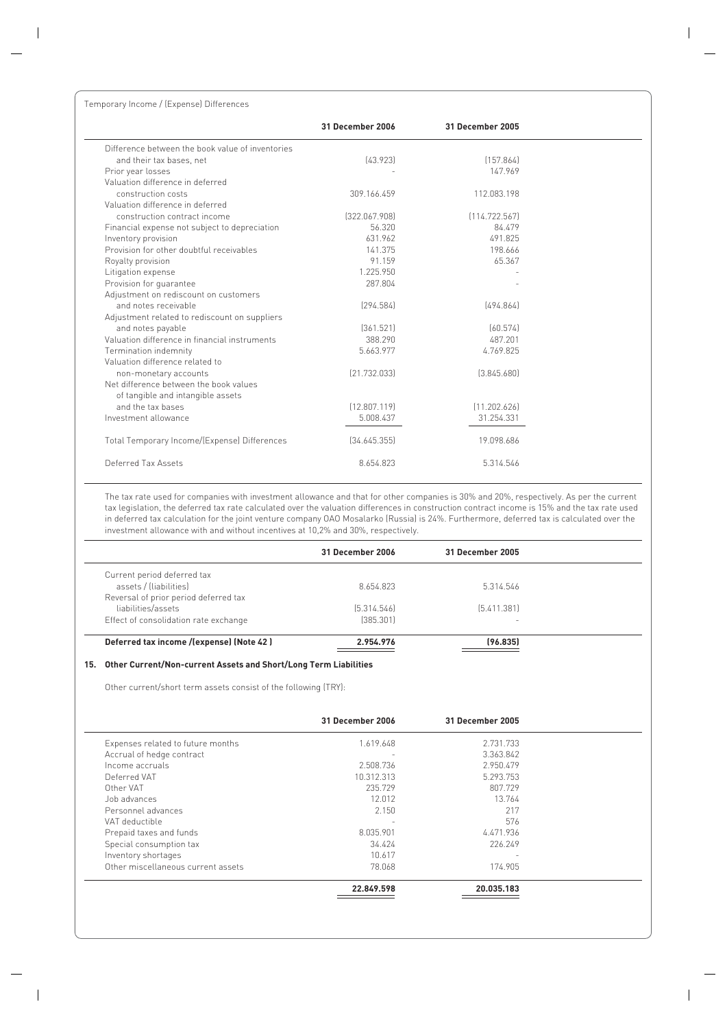Temporary Income / (Expense) Differences

| | 31 December 2006 | 31 December 2005 |
|---|---|---|
| Difference between the book value of inventories and their tax bases, net | (43.923) | (157.864) |
| Prior year losses | - | 147.969 |
| Valuation difference in deferred construction costs | 309.166.459 | 112.083.198 |
| Valuation difference in deferred construction contract income | (322.067.908) | (114.722.567) |
| Financial expense not subject to depreciation | 56.320 | 84.479 |
| Inventory provision | 631.962 | 491.825 |
| Provision for other doubtful receivables | 141.375 | 198.666 |
| Royalty provision | 91.159 | 65.367 |
| Litigation expense | 1.225.950 | - |
| Provision for guarantee | 287.804 | - |
| Adjustment on rediscount on customers and notes receivable | (294.584) | (494.864) |
| Adjustment related to rediscount on suppliers and notes payable | (361.521) | (60.574) |
| Valuation difference in financial instruments | 388.290 | 487.201 |
| Termination indemnity | 5.663.977 | 4.769.825 |
| Valuation difference related to non-monetary accounts | (21.732.033) | (3.845.680) |
| Net difference between the book values of tangible and intangible assets and the tax bases | (12.807.119) | (11.202.626) |
| Investment allowance | 5.008.437 | 31.254.331 |
| Total Temporary Income/(Expense) Differences | (34.645.355) | 19.098.686 |
| Deferred Tax Assets | 8.654.823 | 5.314.546 |

The tax rate used for companies with investment allowance and that for other companies is 30% and 20%, respectively. As per the current tax legislation, the deferred tax rate calculated over the valuation differences in construction contract income is 15% and the tax rate used in deferred tax calculation for the joint venture company OAO Mosalarko (Russia) is 24%. Furthermore, deferred tax is calculated over the investment allowance with and without incentives at 10,2% and 30%, respectively.

| | 31 December 2006 | 31 December 2005 |
|---|---|---|
| Current period deferred tax assets / (liabilities) | 8.654.823 | 5.314.546 |
| Reversal of prior period deferred tax liabilities/assets | (5.314.546) | (5.411.381) |
| Effect of consolidation rate exchange | (385.301) | - |
| **Deferred tax income /(expense) (Note 42 )** | **2.954.976** | **(96.835)** |

## 15. Other Current/Non-current Assets and Short/Long Term Liabilities

Other current/short term assets consist of the following (TRY):

| | 31 December 2006 | 31 December 2005 |
|---|---|---|
| Expenses related to future months | 1.619.648 | 2.731.733 |
| Accrual of hedge contract | - | 3.363.842 |
| Income accruals | 2.508.736 | 2.950.479 |
| Deferred VAT | 10.312.313 | 5.293.753 |
| Other VAT | 235.729 | 807.729 |
| Job advances | 12.012 | 13.764 |
| Personnel advances | 2.150 | 217 |
| VAT deductible | - | 576 |
| Prepaid taxes and funds | 8.035.901 | 4.471.936 |
| Special consumption tax | 34.424 | 226.249 |
| Inventory shortages | 10.617 | - |
| Other miscellaneous current assets | 78.068 | 174.905 |
| | **22.849.598** | **20.035.183** |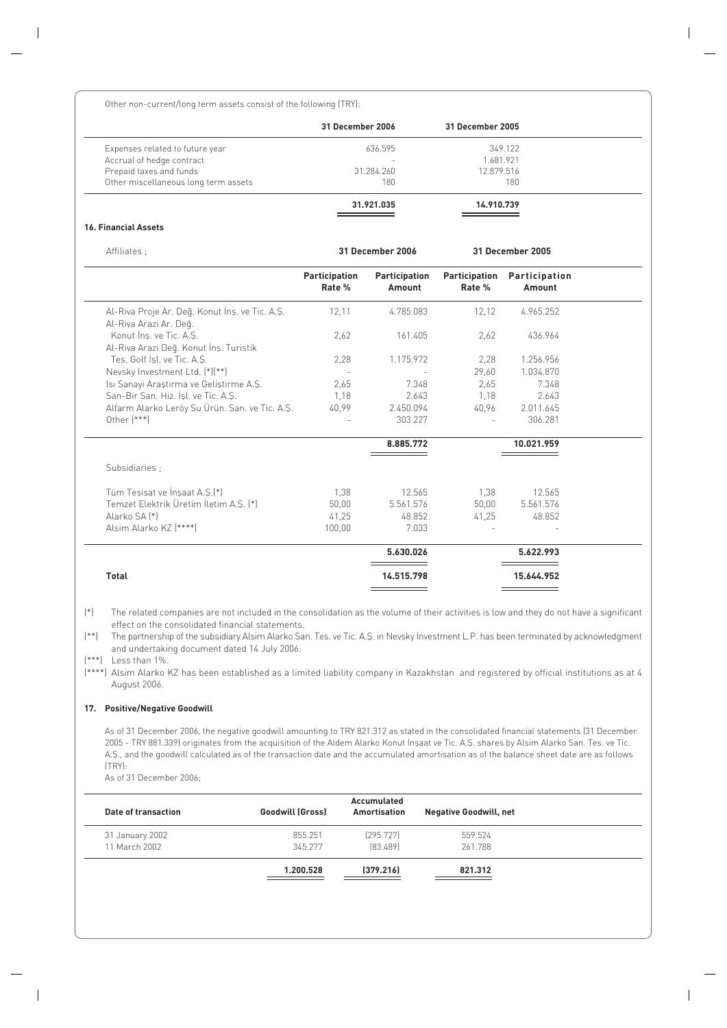Other non-current/long term assets consist of the following (TRY):

| | 31 December 2006 | 31 December 2005 |
|---|---|---|
| Expenses related to future year | 636.595 | 349.122 |
| Accrual of hedge contract | - | 1.681.921 |
| Prepaid taxes and funds | 31.284.260 | 12.879.516 |
| Other miscellaneous long term assets | 180 | 180 |
| | **31.921.035** | **14.910.739** |

### 16. Financial Assets

| Affiliates ; | 31 December 2006 | | 31 December 2005 | |
|---|---|---|---|---|
| | **Participation Rate %** | **Participation Amount** | **Participation Rate %** | **Participation Amount** |
| Al-Riva Proje Ar. Değ. Konut İnş. ve Tic. A.Ş. | 12,11 | 4.785.083 | 12,12 | 4.965.252 |
| Al-Riva Arazi Ar. Değ. Konut İnş. ve Tic. A.Ş. | 2,62 | 161.405 | 2,62 | 436.964 |
| Al-Riva Arazi Değ. Konut İnş. Turistik Tes. Golf İşl. ve Tic. A.Ş. | 2,28 | 1.175.972 | 2,28 | 1.256.956 |
| Nevsky Investment Ltd. (*)(**) | - | - | 29,60 | 1.034.870 |
| Isı Sanayi Araştırma ve Geliştirme A.Ş. | 2,65 | 7.348 | 2,65 | 7.348 |
| San-Bir San. Hiz. İşl. ve Tic. A.Ş. | 1,18 | 2.643 | 1,18 | 2.643 |
| Alfarm Alarko Leröy Su Ürün. San. ve Tic. A.Ş. | 40,99 | 2.450.094 | 40,96 | 2.011.645 |
| Other (***) | - | 303.227 | - | 306.281 |
| | | **8.885.772** | | **10.021.959** |
| Subsidiaries ; | | | | |
| Tüm Tesisat ve İnşaat A.Ş.(*) | 1,38 | 12.565 | 1,38 | 12.565 |
| Temzet Elektrik Üretim İletim A.Ş. (*) | 50,00 | 5.561.576 | 50,00 | 5.561.576 |
| Alarko SA (*) | 41,25 | 48.852 | 41,25 | 48.852 |
| Alsim Alarko KZ (****) | 100,00 | 7.033 | - | - |
| | | **5.630.026** | | **5.622.993** |
| **Total** | | **14.515.798** | | **15.644.952** |

(*) The related companies are not included in the consolidation as the volume of their activities is low and they do not have a significant effect on the consolidated financial statements.

(**) The partnership of the subsidiary Alsim Alarko San. Tes. ve Tic. A.Ş. in Nevsky Investment L.P. has been terminated by acknowledgment and undertaking document dated 14 July 2006.

(***) Less than 1%.

(****) Alsim Alarko KZ has been established as a limited liability company in Kazakhstan and registered by official institutions as at 4 August 2006.

### 17. Positive/Negative Goodwill

As of 31 December 2006, the negative goodwill amounting to TRY 821.312 as stated in the consolidated financial statements (31 December 2005 - TRY 881.339) originates from the acquisition of the Aldem Alarko Konut İnşaat ve Tic. A.Ş. shares by Alsim Alarko San. Tes. ve Tic. A.Ş., and the goodwill calculated as of the transaction date and the accumulated amortisation as of the balance sheet date are as follows (TRY):

As of 31 December 2006;

| Date of transaction | Goodwill (Gross) | Accumulated Amortisation | Negative Goodwill, net |
|---|---|---|---|
| 31 January 2002 | 855.251 | (295.727) | 559.524 |
| 11 March 2002 | 345.277 | (83.489) | 261.788 |
| | **1.200.528** | **(379.216)** | **821.312** |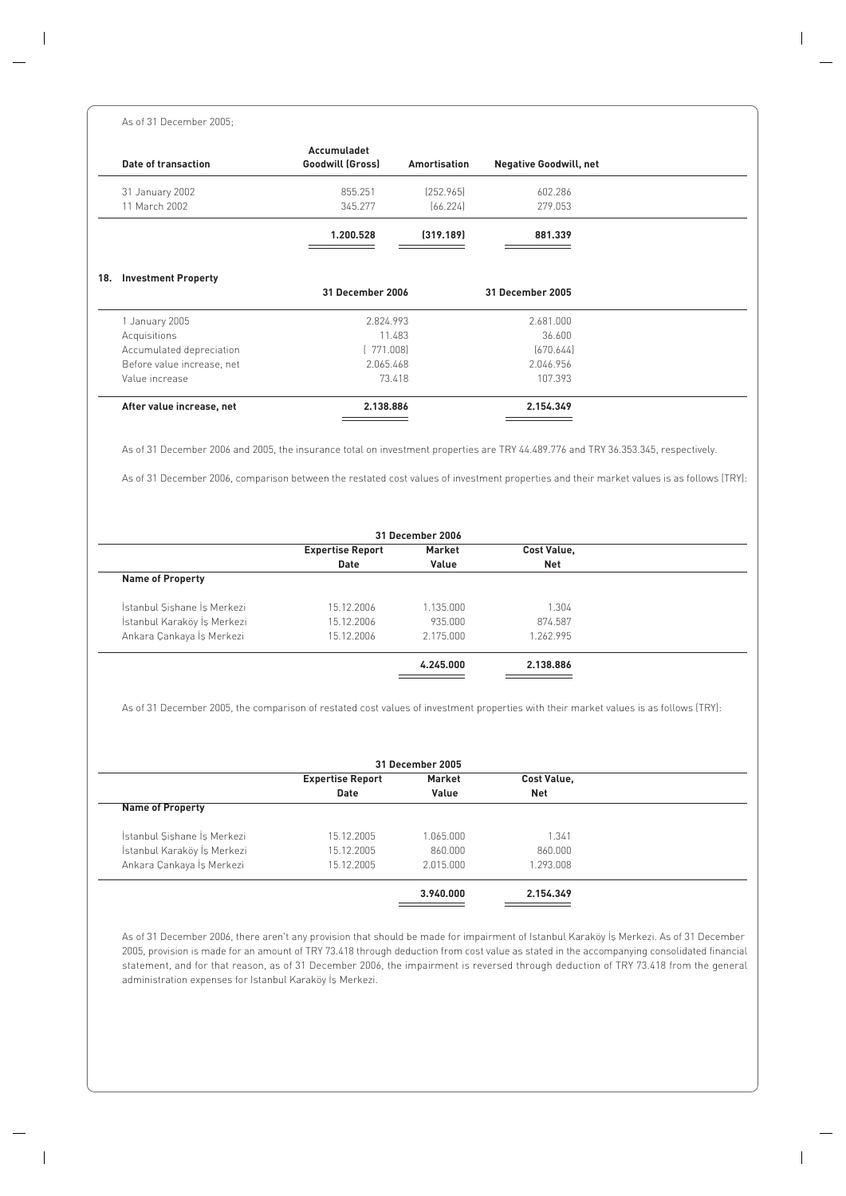As of 31 December 2005;

| Date of transaction | Accumuladet Goodwill (Gross) | Amortisation | Negative Goodwill, net |
|---|---|---|---|
| 31 January 2002 | 855.251 | (252.965) | 602.286 |
| 11 March 2002 | 345.277 | (66.224) | 279.053 |
| | **1.200.528** | **(319.189)** | **881.339** |

## 18. Investment Property

| | 31 December 2006 | 31 December 2005 |
|---|---|---|
| 1 January 2005 | 2.824.993 | 2.681.000 |
| Acquisitions | 11.483 | 36.600 |
| Accumulated depreciation | ( 771.008) | (670.644) |
| Before value increase, net | 2.065.468 | 2.046.956 |
| Value increase | 73.418 | 107.393 |
| **After value increase, net** | **2.138.886** | **2.154.349** |

As of 31 December 2006 and 2005, the insurance total on investment properties are TRY 44.489.776 and TRY 36.353.345, respectively.

As of 31 December 2006, comparison between the restated cost values of investment properties and their market values is as follows (TRY):

| | 31 December 2006 | | |
|---|---|---|---|
| | Expertise Report Date | Market Value | Cost Value, Net |
| **Name of Property** | | | |
| İstanbul Şişhane İş Merkezi | 15.12.2006 | 1.135.000 | 1.304 |
| İstanbul Karaköy İş Merkezi | 15.12.2006 | 935.000 | 874.587 |
| Ankara Çankaya İş Merkezi | 15.12.2006 | 2.175.000 | 1.262.995 |
| | | **4.245.000** | **2.138.886** |

As of 31 December 2005, the comparison of restated cost values of investment properties with their market values is as follows (TRY):

| | 31 December 2005 | | |
|---|---|---|---|
| | Expertise Report Date | Market Value | Cost Value, Net |
| **Name of Property** | | | |
| İstanbul Şişhane İş Merkezi | 15.12.2005 | 1.065.000 | 1.341 |
| İstanbul Karaköy İş Merkezi | 15.12.2005 | 860.000 | 860.000 |
| Ankara Çankaya İş Merkezi | 15.12.2005 | 2.015.000 | 1.293.008 |
| | | **3.940.000** | **2.154.349** |

As of 31 December 2006, there aren't any provision that should be made for impairment of Istanbul Karaköy İş Merkezi. As of 31 December 2005, provision is made for an amount of TRY 73.418 through deduction from cost value as stated in the accompanying consolidated financial statement, and for that reason, as of 31 December 2006, the impairment is reversed through deduction of TRY 73.418 from the general administration expenses for Istanbul Karaköy İş Merkezi.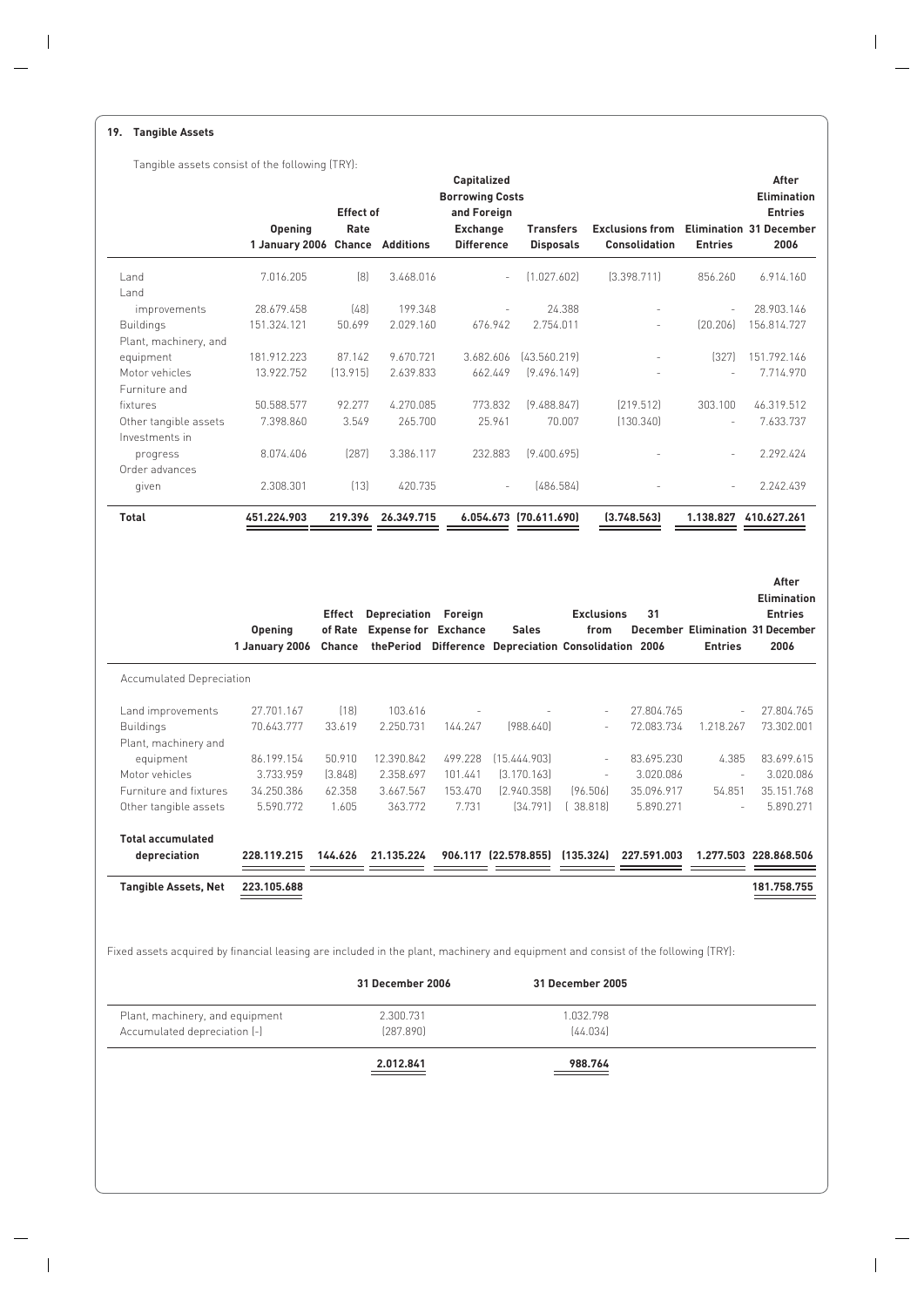**19. Tangible Assets**

Tangible assets consist of the following (TRY):

| | Opening 1 January 2006 | Effect of Rate Chance | Additions | Capitalized Borrowing Costs and Foreign Exchange Difference | Transfers Disposals | Exclusions from Consolidation | Elimination Entries | After Elimination Entries 31 December 2006 |
|---|---|---|---|---|---|---|---|---|
| Land | 7.016.205 | (8) | 3.468.016 | - | (1.027.602) | (3.398.711) | 856.260 | 6.914.160 |
| Land improvements | 28.679.458 | (48) | 199.348 | - | 24.388 | - | - | 28.903.146 |
| Buildings | 151.324.121 | 50.699 | 2.029.160 | 676.942 | 2.754.011 | - | (20.206) | 156.814.727 |
| Plant, machinery, and equipment | 181.912.223 | 87.142 | 9.670.721 | 3.682.606 | (43.560.219) | - | (327) | 151.792.146 |
| Motor vehicles | 13.922.752 | (13.915) | 2.639.833 | 662.449 | (9.496.149) | - | - | 7.714.970 |
| Furniture and fixtures | 50.588.577 | 92.277 | 4.270.085 | 773.832 | (9.488.847) | (219.512) | 303.100 | 46.319.512 |
| Other tangible assets | 7.398.860 | 3.549 | 265.700 | 25.961 | 70.007 | (130.340) | - | 7.633.737 |
| Investments in progress | 8.074.406 | (287) | 3.386.117 | 232.883 | (9.400.695) | - | - | 2.292.424 |
| Order advances given | 2.308.301 | (13) | 420.735 | - | (486.584) | - | - | 2.242.439 |
| **Total** | **451.224.903** | **219.396** | **26.349.715** | **6.054.673** | **(70.611.690)** | **(3.748.563)** | **1.138.827** | **410.627.261** |

| | Opening 1 January 2006 | Effect of Rate Chance | Depreciation Expense for thePeriod | Foreign Exchance Difference | Sales Depreciation | Exclusions from Consolidation | 31 December 2006 | Elimination Entries | After Elimination Entries 31 December 2006 |
|---|---|---|---|---|---|---|---|---|---|
| Accumulated Depreciation | | | | | | | | | |
| Land improvements | 27.701.167 | (18) | 103.616 | - | - | - | 27.804.765 | - | 27.804.765 |
| Buildings | 70.643.777 | 33.619 | 2.250.731 | 144.247 | (988.640) | - | 72.083.734 | 1.218.267 | 73.302.001 |
| Plant, machinery and equipment | 86.199.154 | 50.910 | 12.390.842 | 499.228 | (15.444.903) | - | 83.695.230 | 4.385 | 83.699.615 |
| Motor vehicles | 3.733.959 | (3.848) | 2.358.697 | 101.441 | (3.170.163) | - | 3.020.086 | - | 3.020.086 |
| Furniture and fixtures | 34.250.386 | 62.358 | 3.667.567 | 153.470 | (2.940.358) | (96.506) | 35.096.917 | 54.851 | 35.151.768 |
| Other tangible assets | 5.590.772 | 1.605 | 363.772 | 7.731 | (34.791) | ( 38.818) | 5.890.271 | - | 5.890.271 |
| **Total accumulated depreciation** | **228.119.215** | **144.626** | **21.135.224** | **906.117** | **(22.578.855)** | **(135.324)** | **227.591.003** | **1.277.503** | **228.868.506** |
| **Tangible Assets, Net** | **223.105.688** | | | | | | | | **181.758.755** |

Fixed assets acquired by financial leasing are included in the plant, machinery and equipment and consist of the following (TRY):

| | 31 December 2006 | 31 December 2005 |
|---|---|---|
| Plant, machinery, and equipment | 2.300.731 | 1.032.798 |
| Accumulated depreciation (-) | (287.890) | (44.034) |
| | **2.012.841** | **988.764** |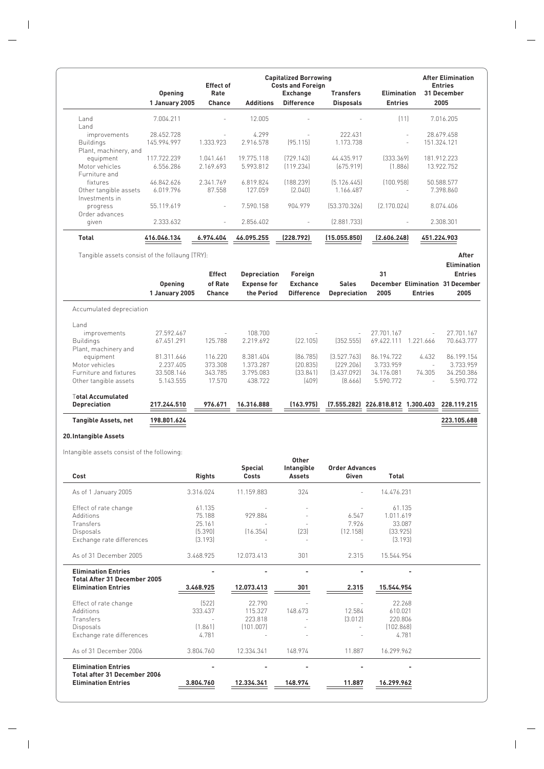| | Opening 1 January 2005 | Effect of Rate Chance | Additions | Capitalized Borrowing Costs and Foreign Exchange Difference | Transfers Disposals | Elimination Entries | After Elimination Entries 31 December 2005 |
|---|---|---|---|---|---|---|---|
| Land | 7.004.211 | - | 12.005 | - | - | (11) | 7.016.205 |
| Land improvements | 28.452.728 | - | 4.299 | - | 222.431 | - | 28.679.458 |
| Buildings | 145.994.997 | 1.333.923 | 2.916.578 | (95.115) | 1.173.738 | - | 151.324.121 |
| Plant, machinery, and equipment | 117.722.239 | 1.041.461 | 19.775.118 | (729.143) | 44.435.917 | (333.369) | 181.912.223 |
| Motor vehicles | 6.556.286 | 2.169.693 | 5.993.812 | (119.234) | (675.919) | (1.886) | 13.922.752 |
| Furniture and fixtures | 46.842.626 | 2.341.769 | 6.819.824 | (188.239) | (5.126.445) | (100.958) | 50.588.577 |
| Other tangible assets | 6.019.796 | 87.558 | 127.059 | (2.040) | 1.166.487 | - | 7.398.860 |
| Investments in progress | 55.119.619 | - | 7.590.158 | 904.979 | (53.370.326) | (2.170.024) | 8.074.406 |
| Order advances given | 2.333.632 | - | 2.856.402 | - | (2.881.733) | - | 2.308.301 |
| **Total** | **416.046.134** | **6.974.404** | **46.095.255** | **(228.792)** | **(15.055.850)** | **(2.606.248)** | **451.224.903** |

Tangible assets consist of the follaung (TRY):

| | Opening 1 January 2005 | Effect of Rate Chance | Depreciation Expense for the Period | Foreign Exchance Difference | Sales Depreciation | 31 December 2005 | Elimination Entries | After Elimination Entries 31 December 2005 |
|---|---|---|---|---|---|---|---|---|
| Accumulated depreciation | | | | | | | | |
| Land improvements | 27.592.467 | - | 108.700 | - | - | 27.701.167 | - | 27.701.167 |
| Buildings | 67.451.291 | 125.788 | 2.219.692 | (22.105) | (352.555) | 69.422.111 | 1.221.666 | 70.643.777 |
| Plant, machinery and equipment | 81.311.646 | 116.220 | 8.381.404 | (86.785) | (3.527.763) | 86.194.722 | 4.432 | 86.199.154 |
| Motor vehicles | 2.237.405 | 373.308 | 1.373.287 | (20.835) | (229.206) | 3.733.959 | - | 3.733.959 |
| Furniture and fixtures | 33.508.146 | 343.785 | 3.795.083 | (33.841) | (3.437.092) | 34.176.081 | 74.305 | 34.250.386 |
| Other tangible assets | 5.143.555 | 17.570 | 438.722 | (409) | (8.666) | 5.590.772 | - | 5.590.772 |
| **Total Accumulated Depreciation** | **217.244.510** | **976.671** | **16.316.888** | **(163.975)** | **(7.555.282)** | **226.818.812** | **1.300.403** | **228.119.215** |
| **Tangible Assets, net** | **198.801.624** | | | | | | | **223.105.688** |

## 20. Intangible Assets

Intangible assets consist of the following:

| Cost | Rights | Special Costs | Other Intangible Assets | Order Advances Given | Total |
|---|---|---|---|---|---|
| As of 1 January 2005 | 3.316.024 | 11.159.883 | 324 | - | 14.476.231 |
| Effect of rate change | 61.135 | - | - | - | 61.135 |
| Additions | 75.188 | 929.884 | - | 6.547 | 1.011.619 |
| Transfers | 25.161 | - | - | 7.926 | 33.087 |
| Disposals | (5.390) | (16.354) | (23) | (12.158) | (33.925) |
| Exchange rate differences | (3.193) | - | - | - | (3.193) |
| As of 31 December 2005 | 3.468.925 | 12.073.413 | 301 | 2.315 | 15.544.954 |
| **Elimination Entries** | **-** | **-** | **-** | **-** | **-** |
| **Total After 31 December 2005 Elimination Entries** | **3.468.925** | **12.073.413** | **301** | **2.315** | **15.544.954** |
| Effect of rate change | (522) | 22.790 | - | - | 22.268 |
| Additions | 333.437 | 115.327 | 148.673 | 12.584 | 610.021 |
| Transfers | - | 223.818 | - | (3.012) | 220.806 |
| Disposals | (1.861) | (101.007) | - | - | (102.868) |
| Exchange rate differences | 4.781 | - | - | - | 4.781 |
| As of 31 December 2006 | 3.804.760 | 12.334.341 | 148.974 | 11.887 | 16.299.962 |
| **Elimination Entries** | **-** | **-** | **-** | **-** | **-** |
| **Total after 31 December 2006 Elimination Entries** | **3.804.760** | **12.334.341** | **148.974** | **11.887** | **16.299.962** |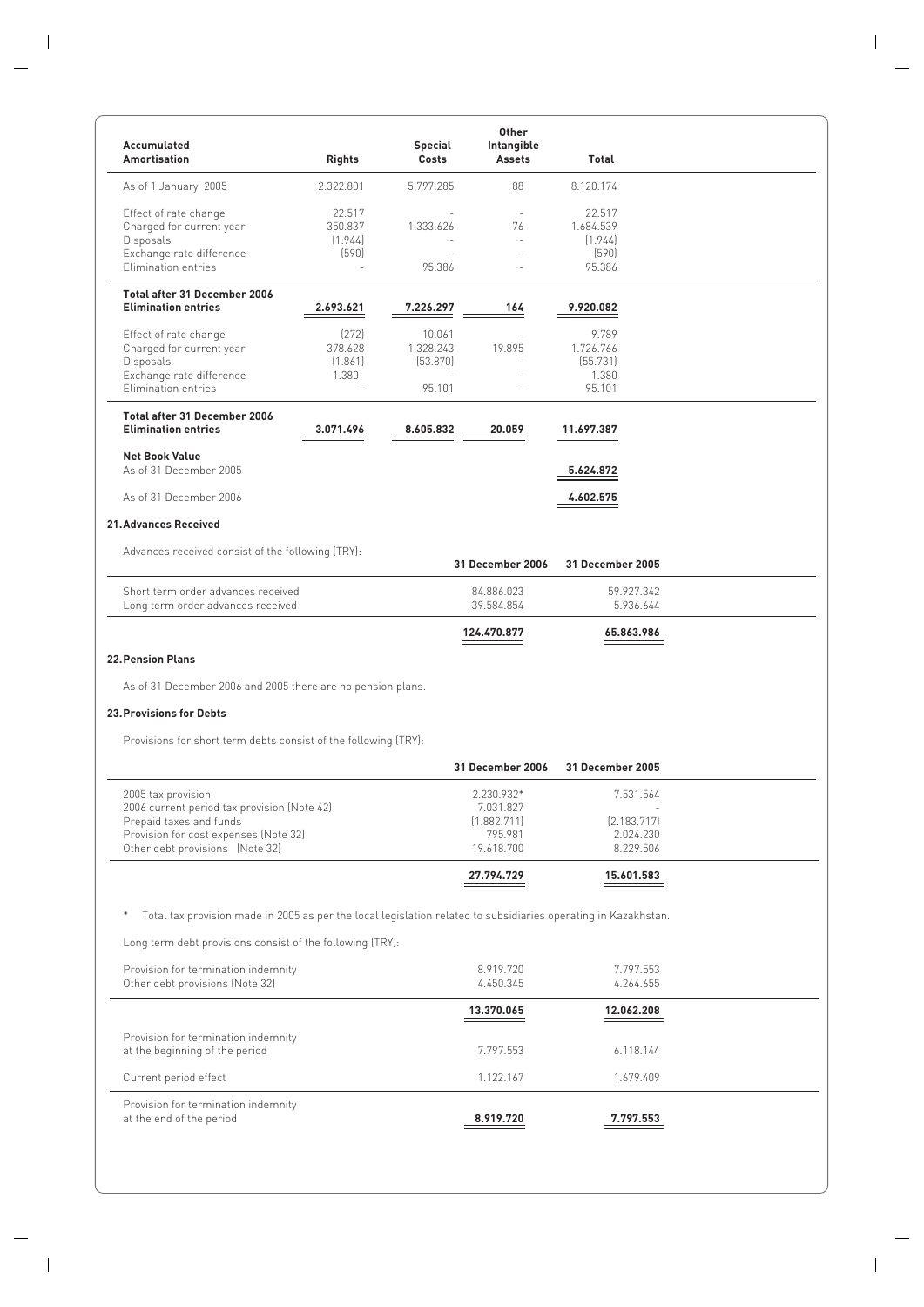| Accumulated Amortisation | Rights | Special Costs | Other Intangible Assets | Total |
|---|---|---|---|---|
| As of 1 January 2005 | 2.322.801 | 5.797.285 | 88 | 8.120.174 |
| Effect of rate change | 22.517 | - | - | 22.517 |
| Charged for current year | 350.837 | 1.333.626 | 76 | 1.684.539 |
| Disposals | (1.944) | - | - | (1.944) |
| Exchange rate difference | (590) | - | - | (590) |
| Elimination entries | - | 95.386 | - | 95.386 |
| **Total after 31 December 2006 Elimination entries** | **2.693.621** | **7.226.297** | **164** | **9.920.082** |
| Effect of rate change | (272) | 10.061 | - | 9.789 |
| Charged for current year | 378.628 | 1.328.243 | 19.895 | 1.726.766 |
| Disposals | (1.861) | (53.870) | - | (55.731) |
| Exchange rate difference | 1.380 | - | - | 1.380 |
| Elimination entries | - | 95.101 | - | 95.101 |
| **Total after 31 December 2006 Elimination entries** | **3.071.496** | **8.605.832** | **20.059** | **11.697.387** |
| **Net Book Value** | | | | |
| As of 31 December 2005 | | | | **5.624.872** |
| As of 31 December 2006 | | | | **4.602.575** |

## 21. Advances Received

Advances received consist of the following (TRY):

| | 31 December 2006 | 31 December 2005 |
|---|---|---|
| Short term order advances received | 84.886.023 | 59.927.342 |
| Long term order advances received | 39.584.854 | 5.936.644 |
| | **124.470.877** | **65.863.986** |

## 22. Pension Plans

As of 31 December 2006 and 2005 there are no pension plans.

## 23. Provisions for Debts

Provisions for short term debts consist of the following (TRY):

| | 31 December 2006 | 31 December 2005 |
|---|---|---|
| 2005 tax provision | 2.230.932* | 7.531.564 |
| 2006 current period tax provision (Note 42) | 7.031.827 | - |
| Prepaid taxes and funds | (1.882.711) | (2.183.717) |
| Provision for cost expenses (Note 32) | 795.981 | 2.024.230 |
| Other debt provisions (Note 32) | 19.618.700 | 8.229.506 |
| | **27.794.729** | **15.601.583** |

\* Total tax provision made in 2005 as per the local legislation related to subsidiaries operating in Kazakhstan.

Long term debt provisions consist of the following (TRY):

| | 31 December 2006 | 31 December 2005 |
|---|---|---|
| Provision for termination indemnity | 8.919.720 | 7.797.553 |
| Other debt provisions (Note 32) | 4.450.345 | 4.264.655 |
| | **13.370.065** | **12.062.208** |
| Provision for termination indemnity at the beginning of the period | 7.797.553 | 6.118.144 |
| Current period effect | 1.122.167 | 1.679.409 |
| Provision for termination indemnity at the end of the period | **8.919.720** | **7.797.553** |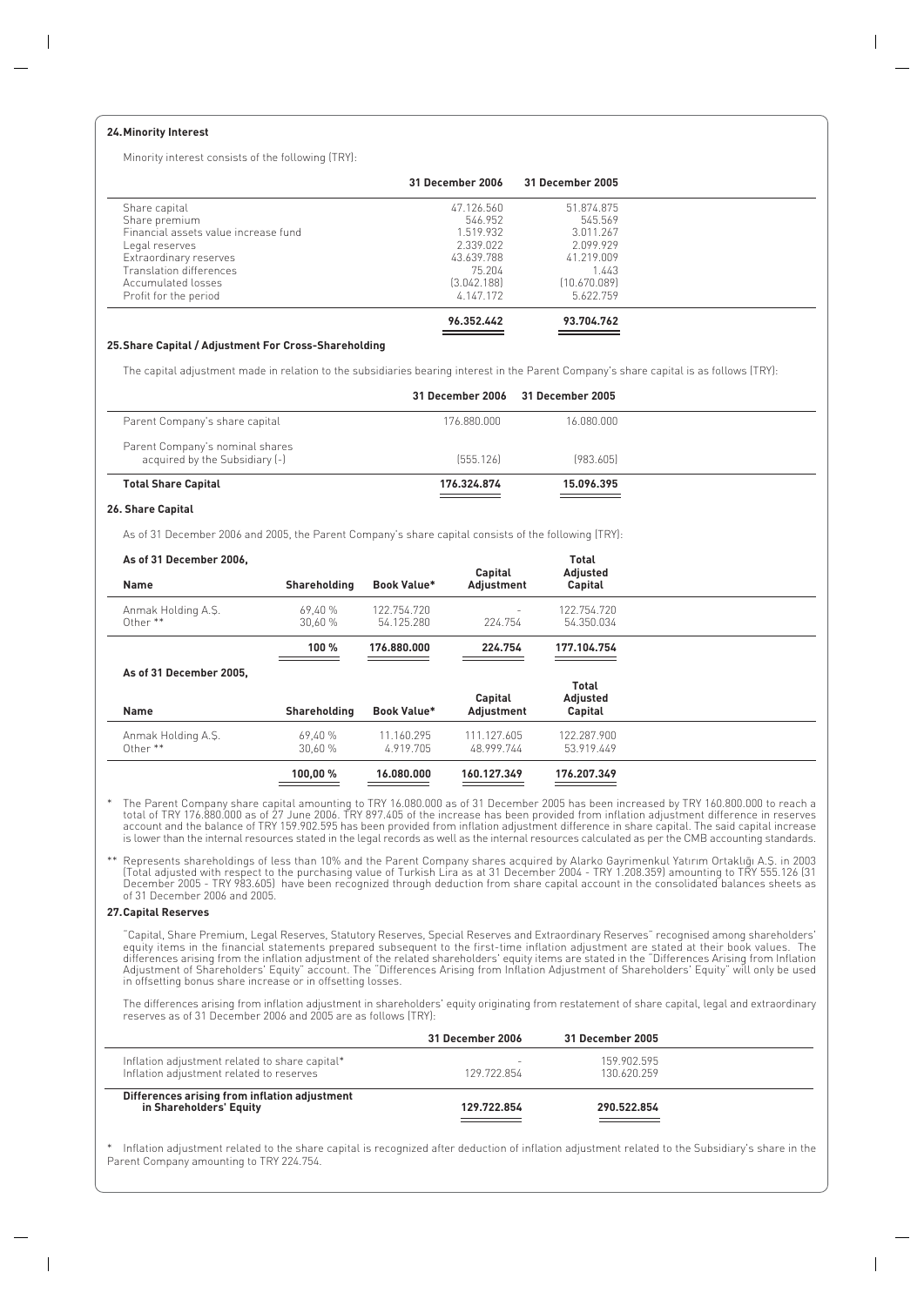## 24. Minority Interest

Minority interest consists of the following (TRY):

| | 31 December 2006 | 31 December 2005 |
|---|---|---|
| Share capital | 47.126.560 | 51.874.875 |
| Share premium | 546.952 | 545.569 |
| Financial assets value increase fund | 1.519.932 | 3.011.267 |
| Legal reserves | 2.339.022 | 2.099.929 |
| Extraordinary reserves | 43.639.788 | 41.219.009 |
| Translation differences | 75.204 | 1.443 |
| Accumulated losses | (3.042.188) | (10.670.089) |
| Profit for the period | 4.147.172 | 5.622.759 |
| | **96.352.442** | **93.704.762** |

## 25. Share Capital / Adjustment For Cross-Shareholding

The capital adjustment made in relation to the subsidiaries bearing interest in the Parent Company's share capital is as follows (TRY):

| | 31 December 2006 | 31 December 2005 |
|---|---|---|
| Parent Company's share capital | 176.880.000 | 16.080.000 |
| Parent Company's nominal shares acquired by the Subsidiary (-) | (555.126) | (983.605) |
| **Total Share Capital** | **176.324.874** | **15.096.395** |

## 26. Share Capital

As of 31 December 2006 and 2005, the Parent Company's share capital consists of the following (TRY):

**As of 31 December 2006,**

| Name | Shareholding | Book Value* | Capital Adjustment | Total Adjusted Capital |
|---|---|---|---|---|
| Anmak Holding A.Ş. | 69,40 % | 122.754.720 | - | 122.754.720 |
| Other ** | 30,60 % | 54.125.280 | 224.754 | 54.350.034 |
| | **100 %** | **176.880.000** | **224.754** | **177.104.754** |

**As of 31 December 2005,**

| Name | Shareholding | Book Value* | Capital Adjustment | Total Adjusted Capital |
|---|---|---|---|---|
| Anmak Holding A.Ş. | 69,40 % | 11.160.295 | 111.127.605 | 122.287.900 |
| Other ** | 30,60 % | 4.919.705 | 48.999.744 | 53.919.449 |
| | **100,00 %** | **16.080.000** | **160.127.349** | **176.207.349** |

\* The Parent Company share capital amounting to TRY 16.080.000 as of 31 December 2005 has been increased by TRY 160.800.000 to reach a total of TRY 176.880.000 as of 27 June 2006. TRY 897.405 of the increase has been provided from inflation adjustment difference in reserves account and the balance of TRY 159.902.595 has been provided from inflation adjustment difference in share capital. The said capital increase is lower than the internal resources stated in the legal records as well as the internal resources calculated as per the CMB accounting standards.

\*\* Represents shareholdings of less than 10% and the Parent Company shares acquired by Alarko Gayrimenkul Yatırım Ortaklığı A.S. in 2003 (Total adjusted with respect to the purchasing value of Turkish Lira as at 31 December 2004 - TRY 1.208.359) amounting to TRY 555.126 (31 December 2005 - TRY 983.605) have been recognized through deduction from share capital account in the consolidated balances sheets as of 31 December 2006 and 2005.

## 27. Capital Reserves

"Capital, Share Premium, Legal Reserves, Statutory Reserves, Special Reserves and Extraordinary Reserves" recognised among shareholders' equity items in the financial statements prepared subsequent to the first-time inflation adjustment are stated at their book values. The differences arising from the inflation adjustment of the related shareholders' equity items are stated in the "Differences Arising from Inflation Adjustment of Shareholders' Equity" account. The "Differences Arising from Inflation Adjustment of Shareholders' Equity" will only be used in offsetting bonus share increase or in offsetting losses.

The differences arising from inflation adjustment in shareholders' equity originating from restatement of share capital, legal and extraordinary reserves as of 31 December 2006 and 2005 are as follows (TRY):

| | 31 December 2006 | 31 December 2005 |
|---|---|---|
| Inflation adjustment related to share capital* | - | 159.902.595 |
| Inflation adjustment related to reserves | 129.722.854 | 130.620.259 |
| **Differences arising from inflation adjustment in Shareholders' Equity** | **129.722.854** | **290.522.854** |

\* Inflation adjustment related to the share capital is recognized after deduction of inflation adjustment related to the Subsidiary's share in the Parent Company amounting to TRY 224.754.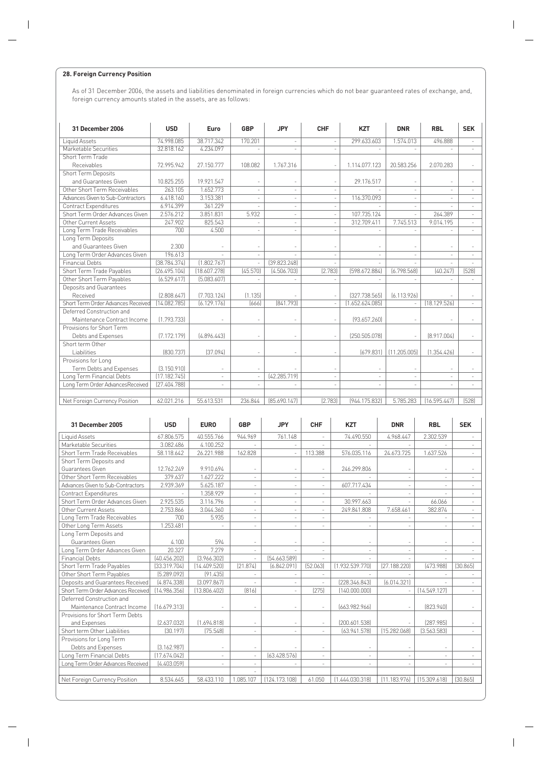### 28. Foreign Currency Position

As of 31 December 2006, the assets and liabilities denominated in foreign currencies which do not bear guaranteed rates of exchange, and, foreign currency amounts stated in the assets, are as follows:

| 31 December 2006 | USD | Euro | GBP | JPY | CHF | KZT | DNR | RBL | SEK |
|---|---|---|---|---|---|---|---|---|---|
| Liquid Assets | 74.998.085 | 38.717.342 | 170.201 | - | - | 299.633.603 | 1.574.013 | 496.888 | - |
| Marketable Securities | 32.818.162 | 4.234.097 | - | - | - | - | - | - | - |
| Short Term Trade Receivables | 72.995.942 | 27.150.777 | 108.082 | 1.767.316 | - | 1.114.077.123 | 20.583.256 | 2.070.283 | - |
| Short Term Deposits and Guarantees Given | 10.825.255 | 19.921.547 | - | - | - | 29.176.517 | - | - | - |
| Other Short Term Receivables | 263.105 | 1.652.773 | - | - | - | - | - | - | - |
| Advances Given to Sub-Contractors | 6.418.160 | 3.153.381 | - | - | - | 116.370.093 | - | - | - |
| Contract Expenditures | 6.914.399 | 361.229 | - | - | - | - | - | - | - |
| Short Term Order Advances Given | 2.576.212 | 3.851.831 | 5.932 | - | - | 107.735.124 | - | 264.389 | - |
| Other Current Assets | 247.902 | 825.543 | - | - | - | 312.709.411 | 7.745.513 | 9.014.195 | - |
| Long Term Trade Receivables | 700 | 4.500 | - | - | - | - | - | - | - |
| Long Term Deposits and Guarantees Given | 2.300 | - | - | - | - | - | - | - | - |
| Long Term Order Advances Given | 196.613 | - | - | - | - | - | - | - | - |
| Financial Debts | (38.784.374) | (1.802.767) | - | (39.823.248) | - | - | - | - | - |
| Short Term Trade Payables | (26.495.104) | (18.607.278) | (45.570) | (4.506.703) | (2.783) | (598.672.884) | (6.798.568) | (40.247) | (528) |
| Other Short Term Payables | (6.529.617) | (5.083.607) | - | - | - | - | - | - | - |
| Deposits and Guarantees Received | (2.808.647) | (7.703.124) | (1.135) | - | - | (327.738.565) | (6.113.926) | - | - |
| Short Term Order Advances Received | (14.082.785) | (6.129.176) | (666) | (841.793) | - | (1.652.624.085) | - | (18.129.526) | - |
| Deferred Construction and Maintenance Contract Income | (1.793.733) | - | - | - | - | (93.657.260) | - | - | - |
| Provisions for Short Term Debts and Expenses | (7.172.179) | (4.896.443) | - | - | - | (250.505.078) | - | (8.917.004) | - |
| Short term Other Liabilities | (830.737) | (37.094) | - | - | - | (679.831) | (11.205.005) | (1.354.426) | - |
| Provisions for Long Term Debts and Expenses | (3.150.910) | - | - | - | - | - | - | - | - |
| Long Term Financial Debts | (17.182.745) | - | - | (42.285.719) | - | - | - | - | - |
| Long Term Order AdvancesReceived | (27.404.788) | - | - | - | - | - | - | - | - |
| Net Foreign Currency Position | 62.021.216 | 55.613.531 | 236.844 | (85.690.147) | (2.783) | (944.175.832) | 5.785.283 | (16.595.447) | (528) |

| 31 December 2005 | USD | EURO | GBP | JPY | CHF | KZT | DNR | RBL | SEK |
|---|---|---|---|---|---|---|---|---|---|
| Liquid Assets | 67.806.575 | 40.555.766 | 944.969 | 761.148 | - | 74.490.550 | 4.968.447 | 2.302.539 | - |
| Marketable Securities | 3.082.486 | 4.100.252 | - | - | - | - | - | - | - |
| Short Term Trade Receivables | 58.118.642 | 26.221.988 | 162.828 | - | 113.388 | 576.035.116 | 24.673.725 | 1.637.526 | - |
| Short Term Deposits and Guarantees Given | 12.762.249 | 9.910.694 | - | - | - | 246.299.806 | - | - | - |
| Other Short Term Receivables | 379.637 | 1.627.222 | - | - | - | - | - | - | - |
| Advances Given to Sub-Contractors | 2.939.369 | 5.625.187 | - | - | - | 607.717.434 | - | - | - |
| Contract Expenditures | - | 1.358.929 | - | - | - | - | - | - | - |
| Short Term Order Advances Given | 2.925.535 | 3.116.796 | - | - | - | 30.997.663 | - | 66.066 | - |
| Other Current Assets | 2.753.866 | 3.044.360 | - | - | - | 249.841.808 | 7.658.461 | 382.874 | - |
| Long Term Trade Receivables | 700 | 5.935 | - | - | - | - | - | - | - |
| Other Long Term Assets | 1.253.481 | - | - | - | - | - | - | - | - |
| Long Term Deposits and Guarantees Given | 4.100 | 594 | - | - | - | - | - | - | - |
| Long Term Order Advances Given | 20.327 | 7.279 | - | - | - | - | - | - | - |
| Financial Debts | (40.456.202) | (3.966.302) | - | (54.663.589) | - | - | - | - | - |
| Short Term Trade Payables | (33.319.704) | (14.409.520) | (21.874) | (6.842.091) | (52.063) | (1.932.539.770) | (27.188.220) | (473.988) | (30.865) |
| Other Short Term Payables | (5.289.092) | (91.435) | - | - | - | - | - | - | - |
| Deposits and Guarantees Received | (4.874.338) | (3.097.867) | - | - | - | (228.346.843) | (6.014.321) | - | - |
| Short Term Order Advances Received | (14.986.356) | (13.806.402) | (816) | - | (275) | (140.000.000) | - | (14.549.127) | - |
| Deferred Construction and Maintenance Contract Income | (16.679.313) | - | - | - | - | (663.982.966) | - | (823.940) | - |
| Provisions for Short Term Debts and Expenses | (2.637.032) | (1.694.818) | - | - | - | (200.601.538) | - | (287.985) | - |
| Short term Other Liabilities | (30.197) | (75.548) | - | - | - | (63.941.578) | (15.282.068) | (3.563.583) | - |
| Provisions for Long Term Debts and Expenses | (3.162.987) | - | - | - | - | - | - | - | - |
| Long Term Financial Debts | (17.674.042) | - | - | (63.428.576) | - | - | - | - | - |
| Long Term Order Advances Received | (4.403.059) | - | - | - | - | - | - | - | - |
| Net Foreign Currency Position | 8.534.645 | 58.433.110 | 1.085.107 | (124.173.108) | 61.050 | (1.444.030.318) | (11.183.976) | (15.309.618) | (30.865) |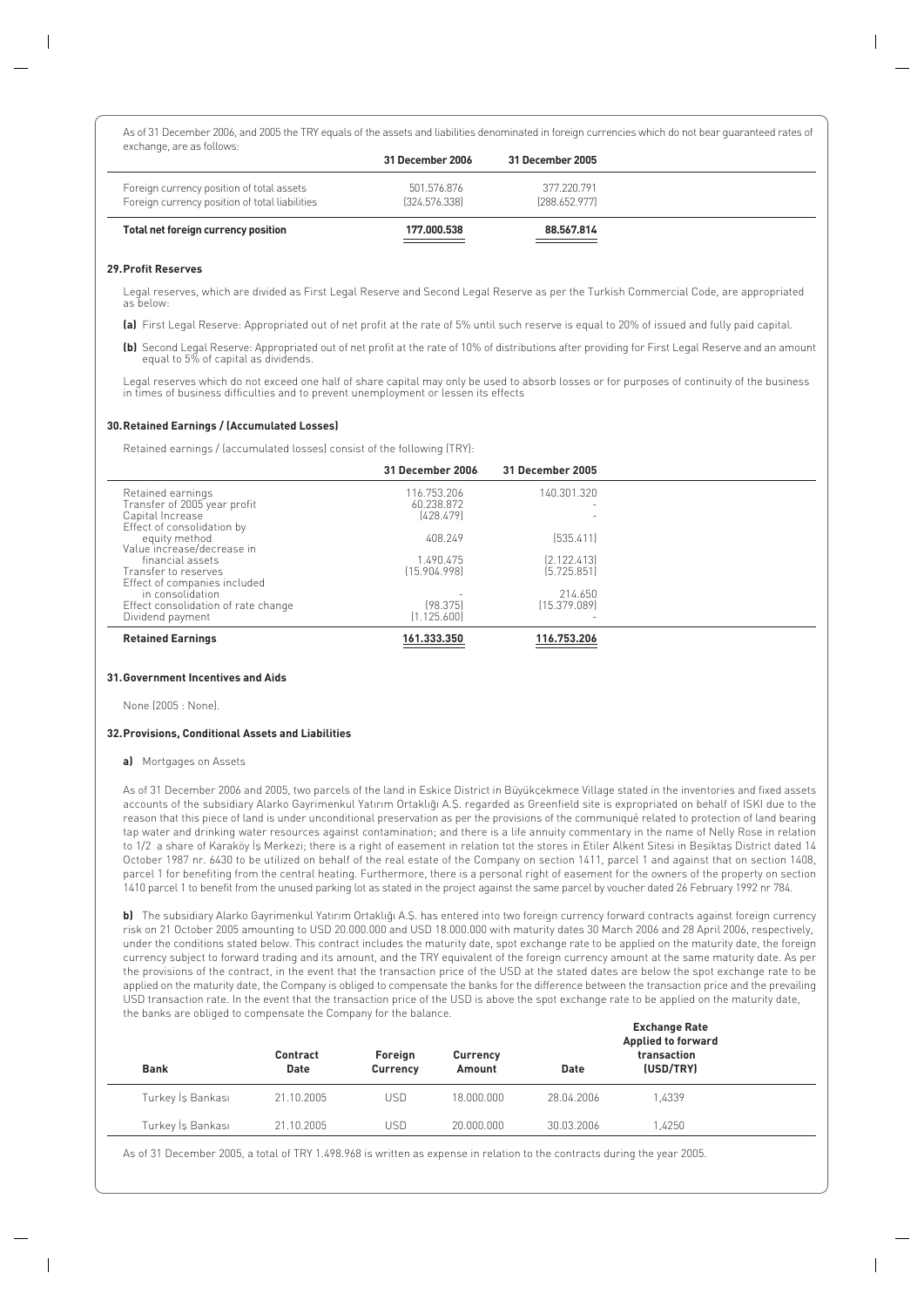As of 31 December 2006, and 2005 the TRY equals of the assets and liabilities denominated in foreign currencies which do not bear guaranteed rates of exchange, are as follows:

| | 31 December 2006 | 31 December 2005 |
|---|---|---|
| Foreign currency position of total assets | 501.576.876 | 377.220.791 |
| Foreign currency position of total liabilities | (324.576.338) | (288.652.977) |
| **Total net foreign currency position** | **177.000.538** | **88.567.814** |

## 29. Profit Reserves

Legal reserves, which are divided as First Legal Reserve and Second Legal Reserve as per the Turkish Commercial Code, are appropriated as below:

**(a)** First Legal Reserve: Appropriated out of net profit at the rate of 5% until such reserve is equal to 20% of issued and fully paid capital.

**(b)** Second Legal Reserve: Appropriated out of net profit at the rate of 10% of distributions after providing for First Legal Reserve and an amount equal to 5% of capital as dividends.

Legal reserves which do not exceed one half of share capital may only be used to absorb losses or for purposes of continuity of the business in times of business difficulties and to prevent unemployment or lessen its effects

## 30. Retained Earnings / (Accumulated Losses)

Retained earnings / (accumulated losses) consist of the following (TRY):

| | 31 December 2006 | 31 December 2005 |
|---|---|---|
| Retained earnings | 116.753.206 | 140.301.320 |
| Transfer of 2005 year profit | 60.238.872 | - |
| Capital Increase | (428.479) | - |
| Effect of consolidation by equity method | 408.249 | (535.411) |
| Value increase/decrease in financial assets | 1.490.475 | (2.122.413) |
| Transfer to reserves | (15.904.998) | (5.725.851) |
| Effect of companies included in consolidation | - | 214.650 |
| Effect consolidation of rate change | (98.375) | (15.379.089) |
| Dividend payment | (1.125.600) | - |
| **Retained Earnings** | **161.333.350** | **116.753.206** |

## 31. Government Incentives and Aids

None (2005 : None).

## 32. Provisions, Conditional Assets and Liabilities

**a)** Mortgages on Assets

As of 31 December 2006 and 2005, two parcels of the land in Eskice District in Büyükçekmece Village stated in the inventories and fixed assets accounts of the subsidiary Alarko Gayrimenkul Yatırım Ortaklığı A.Ş. regarded as Greenfield site is expropriated on behalf of ISKI due to the reason that this piece of land is under unconditional preservation as per the provisions of the communiqué related to protection of land bearing tap water and drinking water resources against contamination; and there is a life annuity commentary in the name of Nelly Rose in relation to 1/2 a share of Karaköy İş Merkezi; there is a right of easement in relation tot the stores in Etiler Alkent Sitesi in Beşiktaş District dated 14 October 1987 nr. 6430 to be utilized on behalf of the real estate of the Company on section 1411, parcel 1 and against that on section 1408, parcel 1 for benefiting from the central heating. Furthermore, there is a personal right of easement for the owners of the property on section 1410 parcel 1 to benefit from the unused parking lot as stated in the project against the same parcel by voucher dated 26 February 1992 nr 784.

**b)** The subsidiary Alarko Gayrimenkul Yatırım Ortaklığı A.Ş. has entered into two foreign currency forward contracts against foreign currency risk on 21 October 2005 amounting to USD 20.000.000 and USD 18.000.000 with maturity dates 30 March 2006 and 28 April 2006, respectively, under the conditions stated below. This contract includes the maturity date, spot exchange rate to be applied on the maturity date, the foreign currency subject to forward trading and its amount, and the TRY equivalent of the foreign currency amount at the same maturity date. As per the provisions of the contract, in the event that the transaction price of the USD at the stated dates are below the spot exchange rate to be applied on the maturity date, the Company is obliged to compensate the banks for the difference between the transaction price and the prevailing USD transaction rate. In the event that the transaction price of the USD is above the spot exchange rate to be applied on the maturity date, the banks are obliged to compensate the Company for the balance.

| Bank | Contract Date | Foreign Currency | Currency Amount | Date | Exchange Rate Applied to forward transaction (USD/TRY) |
|---|---|---|---|---|---|
| Turkey İş Bankası | 21.10.2005 | USD | 18.000.000 | 28.04.2006 | 1,4339 |
| Turkey İş Bankası | 21.10.2005 | USD | 20.000.000 | 30.03.2006 | 1,4250 |

As of 31 December 2005, a total of TRY 1.498.968 is written as expense in relation to the contracts during the year 2005.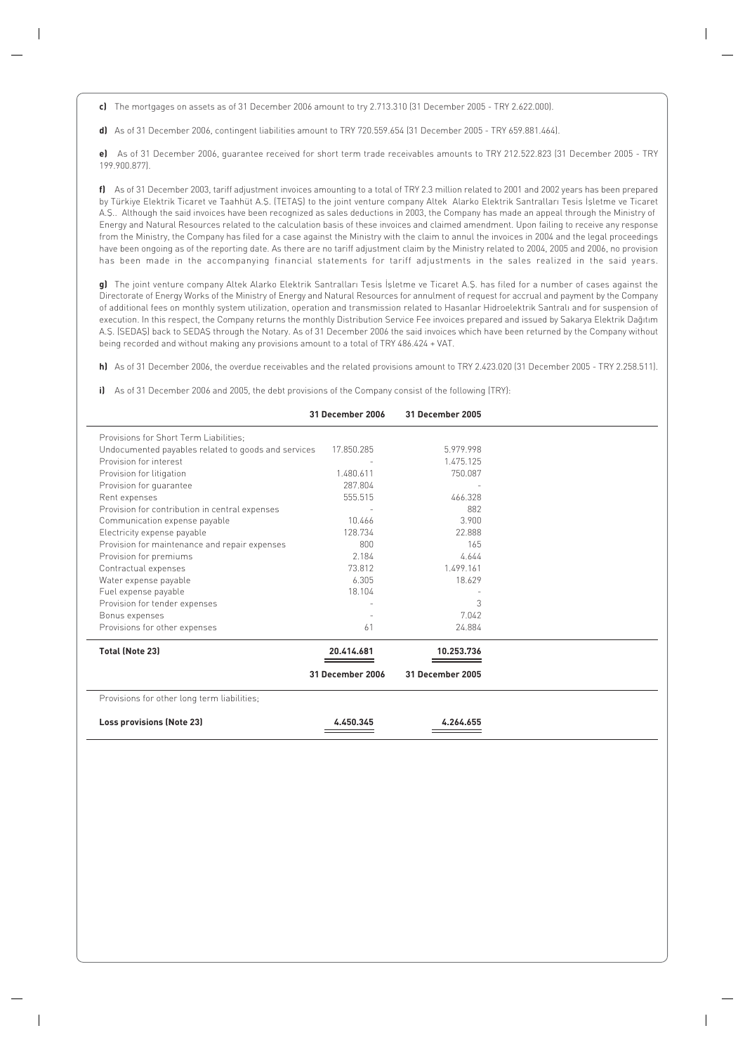**c)** The mortgages on assets as of 31 December 2006 amount to try 2.713.310 (31 December 2005 - TRY 2.622.000).

**d)** As of 31 December 2006, contingent liabilities amount to TRY 720.559.654 (31 December 2005 - TRY 659.881.464).

**e)** As of 31 December 2006, guarantee received for short term trade receivables amounts to TRY 212.522.823 (31 December 2005 - TRY 199.900.877).

**f)** As of 31 December 2003, tariff adjustment invoices amounting to a total of TRY 2.3 million related to 2001 and 2002 years has been prepared by Türkiye Elektrik Ticaret ve Taahhüt A.Ş. (TETAŞ) to the joint venture company Altek Alarko Elektrik Santralları Tesis İşletme ve Ticaret A.Ş.. Although the said invoices have been recognized as sales deductions in 2003, the Company has made an appeal through the Ministry of Energy and Natural Resources related to the calculation basis of these invoices and claimed amendment. Upon failing to receive any response from the Ministry, the Company has filed for a case against the Ministry with the claim to annul the invoices in 2004 and the legal proceedings have been ongoing as of the reporting date. As there are no tariff adjustment claim by the Ministry related to 2004, 2005 and 2006, no provision has been made in the accompanying financial statements for tariff adjustments in the sales realized in the said years.

**g)** The joint venture company Altek Alarko Elektrik Santralları Tesis İşletme ve Ticaret A.Ş. has filed for a number of cases against the Directorate of Energy Works of the Ministry of Energy and Natural Resources for annulment of request for accrual and payment by the Company of additional fees on monthly system utilization, operation and transmission related to Hasanlar Hidroelektrik Santralı and for suspension of execution. In this respect, the Company returns the monthly Distribution Service Fee invoices prepared and issued by Sakarya Elektrik Dağıtım A.Ş. (SEDAŞ) back to SEDAŞ through the Notary. As of 31 December 2006 the said invoices which have been returned by the Company without being recorded and without making any provisions amount to a total of TRY 486.424 + VAT.

**h)** As of 31 December 2006, the overdue receivables and the related provisions amount to TRY 2.423.020 (31 December 2005 - TRY 2.258.511).

**i)** As of 31 December 2006 and 2005, the debt provisions of the Company consist of the following (TRY):

| | **31 December 2006** | **31 December 2005** |
|---|---|---|
| Provisions for Short Term Liabilities; | | |
| Undocumented payables related to goods and services | 17.850.285 | 5.979.998 |
| Provision for interest | - | 1.475.125 |
| Provision for litigation | 1.480.611 | 750.087 |
| Provision for guarantee | 287.804 | - |
| Rent expenses | 555.515 | 466.328 |
| Provision for contribution in central expenses | - | 882 |
| Communication expense payable | 10.466 | 3.900 |
| Electricity expense payable | 128.734 | 22.888 |
| Provision for maintenance and repair expenses | 800 | 165 |
| Provision for premiums | 2.184 | 4.644 |
| Contractual expenses | 73.812 | 1.499.161 |
| Water expense payable | 6.305 | 18.629 |
| Fuel expense payable | 18.104 | - |
| Provision for tender expenses | - | 3 |
| Bonus expenses | - | 7.042 |
| Provisions for other expenses | 61 | 24.884 |
| **Total (Note 23)** | **20.414.681** | **10.253.736** |

| | **31 December 2006** | **31 December 2005** |
|---|---|---|
| Provisions for other long term liabilities; | | |
| **Loss provisions (Note 23)** | **4.450.345** | **4.264.655** |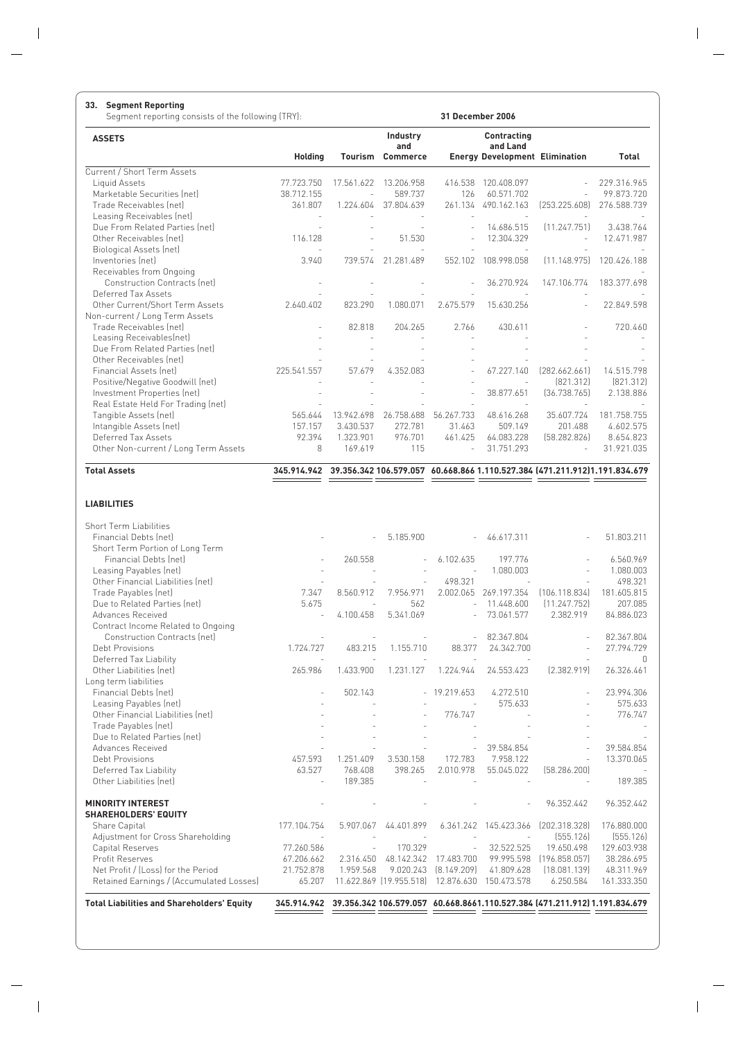## 33. Segment Reporting

Segment reporting consists of the following (TRY):

**31 December 2006**

| ASSETS | Holding | Tourism | Industry and Commerce | Energy | Contracting and Land Development | Elimination | Total |
|---|---|---|---|---|---|---|---|
| Current / Short Term Assets | | | | | | | |
| Liquid Assets | 77.723.750 | 17.561.622 | 13.206.958 | 416.538 | 120.408.097 | - | 229.316.965 |
| Marketable Securities (net) | 38.712.155 | - | 589.737 | 126 | 60.571.702 | - | 99.873.720 |
| Trade Receivables (net) | 361.807 | 1.224.604 | 37.804.639 | 261.134 | 490.162.163 | (253.225.608) | 276.588.739 |
| Leasing Receivables (net) | - | - | - | - | - | - | - |
| Due From Related Parties (net) | - | - | - | - | 14.686.515 | (11.247.751) | 3.438.764 |
| Other Receivables (net) | 116.128 | - | 51.530 | - | 12.304.329 | - | 12.471.987 |
| Biological Assets (net) | - | - | - | - | - | - | - |
| Inventories (net) | 3.940 | 739.574 | 21.281.489 | 552.102 | 108.998.058 | (11.148.975) | 120.426.188 |
| Receivables from Ongoing Construction Contracts (net) | - | - | - | - | 36.270.924 | 147.106.774 | 183.377.698 |
| Deferred Tax Assets | - | - | - | - | - | - | - |
| Other Current/Short Term Assets | 2.640.402 | 823.290 | 1.080.071 | 2.675.579 | 15.630.256 | - | 22.849.598 |
| Non-current / Long Term Assets | | | | | | | |
| Trade Receivables (net) | - | 82.818 | 204.265 | 2.766 | 430.611 | - | 720.460 |
| Leasing Receivables(net) | - | - | - | - | - | - | - |
| Due From Related Parties (net) | - | - | - | - | - | - | - |
| Other Receivables (net) | - | - | - | - | - | - | - |
| Financial Assets (net) | 225.541.557 | 57.679 | 4.352.083 | - | 67.227.140 | (282.662.661) | 14.515.798 |
| Positive/Negative Goodwill (net) | - | - | - | - | - | (821.312) | (821.312) |
| Investment Properties (net) | - | - | - | - | 38.877.651 | (36.738.765) | 2.138.886 |
| Real Estate Held For Trading (net) | - | - | - | - | - | - | - |
| Tangible Assets (net) | 565.644 | 13.942.698 | 26.758.688 | 56.267.733 | 48.616.268 | 35.607.724 | 181.758.755 |
| Intangible Assets (net) | 157.157 | 3.430.537 | 272.781 | 31.463 | 509.149 | 201.488 | 4.602.575 |
| Deferred Tax Assets | 92.394 | 1.323.901 | 976.701 | 461.425 | 64.083.228 | (58.282.826) | 8.654.823 |
| Other Non-current / Long Term Assets | 8 | 169.619 | 115 | - | 31.751.293 | - | 31.921.035 |
| **Total Assets** | **345.914.942** | **39.356.342** | **106.579.057** | **60.668.866** | **1.110.527.384** | **(471.211.912)** | **1.191.834.679** |

| LIABILITIES | Holding | Tourism | Industry and Commerce | Energy | Contracting and Land Development | Elimination | Total |
|---|---|---|---|---|---|---|---|
| Short Term Liabilities | | | | | | | |
| Financial Debts (net) | - | - | 5.185.900 | - | 46.617.311 | - | 51.803.211 |
| Short Term Portion of Long Term Financial Debts (net) | - | 260.558 | - | 6.102.635 | 197.776 | - | 6.560.969 |
| Leasing Payables (net) | - | - | - | - | 1.080.003 | - | 1.080.003 |
| Other Financial Liabilities (net) | - | - | - | 498.321 | - | - | 498.321 |
| Trade Payables (net) | 7.347 | 8.560.912 | 7.956.971 | 2.002.065 | 269.197.354 | (106.118.834) | 181.605.815 |
| Due to Related Parties (net) | 5.675 | - | 562 | - | 11.448.600 | (11.247.752) | 207.085 |
| Advances Received | - | 4.100.458 | 5.341.069 | - | 73.061.577 | 2.382.919 | 84.886.023 |
| Contract Income Related to Ongoing Construction Contracts (net) | - | - | - | - | 82.367.804 | - | 82.367.804 |
| Debt Provisions | 1.724.727 | 483.215 | 1.155.710 | 88.377 | 24.342.700 | - | 27.794.729 |
| Deferred Tax Liability | - | - | - | - | - | - | 0 |
| Other Liabilities (net) | 265.986 | 1.433.900 | 1.231.127 | 1.224.944 | 24.553.423 | (2.382.919) | 26.326.461 |
| Long term liabilities | | | | | | | |
| Financial Debts (net) | - | 502.143 | - | 19.219.653 | 4.272.510 | - | 23.994.306 |
| Leasing Payables (net) | - | - | - | - | 575.633 | - | 575.633 |
| Other Financial Liabilities (net) | - | - | - | 776.747 | - | - | 776.747 |
| Trade Payables (net) | - | - | - | - | - | - | - |
| Due to Related Parties (net) | - | - | - | - | - | - | - |
| Advances Received | - | - | - | - | 39.584.854 | - | 39.584.854 |
| Debt Provisions | 457.593 | 1.251.409 | 3.530.158 | 172.783 | 7.958.122 | - | 13.370.065 |
| Deferred Tax Liability | 63.527 | 768.408 | 398.265 | 2.010.978 | 55.045.022 | (58.286.200) | - |
| Other Liabilities (net) | - | 189.385 | - | - | - | - | 189.385 |
| **MINORITY INTEREST** | - | - | - | - | - | 96.352.442 | 96.352.442 |
| **SHAREHOLDERS' EQUITY** | | | | | | | |
| Share Capital | 177.104.754 | 5.907.067 | 44.401.899 | 6.361.242 | 145.423.366 | (202.318.328) | 176.880.000 |
| Adjustment for Cross Shareholding | - | - | - | - | - | (555.126) | (555.126) |
| Capital Reserves | 77.260.586 | - | 170.329 | - | 32.522.525 | 19.650.498 | 129.603.938 |
| Profit Reserves | 67.206.662 | 2.316.450 | 48.142.342 | 17.483.700 | 99.995.598 | (196.858.057) | 38.286.695 |
| Net Profit / (Loss) for the Period | 21.752.878 | 1.959.568 | 9.020.243 | (8.149.209) | 41.809.628 | (18.081.139) | 48.311.969 |
| Retained Earnings / (Accumulated Losses) | 65.207 | 11.622.869 | (19.955.518) | 12.876.630 | 150.473.578 | 6.250.584 | 161.333.350 |
| **Total Liabilities and Shareholders' Equity** | **345.914.942** | **39.356.342** | **106.579.057** | **60.668.866** | **1.110.527.384** | **(471.211.912)** | **1.191.834.679** |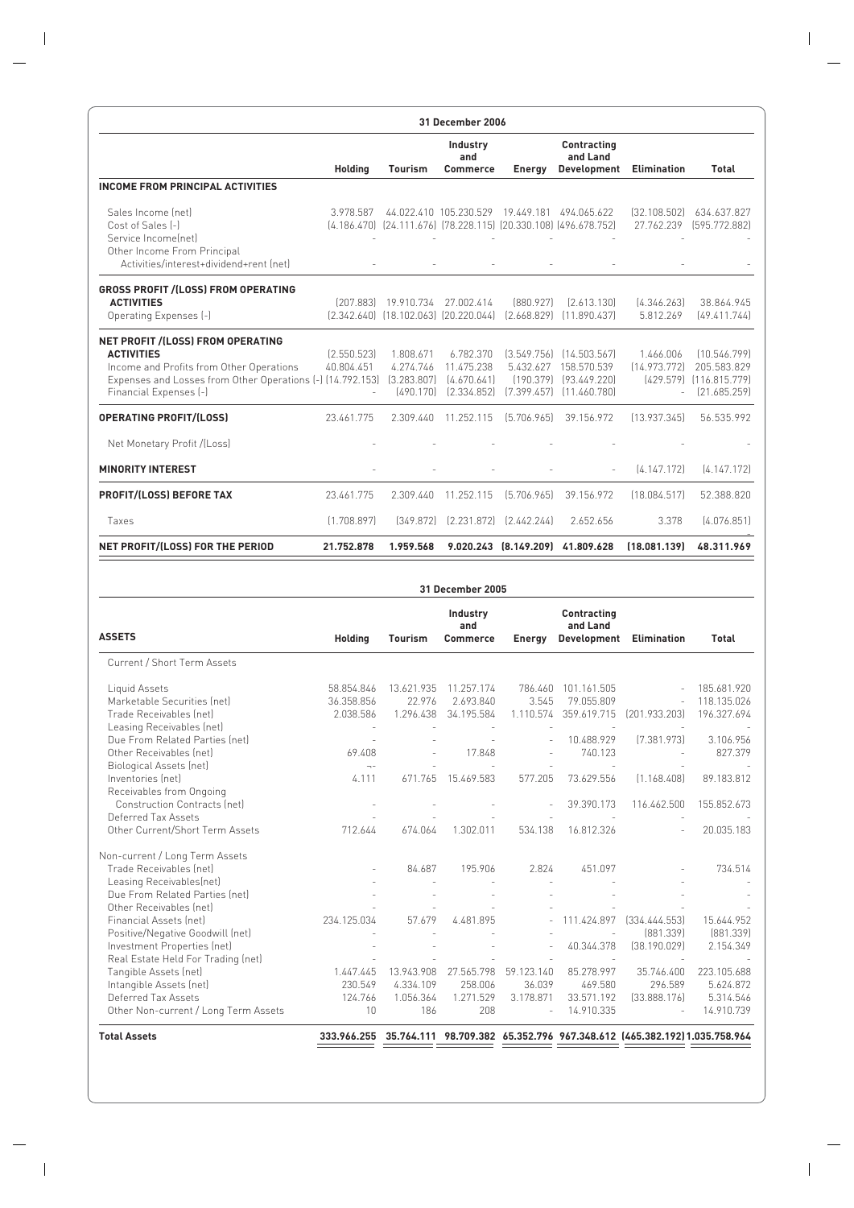| 31 December 2006 | | | | | | | |
|---|---|---|---|---|---|---|---|
| | **Holding** | **Tourism** | **Industry and Commerce** | **Energy** | **Contracting and Land Development** | **Elimination** | **Total** |
| **INCOME FROM PRINCIPAL ACTIVITIES** | | | | | | | |
| Sales Income (net) | 3.978.587 | 44.022.410 | 105.230.529 | 19.449.181 | 494.065.622 | (32.108.502) | 634.637.827 |
| Cost of Sales (-) | (4.186.470) | (24.111.676) | (78.228.115) | (20.330.108) | (496.678.752) | 27.762.239 | (595.772.882) |
| Service Income(net) | - | - | - | - | - | - | - |
| Other Income From Principal Activities/interest+dividend+rent (net) | - | - | - | - | - | - | - |
| **GROSS PROFIT /(LOSS) FROM OPERATING ACTIVITIES** | (207.883) | 19.910.734 | 27.002.414 | (880.927) | (2.613.130) | (4.346.263) | 38.864.945 |
| Operating Expenses (-) | (2.342.640) | (18.102.063) | (20.220.044) | (2.668.829) | (11.890.437) | 5.812.269 | (49.411.744) |
| **NET PROFIT /(LOSS) FROM OPERATING ACTIVITIES** | (2.550.523) | 1.808.671 | 6.782.370 | (3.549.756) | (14.503.567) | 1.466.006 | (10.546.799) |
| Income and Profits from Other Operations | 40.804.451 | 4.274.746 | 11.475.238 | 5.432.627 | 158.570.539 | (14.973.772) | 205.583.829 |
| Expenses and Losses from Other Operations (-) | (14.792.153) | (3.283.807) | (4.670.641) | (190.379) | (93.449.220) | (429.579) | (116.815.779) |
| Financial Expenses (-) | - | (490.170) | (2.334.852) | (7.399.457) | (11.460.780) | - | (21.685.259) |
| **OPERATING PROFIT/(LOSS)** | 23.461.775 | 2.309.440 | 11.252.115 | (5.706.965) | 39.156.972 | (13.937.345) | 56.535.992 |
| Net Monetary Profit /(Loss) | - | - | - | - | - | - | - |
| **MINORITY INTEREST** | - | - | - | - | - | (4.147.172) | (4.147.172) |
| **PROFIT/(LOSS) BEFORE TAX** | 23.461.775 | 2.309.440 | 11.252.115 | (5.706.965) | 39.156.972 | (18.084.517) | 52.388.820 |
| Taxes | (1.708.897) | (349.872) | (2.231.872) | (2.442.244) | 2.652.656 | 3.378 | (4.076.851) |
| **NET PROFIT/(LOSS) FOR THE PERIOD** | **21.752.878** | **1.959.568** | **9.020.243** | **(8.149.209)** | **41.809.628** | **(18.081.139)** | **48.311.969** |

| 31 December 2005 | | | | | | | |
|---|---|---|---|---|---|---|---|
| **ASSETS** | **Holding** | **Tourism** | **Industry and Commerce** | **Energy** | **Contracting and Land Development** | **Elimination** | **Total** |
| Current / Short Term Assets | | | | | | | |
| Liquid Assets | 58.854.846 | 13.621.935 | 11.257.174 | 786.460 | 101.161.505 | - | 185.681.920 |
| Marketable Securities (net) | 36.358.856 | 22.976 | 2.693.840 | 3.545 | 79.055.809 | - | 118.135.026 |
| Trade Receivables (net) | 2.038.586 | 1.296.438 | 34.195.584 | 1.110.574 | 359.619.715 | (201.933.203) | 196.327.694 |
| Leasing Receivables (net) | - | - | - | - | - | - | - |
| Due From Related Parties (net) | - | - | - | - | 10.488.929 | (7.381.973) | 3.106.956 |
| Other Receivables (net) | 69.408 | - | 17.848 | - | 740.123 | - | 827.379 |
| Biological Assets (net) | -- | - | - | - | - | - | - |
| Inventories (net) | 4.111 | 671.765 | 15.469.583 | 577.205 | 73.629.556 | (1.168.408) | 89.183.812 |
| Receivables from Ongoing Construction Contracts (net) | - | - | - | - | 39.390.173 | 116.462.500 | 155.852.673 |
| Deferred Tax Assets | - | - | - | - | - | - | - |
| Other Current/Short Term Assets | 712.644 | 674.064 | 1.302.011 | 534.138 | 16.812.326 | - | 20.035.183 |
| Non-current / Long Term Assets | | | | | | | |
| Trade Receivables (net) | - | 84.687 | 195.906 | 2.824 | 451.097 | - | 734.514 |
| Leasing Receivables(net) | - | - | - | - | - | - | - |
| Due From Related Parties (net) | - | - | - | - | - | - | - |
| Other Receivables (net) | - | - | - | - | - | - | - |
| Financial Assets (net) | 234.125.034 | 57.679 | 4.481.895 | - | 111.424.897 | (334.444.553) | 15.644.952 |
| Positive/Negative Goodwill (net) | - | - | - | - | - | (881.339) | (881.339) |
| Investment Properties (net) | - | - | - | - | 40.344.378 | (38.190.029) | 2.154.349 |
| Real Estate Held For Trading (net) | - | - | - | - | - | - | - |
| Tangible Assets (net) | 1.447.445 | 13.943.908 | 27.565.798 | 59.123.140 | 85.278.997 | 35.746.400 | 223.105.688 |
| Intangible Assets (net) | 230.549 | 4.334.109 | 258.006 | 36.039 | 469.580 | 296.589 | 5.624.872 |
| Deferred Tax Assets | 124.766 | 1.056.364 | 1.271.529 | 3.178.871 | 33.571.192 | (33.888.176) | 5.314.546 |
| Other Non-current / Long Term Assets | 10 | 186 | 208 | - | 14.910.335 | - | 14.910.739 |
| **Total Assets** | **333.966.255** | **35.764.111** | **98.709.382** | **65.352.796** | **967.348.612** | **(465.382.192)** | **1.035.758.964** |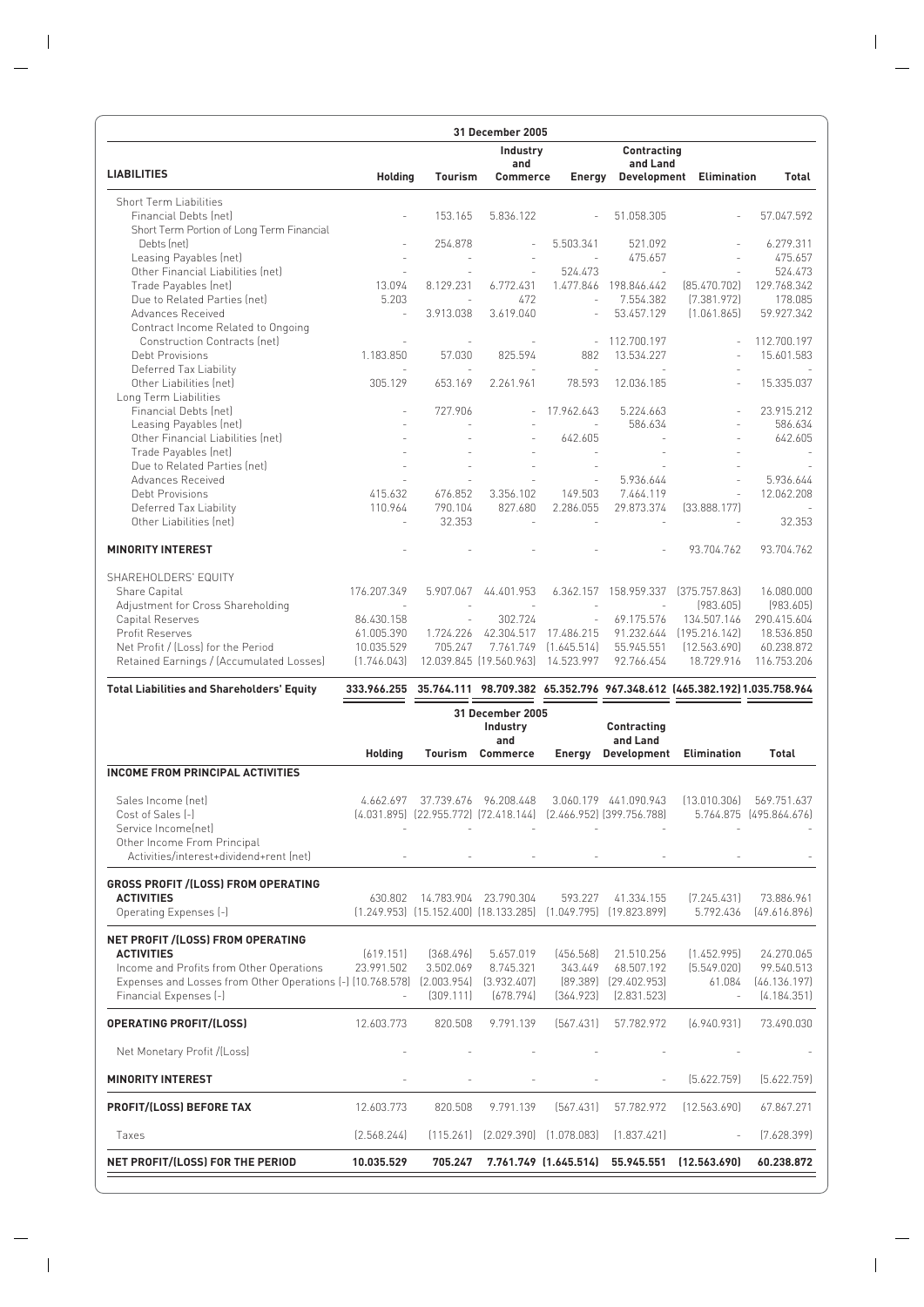| LIABILITIES | 31 December 2005 | | | | | | |
|---|---|---|---|---|---|---|---|
| | Holding | Tourism | Industry and Commerce | Energy | Contracting and Land Development | Elimination | Total |
| Short Term Liabilities | | | | | | | |
| Financial Debts (net) | - | 153.165 | 5.836.122 | - | 51.058.305 | - | 57.047.592 |
| Short Term Portion of Long Term Financial Debts (net) | - | 254.878 | - | 5.503.341 | 521.092 | - | 6.279.311 |
| Leasing Payables (net) | - | - | - | - | 475.657 | - | 475.657 |
| Other Financial Liabilities (net) | - | - | - | 524.473 | - | - | 524.473 |
| Trade Payables (net) | 13.094 | 8.129.231 | 6.772.431 | 1.477.846 | 198.846.442 | (85.470.702) | 129.768.342 |
| Due to Related Parties (net) | 5.203 | - | 472 | - | 7.554.382 | (7.381.972) | 178.085 |
| Advances Received | - | 3.913.038 | 3.619.040 | - | 53.457.129 | (1.061.865) | 59.927.342 |
| Contract Income Related to Ongoing Construction Contracts (net) | - | - | - | - | 112.700.197 | - | 112.700.197 |
| Debt Provisions | 1.183.850 | 57.030 | 825.594 | 882 | 13.534.227 | - | 15.601.583 |
| Deferred Tax Liability | - | - | - | - | - | - | |
| Other Liabilities (net) | 305.129 | 653.169 | 2.261.961 | 78.593 | 12.036.185 | - | 15.335.037 |
| Long Term Liabilities | | | | | | | |
| Financial Debts (net) | - | 727.906 | - | 17.962.643 | 5.224.663 | - | 23.915.212 |
| Leasing Payables (net) | - | - | - | - | 586.634 | - | 586.634 |
| Other Financial Liabilities (net) | - | - | - | 642.605 | - | - | 642.605 |
| Trade Payables (net) | - | - | - | - | - | - | - |
| Due to Related Parties (net) | - | - | - | - | - | - | - |
| Advances Received | - | - | - | - | 5.936.644 | - | 5.936.644 |
| Debt Provisions | 415.632 | 676.852 | 3.356.102 | 149.503 | 7.464.119 | - | 12.062.208 |
| Deferred Tax Liability | 110.964 | 790.104 | 827.680 | 2.286.055 | 29.873.374 | (33.888.177) | - |
| Other Liabilities (net) | - | 32.353 | - | - | - | - | 32.353 |
| **MINORITY INTEREST** | - | - | - | - | - | 93.704.762 | 93.704.762 |
| SHAREHOLDERS' EQUITY | | | | | | | |
| Share Capital | 176.207.349 | 5.907.067 | 44.401.953 | 6.362.157 | 158.959.337 | (375.757.863) | 16.080.000 |
| Adjustment for Cross Shareholding | - | - | - | - | - | (983.605) | (983.605) |
| Capital Reserves | 86.430.158 | - | 302.724 | - | 69.175.576 | 134.507.146 | 290.415.604 |
| Profit Reserves | 61.005.390 | 1.724.226 | 42.304.517 | 17.486.215 | 91.232.644 | (195.216.142) | 18.536.850 |
| Net Profit / (Loss) for the Period | 10.035.529 | 705.247 | 7.761.749 | (1.645.514) | 55.945.551 | (12.563.690) | 60.238.872 |
| Retained Earnings / (Accumulated Losses) | (1.746.043) | 12.039.845 | (19.560.963) | 14.523.997 | 92.766.454 | 18.729.916 | 116.753.206 |
| **Total Liabilities and Shareholders' Equity** | **333.966.255** | **35.764.111** | **98.709.382** | **65.352.796** | **967.348.612** | **(465.382.192)** | **1.035.758.964** |

| | 31 December 2005 | | | | | | |
|---|---|---|---|---|---|---|---|
| | Holding | Tourism | Industry and Commerce | Energy | Contracting and Land Development | Elimination | Total |
| **INCOME FROM PRINCIPAL ACTIVITIES** | | | | | | | |
| Sales Income (net) | 4.662.697 | 37.739.676 | 96.208.448 | 3.060.179 | 441.090.943 | (13.010.306) | 569.751.637 |
| Cost of Sales (-) | (4.031.895) | (22.955.772) | (72.418.144) | (2.466.952) | (399.756.788) | 5.764.875 | (495.864.676) |
| Service Income(net) | - | - | - | - | - | - | - |
| Other Income From Principal Activities/interest+dividend+rent (net) | - | - | - | - | - | - | - |
| **GROSS PROFIT /(LOSS) FROM OPERATING ACTIVITIES** | 630.802 | 14.783.904 | 23.790.304 | 593.227 | 41.334.155 | (7.245.431) | 73.886.961 |
| Operating Expenses (-) | (1.249.953) | (15.152.400) | (18.133.285) | (1.049.795) | (19.823.899) | 5.792.436 | (49.616.896) |
| **NET PROFIT /(LOSS) FROM OPERATING ACTIVITIES** | (619.151) | (368.496) | 5.657.019 | (456.568) | 21.510.256 | (1.452.995) | 24.270.065 |
| Income and Profits from Other Operations | 23.991.502 | 3.502.069 | 8.745.321 | 343.449 | 68.507.192 | (5.549.020) | 99.540.513 |
| Expenses and Losses from Other Operations (-) | (10.768.578) | (2.003.954) | (3.932.407) | (89.389) | (29.402.953) | 61.084 | (46.136.197) |
| Financial Expenses (-) | - | (309.111) | (678.794) | (364.923) | (2.831.523) | - | (4.184.351) |
| **OPERATING PROFIT/(LOSS)** | 12.603.773 | 820.508 | 9.791.139 | (567.431) | 57.782.972 | (6.940.931) | 73.490.030 |
| Net Monetary Profit /(Loss) | - | - | - | - | - | - | - |
| **MINORITY INTEREST** | - | - | - | - | - | (5.622.759) | (5.622.759) |
| **PROFIT/(LOSS) BEFORE TAX** | 12.603.773 | 820.508 | 9.791.139 | (567.431) | 57.782.972 | (12.563.690) | 67.867.271 |
| Taxes | (2.568.244) | (115.261) | (2.029.390) | (1.078.083) | (1.837.421) | - | (7.628.399) |
| **NET PROFIT/(LOSS) FOR THE PERIOD** | **10.035.529** | **705.247** | **7.761.749** | **(1.645.514)** | **55.945.551** | **(12.563.690)** | **60.238.872** |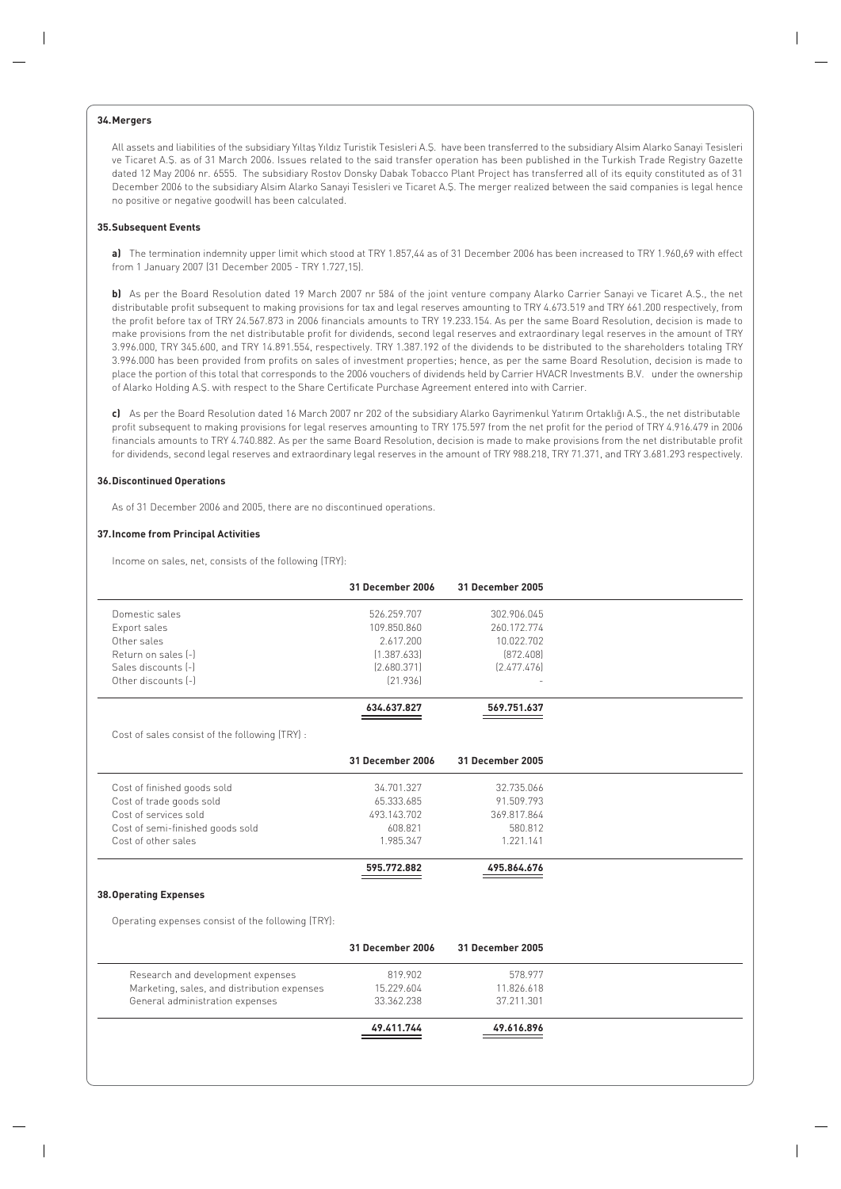## 34. Mergers

All assets and liabilities of the subsidiary Yıltaş Yıldız Turistik Tesisleri A.Ş. have been transferred to the subsidiary Alsim Alarko Sanayi Tesisleri ve Ticaret A.Ş. as of 31 March 2006. Issues related to the said transfer operation has been published in the Turkish Trade Registry Gazette dated 12 May 2006 nr. 6555. The subsidiary Rostov Donsky Dabak Tobacco Plant Project has transferred all of its equity constituted as of 31 December 2006 to the subsidiary Alsim Alarko Sanayi Tesisleri ve Ticaret A.Ş. The merger realized between the said companies is legal hence no positive or negative goodwill has been calculated.

## 35. Subsequent Events

**a)** The termination indemnity upper limit which stood at TRY 1.857,44 as of 31 December 2006 has been increased to TRY 1.960,69 with effect from 1 January 2007 (31 December 2005 - TRY 1.727,15).

**b)** As per the Board Resolution dated 19 March 2007 nr 584 of the joint venture company Alarko Carrier Sanayi ve Ticaret A.Ş., the net distributable profit subsequent to making provisions for tax and legal reserves amounting to TRY 4.673.519 and TRY 661.200 respectively, from the profit before tax of TRY 24.567.873 in 2006 financials amounts to TRY 19.233.154. As per the same Board Resolution, decision is made to make provisions from the net distributable profit for dividends, second legal reserves and extraordinary legal reserves in the amount of TRY 3.996.000, TRY 345.600, and TRY 14.891.554, respectively. TRY 1.387.192 of the dividends to be distributed to the shareholders totaling TRY 3.996.000 has been provided from profits on sales of investment properties; hence, as per the same Board Resolution, decision is made to place the portion of this total that corresponds to the 2006 vouchers of dividends held by Carrier HVACR Investments B.V. under the ownership of Alarko Holding A.Ş. with respect to the Share Certificate Purchase Agreement entered into with Carrier.

**c)** As per the Board Resolution dated 16 March 2007 nr 202 of the subsidiary Alarko Gayrimenkul Yatırım Ortaklığı A.Ş., the net distributable profit subsequent to making provisions for legal reserves amounting to TRY 175.597 from the net profit for the period of TRY 4.916.479 in 2006 financials amounts to TRY 4.740.882. As per the same Board Resolution, decision is made to make provisions from the net distributable profit for dividends, second legal reserves and extraordinary legal reserves in the amount of TRY 988.218, TRY 71.371, and TRY 3.681.293 respectively.

## 36. Discontinued Operations

As of 31 December 2006 and 2005, there are no discontinued operations.

## 37. Income from Principal Activities

Income on sales, net, consists of the following (TRY):

| | 31 December 2006 | 31 December 2005 |
|---|---|---|
| Domestic sales | 526.259.707 | 302.906.045 |
| Export sales | 109.850.860 | 260.172.774 |
| Other sales | 2.617.200 | 10.022.702 |
| Return on sales (-) | (1.387.633) | (872.408) |
| Sales discounts (-) | (2.680.371) | (2.477.476) |
| Other discounts (-) | (21.936) | - |
| | **634.637.827** | **569.751.637** |

Cost of sales consist of the following (TRY) :

| | 31 December 2006 | 31 December 2005 |
|---|---|---|
| Cost of finished goods sold | 34.701.327 | 32.735.066 |
| Cost of trade goods sold | 65.333.685 | 91.509.793 |
| Cost of services sold | 493.143.702 | 369.817.864 |
| Cost of semi-finished goods sold | 608.821 | 580.812 |
| Cost of other sales | 1.985.347 | 1.221.141 |
| | **595.772.882** | **495.864.676** |

## 38. Operating Expenses

Operating expenses consist of the following (TRY):

| | 31 December 2006 | 31 December 2005 |
|---|---|---|
| Research and development expenses | 819.902 | 578.977 |
| Marketing, sales, and distribution expenses | 15.229.604 | 11.826.618 |
| General administration expenses | 33.362.238 | 37.211.301 |
| | **49.411.744** | **49.616.896** |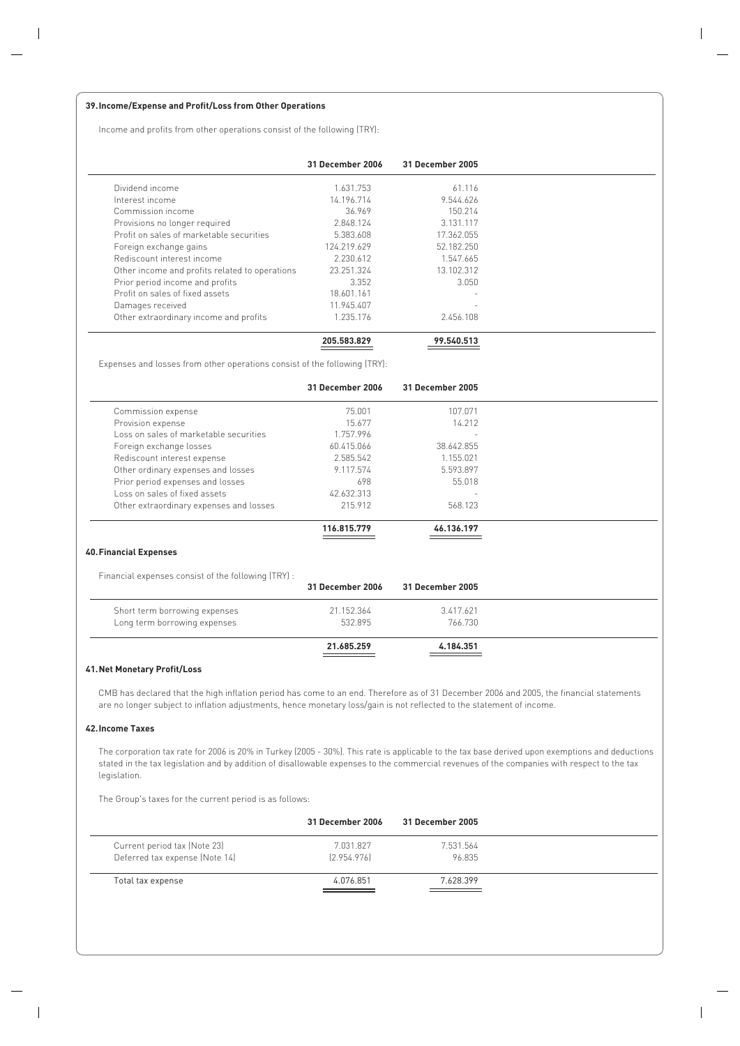## 39. Income/Expense and Profit/Loss from Other Operations

Income and profits from other operations consist of the following (TRY):

| | 31 December 2006 | 31 December 2005 |
|---|---|---|
| Dividend income | 1.631.753 | 61.116 |
| Interest income | 14.196.714 | 9.544.626 |
| Commission income | 36.969 | 150.214 |
| Provisions no longer required | 2.848.124 | 3.131.117 |
| Profit on sales of marketable securities | 5.383.608 | 17.362.055 |
| Foreign exchange gains | 124.219.629 | 52.182.250 |
| Rediscount interest income | 2.230.612 | 1.547.665 |
| Other income and profits related to operations | 23.251.324 | 13.102.312 |
| Prior period income and profits | 3.352 | 3.050 |
| Profit on sales of fixed assets | 18.601.161 | - |
| Damages received | 11.945.407 | - |
| Other extraordinary income and profits | 1.235.176 | 2.456.108 |
| | **205.583.829** | **99.540.513** |

Expenses and losses from other operations consist of the following (TRY):

| | 31 December 2006 | 31 December 2005 |
|---|---|---|
| Commission expense | 75.001 | 107.071 |
| Provision expense | 15.677 | 14.212 |
| Loss on sales of marketable securities | 1.757.996 | - |
| Foreign exchange losses | 60.415.066 | 38.642.855 |
| Rediscount interest expense | 2.585.542 | 1.155.021 |
| Other ordinary expenses and losses | 9.117.574 | 5.593.897 |
| Prior period expenses and losses | 698 | 55.018 |
| Loss on sales of fixed assets | 42.632.313 | - |
| Other extraordinary expenses and losses | 215.912 | 568.123 |
| | **116.815.779** | **46.136.197** |

## 40. Financial Expenses

Financial expenses consist of the following (TRY) :

| | 31 December 2006 | 31 December 2005 |
|---|---|---|
| Short term borrowing expenses | 21.152.364 | 3.417.621 |
| Long term borrowing expenses | 532.895 | 766.730 |
| | **21.685.259** | **4.184.351** |

## 41. Net Monetary Profit/Loss

CMB has declared that the high inflation period has come to an end. Therefore as of 31 December 2006 and 2005, the financial statements are no longer subject to inflation adjustments, hence monetary loss/gain is not reflected to the statement of income.

## 42. Income Taxes

The corporation tax rate for 2006 is 20% in Turkey (2005 - 30%). This rate is applicable to the tax base derived upon exemptions and deductions stated in the tax legislation and by addition of disallowable expenses to the commercial revenues of the companies with respect to the tax legislation.

The Group's taxes for the current period is as follows:

| | 31 December 2006 | 31 December 2005 |
|---|---|---|
| Current period tax (Note 23) | 7.031.827 | 7.531.564 |
| Deferred tax expense (Note 14) | (2.954.976) | 96.835 |
| Total tax expense | 4.076.851 | 7.628.399 |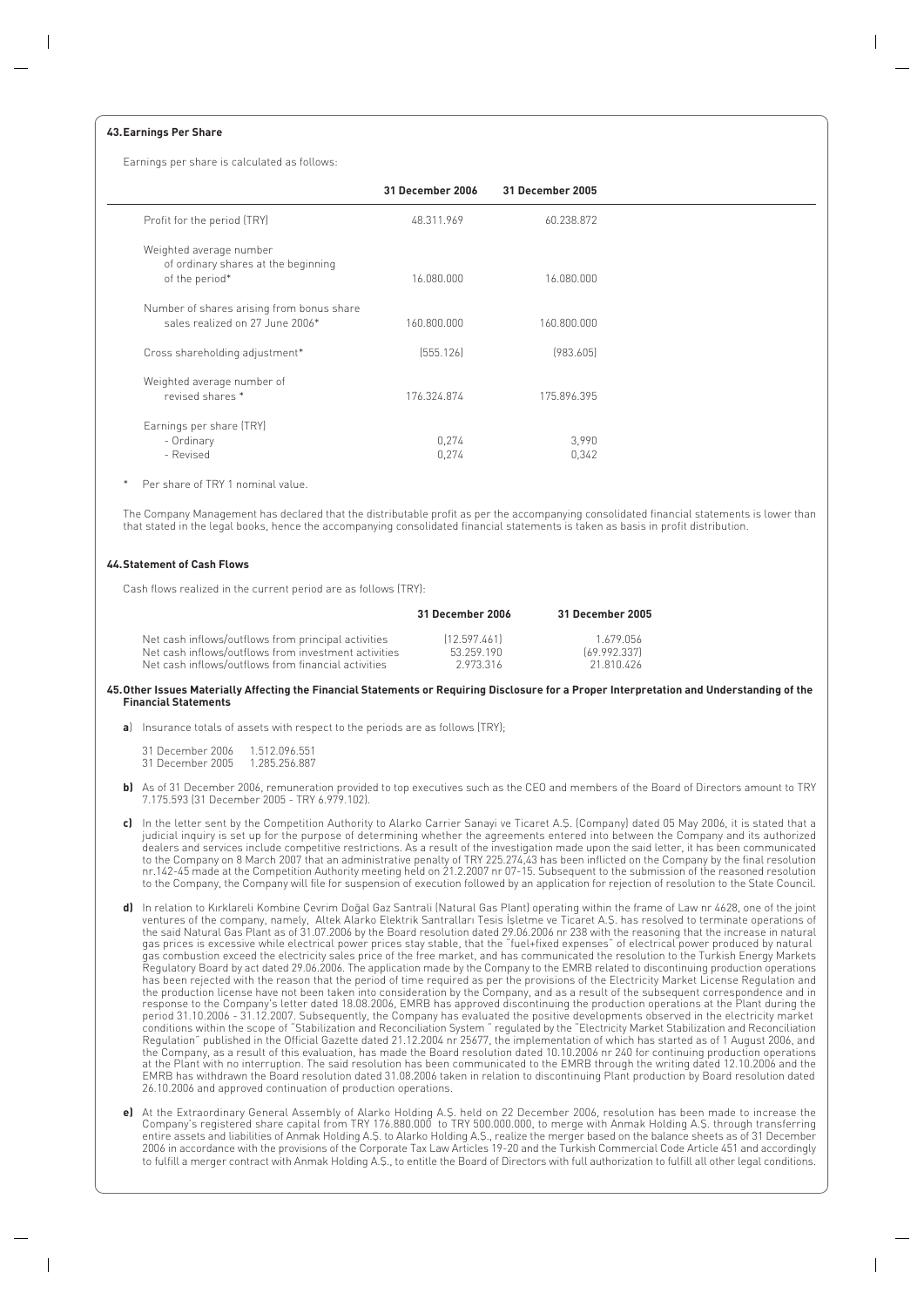### 43. Earnings Per Share

Earnings per share is calculated as follows:

| | 31 December 2006 | 31 December 2005 |
|---|---|---|
| Profit for the period (TRY) | 48.311.969 | 60.238.872 |
| Weighted average number of ordinary shares at the beginning of the period* | 16.080.000 | 16.080.000 |
| Number of shares arising from bonus share sales realized on 27 June 2006* | 160.800.000 | 160.800.000 |
| Cross shareholding adjustment* | (555.126) | (983.605) |
| Weighted average number of revised shares * | 176.324.874 | 175.896.395 |
| Earnings per share (TRY) | | |
| - Ordinary | 0,274 | 3,990 |
| - Revised | 0,274 | 0,342 |

\* Per share of TRY 1 nominal value.

The Company Management has declared that the distributable profit as per the accompanying consolidated financial statements is lower than that stated in the legal books, hence the accompanying consolidated financial statements is taken as basis in profit distribution.

### 44. Statement of Cash Flows

Cash flows realized in the current period are as follows (TRY):

| | 31 December 2006 | 31 December 2005 |
|---|---|---|
| Net cash inflows/outflows from principal activities | (12.597.461) | 1.679.056 |
| Net cash inflows/outflows from investment activities | 53.259.190 | (69.992.337) |
| Net cash inflows/outflows from financial activities | 2.973.316 | 21.810.426 |

### 45. Other Issues Materially Affecting the Financial Statements or Requiring Disclosure for a Proper Interpretation and Understanding of the Financial Statements

**a**) Insurance totals of assets with respect to the periods are as follows (TRY);

31 December 2006 1.512.096.551
31 December 2005 1.285.256.887

**b)** As of 31 December 2006, remuneration provided to top executives such as the CEO and members of the Board of Directors amount to TRY 7.175.593 (31 December 2005 - TRY 6.979.102).

**c)** In the letter sent by the Competition Authority to Alarko Carrier Sanayi ve Ticaret A.Ş. (Company) dated 05 May 2006, it is stated that a judicial inquiry is set up for the purpose of determining whether the agreements entered into between the Company and its authorized dealers and services include competitive restrictions. As a result of the investigation made upon the said letter, it has been communicated to the Company on 8 March 2007 that an administrative penalty of TRY 225.274,43 has been inflicted on the Company by the final resolution nr.142-45 made at the Competition Authority meeting held on 21.2.2007 nr 07-15. Subsequent to the submission of the reasoned resolution to the Company, the Company will file for suspension of execution followed by an application for rejection of resolution to the State Council.

**d)** In relation to Kırklareli Kombine Çevrim Doğal Gaz Santrali (Natural Gas Plant) operating within the frame of Law nr 4628, one of the joint ventures of the company, namely, Altek Alarko Elektrik Santralları Tesis İşletme ve Ticaret A.Ş. has resolved to terminate operations of the said Natural Gas Plant as of 31.07.2006 by the Board resolution dated 29.06.2006 nr 238 with the reasoning that the increase in natural gas prices is excessive while electrical power prices stay stable, that the "fuel+fixed expenses" of electrical power produced by natural gas combustion exceed the electricity sales price of the free market, and has communicated the resolution to the Turkish Energy Markets Regulatory Board by act dated 29.06.2006. The application made by the Company to the EMRB related to discontinuing production operations has been rejected with the reason that the period of time required as per the provisions of the Electricity Market License Regulation and the production license have not been taken into consideration by the Company, and as a result of the subsequent correspondence and in response to the Company's letter dated 18.08.2006, EMRB has approved discontinuing the production operations at the Plant during the period 31.10.2006 - 31.12.2007. Subsequently, the Company has evaluated the positive developments observed in the electricity market conditions within the scope of "Stabilization and Reconciliation System " regulated by the "Electricity Market Stabilization and Reconciliation Regulation" published in the Official Gazette dated 21.12.2004 nr 25677, the implementation of which has started as of 1 August 2006, and the Company, as a result of this evaluation, has made the Board resolution dated 10.10.2006 nr 240 for continuing production operations at the Plant with no interruption. The said resolution has been communicated to the EMRB through the writing dated 12.10.2006 and the EMRB has withdrawn the Board resolution dated 31.08.2006 taken in relation to discontinuing Plant production by Board resolution dated 26.10.2006 and approved continuation of production operations.

**e)** At the Extraordinary General Assembly of Alarko Holding A.Ş. held on 22 December 2006, resolution has been made to increase the Company's registered share capital from TRY 176.880.000 to TRY 500.000.000, to merge with Anmak Holding A.Ş. through transferring entire assets and liabilities of Anmak Holding A.Ş. to Alarko Holding A.Ş., realize the merger based on the balance sheets as of 31 December 2006 in accordance with the provisions of the Corporate Tax Law Articles 19-20 and the Turkish Commercial Code Article 451 and accordingly to fulfill a merger contract with Anmak Holding A.Ş., to entitle the Board of Directors with full authorization to fulfill all other legal conditions.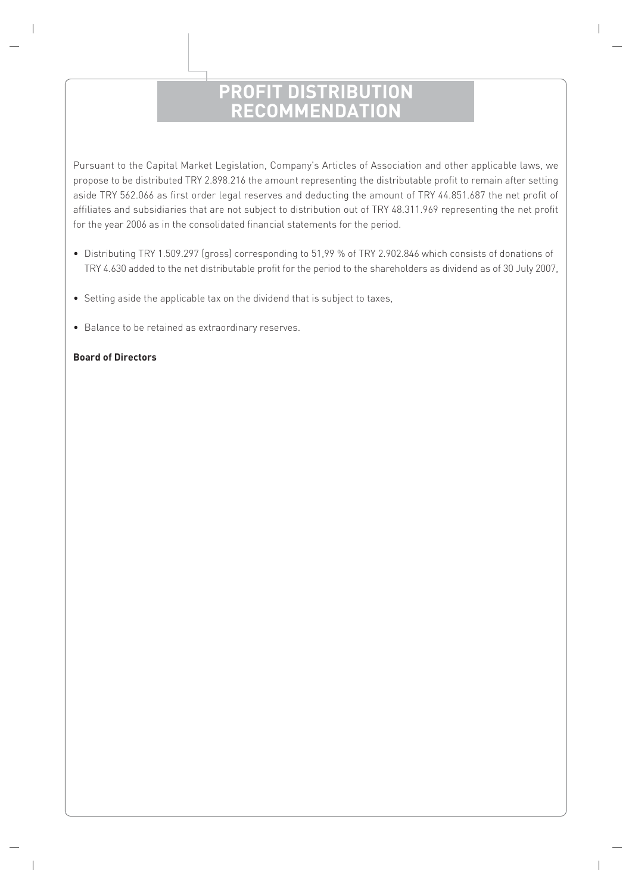# PROFIT DISTRIBUTION RECOMMENDATION

Pursuant to the Capital Market Legislation, Company's Articles of Association and other applicable laws, we propose to be distributed TRY 2.898.216 the amount representing the distributable profit to remain after setting aside TRY 562.066 as first order legal reserves and deducting the amount of TRY 44.851.687 the net profit of affiliates and subsidiaries that are not subject to distribution out of TRY 48.311.969 representing the net profit for the year 2006 as in the consolidated financial statements for the period.

- Distributing TRY 1.509.297 (gross) corresponding to 51,99 % of TRY 2.902.846 which consists of donations of TRY 4.630 added to the net distributable profit for the period to the shareholders as dividend as of 30 July 2007,
- Setting aside the applicable tax on the dividend that is subject to taxes,
- Balance to be retained as extraordinary reserves.

**Board of Directors**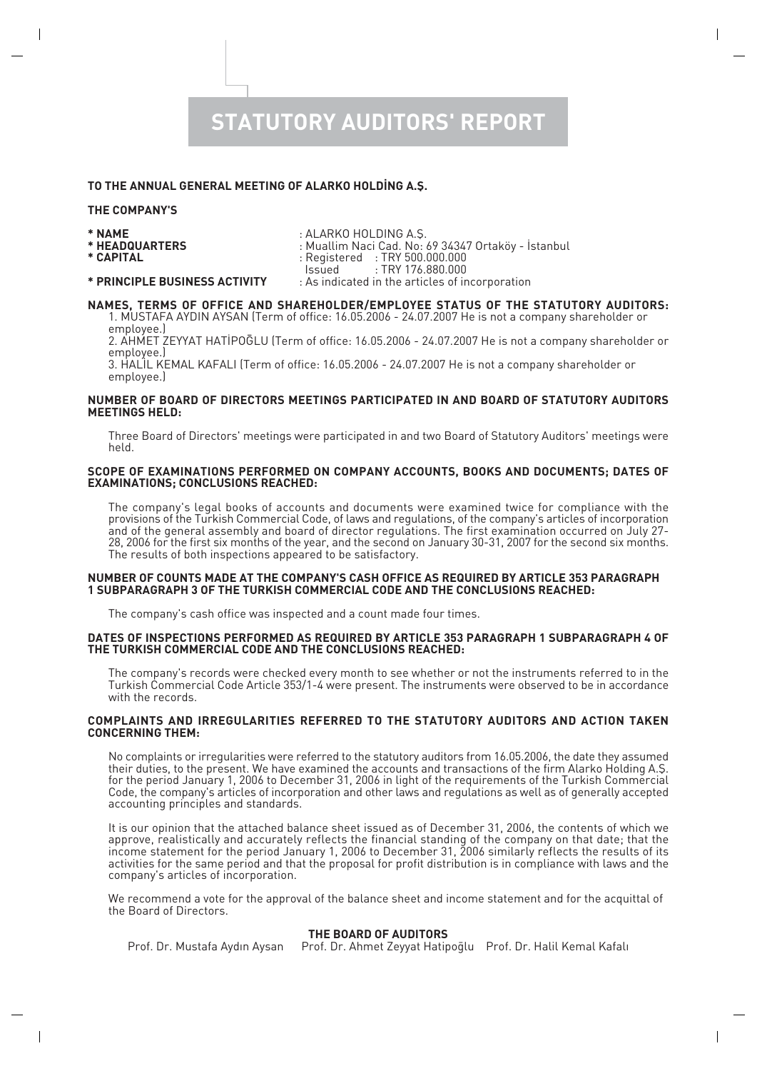# STATUTORY AUDITORS' REPORT

**TO THE ANNUAL GENERAL MEETING OF ALARKO HOLDİNG A.Ş.**

**THE COMPANY'S**

**\* NAME** : ALARKO HOLDING A.Ş.
**\* HEADQUARTERS** : Muallim Naci Cad. No: 69 34347 Ortaköy - İstanbul
**\* CAPITAL** : Registered : TRY 500.000.000
Issued : TRY 176.880.000
**\* PRINCIPLE BUSINESS ACTIVITY** : As indicated in the articles of incorporation

**NAMES, TERMS OF OFFICE AND SHAREHOLDER/EMPLOYEE STATUS OF THE STATUTORY AUDITORS:**

1. MUSTAFA AYDIN AYSAN (Term of office: 16.05.2006 - 24.07.2007 He is not a company shareholder or employee.)
2. AHMET ZEYYAT HATİPOĞLU (Term of office: 16.05.2006 - 24.07.2007 He is not a company shareholder or employee.)
3. HALİL KEMAL KAFALI (Term of office: 16.05.2006 - 24.07.2007 He is not a company shareholder or employee.)

**NUMBER OF BOARD OF DIRECTORS MEETINGS PARTICIPATED IN AND BOARD OF STATUTORY AUDITORS MEETINGS HELD:**

Three Board of Directors' meetings were participated in and two Board of Statutory Auditors' meetings were held.

**SCOPE OF EXAMINATIONS PERFORMED ON COMPANY ACCOUNTS, BOOKS AND DOCUMENTS; DATES OF EXAMINATIONS; CONCLUSIONS REACHED:**

The company's legal books of accounts and documents were examined twice for compliance with the provisions of the Turkish Commercial Code, of laws and regulations, of the company's articles of incorporation and of the general assembly and board of director regulations. The first examination occurred on July 27-28, 2006 for the first six months of the year, and the second on January 30-31, 2007 for the second six months. The results of both inspections appeared to be satisfactory.

**NUMBER OF COUNTS MADE AT THE COMPANY'S CASH OFFICE AS REQUIRED BY ARTICLE 353 PARAGRAPH 1 SUBPARAGRAPH 3 OF THE TURKISH COMMERCIAL CODE AND THE CONCLUSIONS REACHED:**

The company's cash office was inspected and a count made four times.

**DATES OF INSPECTIONS PERFORMED AS REQUIRED BY ARTICLE 353 PARAGRAPH 1 SUBPARAGRAPH 4 OF THE TURKISH COMMERCIAL CODE AND THE CONCLUSIONS REACHED:**

The company's records were checked every month to see whether or not the instruments referred to in the Turkish Commercial Code Article 353/1-4 were present. The instruments were observed to be in accordance with the records.

**COMPLAINTS AND IRREGULARITIES REFERRED TO THE STATUTORY AUDITORS AND ACTION TAKEN CONCERNING THEM:**

No complaints or irregularities were referred to the statutory auditors from 16.05.2006, the date they assumed their duties, to the present. We have examined the accounts and transactions of the firm Alarko Holding A.Ş. for the period January 1, 2006 to December 31, 2006 in light of the requirements of the Turkish Commercial Code, the company's articles of incorporation and other laws and regulations as well as of generally accepted accounting principles and standards.

It is our opinion that the attached balance sheet issued as of December 31, 2006, the contents of which we approve, realistically and accurately reflects the financial standing of the company on that date; that the income statement for the period January 1, 2006 to December 31, 2006 similarly reflects the results of its activities for the same period and that the proposal for profit distribution is in compliance with laws and the company's articles of incorporation.

We recommend a vote for the approval of the balance sheet and income statement and for the acquittal of the Board of Directors.

**THE BOARD OF AUDITORS**

Prof. Dr. Mustafa Aydın Aysan    Prof. Dr. Ahmet Zeyyat Hatipoğlu    Prof. Dr. Halil Kemal Kafalı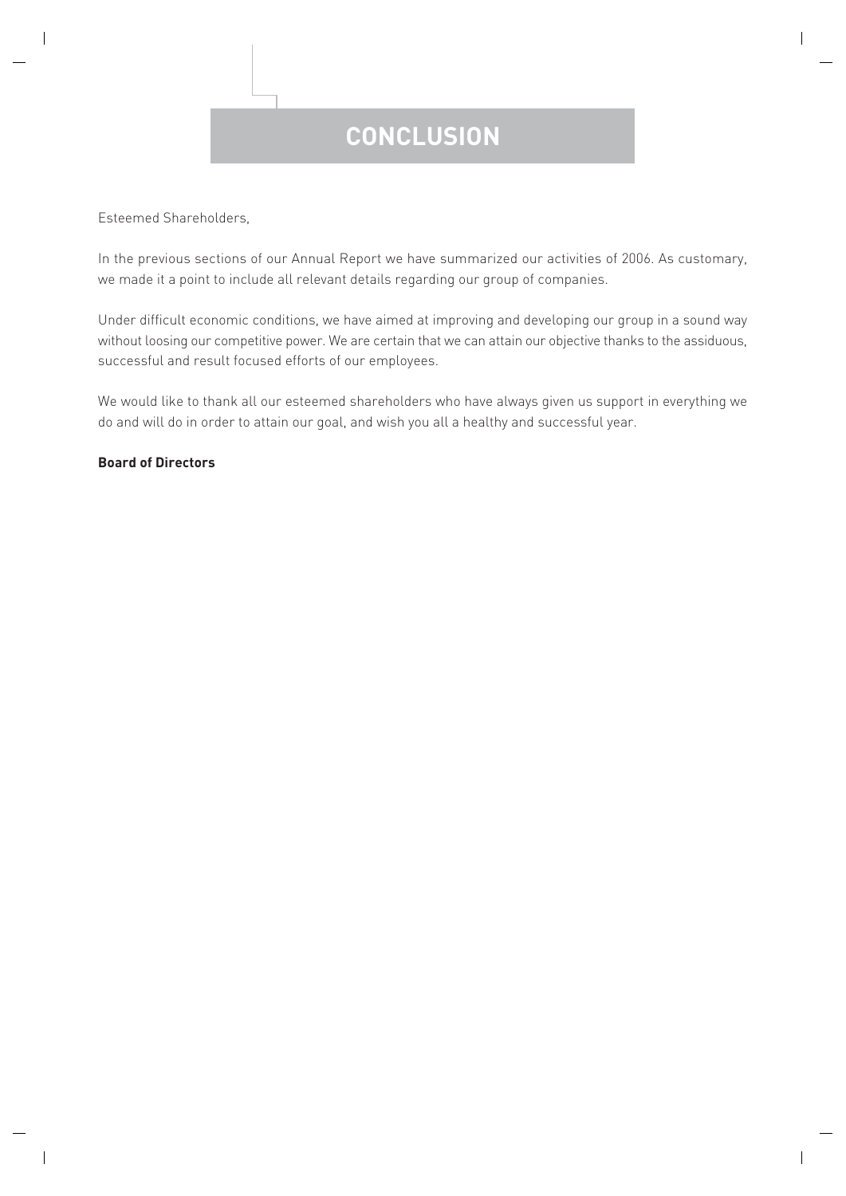# CONCLUSION

Esteemed Shareholders,

In the previous sections of our Annual Report we have summarized our activities of 2006. As customary, we made it a point to include all relevant details regarding our group of companies.

Under difficult economic conditions, we have aimed at improving and developing our group in a sound way without loosing our competitive power. We are certain that we can attain our objective thanks to the assiduous, successful and result focused efforts of our employees.

We would like to thank all our esteemed shareholders who have always given us support in everything we do and will do in order to attain our goal, and wish you all a healthy and successful year.

**Board of Directors**